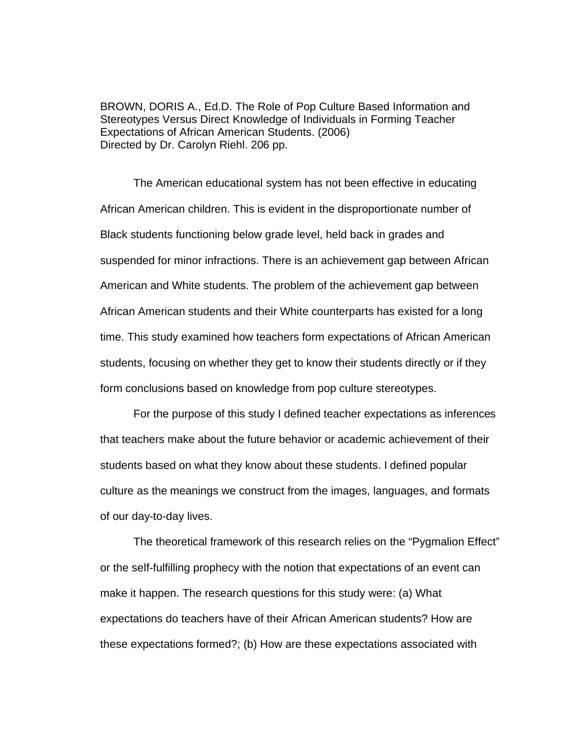BROWN, DORIS A., Ed.D. The Role of Pop Culture Based Information and Stereotypes Versus Direct Knowledge of Individuals in Forming Teacher Expectations of African American Students. (2006)
Directed by Dr. Carolyn Riehl. 206 pp.

The American educational system has not been effective in educating African American children. This is evident in the disproportionate number of Black students functioning below grade level, held back in grades and suspended for minor infractions. There is an achievement gap between African American and White students. The problem of the achievement gap between African American students and their White counterparts has existed for a long time. This study examined how teachers form expectations of African American students, focusing on whether they get to know their students directly or if they form conclusions based on knowledge from pop culture stereotypes.

For the purpose of this study I defined teacher expectations as inferences that teachers make about the future behavior or academic achievement of their students based on what they know about these students. I defined popular culture as the meanings we construct from the images, languages, and formats of our day-to-day lives.

The theoretical framework of this research relies on the "Pygmalion Effect" or the self-fulfilling prophecy with the notion that expectations of an event can make it happen. The research questions for this study were: (a) What expectations do teachers have of their African American students? How are these expectations formed?; (b) How are these expectations associated with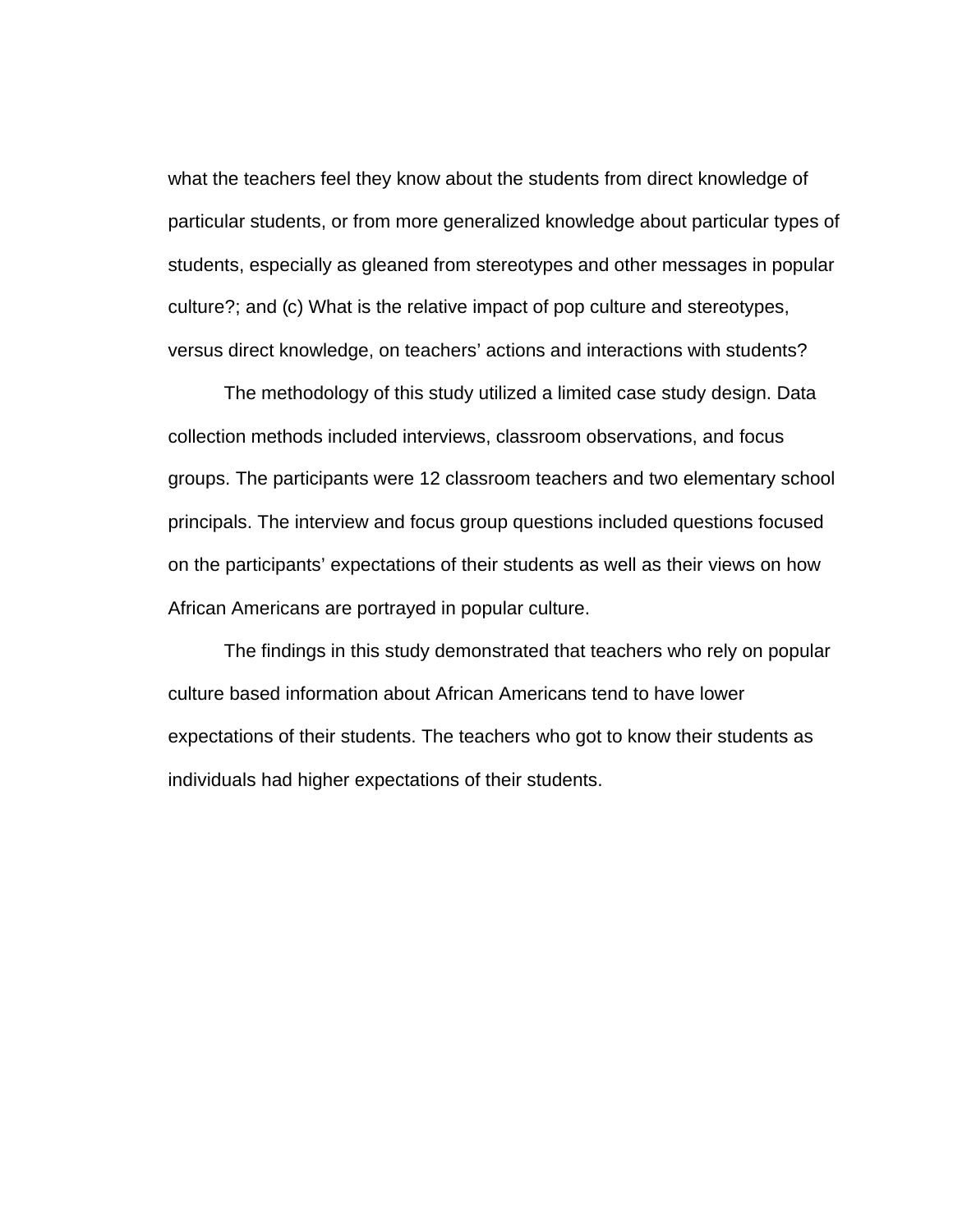what the teachers feel they know about the students from direct knowledge of particular students, or from more generalized knowledge about particular types of students, especially as gleaned from stereotypes and other messages in popular culture?; and (c) What is the relative impact of pop culture and stereotypes, versus direct knowledge, on teachers' actions and interactions with students?

The methodology of this study utilized a limited case study design. Data collection methods included interviews, classroom observations, and focus groups. The participants were 12 classroom teachers and two elementary school principals. The interview and focus group questions included questions focused on the participants' expectations of their students as well as their views on how African Americans are portrayed in popular culture.

The findings in this study demonstrated that teachers who rely on popular culture based information about African Americans tend to have lower expectations of their students. The teachers who got to know their students as individuals had higher expectations of their students.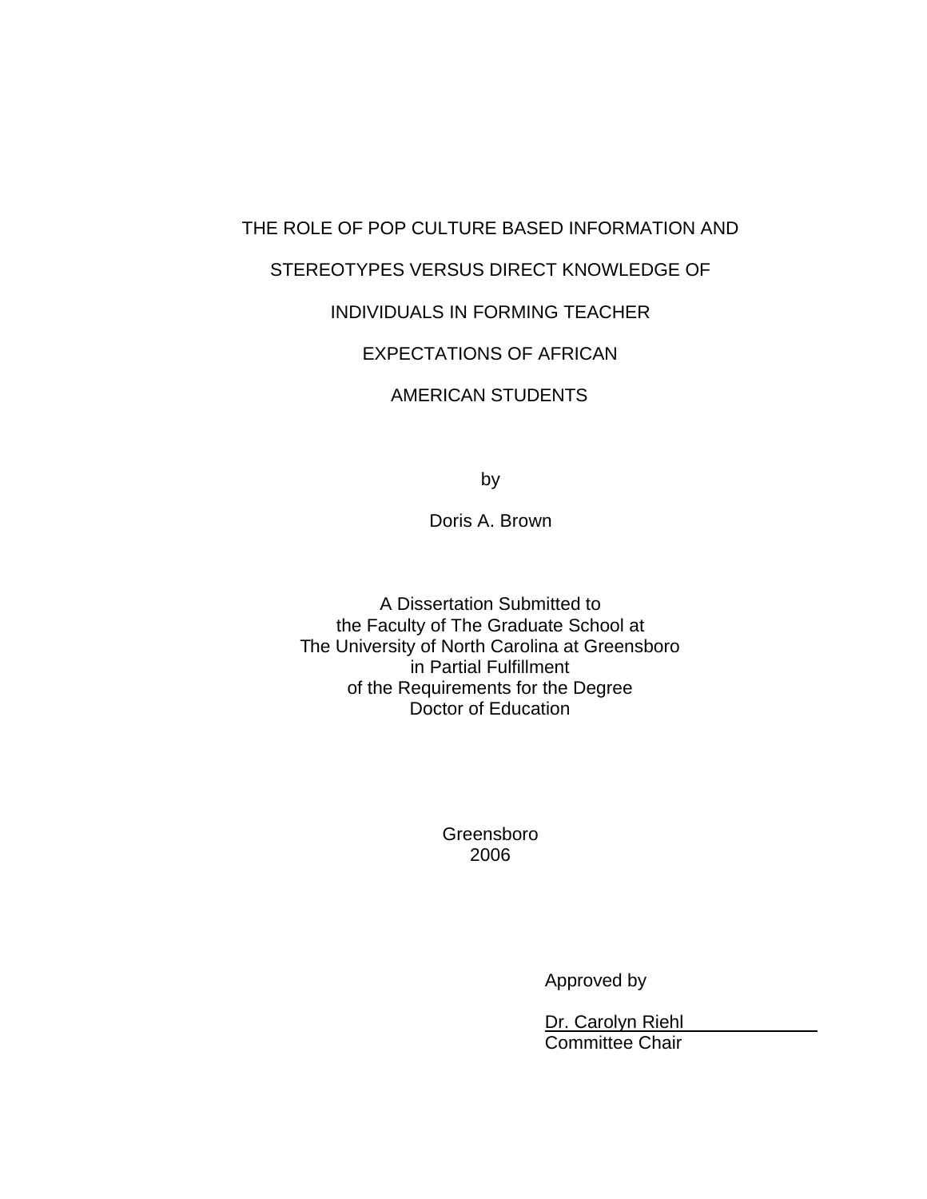# THE ROLE OF POP CULTURE BASED INFORMATION AND STEREOTYPES VERSUS DIRECT KNOWLEDGE OF INDIVIDUALS IN FORMING TEACHER EXPECTATIONS OF AFRICAN AMERICAN STUDENTS

by

Doris A. Brown

A Dissertation Submitted to
the Faculty of The Graduate School at
The University of North Carolina at Greensboro
in Partial Fulfillment
of the Requirements for the Degree
Doctor of Education

Greensboro
2006

Approved by

Dr. Carolyn Riehl
Committee Chair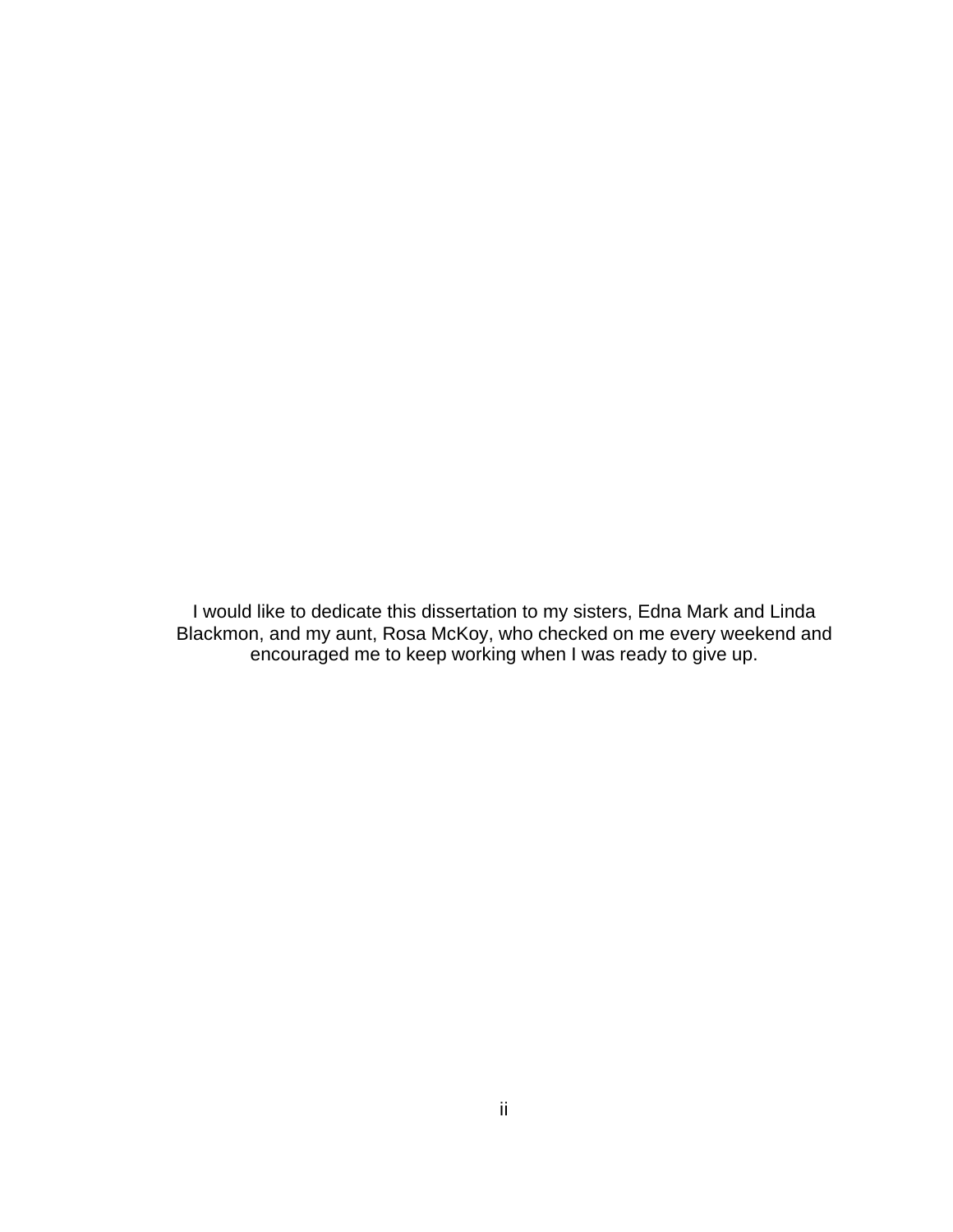I would like to dedicate this dissertation to my sisters, Edna Mark and Linda Blackmon, and my aunt, Rosa McKoy, who checked on me every weekend and encouraged me to keep working when I was ready to give up.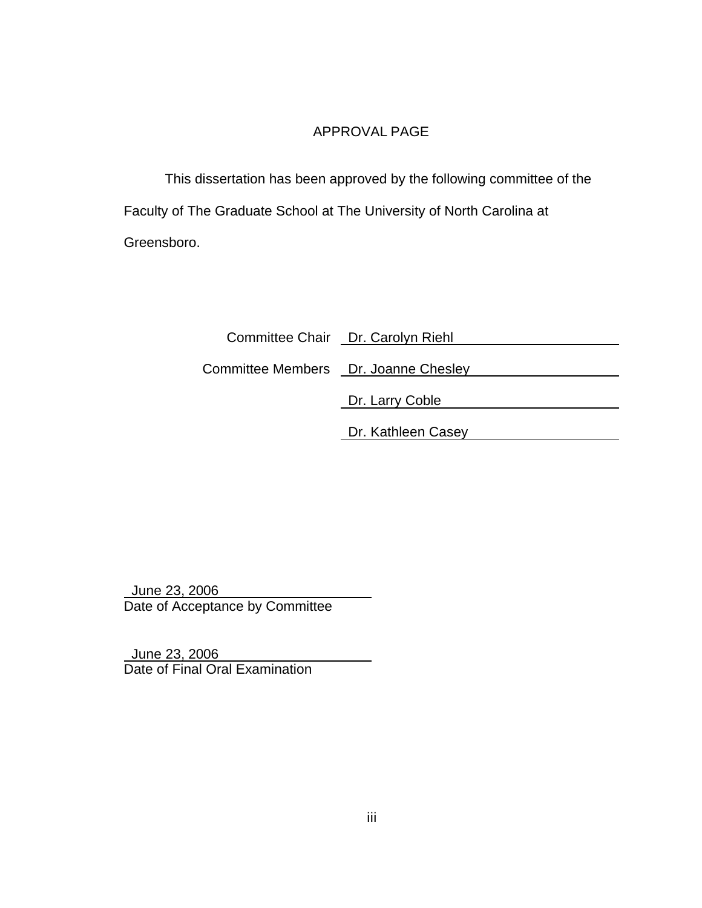# APPROVAL PAGE

This dissertation has been approved by the following committee of the Faculty of The Graduate School at The University of North Carolina at Greensboro.

| | |
|---|---|
| Committee Chair | Dr. Carolyn Riehl |
| Committee Members | Dr. Joanne Chesley |
| | Dr. Larry Coble |
| | Dr. Kathleen Casey |

June 23, 2006
Date of Acceptance by Committee

June 23, 2006
Date of Final Oral Examination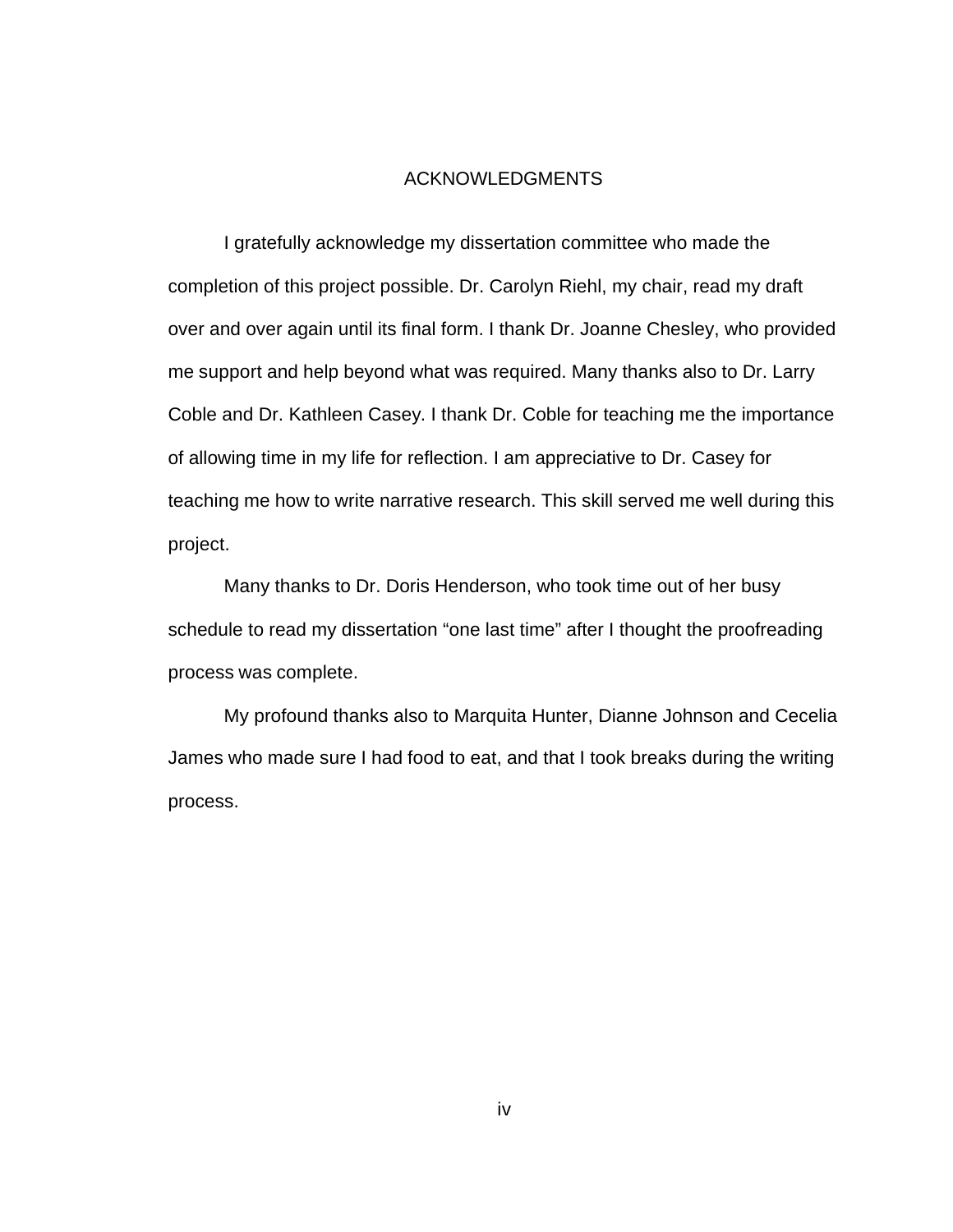# ACKNOWLEDGMENTS

I gratefully acknowledge my dissertation committee who made the completion of this project possible. Dr. Carolyn Riehl, my chair, read my draft over and over again until its final form. I thank Dr. Joanne Chesley, who provided me support and help beyond what was required. Many thanks also to Dr. Larry Coble and Dr. Kathleen Casey. I thank Dr. Coble for teaching me the importance of allowing time in my life for reflection. I am appreciative to Dr. Casey for teaching me how to write narrative research. This skill served me well during this project.

Many thanks to Dr. Doris Henderson, who took time out of her busy schedule to read my dissertation "one last time" after I thought the proofreading process was complete.

My profound thanks also to Marquita Hunter, Dianne Johnson and Cecelia James who made sure I had food to eat, and that I took breaks during the writing process.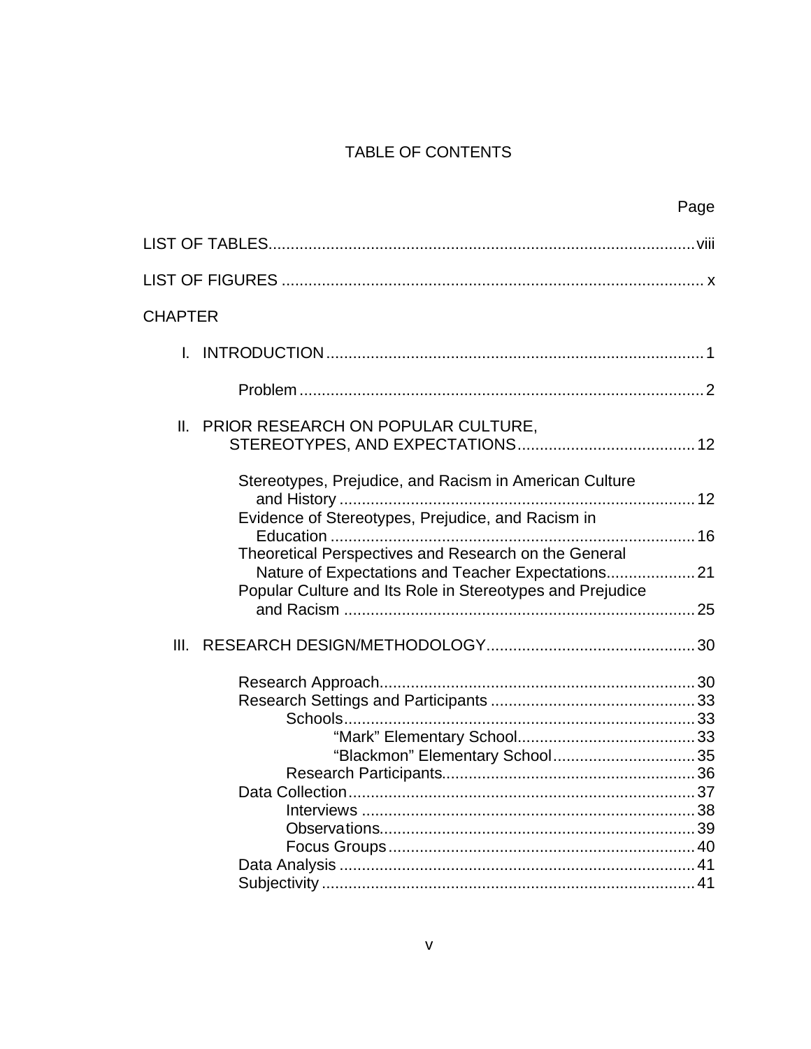# TABLE OF CONTENTS

| | Page |
|---|---|
| LIST OF TABLES | viii |
| LIST OF FIGURES | x |
| CHAPTER | |
| I. INTRODUCTION | 1 |
| Problem | 2 |
| II. PRIOR RESEARCH ON POPULAR CULTURE, STEREOTYPES, AND EXPECTATIONS | 12 |
| Stereotypes, Prejudice, and Racism in American Culture and History | 12 |
| Evidence of Stereotypes, Prejudice, and Racism in Education | 16 |
| Theoretical Perspectives and Research on the General Nature of Expectations and Teacher Expectations | 21 |
| Popular Culture and Its Role in Stereotypes and Prejudice and Racism | 25 |
| III. RESEARCH DESIGN/METHODOLOGY | 30 |
| Research Approach | 30 |
| Research Settings and Participants | 33 |
| Schools | 33 |
| "Mark" Elementary School | 33 |
| "Blackmon" Elementary School | 35 |
| Research Participants | 36 |
| Data Collection | 37 |
| Interviews | 38 |
| Observations | 39 |
| Focus Groups | 40 |
| Data Analysis | 41 |
| Subjectivity | 41 |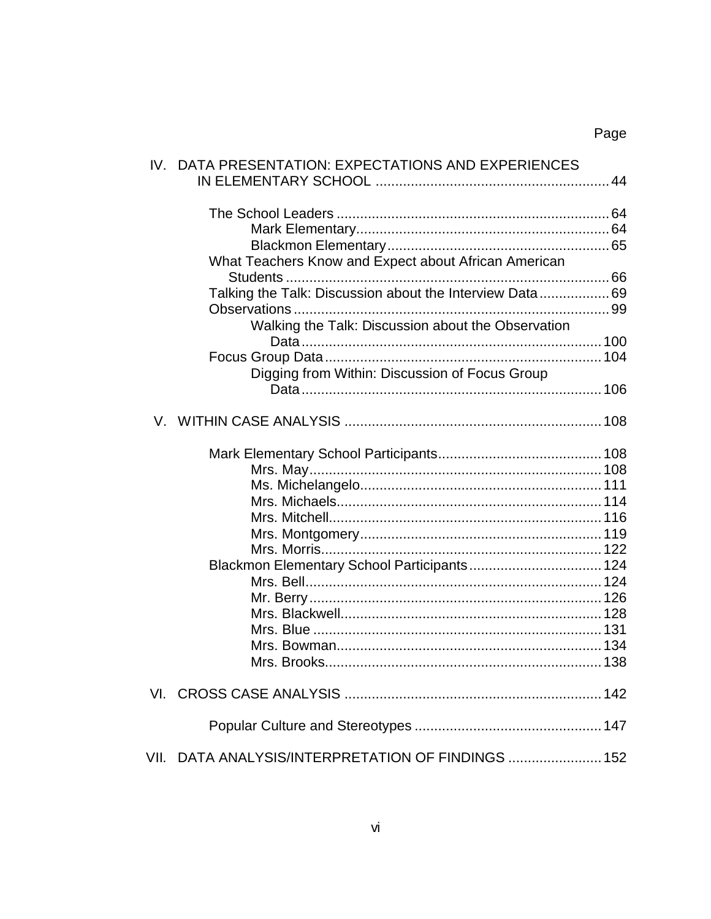Page

IV. DATA PRESENTATION: EXPECTATIONS AND EXPERIENCES IN ELEMENTARY SCHOOL ........ 44

- The School Leaders ........ 64
  - Mark Elementary ........ 64
  - Blackmon Elementary ........ 65
- What Teachers Know and Expect about African American Students ........ 66
- Talking the Talk: Discussion about the Interview Data ........ 69
- Observations ........ 99
  - Walking the Talk: Discussion about the Observation Data ........ 100
- Focus Group Data ........ 104
  - Digging from Within: Discussion of Focus Group Data ........ 106

V. WITHIN CASE ANALYSIS ........ 108

- Mark Elementary School Participants ........ 108
  - Mrs. May ........ 108
  - Ms. Michelangelo ........ 111
  - Mrs. Michaels ........ 114
  - Mrs. Mitchell ........ 116
  - Mrs. Montgomery ........ 119
  - Mrs. Morris ........ 122
- Blackmon Elementary School Participants ........ 124
  - Mrs. Bell ........ 124
  - Mr. Berry ........ 126
  - Mrs. Blackwell ........ 128
  - Mrs. Blue ........ 131
  - Mrs. Bowman ........ 134
  - Mrs. Brooks ........ 138

VI. CROSS CASE ANALYSIS ........ 142

- Popular Culture and Stereotypes ........ 147

VII. DATA ANALYSIS/INTERPRETATION OF FINDINGS ........ 152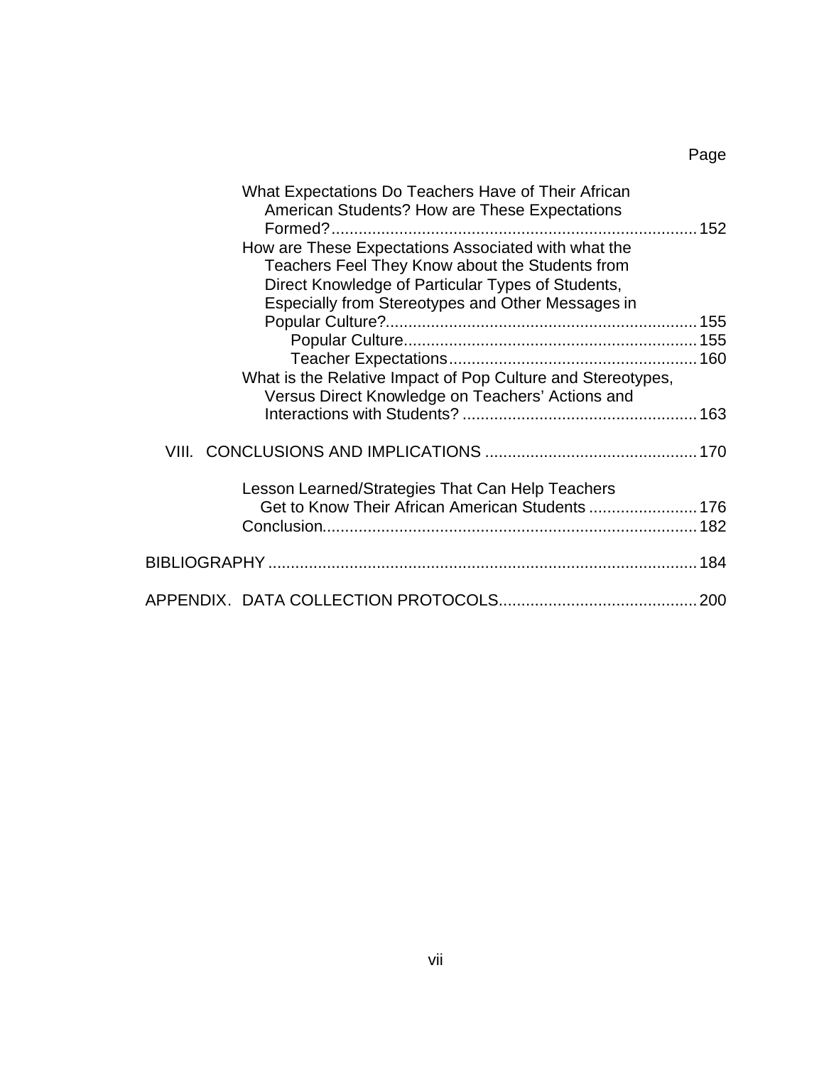Page

What Expectations Do Teachers Have of Their African American Students? How are These Expectations Formed? ........ 152

How are These Expectations Associated with what the Teachers Feel They Know about the Students from Direct Knowledge of Particular Types of Students, Especially from Stereotypes and Other Messages in Popular Culture? ........ 155

Popular Culture ........ 155

Teacher Expectations ........ 160

What is the Relative Impact of Pop Culture and Stereotypes, Versus Direct Knowledge on Teachers' Actions and Interactions with Students? ........ 163

VIII. CONCLUSIONS AND IMPLICATIONS ........ 170

Lesson Learned/Strategies That Can Help Teachers Get to Know Their African American Students ........ 176

Conclusion ........ 182

BIBLIOGRAPHY ........ 184

APPENDIX. DATA COLLECTION PROTOCOLS ........ 200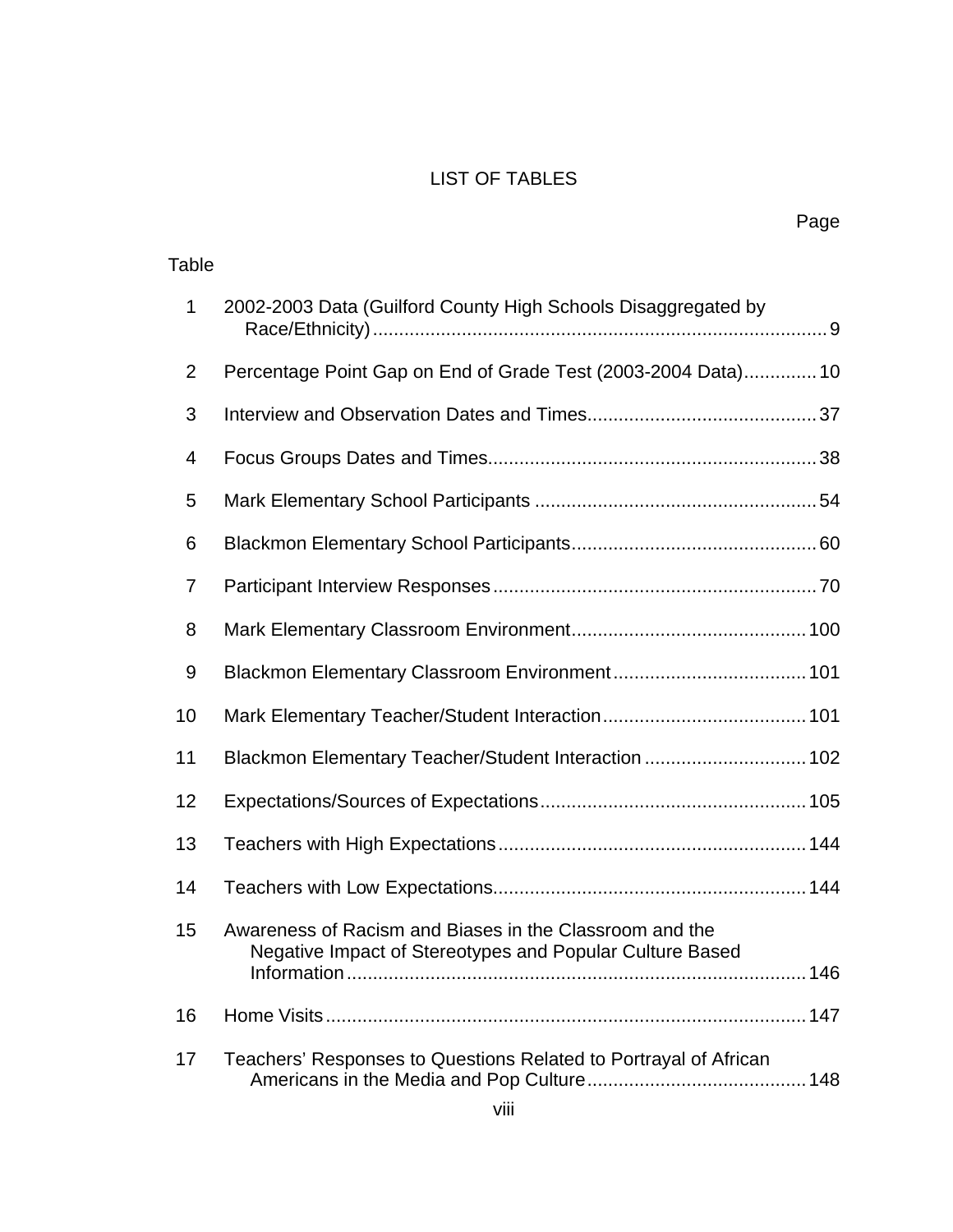# LIST OF TABLES

| Table | | Page |
|---|---|---|
| 1 | 2002-2003 Data (Guilford County High Schools Disaggregated by Race/Ethnicity) | 9 |
| 2 | Percentage Point Gap on End of Grade Test (2003-2004 Data) | 10 |
| 3 | Interview and Observation Dates and Times | 37 |
| 4 | Focus Groups Dates and Times | 38 |
| 5 | Mark Elementary School Participants | 54 |
| 6 | Blackmon Elementary School Participants | 60 |
| 7 | Participant Interview Responses | 70 |
| 8 | Mark Elementary Classroom Environment | 100 |
| 9 | Blackmon Elementary Classroom Environment | 101 |
| 10 | Mark Elementary Teacher/Student Interaction | 101 |
| 11 | Blackmon Elementary Teacher/Student Interaction | 102 |
| 12 | Expectations/Sources of Expectations | 105 |
| 13 | Teachers with High Expectations | 144 |
| 14 | Teachers with Low Expectations | 144 |
| 15 | Awareness of Racism and Biases in the Classroom and the Negative Impact of Stereotypes and Popular Culture Based Information | 146 |
| 16 | Home Visits | 147 |
| 17 | Teachers' Responses to Questions Related to Portrayal of African Americans in the Media and Pop Culture | 148 |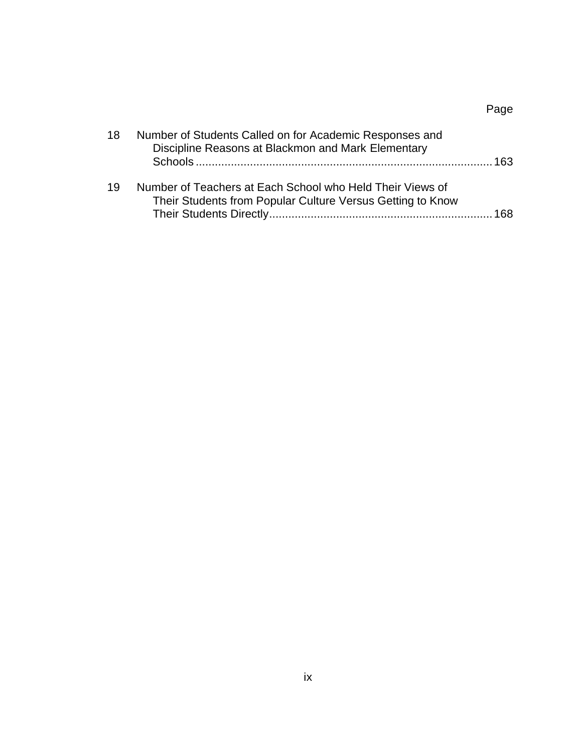| | | Page |
|---|---|---|
| 18 | Number of Students Called on for Academic Responses and Discipline Reasons at Blackmon and Mark Elementary Schools | 163 |
| 19 | Number of Teachers at Each School who Held Their Views of Their Students from Popular Culture Versus Getting to Know Their Students Directly | 168 |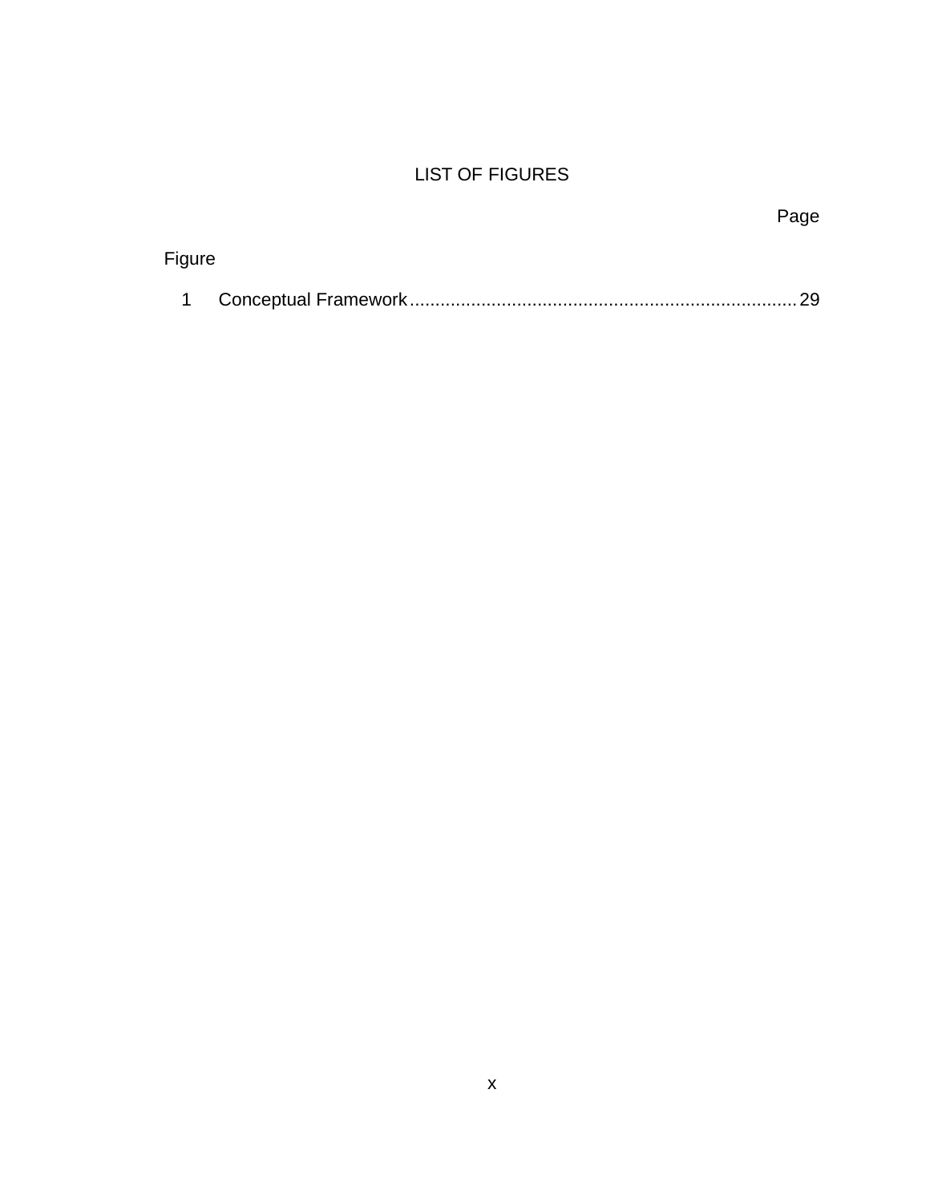# LIST OF FIGURES

| Figure | | Page |
|---|---|---|
| 1 | Conceptual Framework | 29 |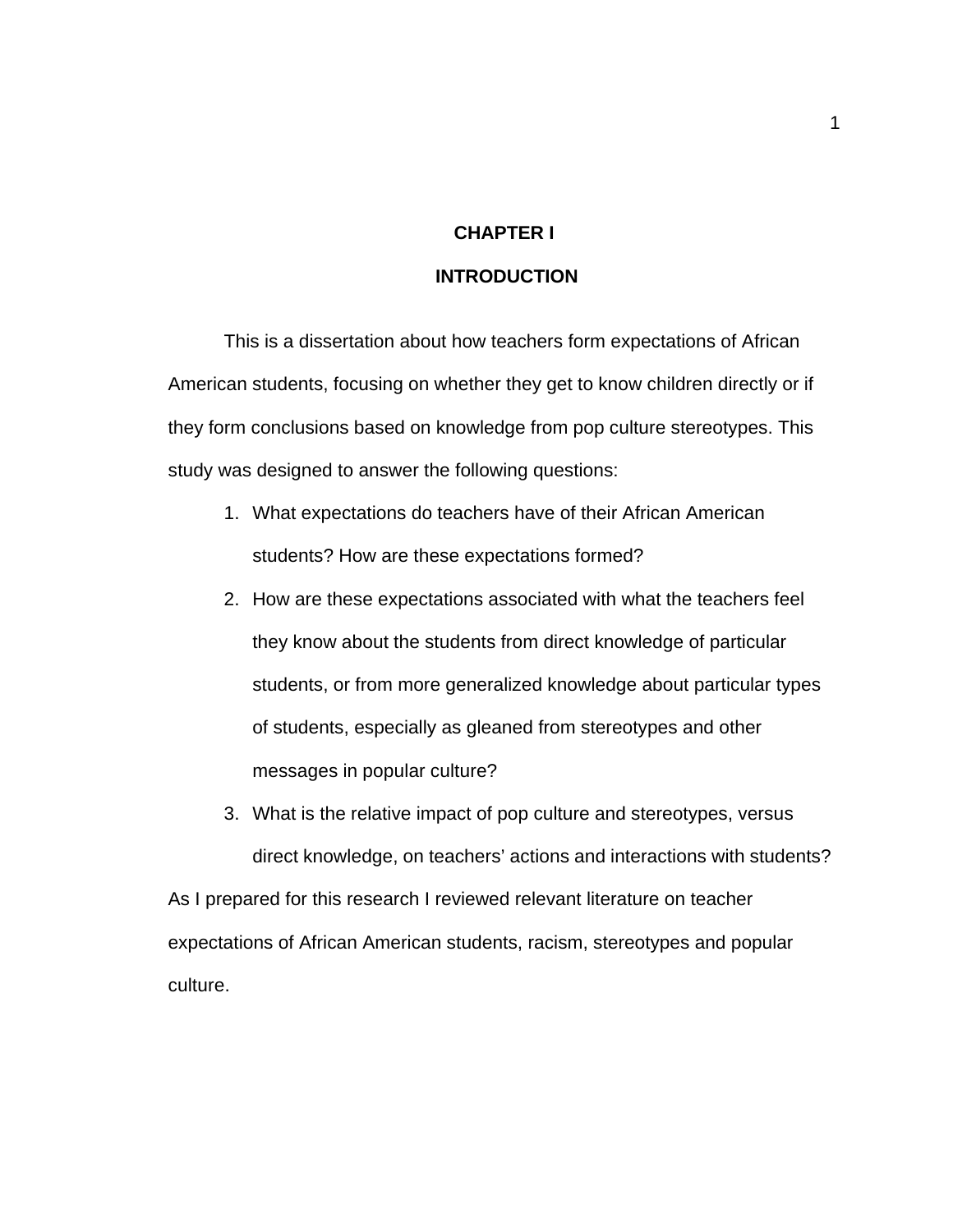# CHAPTER I

# INTRODUCTION

This is a dissertation about how teachers form expectations of African American students, focusing on whether they get to know children directly or if they form conclusions based on knowledge from pop culture stereotypes. This study was designed to answer the following questions:

1. What expectations do teachers have of their African American students? How are these expectations formed?
2. How are these expectations associated with what the teachers feel they know about the students from direct knowledge of particular students, or from more generalized knowledge about particular types of students, especially as gleaned from stereotypes and other messages in popular culture?
3. What is the relative impact of pop culture and stereotypes, versus direct knowledge, on teachers' actions and interactions with students?

As I prepared for this research I reviewed relevant literature on teacher expectations of African American students, racism, stereotypes and popular culture.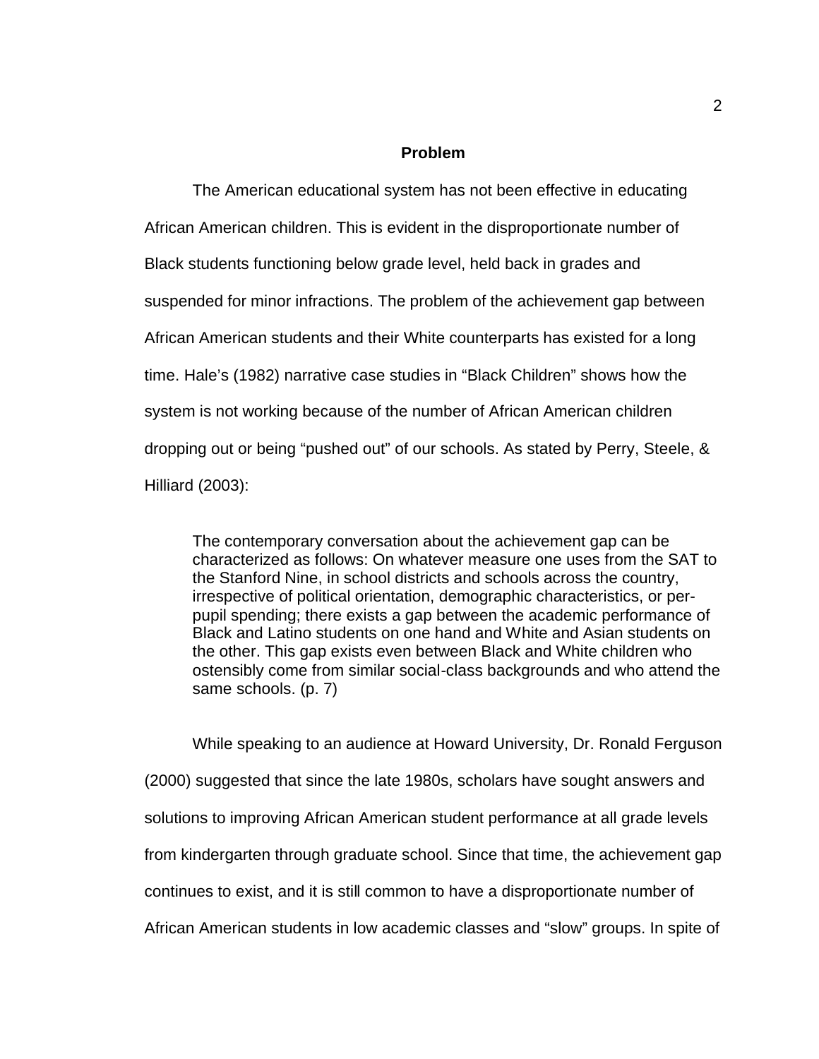## Problem

The American educational system has not been effective in educating African American children. This is evident in the disproportionate number of Black students functioning below grade level, held back in grades and suspended for minor infractions. The problem of the achievement gap between African American students and their White counterparts has existed for a long time. Hale's (1982) narrative case studies in "Black Children" shows how the system is not working because of the number of African American children dropping out or being "pushed out" of our schools. As stated by Perry, Steele, & Hilliard (2003):

> The contemporary conversation about the achievement gap can be characterized as follows: On whatever measure one uses from the SAT to the Stanford Nine, in school districts and schools across the country, irrespective of political orientation, demographic characteristics, or per-pupil spending; there exists a gap between the academic performance of Black and Latino students on one hand and White and Asian students on the other. This gap exists even between Black and White children who ostensibly come from similar social-class backgrounds and who attend the same schools. (p. 7)

While speaking to an audience at Howard University, Dr. Ronald Ferguson (2000) suggested that since the late 1980s, scholars have sought answers and solutions to improving African American student performance at all grade levels from kindergarten through graduate school. Since that time, the achievement gap continues to exist, and it is still common to have a disproportionate number of African American students in low academic classes and "slow" groups. In spite of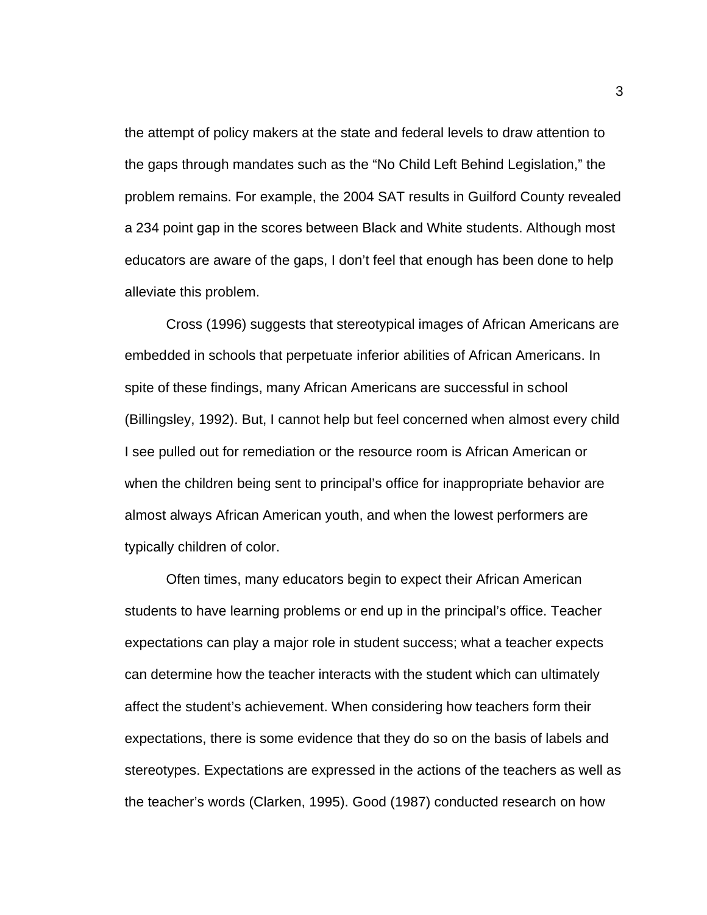the attempt of policy makers at the state and federal levels to draw attention to the gaps through mandates such as the "No Child Left Behind Legislation," the problem remains. For example, the 2004 SAT results in Guilford County revealed a 234 point gap in the scores between Black and White students. Although most educators are aware of the gaps, I don't feel that enough has been done to help alleviate this problem.

Cross (1996) suggests that stereotypical images of African Americans are embedded in schools that perpetuate inferior abilities of African Americans. In spite of these findings, many African Americans are successful in school (Billingsley, 1992). But, I cannot help but feel concerned when almost every child I see pulled out for remediation or the resource room is African American or when the children being sent to principal's office for inappropriate behavior are almost always African American youth, and when the lowest performers are typically children of color.

Often times, many educators begin to expect their African American students to have learning problems or end up in the principal's office. Teacher expectations can play a major role in student success; what a teacher expects can determine how the teacher interacts with the student which can ultimately affect the student's achievement. When considering how teachers form their expectations, there is some evidence that they do so on the basis of labels and stereotypes. Expectations are expressed in the actions of the teachers as well as the teacher's words (Clarken, 1995). Good (1987) conducted research on how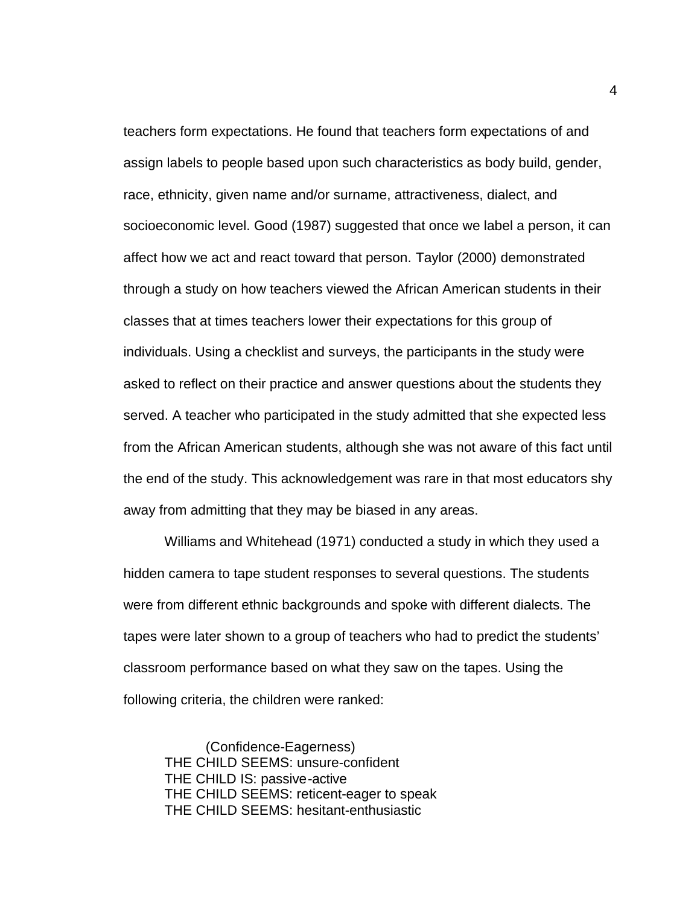teachers form expectations. He found that teachers form expectations of and assign labels to people based upon such characteristics as body build, gender, race, ethnicity, given name and/or surname, attractiveness, dialect, and socioeconomic level. Good (1987) suggested that once we label a person, it can affect how we act and react toward that person. Taylor (2000) demonstrated through a study on how teachers viewed the African American students in their classes that at times teachers lower their expectations for this group of individuals. Using a checklist and surveys, the participants in the study were asked to reflect on their practice and answer questions about the students they served. A teacher who participated in the study admitted that she expected less from the African American students, although she was not aware of this fact until the end of the study. This acknowledgement was rare in that most educators shy away from admitting that they may be biased in any areas.

Williams and Whitehead (1971) conducted a study in which they used a hidden camera to tape student responses to several questions. The students were from different ethnic backgrounds and spoke with different dialects. The tapes were later shown to a group of teachers who had to predict the students' classroom performance based on what they saw on the tapes. Using the following criteria, the children were ranked:

(Confidence-Eagerness)
THE CHILD SEEMS: unsure-confident
THE CHILD IS: passive-active
THE CHILD SEEMS: reticent-eager to speak
THE CHILD SEEMS: hesitant-enthusiastic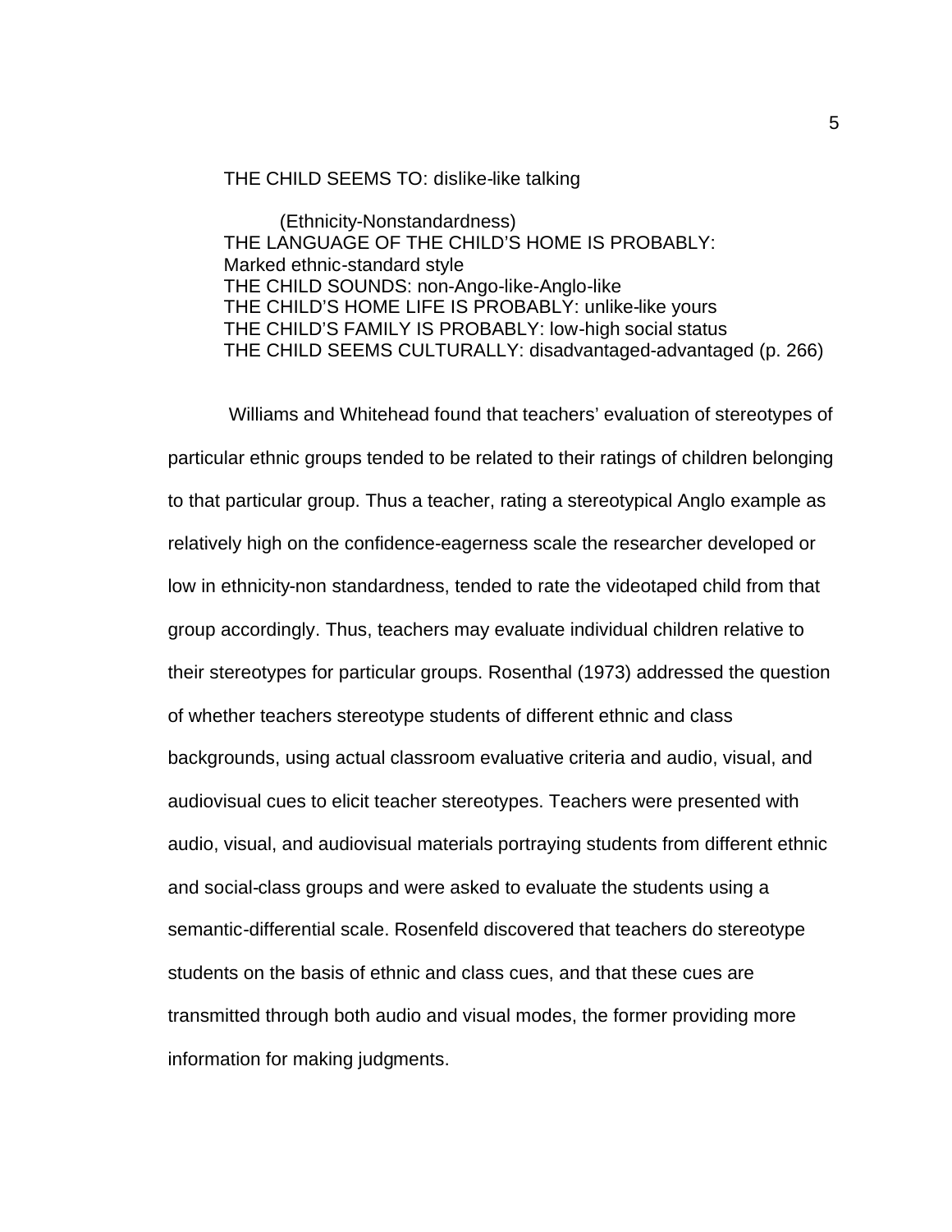THE CHILD SEEMS TO: dislike-like talking

(Ethnicity-Nonstandardness)
THE LANGUAGE OF THE CHILD'S HOME IS PROBABLY:
Marked ethnic-standard style
THE CHILD SOUNDS: non-Ango-like-Anglo-like
THE CHILD'S HOME LIFE IS PROBABLY: unlike-like yours
THE CHILD'S FAMILY IS PROBABLY: low-high social status
THE CHILD SEEMS CULTURALLY: disadvantaged-advantaged (p. 266)

Williams and Whitehead found that teachers' evaluation of stereotypes of particular ethnic groups tended to be related to their ratings of children belonging to that particular group. Thus a teacher, rating a stereotypical Anglo example as relatively high on the confidence-eagerness scale the researcher developed or low in ethnicity-non standardness, tended to rate the videotaped child from that group accordingly. Thus, teachers may evaluate individual children relative to their stereotypes for particular groups. Rosenthal (1973) addressed the question of whether teachers stereotype students of different ethnic and class backgrounds, using actual classroom evaluative criteria and audio, visual, and audiovisual cues to elicit teacher stereotypes. Teachers were presented with audio, visual, and audiovisual materials portraying students from different ethnic and social-class groups and were asked to evaluate the students using a semantic-differential scale. Rosenfeld discovered that teachers do stereotype students on the basis of ethnic and class cues, and that these cues are transmitted through both audio and visual modes, the former providing more information for making judgments.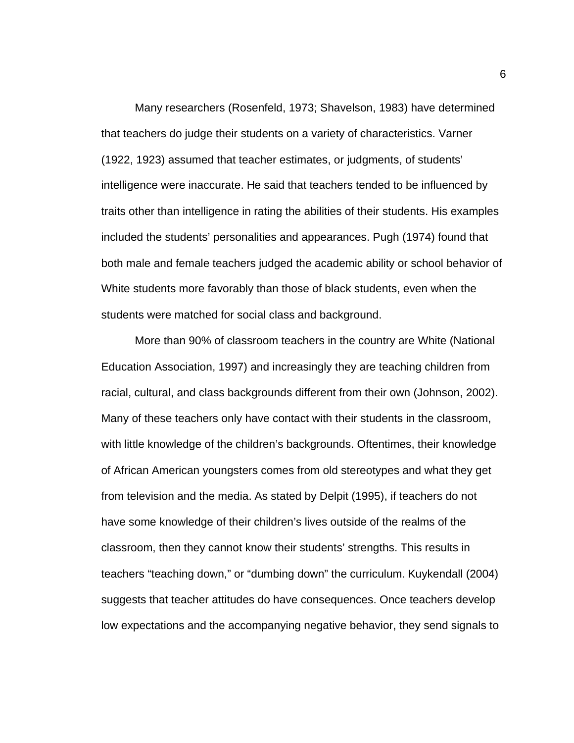Many researchers (Rosenfeld, 1973; Shavelson, 1983) have determined that teachers do judge their students on a variety of characteristics. Varner (1922, 1923) assumed that teacher estimates, or judgments, of students' intelligence were inaccurate. He said that teachers tended to be influenced by traits other than intelligence in rating the abilities of their students. His examples included the students' personalities and appearances. Pugh (1974) found that both male and female teachers judged the academic ability or school behavior of White students more favorably than those of black students, even when the students were matched for social class and background.

More than 90% of classroom teachers in the country are White (National Education Association, 1997) and increasingly they are teaching children from racial, cultural, and class backgrounds different from their own (Johnson, 2002). Many of these teachers only have contact with their students in the classroom, with little knowledge of the children's backgrounds. Oftentimes, their knowledge of African American youngsters comes from old stereotypes and what they get from television and the media. As stated by Delpit (1995), if teachers do not have some knowledge of their children's lives outside of the realms of the classroom, then they cannot know their students' strengths. This results in teachers "teaching down," or "dumbing down" the curriculum. Kuykendall (2004) suggests that teacher attitudes do have consequences. Once teachers develop low expectations and the accompanying negative behavior, they send signals to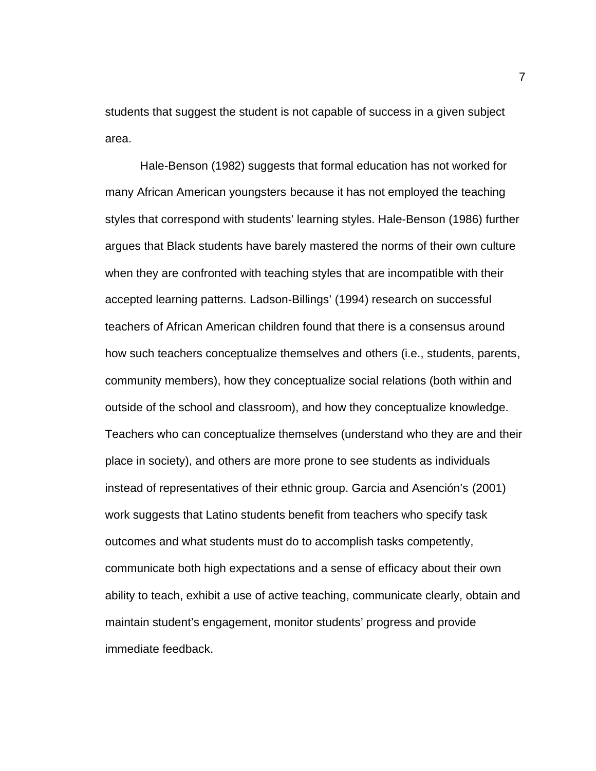students that suggest the student is not capable of success in a given subject area.

Hale-Benson (1982) suggests that formal education has not worked for many African American youngsters because it has not employed the teaching styles that correspond with students' learning styles. Hale-Benson (1986) further argues that Black students have barely mastered the norms of their own culture when they are confronted with teaching styles that are incompatible with their accepted learning patterns. Ladson-Billings' (1994) research on successful teachers of African American children found that there is a consensus around how such teachers conceptualize themselves and others (i.e., students, parents, community members), how they conceptualize social relations (both within and outside of the school and classroom), and how they conceptualize knowledge. Teachers who can conceptualize themselves (understand who they are and their place in society), and others are more prone to see students as individuals instead of representatives of their ethnic group. Garcia and Asención's (2001) work suggests that Latino students benefit from teachers who specify task outcomes and what students must do to accomplish tasks competently, communicate both high expectations and a sense of efficacy about their own ability to teach, exhibit a use of active teaching, communicate clearly, obtain and maintain student's engagement, monitor students' progress and provide immediate feedback.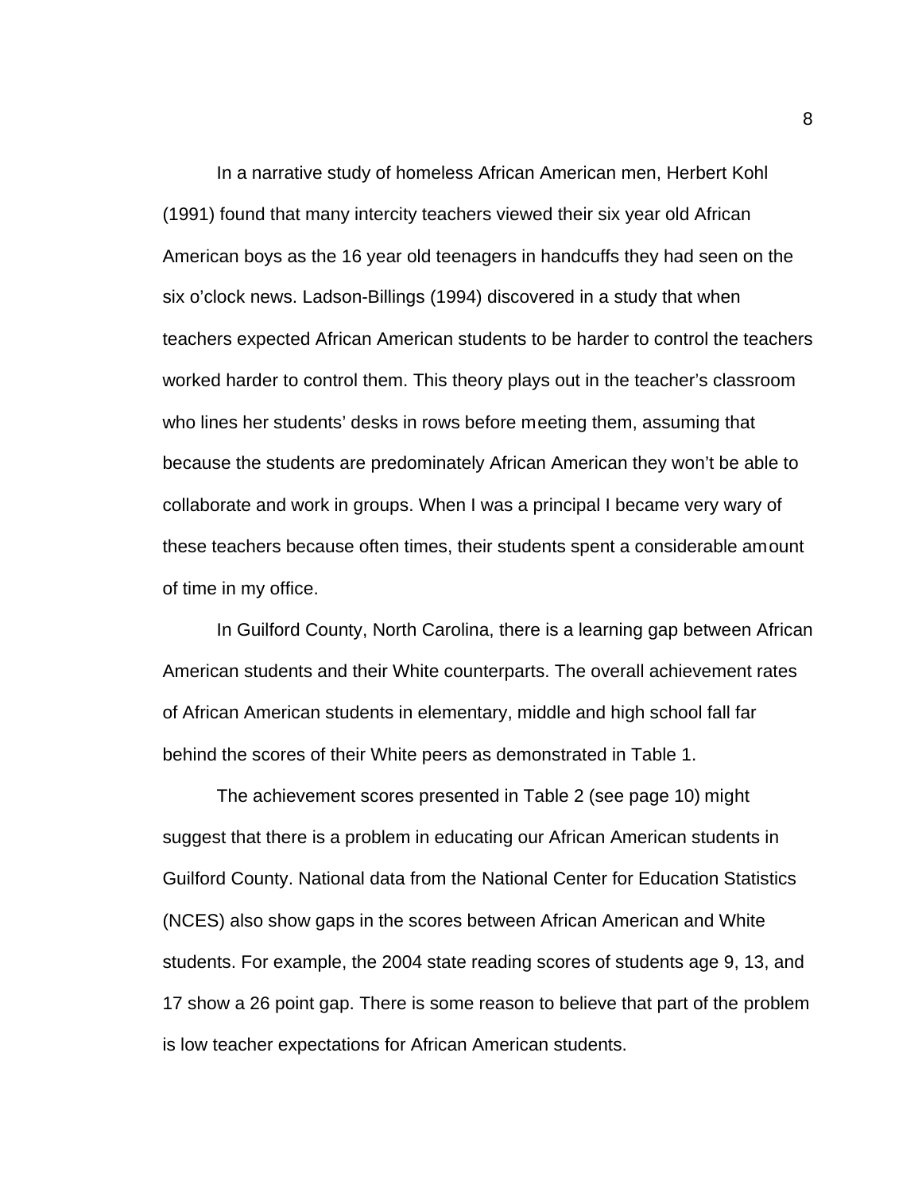In a narrative study of homeless African American men, Herbert Kohl (1991) found that many intercity teachers viewed their six year old African American boys as the 16 year old teenagers in handcuffs they had seen on the six o'clock news. Ladson-Billings (1994) discovered in a study that when teachers expected African American students to be harder to control the teachers worked harder to control them. This theory plays out in the teacher's classroom who lines her students' desks in rows before meeting them, assuming that because the students are predominately African American they won't be able to collaborate and work in groups. When I was a principal I became very wary of these teachers because often times, their students spent a considerable amount of time in my office.

In Guilford County, North Carolina, there is a learning gap between African American students and their White counterparts. The overall achievement rates of African American students in elementary, middle and high school fall far behind the scores of their White peers as demonstrated in Table 1.

The achievement scores presented in Table 2 (see page 10) might suggest that there is a problem in educating our African American students in Guilford County. National data from the National Center for Education Statistics (NCES) also show gaps in the scores between African American and White students. For example, the 2004 state reading scores of students age 9, 13, and 17 show a 26 point gap. There is some reason to believe that part of the problem is low teacher expectations for African American students.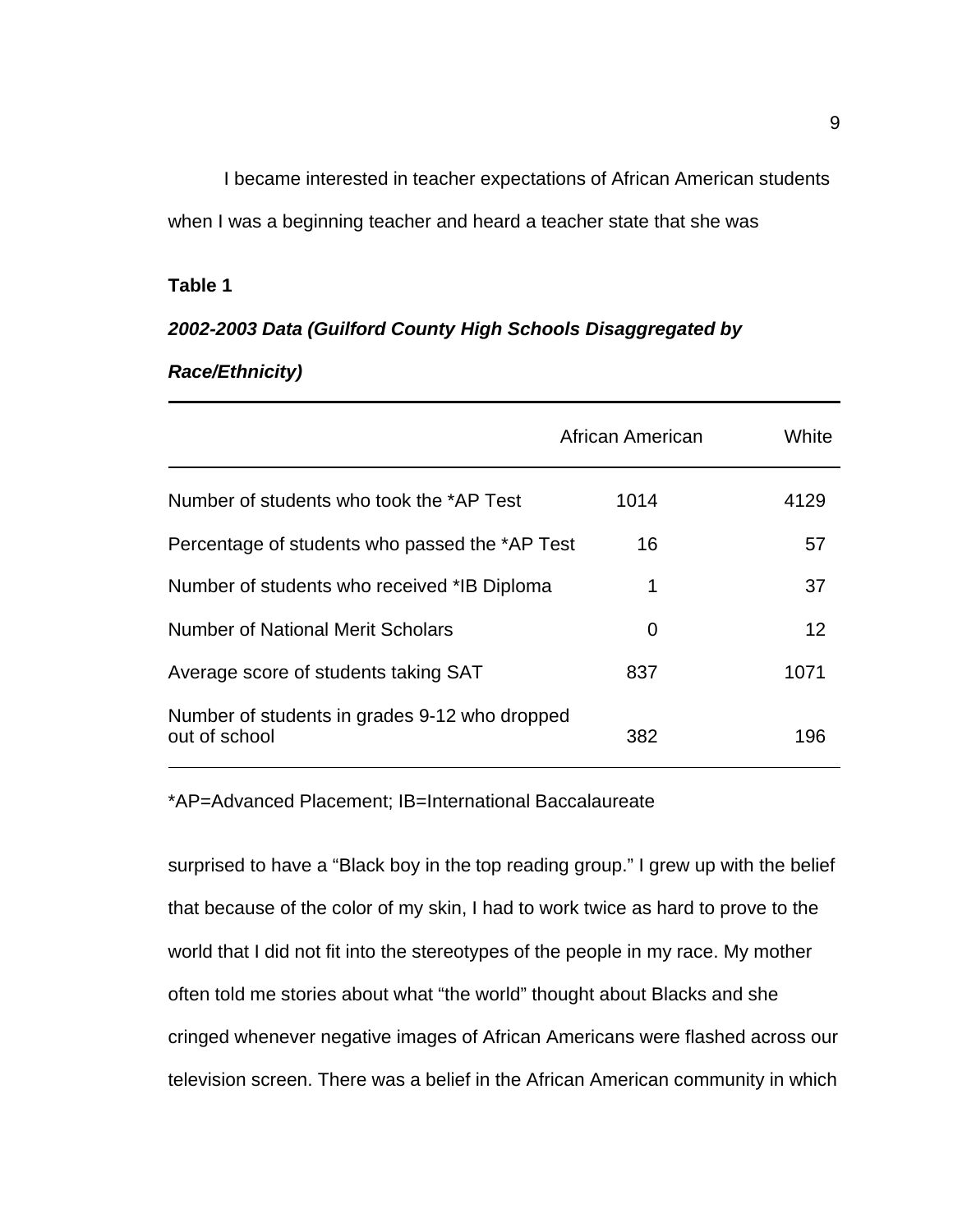I became interested in teacher expectations of African American students when I was a beginning teacher and heard a teacher state that she was

**Table 1**

***2002-2003 Data (Guilford County High Schools Disaggregated by Race/Ethnicity)***

| | African American | White |
|---|---|---|
| Number of students who took the *AP Test | 1014 | 4129 |
| Percentage of students who passed the *AP Test | 16 | 57 |
| Number of students who received *IB Diploma | 1 | 37 |
| Number of National Merit Scholars | 0 | 12 |
| Average score of students taking SAT | 837 | 1071 |
| Number of students in grades 9-12 who dropped out of school | 382 | 196 |

*AP=Advanced Placement; IB=International Baccalaureate

surprised to have a "Black boy in the top reading group." I grew up with the belief that because of the color of my skin, I had to work twice as hard to prove to the world that I did not fit into the stereotypes of the people in my race. My mother often told me stories about what "the world" thought about Blacks and she cringed whenever negative images of African Americans were flashed across our television screen. There was a belief in the African American community in which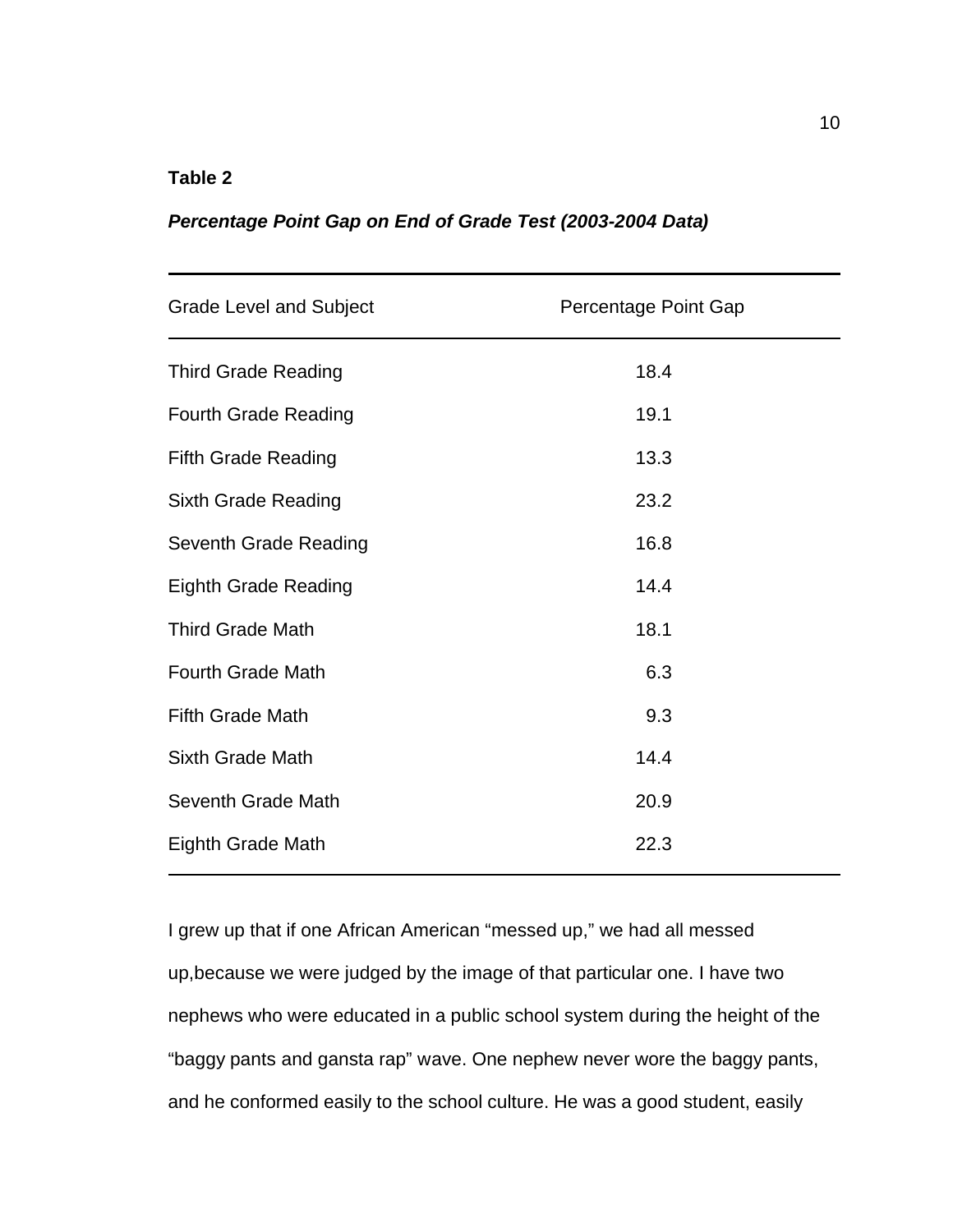**Table 2**

***Percentage Point Gap on End of Grade Test (2003-2004 Data)***

| Grade Level and Subject | Percentage Point Gap |
|---|---|
| Third Grade Reading | 18.4 |
| Fourth Grade Reading | 19.1 |
| Fifth Grade Reading | 13.3 |
| Sixth Grade Reading | 23.2 |
| Seventh Grade Reading | 16.8 |
| Eighth Grade Reading | 14.4 |
| Third Grade Math | 18.1 |
| Fourth Grade Math | 6.3 |
| Fifth Grade Math | 9.3 |
| Sixth Grade Math | 14.4 |
| Seventh Grade Math | 20.9 |
| Eighth Grade Math | 22.3 |

I grew up that if one African American "messed up," we had all messed up,because we were judged by the image of that particular one. I have two nephews who were educated in a public school system during the height of the "baggy pants and gansta rap" wave. One nephew never wore the baggy pants, and he conformed easily to the school culture. He was a good student, easily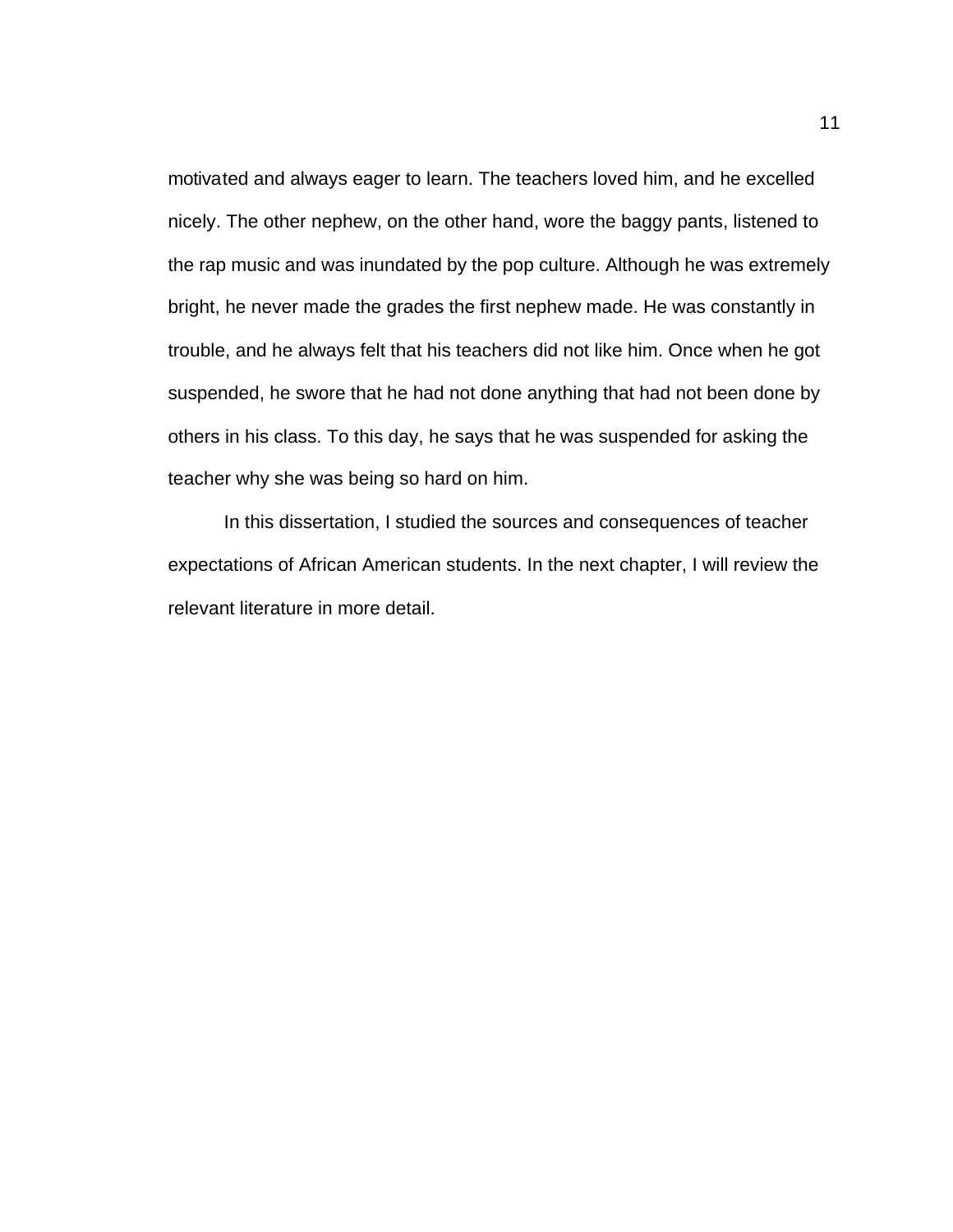motivated and always eager to learn. The teachers loved him, and he excelled nicely. The other nephew, on the other hand, wore the baggy pants, listened to the rap music and was inundated by the pop culture. Although he was extremely bright, he never made the grades the first nephew made. He was constantly in trouble, and he always felt that his teachers did not like him. Once when he got suspended, he swore that he had not done anything that had not been done by others in his class. To this day, he says that he was suspended for asking the teacher why she was being so hard on him.

In this dissertation, I studied the sources and consequences of teacher expectations of African American students. In the next chapter, I will review the relevant literature in more detail.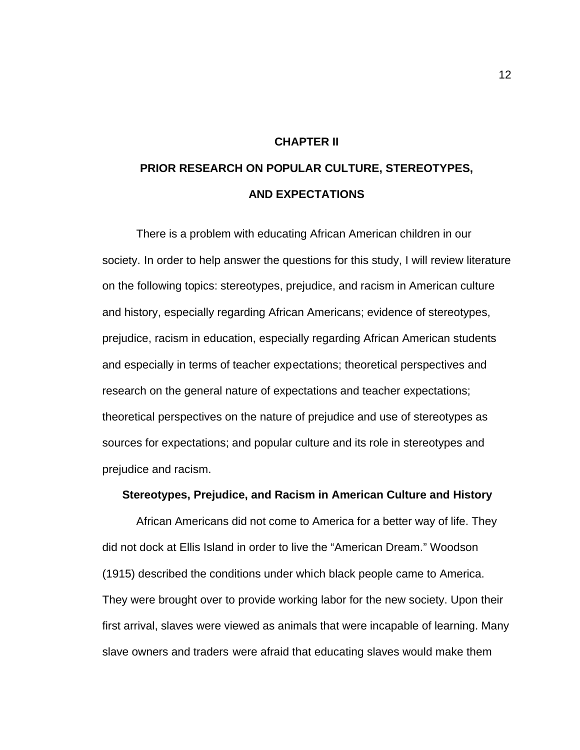# CHAPTER II

# PRIOR RESEARCH ON POPULAR CULTURE, STEREOTYPES, AND EXPECTATIONS

There is a problem with educating African American children in our society. In order to help answer the questions for this study, I will review literature on the following topics: stereotypes, prejudice, and racism in American culture and history, especially regarding African Americans; evidence of stereotypes, prejudice, racism in education, especially regarding African American students and especially in terms of teacher expectations; theoretical perspectives and research on the general nature of expectations and teacher expectations; theoretical perspectives on the nature of prejudice and use of stereotypes as sources for expectations; and popular culture and its role in stereotypes and prejudice and racism.

## Stereotypes, Prejudice, and Racism in American Culture and History

African Americans did not come to America for a better way of life. They did not dock at Ellis Island in order to live the "American Dream." Woodson (1915) described the conditions under which black people came to America. They were brought over to provide working labor for the new society. Upon their first arrival, slaves were viewed as animals that were incapable of learning. Many slave owners and traders were afraid that educating slaves would make them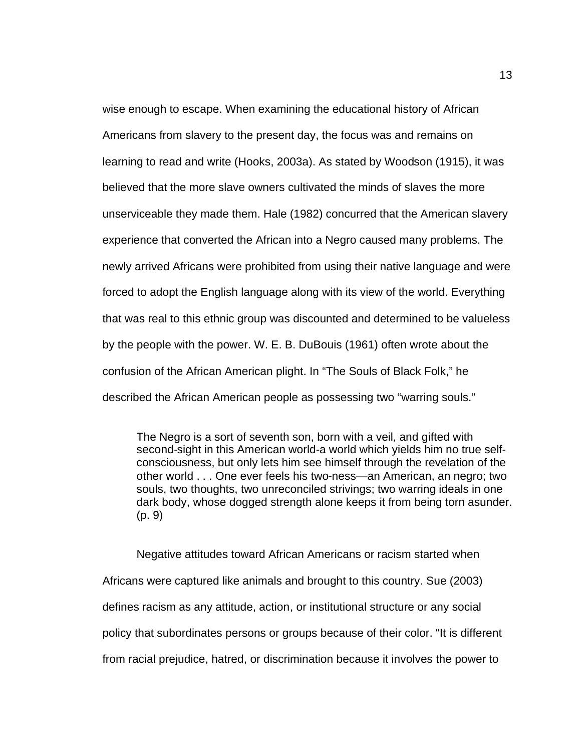wise enough to escape. When examining the educational history of African Americans from slavery to the present day, the focus was and remains on learning to read and write (Hooks, 2003a). As stated by Woodson (1915), it was believed that the more slave owners cultivated the minds of slaves the more unserviceable they made them. Hale (1982) concurred that the American slavery experience that converted the African into a Negro caused many problems. The newly arrived Africans were prohibited from using their native language and were forced to adopt the English language along with its view of the world. Everything that was real to this ethnic group was discounted and determined to be valueless by the people with the power. W. E. B. DuBouis (1961) often wrote about the confusion of the African American plight. In "The Souls of Black Folk," he described the African American people as possessing two "warring souls."

> The Negro is a sort of seventh son, born with a veil, and gifted with second-sight in this American world-a world which yields him no true self-consciousness, but only lets him see himself through the revelation of the other world . . . One ever feels his two-ness—an American, an negro; two souls, two thoughts, two unreconciled strivings; two warring ideals in one dark body, whose dogged strength alone keeps it from being torn asunder. (p. 9)

Negative attitudes toward African Americans or racism started when Africans were captured like animals and brought to this country. Sue (2003) defines racism as any attitude, action, or institutional structure or any social policy that subordinates persons or groups because of their color. "It is different from racial prejudice, hatred, or discrimination because it involves the power to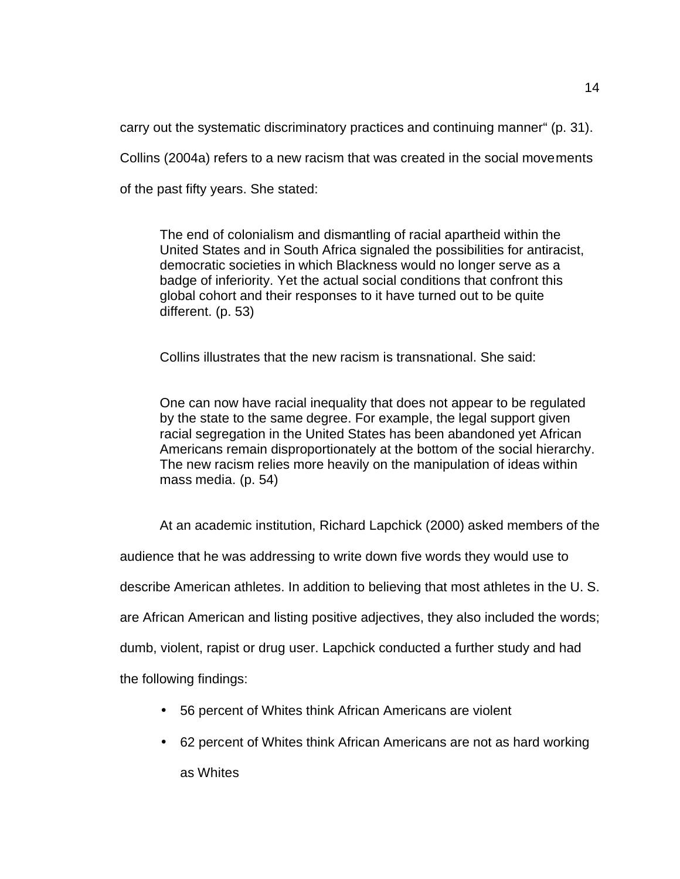carry out the systematic discriminatory practices and continuing manner" (p. 31). Collins (2004a) refers to a new racism that was created in the social movements of the past fifty years. She stated:

> The end of colonialism and dismantling of racial apartheid within the United States and in South Africa signaled the possibilities for antiracist, democratic societies in which Blackness would no longer serve as a badge of inferiority. Yet the actual social conditions that confront this global cohort and their responses to it have turned out to be quite different. (p. 53)

Collins illustrates that the new racism is transnational. She said:

> One can now have racial inequality that does not appear to be regulated by the state to the same degree. For example, the legal support given racial segregation in the United States has been abandoned yet African Americans remain disproportionately at the bottom of the social hierarchy. The new racism relies more heavily on the manipulation of ideas within mass media. (p. 54)

At an academic institution, Richard Lapchick (2000) asked members of the audience that he was addressing to write down five words they would use to describe American athletes. In addition to believing that most athletes in the U. S. are African American and listing positive adjectives, they also included the words; dumb, violent, rapist or drug user. Lapchick conducted a further study and had the following findings:

- 56 percent of Whites think African Americans are violent
- 62 percent of Whites think African Americans are not as hard working as Whites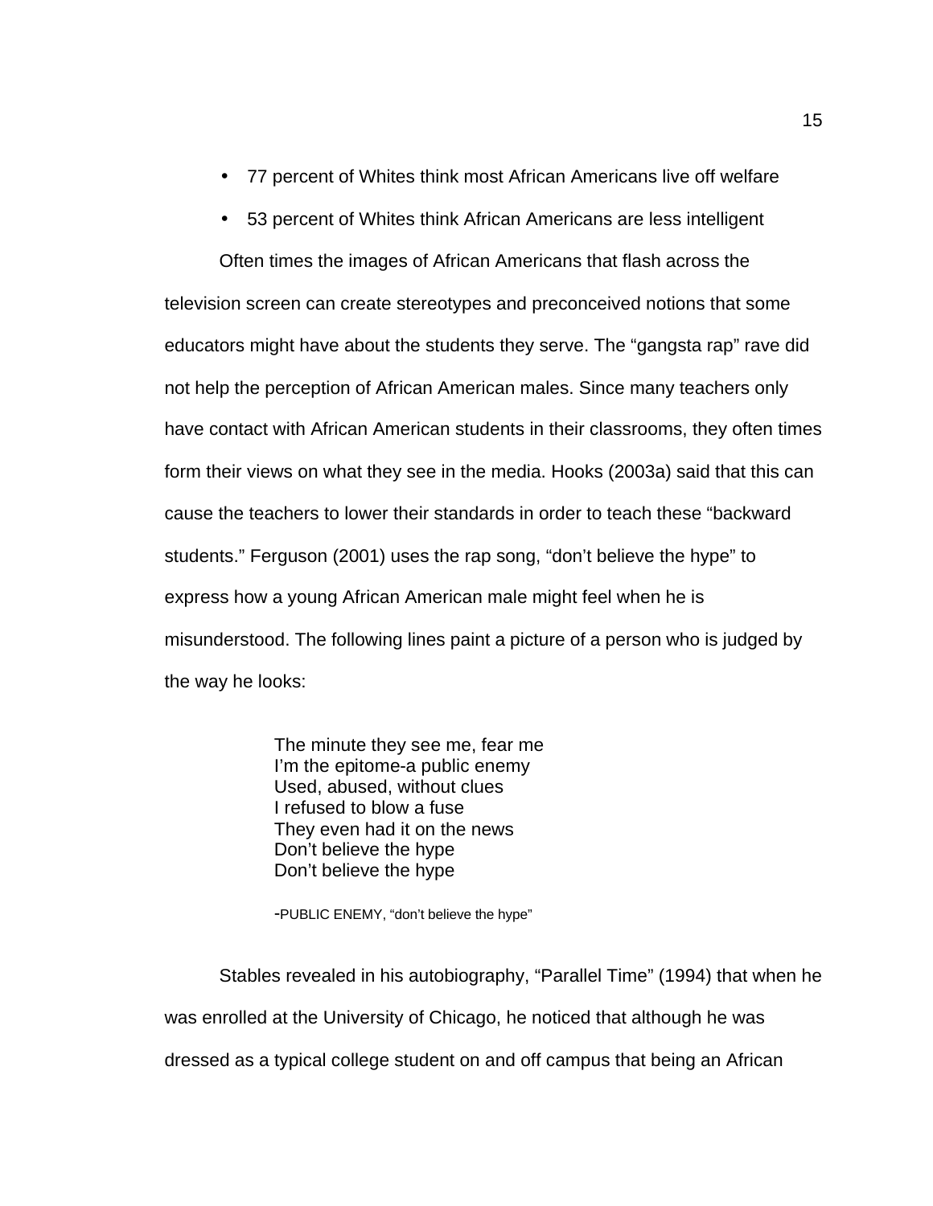- 77 percent of Whites think most African Americans live off welfare
- 53 percent of Whites think African Americans are less intelligent

Often times the images of African Americans that flash across the television screen can create stereotypes and preconceived notions that some educators might have about the students they serve. The "gangsta rap" rave did not help the perception of African American males. Since many teachers only have contact with African American students in their classrooms, they often times form their views on what they see in the media. Hooks (2003a) said that this can cause the teachers to lower their standards in order to teach these "backward students." Ferguson (2001) uses the rap song, "don't believe the hype" to express how a young African American male might feel when he is misunderstood. The following lines paint a picture of a person who is judged by the way he looks:

> The minute they see me, fear me
> I'm the epitome-a public enemy
> Used, abused, without clues
> I refused to blow a fuse
> They even had it on the news
> Don't believe the hype
> Don't believe the hype
>
> -PUBLIC ENEMY, "don't believe the hype"

Stables revealed in his autobiography, "Parallel Time" (1994) that when he was enrolled at the University of Chicago, he noticed that although he was dressed as a typical college student on and off campus that being an African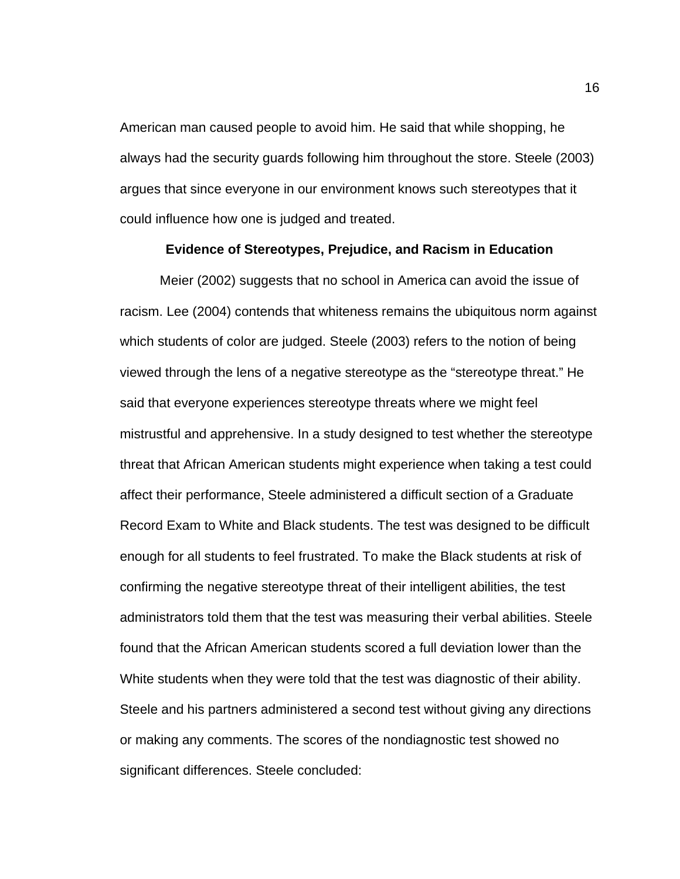American man caused people to avoid him. He said that while shopping, he always had the security guards following him throughout the store. Steele (2003) argues that since everyone in our environment knows such stereotypes that it could influence how one is judged and treated.

**Evidence of Stereotypes, Prejudice, and Racism in Education**

Meier (2002) suggests that no school in America can avoid the issue of racism. Lee (2004) contends that whiteness remains the ubiquitous norm against which students of color are judged. Steele (2003) refers to the notion of being viewed through the lens of a negative stereotype as the "stereotype threat." He said that everyone experiences stereotype threats where we might feel mistrustful and apprehensive. In a study designed to test whether the stereotype threat that African American students might experience when taking a test could affect their performance, Steele administered a difficult section of a Graduate Record Exam to White and Black students. The test was designed to be difficult enough for all students to feel frustrated. To make the Black students at risk of confirming the negative stereotype threat of their intelligent abilities, the test administrators told them that the test was measuring their verbal abilities. Steele found that the African American students scored a full deviation lower than the White students when they were told that the test was diagnostic of their ability. Steele and his partners administered a second test without giving any directions or making any comments. The scores of the nondiagnostic test showed no significant differences. Steele concluded: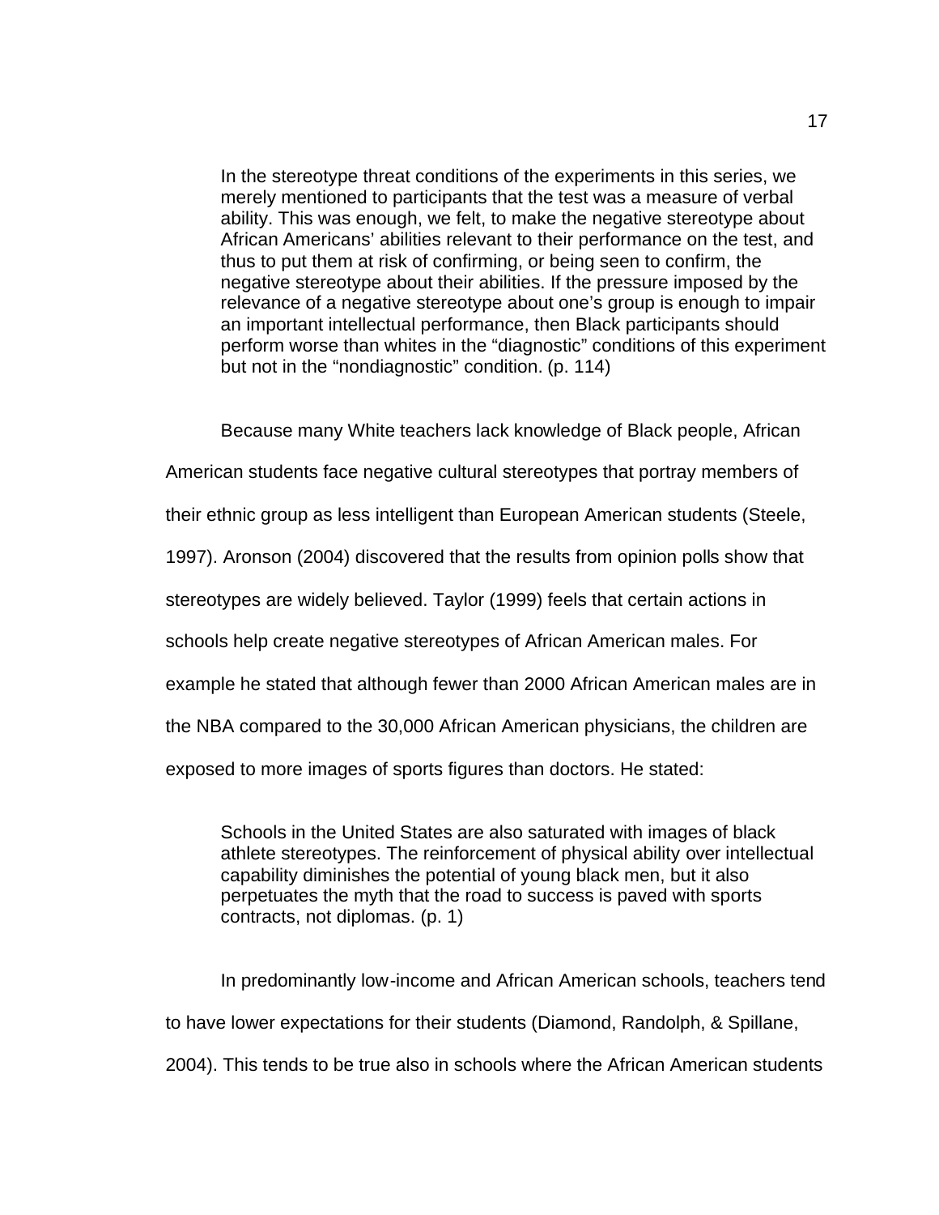> In the stereotype threat conditions of the experiments in this series, we merely mentioned to participants that the test was a measure of verbal ability. This was enough, we felt, to make the negative stereotype about African Americans' abilities relevant to their performance on the test, and thus to put them at risk of confirming, or being seen to confirm, the negative stereotype about their abilities. If the pressure imposed by the relevance of a negative stereotype about one's group is enough to impair an important intellectual performance, then Black participants should perform worse than whites in the "diagnostic" conditions of this experiment but not in the "nondiagnostic" condition. (p. 114)

Because many White teachers lack knowledge of Black people, African American students face negative cultural stereotypes that portray members of their ethnic group as less intelligent than European American students (Steele, 1997). Aronson (2004) discovered that the results from opinion polls show that stereotypes are widely believed. Taylor (1999) feels that certain actions in schools help create negative stereotypes of African American males. For example he stated that although fewer than 2000 African American males are in the NBA compared to the 30,000 African American physicians, the children are exposed to more images of sports figures than doctors. He stated:

> Schools in the United States are also saturated with images of black athlete stereotypes. The reinforcement of physical ability over intellectual capability diminishes the potential of young black men, but it also perpetuates the myth that the road to success is paved with sports contracts, not diplomas. (p. 1)

In predominantly low-income and African American schools, teachers tend to have lower expectations for their students (Diamond, Randolph, & Spillane, 2004). This tends to be true also in schools where the African American students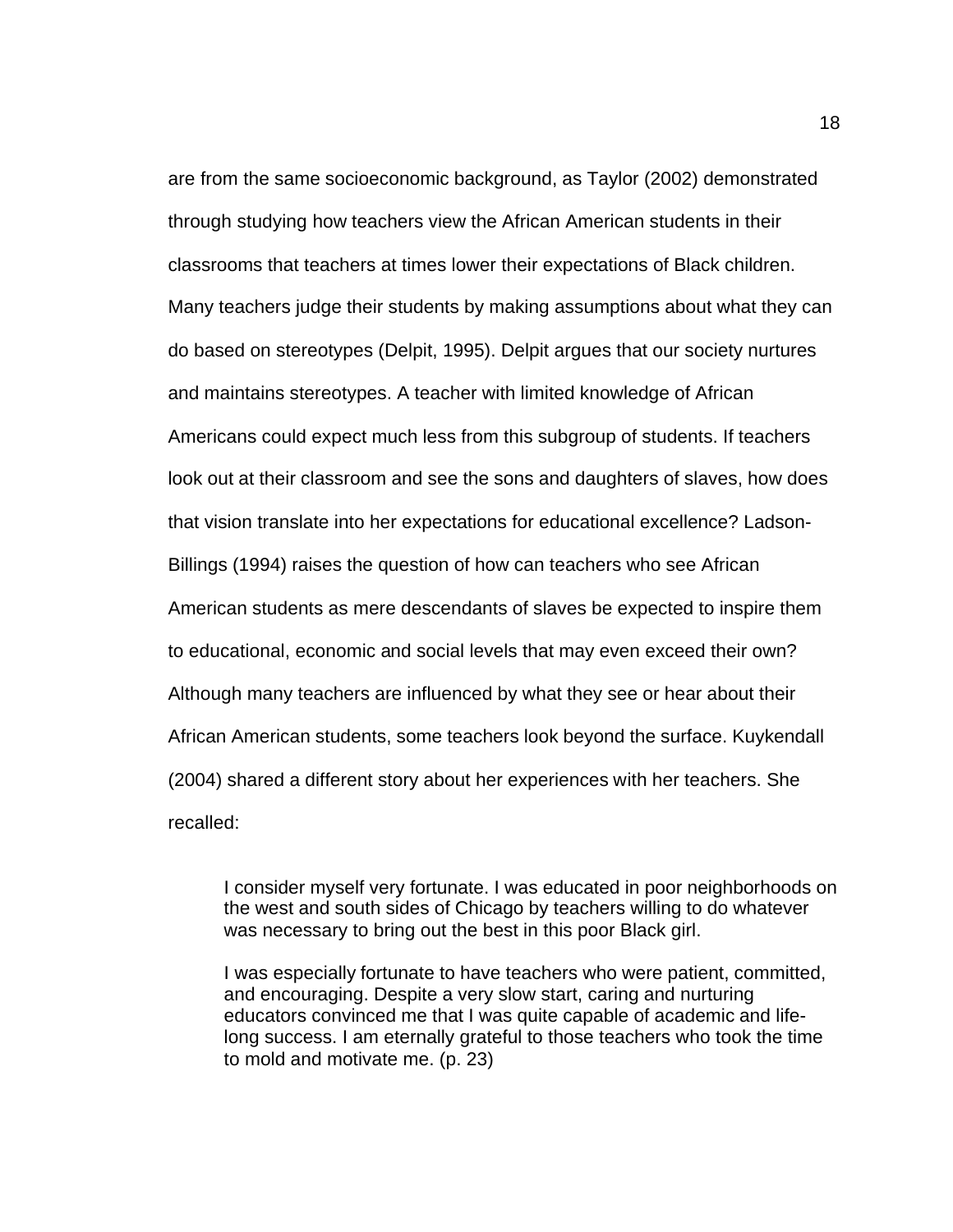are from the same socioeconomic background, as Taylor (2002) demonstrated through studying how teachers view the African American students in their classrooms that teachers at times lower their expectations of Black children. Many teachers judge their students by making assumptions about what they can do based on stereotypes (Delpit, 1995). Delpit argues that our society nurtures and maintains stereotypes. A teacher with limited knowledge of African Americans could expect much less from this subgroup of students. If teachers look out at their classroom and see the sons and daughters of slaves, how does that vision translate into her expectations for educational excellence? Ladson-Billings (1994) raises the question of how can teachers who see African American students as mere descendants of slaves be expected to inspire them to educational, economic and social levels that may even exceed their own? Although many teachers are influenced by what they see or hear about their African American students, some teachers look beyond the surface. Kuykendall (2004) shared a different story about her experiences with her teachers. She recalled:

> I consider myself very fortunate. I was educated in poor neighborhoods on the west and south sides of Chicago by teachers willing to do whatever was necessary to bring out the best in this poor Black girl.
>
> I was especially fortunate to have teachers who were patient, committed, and encouraging. Despite a very slow start, caring and nurturing educators convinced me that I was quite capable of academic and life-long success. I am eternally grateful to those teachers who took the time to mold and motivate me. (p. 23)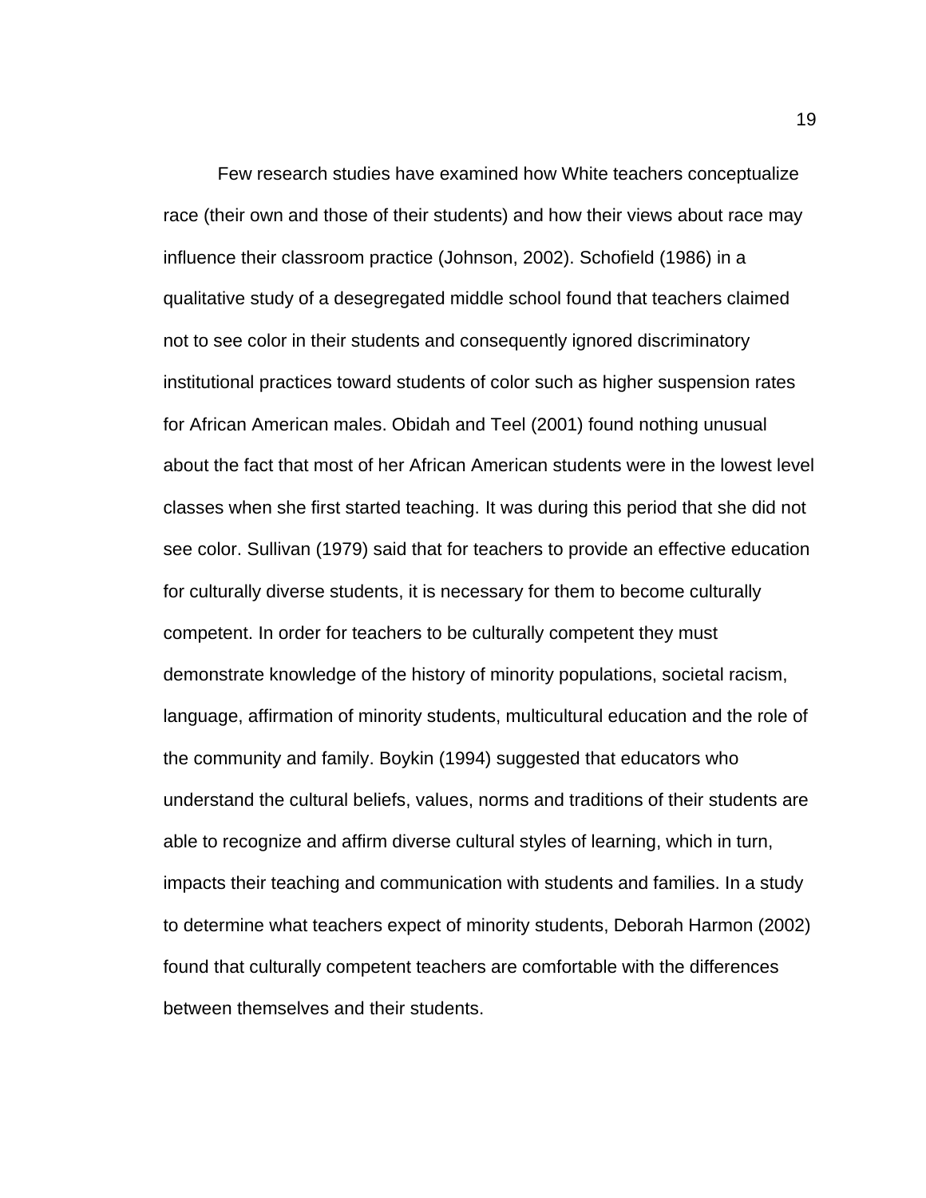Few research studies have examined how White teachers conceptualize race (their own and those of their students) and how their views about race may influence their classroom practice (Johnson, 2002). Schofield (1986) in a qualitative study of a desegregated middle school found that teachers claimed not to see color in their students and consequently ignored discriminatory institutional practices toward students of color such as higher suspension rates for African American males. Obidah and Teel (2001) found nothing unusual about the fact that most of her African American students were in the lowest level classes when she first started teaching. It was during this period that she did not see color. Sullivan (1979) said that for teachers to provide an effective education for culturally diverse students, it is necessary for them to become culturally competent. In order for teachers to be culturally competent they must demonstrate knowledge of the history of minority populations, societal racism, language, affirmation of minority students, multicultural education and the role of the community and family. Boykin (1994) suggested that educators who understand the cultural beliefs, values, norms and traditions of their students are able to recognize and affirm diverse cultural styles of learning, which in turn, impacts their teaching and communication with students and families. In a study to determine what teachers expect of minority students, Deborah Harmon (2002) found that culturally competent teachers are comfortable with the differences between themselves and their students.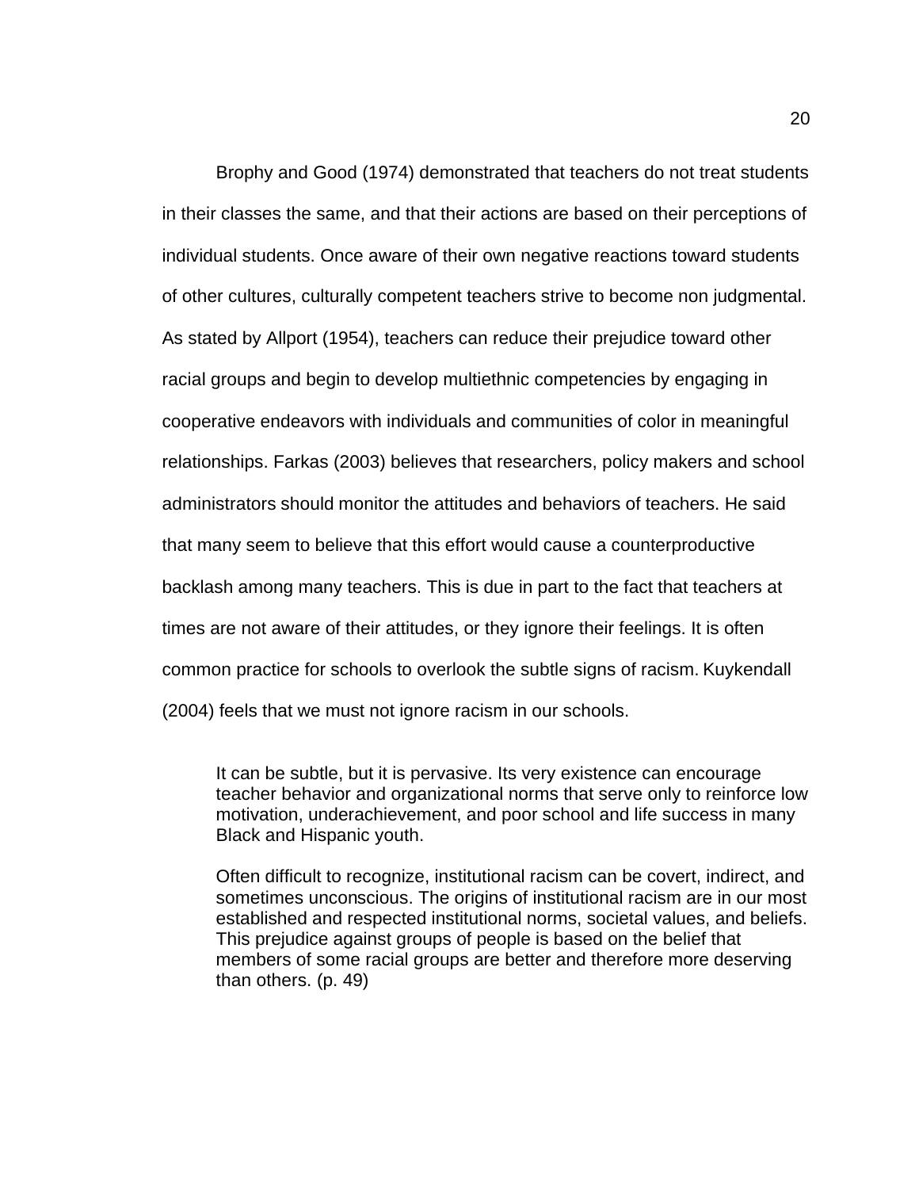Brophy and Good (1974) demonstrated that teachers do not treat students in their classes the same, and that their actions are based on their perceptions of individual students. Once aware of their own negative reactions toward students of other cultures, culturally competent teachers strive to become non judgmental. As stated by Allport (1954), teachers can reduce their prejudice toward other racial groups and begin to develop multiethnic competencies by engaging in cooperative endeavors with individuals and communities of color in meaningful relationships. Farkas (2003) believes that researchers, policy makers and school administrators should monitor the attitudes and behaviors of teachers. He said that many seem to believe that this effort would cause a counterproductive backlash among many teachers. This is due in part to the fact that teachers at times are not aware of their attitudes, or they ignore their feelings. It is often common practice for schools to overlook the subtle signs of racism. Kuykendall (2004) feels that we must not ignore racism in our schools.

> It can be subtle, but it is pervasive. Its very existence can encourage teacher behavior and organizational norms that serve only to reinforce low motivation, underachievement, and poor school and life success in many Black and Hispanic youth.
>
> Often difficult to recognize, institutional racism can be covert, indirect, and sometimes unconscious. The origins of institutional racism are in our most established and respected institutional norms, societal values, and beliefs. This prejudice against groups of people is based on the belief that members of some racial groups are better and therefore more deserving than others. (p. 49)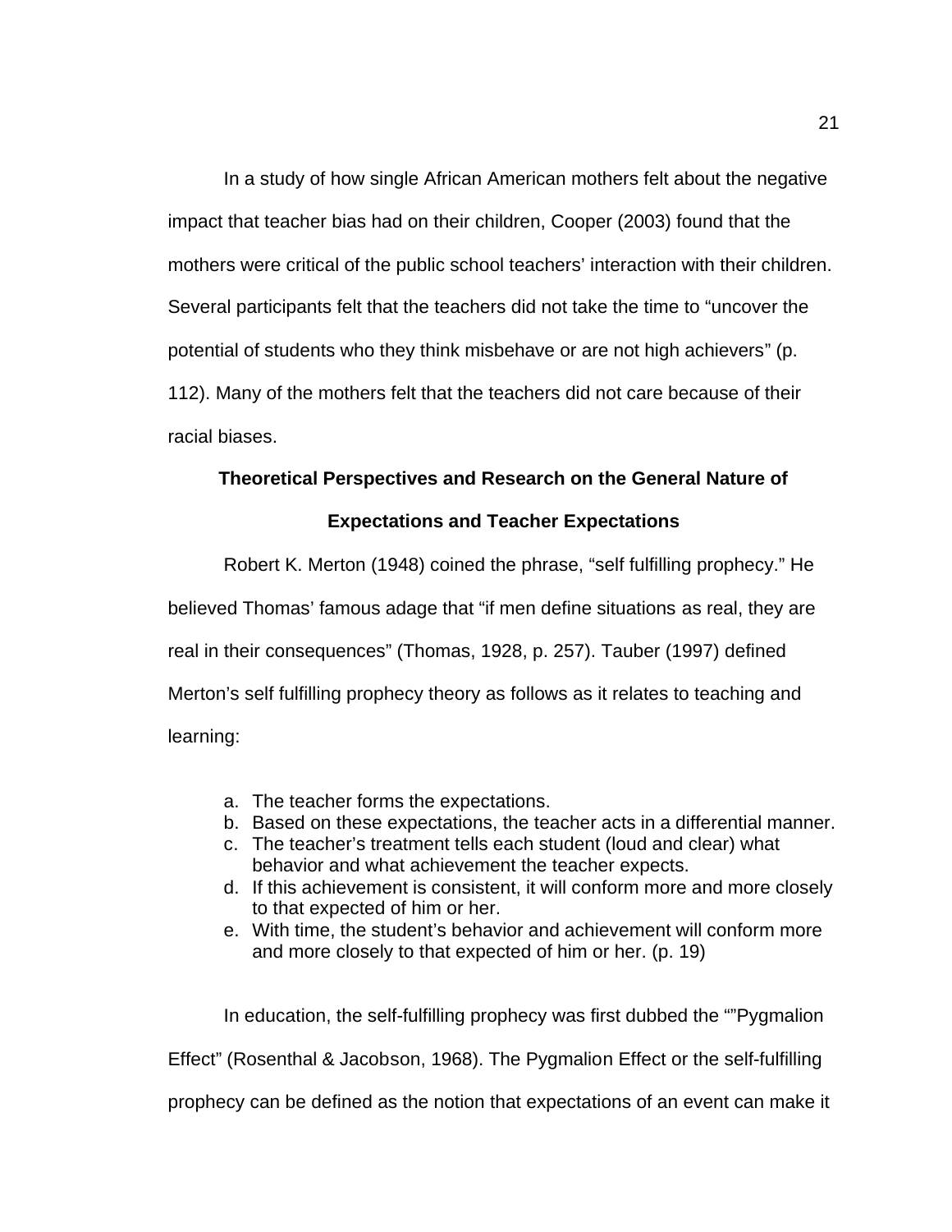In a study of how single African American mothers felt about the negative impact that teacher bias had on their children, Cooper (2003) found that the mothers were critical of the public school teachers' interaction with their children. Several participants felt that the teachers did not take the time to "uncover the potential of students who they think misbehave or are not high achievers" (p. 112). Many of the mothers felt that the teachers did not care because of their racial biases.

## Theoretical Perspectives and Research on the General Nature of Expectations and Teacher Expectations

Robert K. Merton (1948) coined the phrase, "self fulfilling prophecy." He believed Thomas' famous adage that "if men define situations as real, they are real in their consequences" (Thomas, 1928, p. 257). Tauber (1997) defined Merton's self fulfilling prophecy theory as follows as it relates to teaching and learning:

> a. The teacher forms the expectations.
> b. Based on these expectations, the teacher acts in a differential manner.
> c. The teacher's treatment tells each student (loud and clear) what behavior and what achievement the teacher expects.
> d. If this achievement is consistent, it will conform more and more closely to that expected of him or her.
> e. With time, the student's behavior and achievement will conform more and more closely to that expected of him or her. (p. 19)

In education, the self-fulfilling prophecy was first dubbed the ""Pygmalion Effect" (Rosenthal & Jacobson, 1968). The Pygmalion Effect or the self-fulfilling prophecy can be defined as the notion that expectations of an event can make it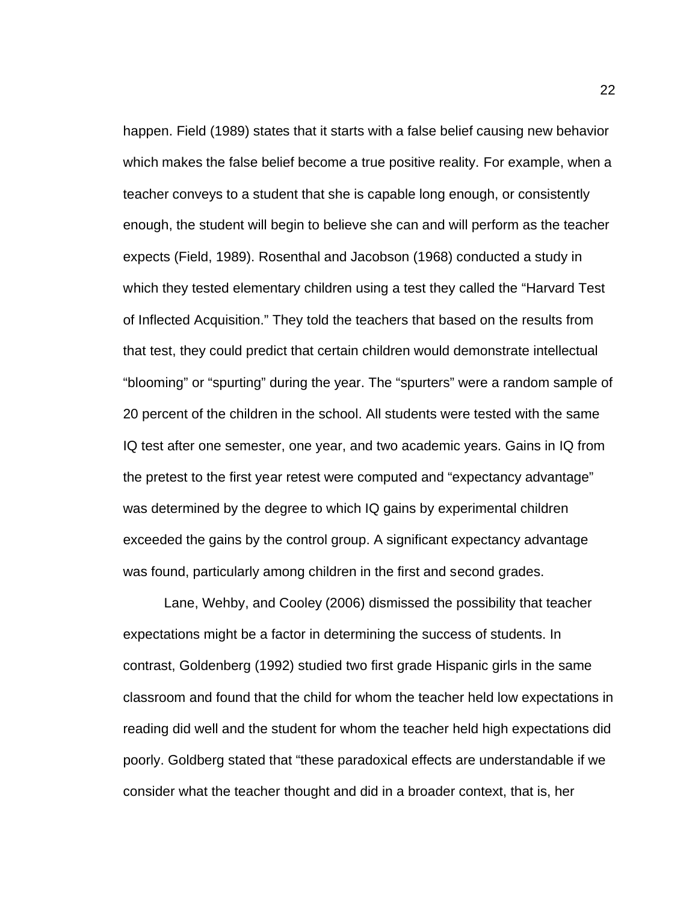happen. Field (1989) states that it starts with a false belief causing new behavior which makes the false belief become a true positive reality. For example, when a teacher conveys to a student that she is capable long enough, or consistently enough, the student will begin to believe she can and will perform as the teacher expects (Field, 1989). Rosenthal and Jacobson (1968) conducted a study in which they tested elementary children using a test they called the "Harvard Test of Inflected Acquisition." They told the teachers that based on the results from that test, they could predict that certain children would demonstrate intellectual "blooming" or "spurting" during the year. The "spurters" were a random sample of 20 percent of the children in the school. All students were tested with the same IQ test after one semester, one year, and two academic years. Gains in IQ from the pretest to the first year retest were computed and "expectancy advantage" was determined by the degree to which IQ gains by experimental children exceeded the gains by the control group. A significant expectancy advantage was found, particularly among children in the first and second grades.

Lane, Wehby, and Cooley (2006) dismissed the possibility that teacher expectations might be a factor in determining the success of students. In contrast, Goldenberg (1992) studied two first grade Hispanic girls in the same classroom and found that the child for whom the teacher held low expectations in reading did well and the student for whom the teacher held high expectations did poorly. Goldberg stated that "these paradoxical effects are understandable if we consider what the teacher thought and did in a broader context, that is, her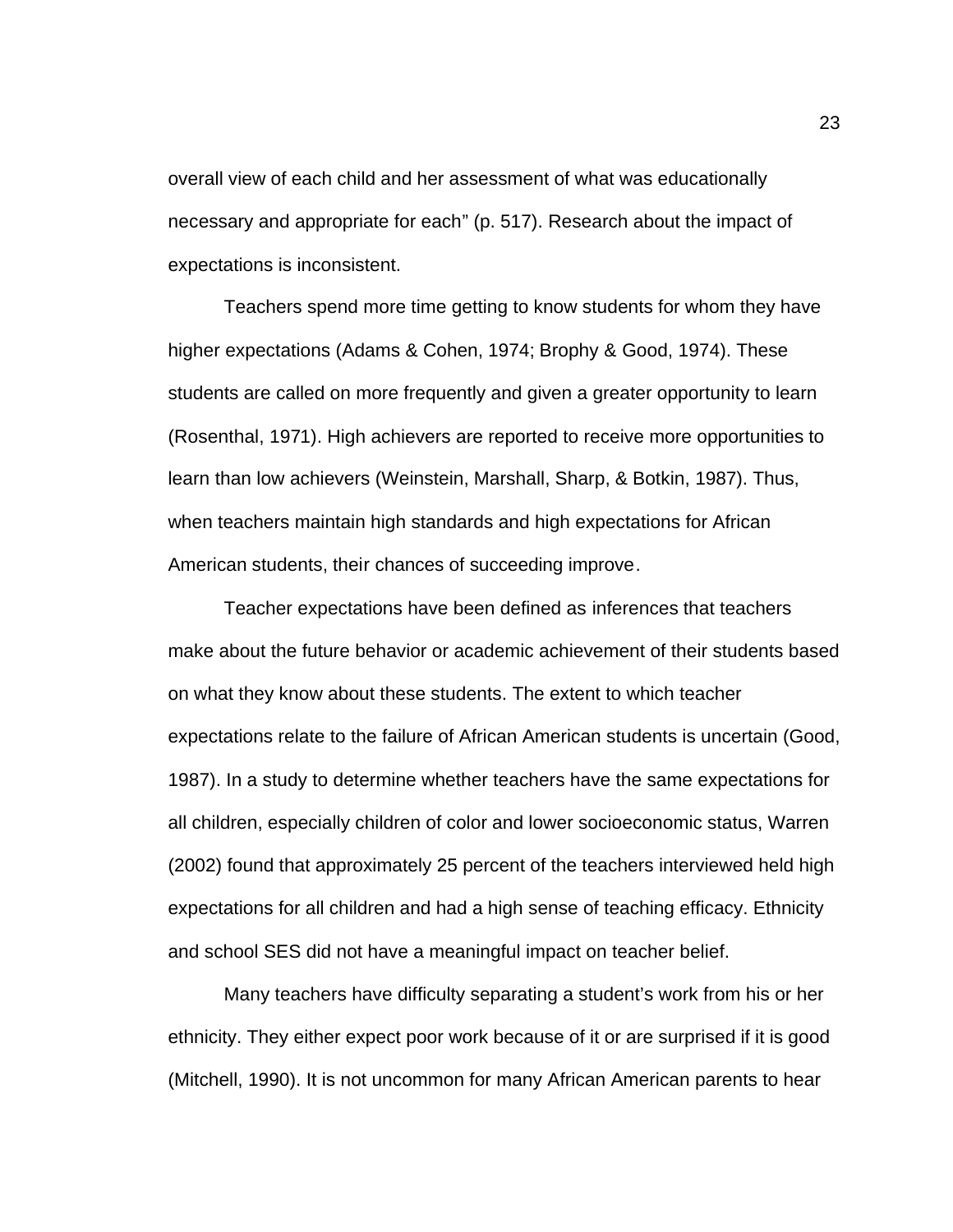overall view of each child and her assessment of what was educationally necessary and appropriate for each" (p. 517). Research about the impact of expectations is inconsistent.

Teachers spend more time getting to know students for whom they have higher expectations (Adams & Cohen, 1974; Brophy & Good, 1974). These students are called on more frequently and given a greater opportunity to learn (Rosenthal, 1971). High achievers are reported to receive more opportunities to learn than low achievers (Weinstein, Marshall, Sharp, & Botkin, 1987). Thus, when teachers maintain high standards and high expectations for African American students, their chances of succeeding improve.

Teacher expectations have been defined as inferences that teachers make about the future behavior or academic achievement of their students based on what they know about these students. The extent to which teacher expectations relate to the failure of African American students is uncertain (Good, 1987). In a study to determine whether teachers have the same expectations for all children, especially children of color and lower socioeconomic status, Warren (2002) found that approximately 25 percent of the teachers interviewed held high expectations for all children and had a high sense of teaching efficacy. Ethnicity and school SES did not have a meaningful impact on teacher belief.

Many teachers have difficulty separating a student's work from his or her ethnicity. They either expect poor work because of it or are surprised if it is good (Mitchell, 1990). It is not uncommon for many African American parents to hear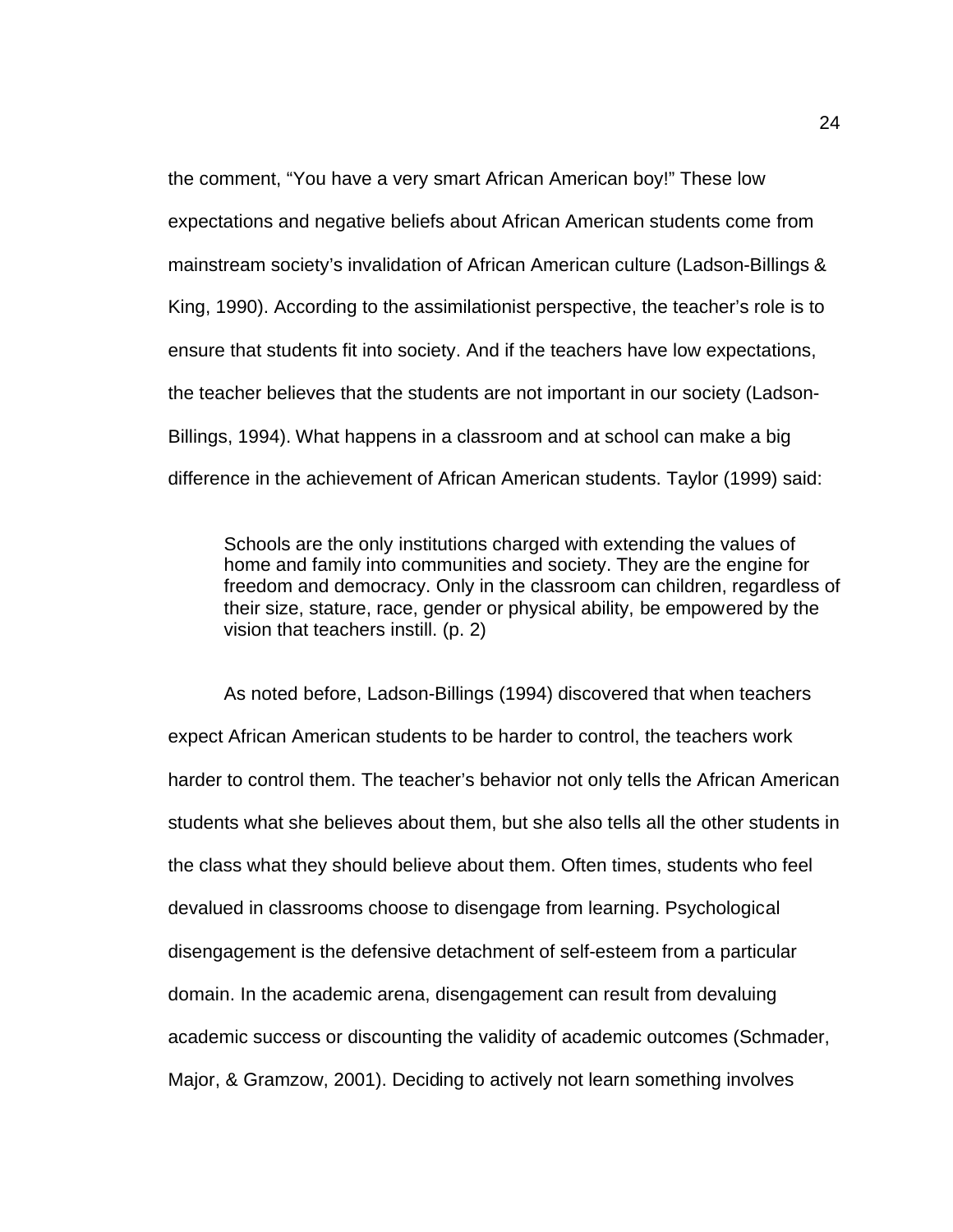the comment, “You have a very smart African American boy!” These low expectations and negative beliefs about African American students come from mainstream society’s invalidation of African American culture (Ladson-Billings & King, 1990). According to the assimilationist perspective, the teacher’s role is to ensure that students fit into society. And if the teachers have low expectations, the teacher believes that the students are not important in our society (Ladson-Billings, 1994). What happens in a classroom and at school can make a big difference in the achievement of African American students. Taylor (1999) said:

> Schools are the only institutions charged with extending the values of home and family into communities and society. They are the engine for freedom and democracy. Only in the classroom can children, regardless of their size, stature, race, gender or physical ability, be empowered by the vision that teachers instill. (p. 2)

As noted before, Ladson-Billings (1994) discovered that when teachers expect African American students to be harder to control, the teachers work harder to control them. The teacher’s behavior not only tells the African American students what she believes about them, but she also tells all the other students in the class what they should believe about them. Often times, students who feel devalued in classrooms choose to disengage from learning. Psychological disengagement is the defensive detachment of self-esteem from a particular domain. In the academic arena, disengagement can result from devaluing academic success or discounting the validity of academic outcomes (Schmader, Major, & Gramzow, 2001). Deciding to actively not learn something involves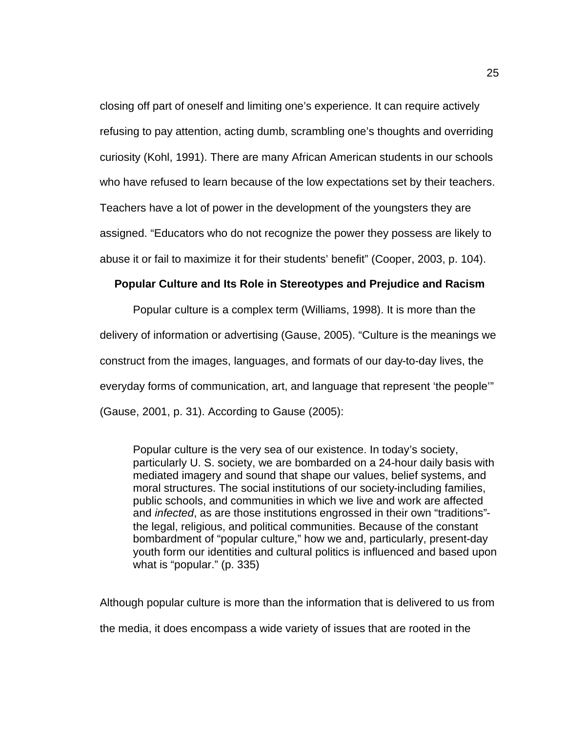closing off part of oneself and limiting one's experience. It can require actively refusing to pay attention, acting dumb, scrambling one's thoughts and overriding curiosity (Kohl, 1991). There are many African American students in our schools who have refused to learn because of the low expectations set by their teachers. Teachers have a lot of power in the development of the youngsters they are assigned. "Educators who do not recognize the power they possess are likely to abuse it or fail to maximize it for their students' benefit" (Cooper, 2003, p. 104).

## Popular Culture and Its Role in Stereotypes and Prejudice and Racism

Popular culture is a complex term (Williams, 1998). It is more than the delivery of information or advertising (Gause, 2005). "Culture is the meanings we construct from the images, languages, and formats of our day-to-day lives, the everyday forms of communication, art, and language that represent 'the people'" (Gause, 2001, p. 31). According to Gause (2005):

> Popular culture is the very sea of our existence. In today's society, particularly U. S. society, we are bombarded on a 24-hour daily basis with mediated imagery and sound that shape our values, belief systems, and moral structures. The social institutions of our society-including families, public schools, and communities in which we live and work are affected and *infected*, as are those institutions engrossed in their own "traditions"- the legal, religious, and political communities. Because of the constant bombardment of "popular culture," how we and, particularly, present-day youth form our identities and cultural politics is influenced and based upon what is "popular." (p. 335)

Although popular culture is more than the information that is delivered to us from the media, it does encompass a wide variety of issues that are rooted in the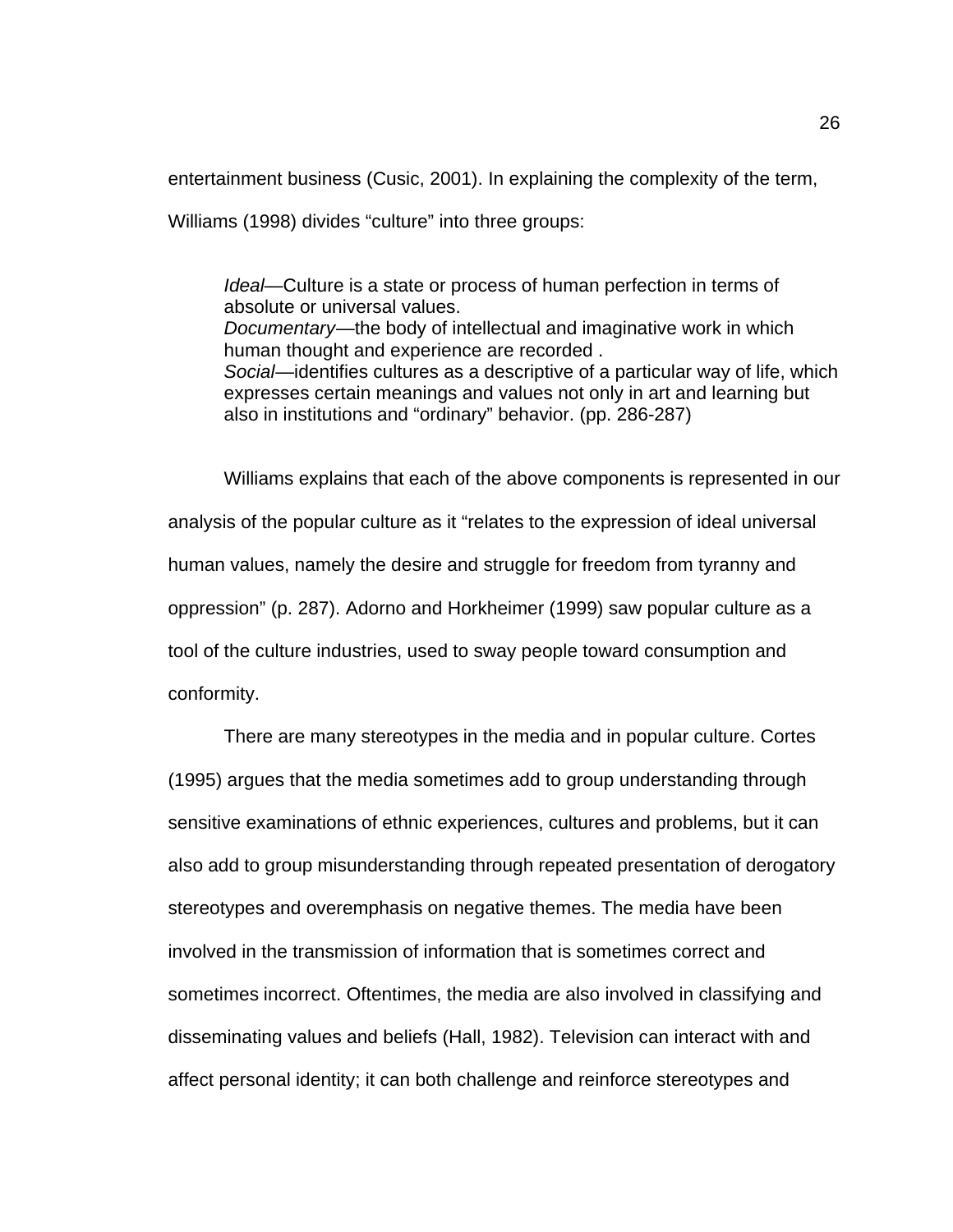entertainment business (Cusic, 2001). In explaining the complexity of the term, Williams (1998) divides “culture” into three groups:

> *Ideal*—Culture is a state or process of human perfection in terms of absolute or universal values.
> *Documentary*—the body of intellectual and imaginative work in which human thought and experience are recorded .
> *Social*—identifies cultures as a descriptive of a particular way of life, which expresses certain meanings and values not only in art and learning but also in institutions and “ordinary” behavior. (pp. 286-287)

Williams explains that each of the above components is represented in our analysis of the popular culture as it “relates to the expression of ideal universal human values, namely the desire and struggle for freedom from tyranny and oppression” (p. 287). Adorno and Horkheimer (1999) saw popular culture as a tool of the culture industries, used to sway people toward consumption and conformity.

There are many stereotypes in the media and in popular culture. Cortes (1995) argues that the media sometimes add to group understanding through sensitive examinations of ethnic experiences, cultures and problems, but it can also add to group misunderstanding through repeated presentation of derogatory stereotypes and overemphasis on negative themes. The media have been involved in the transmission of information that is sometimes correct and sometimes incorrect. Oftentimes, the media are also involved in classifying and disseminating values and beliefs (Hall, 1982). Television can interact with and affect personal identity; it can both challenge and reinforce stereotypes and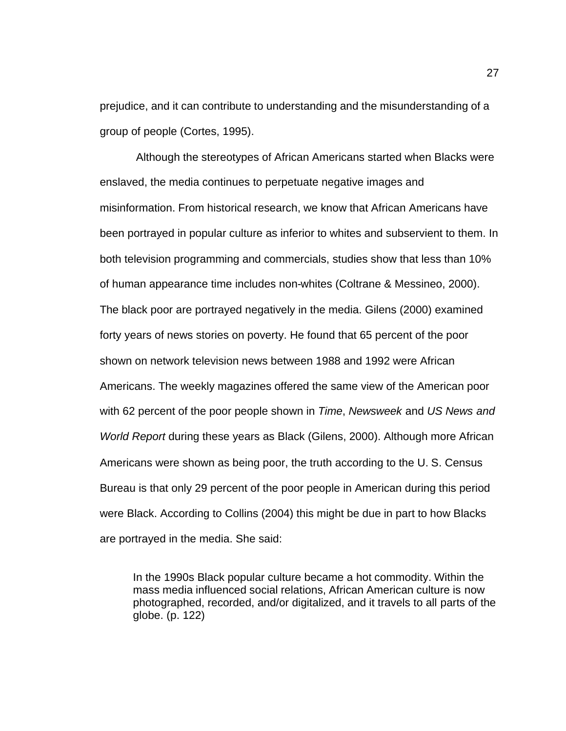prejudice, and it can contribute to understanding and the misunderstanding of a group of people (Cortes, 1995).

Although the stereotypes of African Americans started when Blacks were enslaved, the media continues to perpetuate negative images and misinformation. From historical research, we know that African Americans have been portrayed in popular culture as inferior to whites and subservient to them. In both television programming and commercials, studies show that less than 10% of human appearance time includes non-whites (Coltrane & Messineo, 2000). The black poor are portrayed negatively in the media. Gilens (2000) examined forty years of news stories on poverty. He found that 65 percent of the poor shown on network television news between 1988 and 1992 were African Americans. The weekly magazines offered the same view of the American poor with 62 percent of the poor people shown in *Time*, *Newsweek* and *US News and World Report* during these years as Black (Gilens, 2000). Although more African Americans were shown as being poor, the truth according to the U. S. Census Bureau is that only 29 percent of the poor people in American during this period were Black. According to Collins (2004) this might be due in part to how Blacks are portrayed in the media. She said:

> In the 1990s Black popular culture became a hot commodity. Within the mass media influenced social relations, African American culture is now photographed, recorded, and/or digitalized, and it travels to all parts of the globe. (p. 122)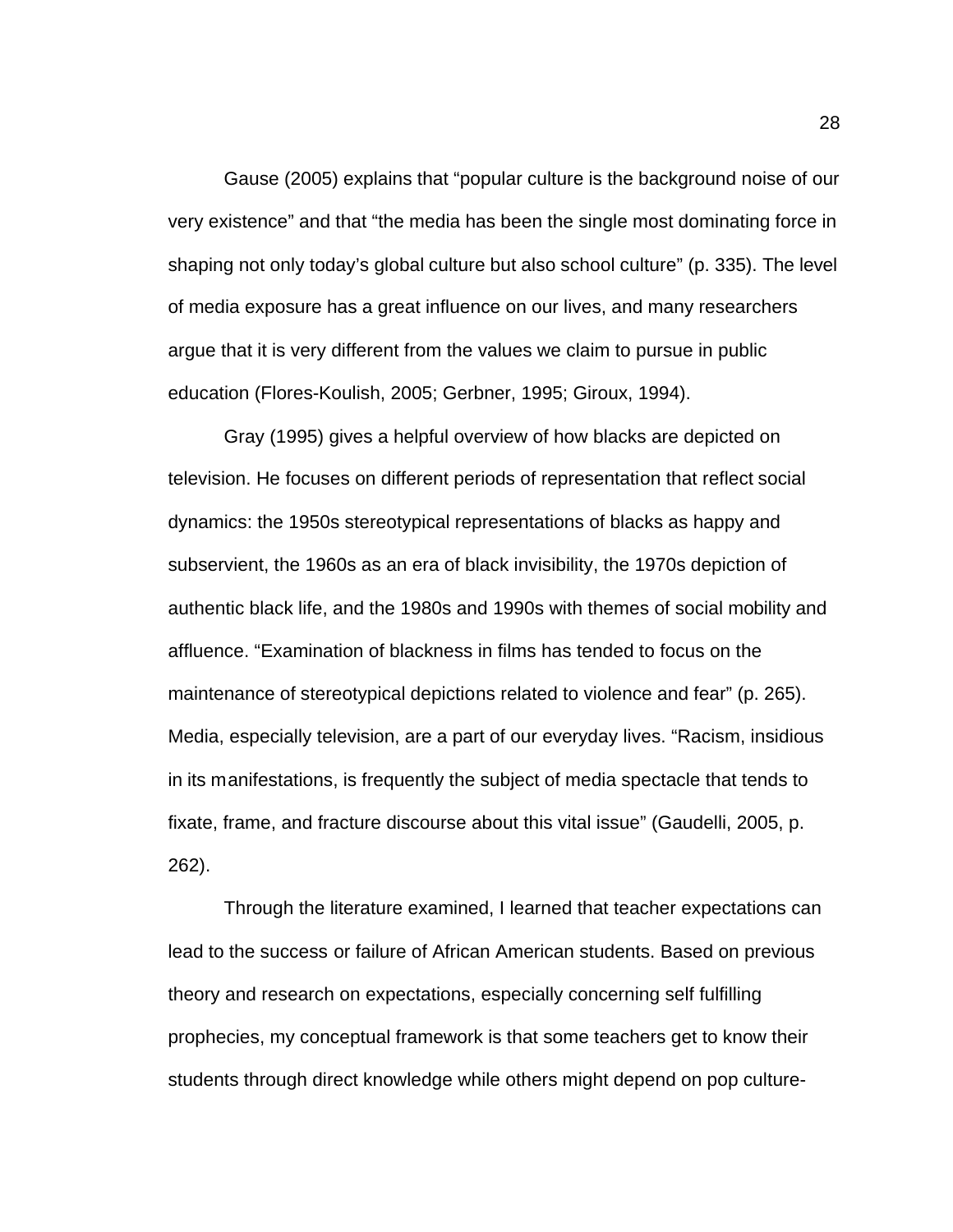Gause (2005) explains that "popular culture is the background noise of our very existence" and that "the media has been the single most dominating force in shaping not only today's global culture but also school culture" (p. 335). The level of media exposure has a great influence on our lives, and many researchers argue that it is very different from the values we claim to pursue in public education (Flores-Koulish, 2005; Gerbner, 1995; Giroux, 1994).

Gray (1995) gives a helpful overview of how blacks are depicted on television. He focuses on different periods of representation that reflect social dynamics: the 1950s stereotypical representations of blacks as happy and subservient, the 1960s as an era of black invisibility, the 1970s depiction of authentic black life, and the 1980s and 1990s with themes of social mobility and affluence. "Examination of blackness in films has tended to focus on the maintenance of stereotypical depictions related to violence and fear" (p. 265). Media, especially television, are a part of our everyday lives. "Racism, insidious in its manifestations, is frequently the subject of media spectacle that tends to fixate, frame, and fracture discourse about this vital issue" (Gaudelli, 2005, p. 262).

Through the literature examined, I learned that teacher expectations can lead to the success or failure of African American students. Based on previous theory and research on expectations, especially concerning self fulfilling prophecies, my conceptual framework is that some teachers get to know their students through direct knowledge while others might depend on pop culture-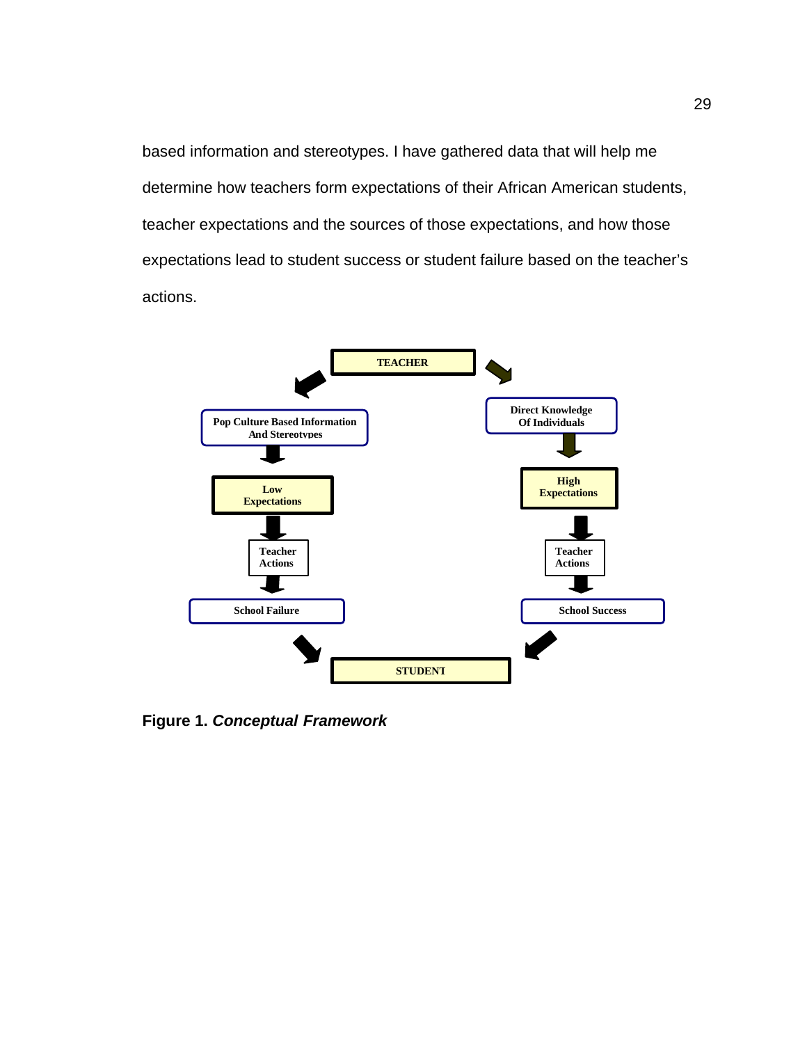based information and stereotypes. I have gathered data that will help me determine how teachers form expectations of their African American students, teacher expectations and the sources of those expectations, and how those expectations lead to student success or student failure based on the teacher's actions.

TEACHER

Pop Culture Based Information And Stereotypes → Low Expectations → Teacher Actions → School Failure

Direct Knowledge Of Individuals → High Expectations → Teacher Actions → School Success

STUDENT

**Figure 1.** ***Conceptual Framework***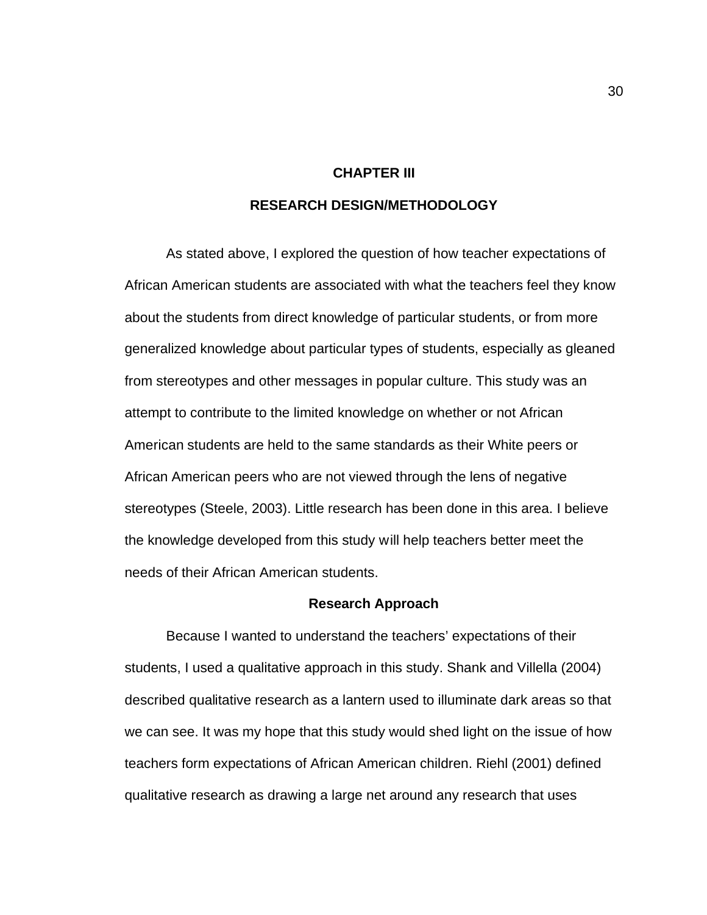# CHAPTER III

# RESEARCH DESIGN/METHODOLOGY

As stated above, I explored the question of how teacher expectations of African American students are associated with what the teachers feel they know about the students from direct knowledge of particular students, or from more generalized knowledge about particular types of students, especially as gleaned from stereotypes and other messages in popular culture. This study was an attempt to contribute to the limited knowledge on whether or not African American students are held to the same standards as their White peers or African American peers who are not viewed through the lens of negative stereotypes (Steele, 2003). Little research has been done in this area. I believe the knowledge developed from this study will help teachers better meet the needs of their African American students.

## Research Approach

Because I wanted to understand the teachers' expectations of their students, I used a qualitative approach in this study. Shank and Villella (2004) described qualitative research as a lantern used to illuminate dark areas so that we can see. It was my hope that this study would shed light on the issue of how teachers form expectations of African American children. Riehl (2001) defined qualitative research as drawing a large net around any research that uses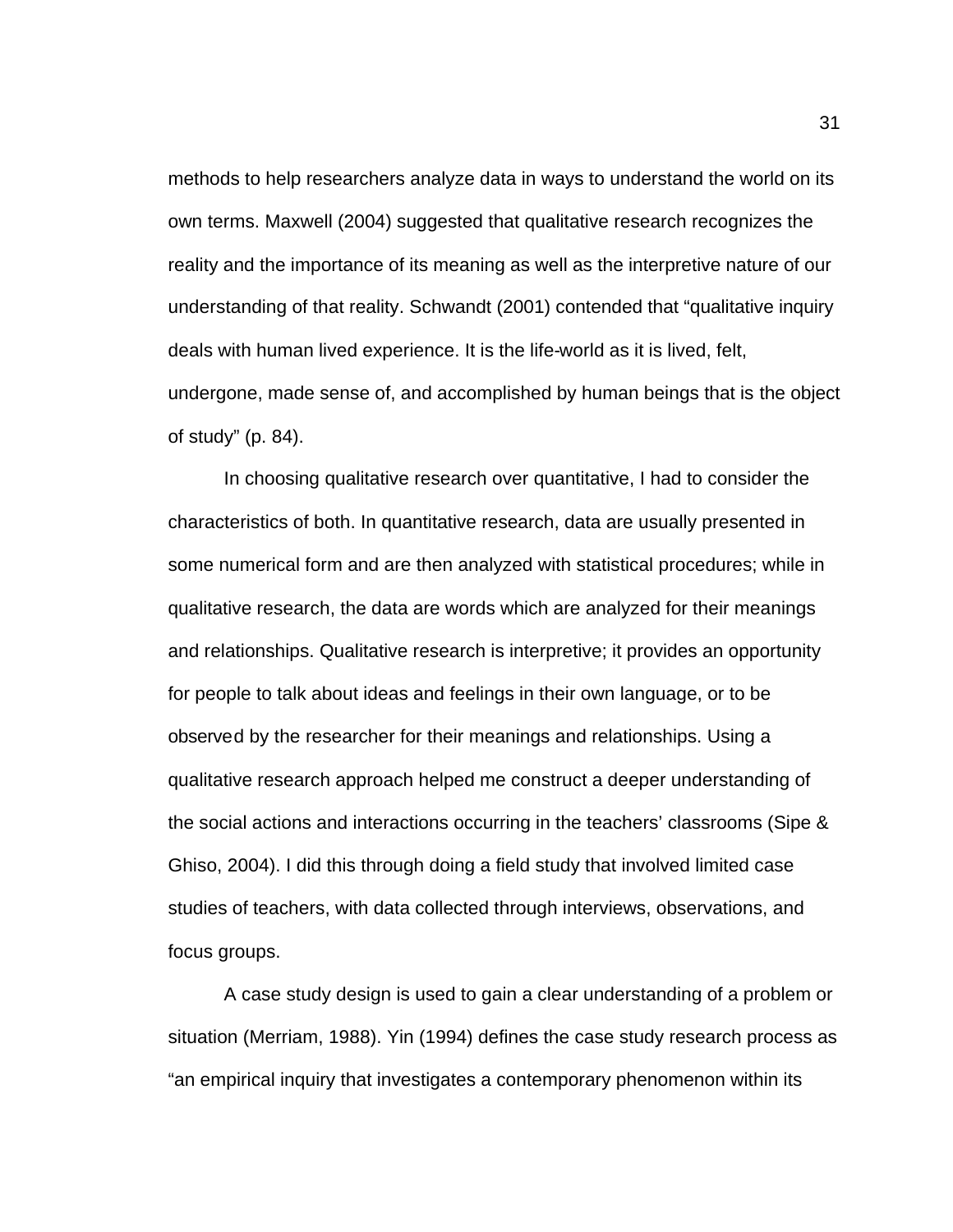methods to help researchers analyze data in ways to understand the world on its own terms. Maxwell (2004) suggested that qualitative research recognizes the reality and the importance of its meaning as well as the interpretive nature of our understanding of that reality. Schwandt (2001) contended that "qualitative inquiry deals with human lived experience. It is the life-world as it is lived, felt, undergone, made sense of, and accomplished by human beings that is the object of study" (p. 84).

In choosing qualitative research over quantitative, I had to consider the characteristics of both. In quantitative research, data are usually presented in some numerical form and are then analyzed with statistical procedures; while in qualitative research, the data are words which are analyzed for their meanings and relationships. Qualitative research is interpretive; it provides an opportunity for people to talk about ideas and feelings in their own language, or to be observed by the researcher for their meanings and relationships. Using a qualitative research approach helped me construct a deeper understanding of the social actions and interactions occurring in the teachers' classrooms (Sipe & Ghiso, 2004). I did this through doing a field study that involved limited case studies of teachers, with data collected through interviews, observations, and focus groups.

A case study design is used to gain a clear understanding of a problem or situation (Merriam, 1988). Yin (1994) defines the case study research process as "an empirical inquiry that investigates a contemporary phenomenon within its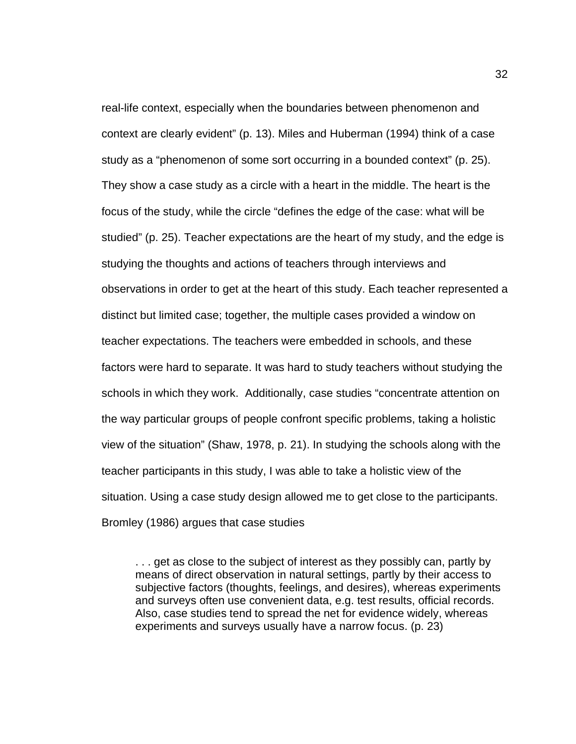real-life context, especially when the boundaries between phenomenon and context are clearly evident" (p. 13). Miles and Huberman (1994) think of a case study as a "phenomenon of some sort occurring in a bounded context" (p. 25). They show a case study as a circle with a heart in the middle. The heart is the focus of the study, while the circle "defines the edge of the case: what will be studied" (p. 25). Teacher expectations are the heart of my study, and the edge is studying the thoughts and actions of teachers through interviews and observations in order to get at the heart of this study. Each teacher represented a distinct but limited case; together, the multiple cases provided a window on teacher expectations. The teachers were embedded in schools, and these factors were hard to separate. It was hard to study teachers without studying the schools in which they work. Additionally, case studies "concentrate attention on the way particular groups of people confront specific problems, taking a holistic view of the situation" (Shaw, 1978, p. 21). In studying the schools along with the teacher participants in this study, I was able to take a holistic view of the situation. Using a case study design allowed me to get close to the participants. Bromley (1986) argues that case studies

> . . . get as close to the subject of interest as they possibly can, partly by means of direct observation in natural settings, partly by their access to subjective factors (thoughts, feelings, and desires), whereas experiments and surveys often use convenient data, e.g. test results, official records. Also, case studies tend to spread the net for evidence widely, whereas experiments and surveys usually have a narrow focus. (p. 23)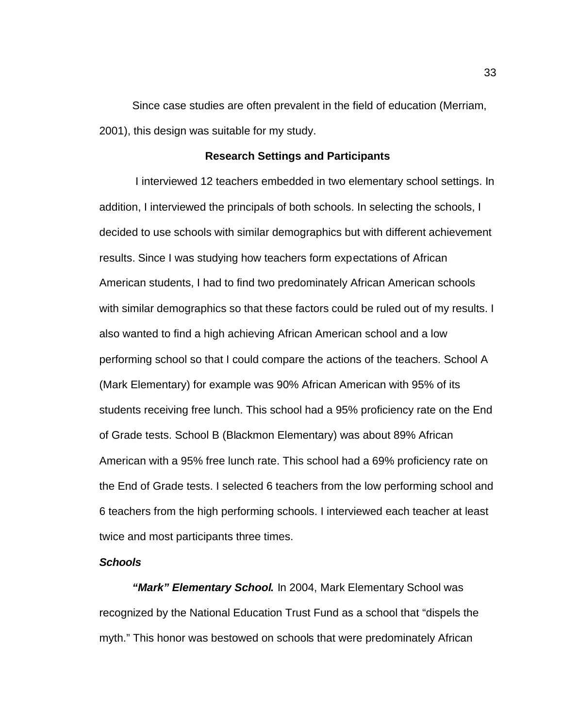Since case studies are often prevalent in the field of education (Merriam, 2001), this design was suitable for my study.

## Research Settings and Participants

I interviewed 12 teachers embedded in two elementary school settings. In addition, I interviewed the principals of both schools. In selecting the schools, I decided to use schools with similar demographics but with different achievement results. Since I was studying how teachers form expectations of African American students, I had to find two predominately African American schools with similar demographics so that these factors could be ruled out of my results. I also wanted to find a high achieving African American school and a low performing school so that I could compare the actions of the teachers. School A (Mark Elementary) for example was 90% African American with 95% of its students receiving free lunch. This school had a 95% proficiency rate on the End of Grade tests. School B (Blackmon Elementary) was about 89% African American with a 95% free lunch rate. This school had a 69% proficiency rate on the End of Grade tests. I selected 6 teachers from the low performing school and 6 teachers from the high performing schools. I interviewed each teacher at least twice and most participants three times.

### *Schools*

***"Mark" Elementary School.*** In 2004, Mark Elementary School was recognized by the National Education Trust Fund as a school that "dispels the myth." This honor was bestowed on schools that were predominately African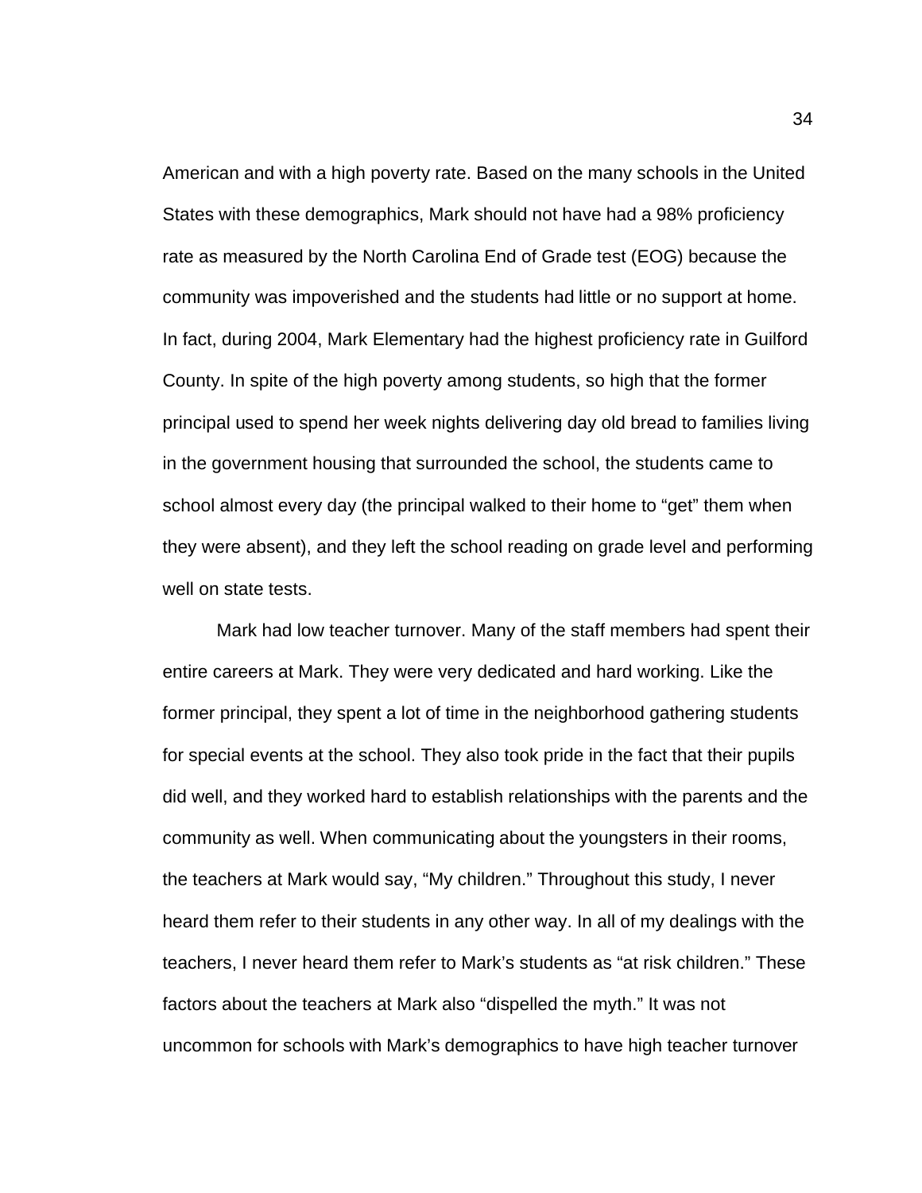American and with a high poverty rate. Based on the many schools in the United States with these demographics, Mark should not have had a 98% proficiency rate as measured by the North Carolina End of Grade test (EOG) because the community was impoverished and the students had little or no support at home. In fact, during 2004, Mark Elementary had the highest proficiency rate in Guilford County. In spite of the high poverty among students, so high that the former principal used to spend her week nights delivering day old bread to families living in the government housing that surrounded the school, the students came to school almost every day (the principal walked to their home to "get" them when they were absent), and they left the school reading on grade level and performing well on state tests.

Mark had low teacher turnover. Many of the staff members had spent their entire careers at Mark. They were very dedicated and hard working. Like the former principal, they spent a lot of time in the neighborhood gathering students for special events at the school. They also took pride in the fact that their pupils did well, and they worked hard to establish relationships with the parents and the community as well. When communicating about the youngsters in their rooms, the teachers at Mark would say, "My children." Throughout this study, I never heard them refer to their students in any other way. In all of my dealings with the teachers, I never heard them refer to Mark's students as "at risk children." These factors about the teachers at Mark also "dispelled the myth." It was not uncommon for schools with Mark's demographics to have high teacher turnover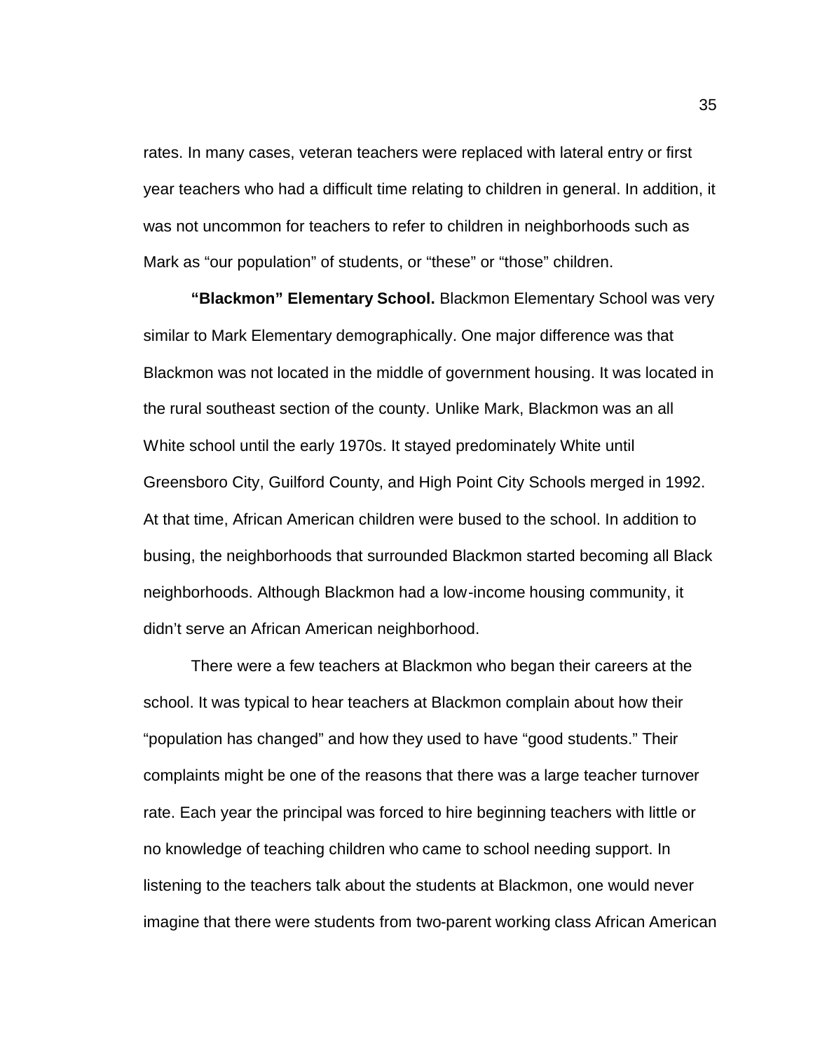rates. In many cases, veteran teachers were replaced with lateral entry or first year teachers who had a difficult time relating to children in general. In addition, it was not uncommon for teachers to refer to children in neighborhoods such as Mark as "our population" of students, or "these" or "those" children.

**"Blackmon" Elementary School.** Blackmon Elementary School was very similar to Mark Elementary demographically. One major difference was that Blackmon was not located in the middle of government housing. It was located in the rural southeast section of the county. Unlike Mark, Blackmon was an all White school until the early 1970s. It stayed predominately White until Greensboro City, Guilford County, and High Point City Schools merged in 1992. At that time, African American children were bused to the school. In addition to busing, the neighborhoods that surrounded Blackmon started becoming all Black neighborhoods. Although Blackmon had a low-income housing community, it didn't serve an African American neighborhood.

There were a few teachers at Blackmon who began their careers at the school. It was typical to hear teachers at Blackmon complain about how their "population has changed" and how they used to have "good students." Their complaints might be one of the reasons that there was a large teacher turnover rate. Each year the principal was forced to hire beginning teachers with little or no knowledge of teaching children who came to school needing support. In listening to the teachers talk about the students at Blackmon, one would never imagine that there were students from two-parent working class African American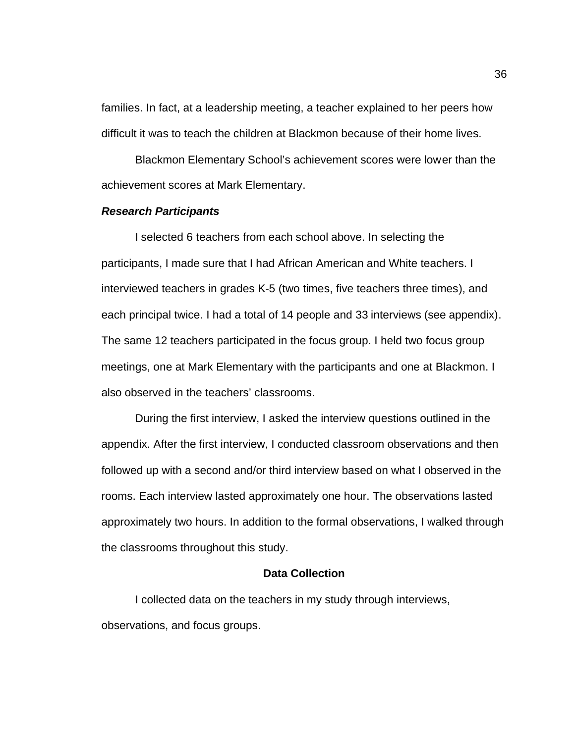families. In fact, at a leadership meeting, a teacher explained to her peers how difficult it was to teach the children at Blackmon because of their home lives.

Blackmon Elementary School's achievement scores were lower than the achievement scores at Mark Elementary.

### ***Research Participants***

I selected 6 teachers from each school above. In selecting the participants, I made sure that I had African American and White teachers. I interviewed teachers in grades K-5 (two times, five teachers three times), and each principal twice. I had a total of 14 people and 33 interviews (see appendix). The same 12 teachers participated in the focus group. I held two focus group meetings, one at Mark Elementary with the participants and one at Blackmon. I also observed in the teachers' classrooms.

During the first interview, I asked the interview questions outlined in the appendix. After the first interview, I conducted classroom observations and then followed up with a second and/or third interview based on what I observed in the rooms. Each interview lasted approximately one hour. The observations lasted approximately two hours. In addition to the formal observations, I walked through the classrooms throughout this study.

## Data Collection

I collected data on the teachers in my study through interviews, observations, and focus groups.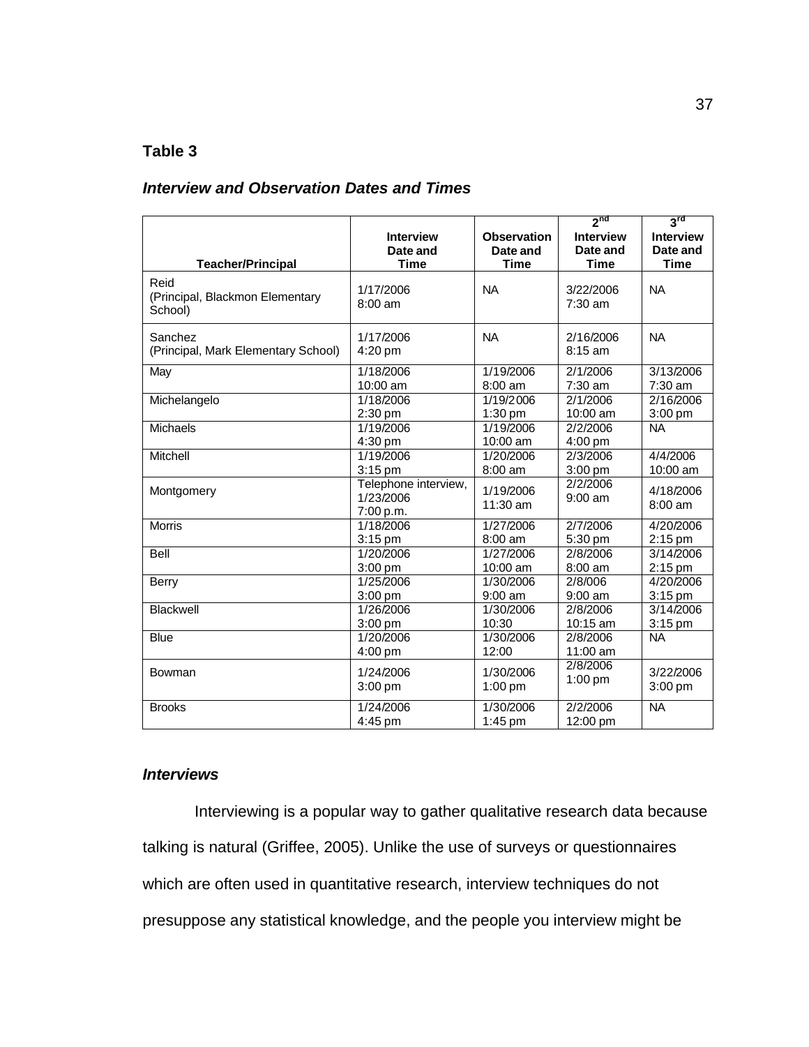**Table 3**

***Interview and Observation Dates and Times***

| Teacher/Principal | Interview Date and Time | Observation Date and Time | 2nd Interview Date and Time | 3rd Interview Date and Time |
|---|---|---|---|---|
| Reid (Principal, Blackmon Elementary School) | 1/17/2006 8:00 am | NA | 3/22/2006 7:30 am | NA |
| Sanchez (Principal, Mark Elementary School) | 1/17/2006 4:20 pm | NA | 2/16/2006 8:15 am | NA |
| May | 1/18/2006 10:00 am | 1/19/2006 8:00 am | 2/1/2006 7:30 am | 3/13/2006 7:30 am |
| Michelangelo | 1/18/2006 2:30 pm | 1/19/2006 1:30 pm | 2/1/2006 10:00 am | 2/16/2006 3:00 pm |
| Michaels | 1/19/2006 4:30 pm | 1/19/2006 10:00 am | 2/2/2006 4:00 pm | NA |
| Mitchell | 1/19/2006 3:15 pm | 1/20/2006 8:00 am | 2/3/2006 3:00 pm | 4/4/2006 10:00 am |
| Montgomery | Telephone interview, 1/23/2006 7:00 p.m. | 1/19/2006 11:30 am | 2/2/2006 9:00 am | 4/18/2006 8:00 am |
| Morris | 1/18/2006 3:15 pm | 1/27/2006 8:00 am | 2/7/2006 5:30 pm | 4/20/2006 2:15 pm |
| Bell | 1/20/2006 3:00 pm | 1/27/2006 10:00 am | 2/8/2006 8:00 am | 3/14/2006 2:15 pm |
| Berry | 1/25/2006 3:00 pm | 1/30/2006 9:00 am | 2/8/006 9:00 am | 4/20/2006 3:15 pm |
| Blackwell | 1/26/2006 3:00 pm | 1/30/2006 10:30 | 2/8/2006 10:15 am | 3/14/2006 3:15 pm |
| Blue | 1/20/2006 4:00 pm | 1/30/2006 12:00 | 2/8/2006 11:00 am | NA |
| Bowman | 1/24/2006 3:00 pm | 1/30/2006 1:00 pm | 2/8/2006 1:00 pm | 3/22/2006 3:00 pm |
| Brooks | 1/24/2006 4:45 pm | 1/30/2006 1:45 pm | 2/2/2006 12:00 pm | NA |

### *Interviews*

Interviewing is a popular way to gather qualitative research data because talking is natural (Griffee, 2005). Unlike the use of surveys or questionnaires which are often used in quantitative research, interview techniques do not presuppose any statistical knowledge, and the people you interview might be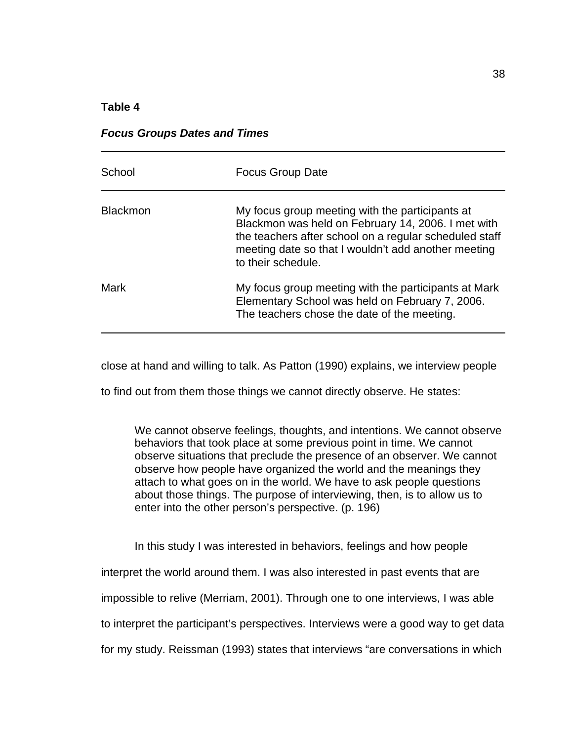**Table 4**

***Focus Groups Dates and Times***

| School | Focus Group Date |
|---|---|
| Blackmon | My focus group meeting with the participants at Blackmon was held on February 14, 2006. I met with the teachers after school on a regular scheduled staff meeting date so that I wouldn't add another meeting to their schedule. |
| Mark | My focus group meeting with the participants at Mark Elementary School was held on February 7, 2006. The teachers chose the date of the meeting. |

close at hand and willing to talk. As Patton (1990) explains, we interview people to find out from them those things we cannot directly observe. He states:

> We cannot observe feelings, thoughts, and intentions. We cannot observe behaviors that took place at some previous point in time. We cannot observe situations that preclude the presence of an observer. We cannot observe how people have organized the world and the meanings they attach to what goes on in the world. We have to ask people questions about those things. The purpose of interviewing, then, is to allow us to enter into the other person's perspective. (p. 196)

In this study I was interested in behaviors, feelings and how people interpret the world around them. I was also interested in past events that are impossible to relive (Merriam, 2001). Through one to one interviews, I was able to interpret the participant's perspectives. Interviews were a good way to get data for my study. Reissman (1993) states that interviews "are conversations in which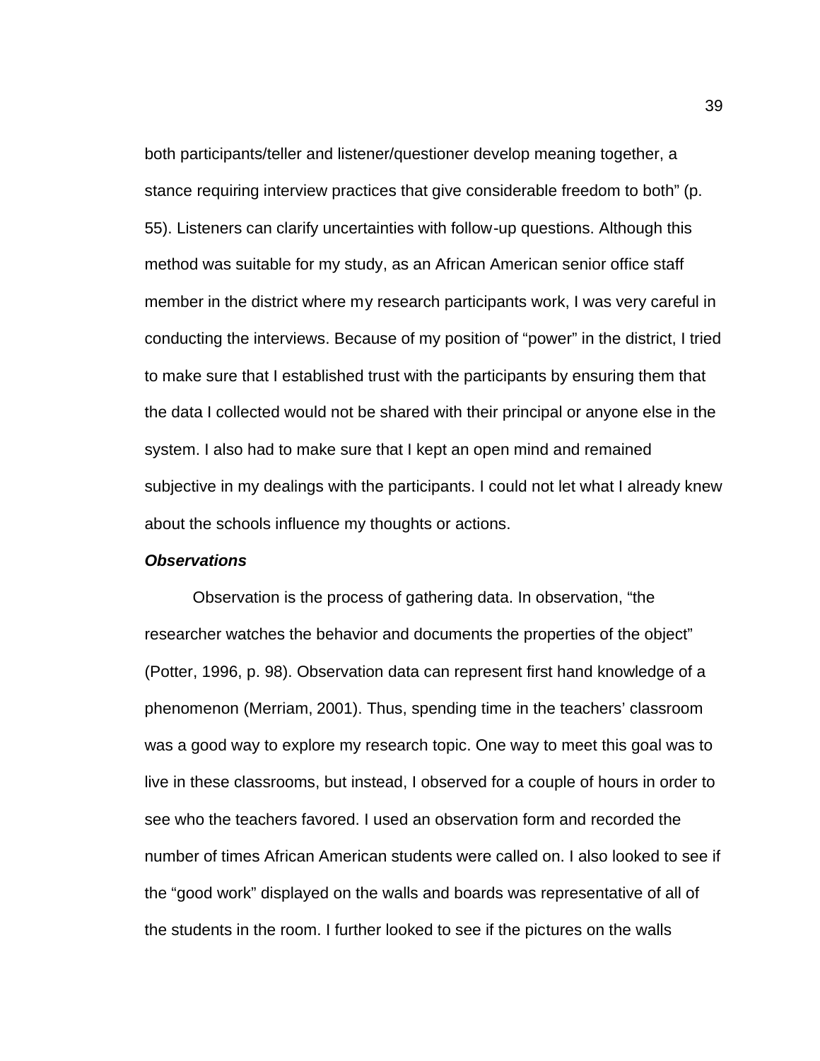both participants/teller and listener/questioner develop meaning together, a stance requiring interview practices that give considerable freedom to both" (p. 55). Listeners can clarify uncertainties with follow-up questions. Although this method was suitable for my study, as an African American senior office staff member in the district where my research participants work, I was very careful in conducting the interviews. Because of my position of "power" in the district, I tried to make sure that I established trust with the participants by ensuring them that the data I collected would not be shared with their principal or anyone else in the system. I also had to make sure that I kept an open mind and remained subjective in my dealings with the participants. I could not let what I already knew about the schools influence my thoughts or actions.

***Observations***

Observation is the process of gathering data. In observation, "the researcher watches the behavior and documents the properties of the object" (Potter, 1996, p. 98). Observation data can represent first hand knowledge of a phenomenon (Merriam, 2001). Thus, spending time in the teachers' classroom was a good way to explore my research topic. One way to meet this goal was to live in these classrooms, but instead, I observed for a couple of hours in order to see who the teachers favored. I used an observation form and recorded the number of times African American students were called on. I also looked to see if the "good work" displayed on the walls and boards was representative of all of the students in the room. I further looked to see if the pictures on the walls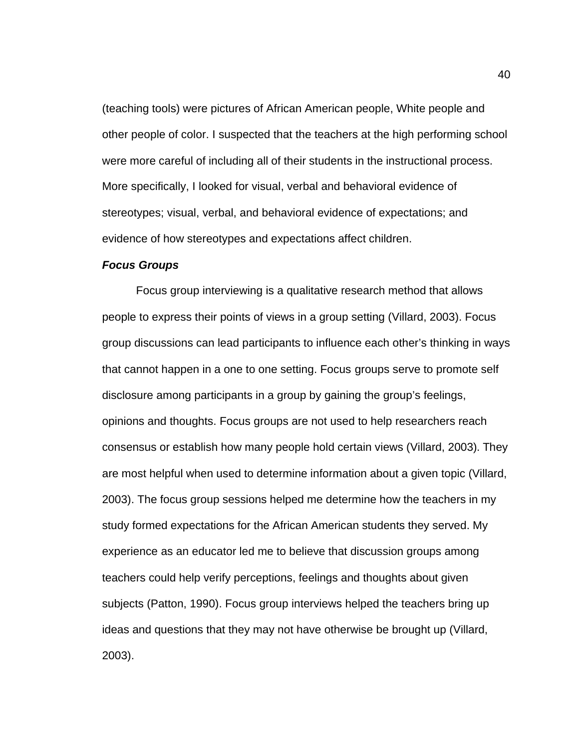(teaching tools) were pictures of African American people, White people and other people of color. I suspected that the teachers at the high performing school were more careful of including all of their students in the instructional process. More specifically, I looked for visual, verbal and behavioral evidence of stereotypes; visual, verbal, and behavioral evidence of expectations; and evidence of how stereotypes and expectations affect children.

***Focus Groups***

Focus group interviewing is a qualitative research method that allows people to express their points of views in a group setting (Villard, 2003). Focus group discussions can lead participants to influence each other's thinking in ways that cannot happen in a one to one setting. Focus groups serve to promote self disclosure among participants in a group by gaining the group's feelings, opinions and thoughts. Focus groups are not used to help researchers reach consensus or establish how many people hold certain views (Villard, 2003). They are most helpful when used to determine information about a given topic (Villard, 2003). The focus group sessions helped me determine how the teachers in my study formed expectations for the African American students they served. My experience as an educator led me to believe that discussion groups among teachers could help verify perceptions, feelings and thoughts about given subjects (Patton, 1990). Focus group interviews helped the teachers bring up ideas and questions that they may not have otherwise be brought up (Villard, 2003).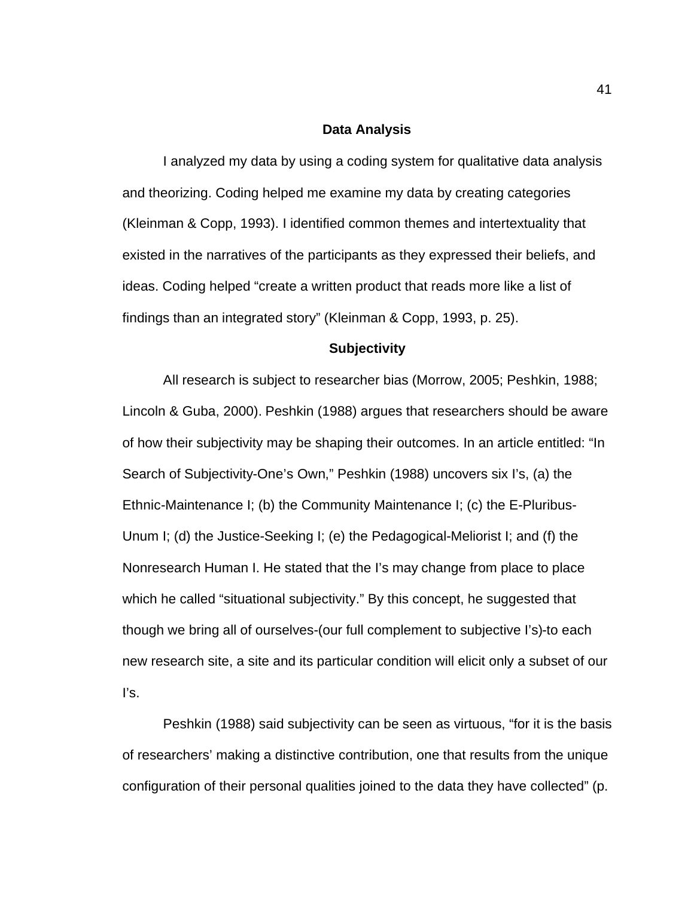## Data Analysis

I analyzed my data by using a coding system for qualitative data analysis and theorizing. Coding helped me examine my data by creating categories (Kleinman & Copp, 1993). I identified common themes and intertextuality that existed in the narratives of the participants as they expressed their beliefs, and ideas. Coding helped "create a written product that reads more like a list of findings than an integrated story" (Kleinman & Copp, 1993, p. 25).

## Subjectivity

All research is subject to researcher bias (Morrow, 2005; Peshkin, 1988; Lincoln & Guba, 2000). Peshkin (1988) argues that researchers should be aware of how their subjectivity may be shaping their outcomes. In an article entitled: "In Search of Subjectivity-One's Own," Peshkin (1988) uncovers six I's, (a) the Ethnic-Maintenance I; (b) the Community Maintenance I; (c) the E-Pluribus-Unum I; (d) the Justice-Seeking I; (e) the Pedagogical-Meliorist I; and (f) the Nonresearch Human I. He stated that the I's may change from place to place which he called "situational subjectivity." By this concept, he suggested that though we bring all of ourselves-(our full complement to subjective I's)-to each new research site, a site and its particular condition will elicit only a subset of our I's.

Peshkin (1988) said subjectivity can be seen as virtuous, "for it is the basis of researchers' making a distinctive contribution, one that results from the unique configuration of their personal qualities joined to the data they have collected" (p.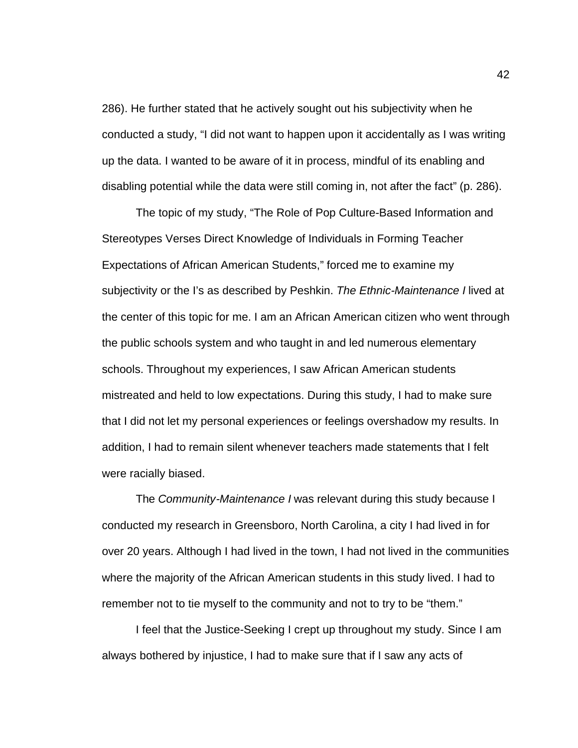286). He further stated that he actively sought out his subjectivity when he conducted a study, "I did not want to happen upon it accidentally as I was writing up the data. I wanted to be aware of it in process, mindful of its enabling and disabling potential while the data were still coming in, not after the fact" (p. 286).

The topic of my study, "The Role of Pop Culture-Based Information and Stereotypes Verses Direct Knowledge of Individuals in Forming Teacher Expectations of African American Students," forced me to examine my subjectivity or the I's as described by Peshkin. *The Ethnic-Maintenance I* lived at the center of this topic for me. I am an African American citizen who went through the public schools system and who taught in and led numerous elementary schools. Throughout my experiences, I saw African American students mistreated and held to low expectations. During this study, I had to make sure that I did not let my personal experiences or feelings overshadow my results. In addition, I had to remain silent whenever teachers made statements that I felt were racially biased.

The *Community-Maintenance I* was relevant during this study because I conducted my research in Greensboro, North Carolina, a city I had lived in for over 20 years. Although I had lived in the town, I had not lived in the communities where the majority of the African American students in this study lived. I had to remember not to tie myself to the community and not to try to be "them."

I feel that the Justice-Seeking I crept up throughout my study. Since I am always bothered by injustice, I had to make sure that if I saw any acts of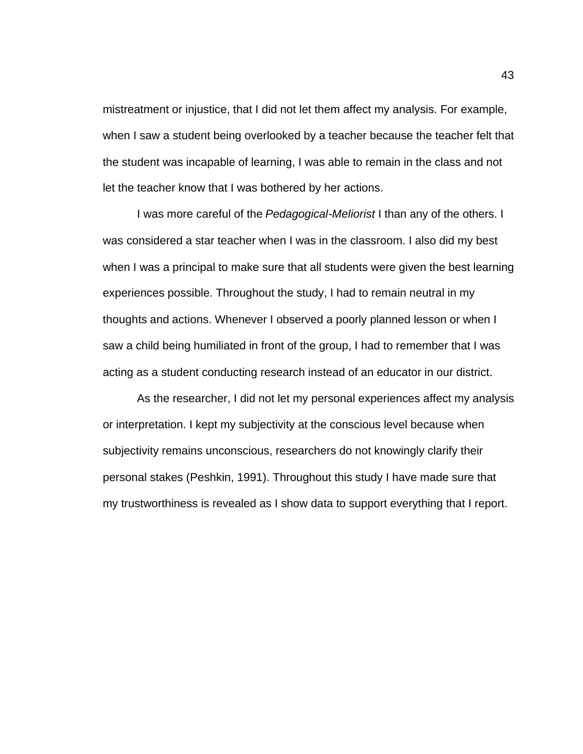mistreatment or injustice, that I did not let them affect my analysis. For example, when I saw a student being overlooked by a teacher because the teacher felt that the student was incapable of learning, I was able to remain in the class and not let the teacher know that I was bothered by her actions.

I was more careful of the *Pedagogical-Meliorist* I than any of the others. I was considered a star teacher when I was in the classroom. I also did my best when I was a principal to make sure that all students were given the best learning experiences possible. Throughout the study, I had to remain neutral in my thoughts and actions. Whenever I observed a poorly planned lesson or when I saw a child being humiliated in front of the group, I had to remember that I was acting as a student conducting research instead of an educator in our district.

As the researcher, I did not let my personal experiences affect my analysis or interpretation. I kept my subjectivity at the conscious level because when subjectivity remains unconscious, researchers do not knowingly clarify their personal stakes (Peshkin, 1991). Throughout this study I have made sure that my trustworthiness is revealed as I show data to support everything that I report.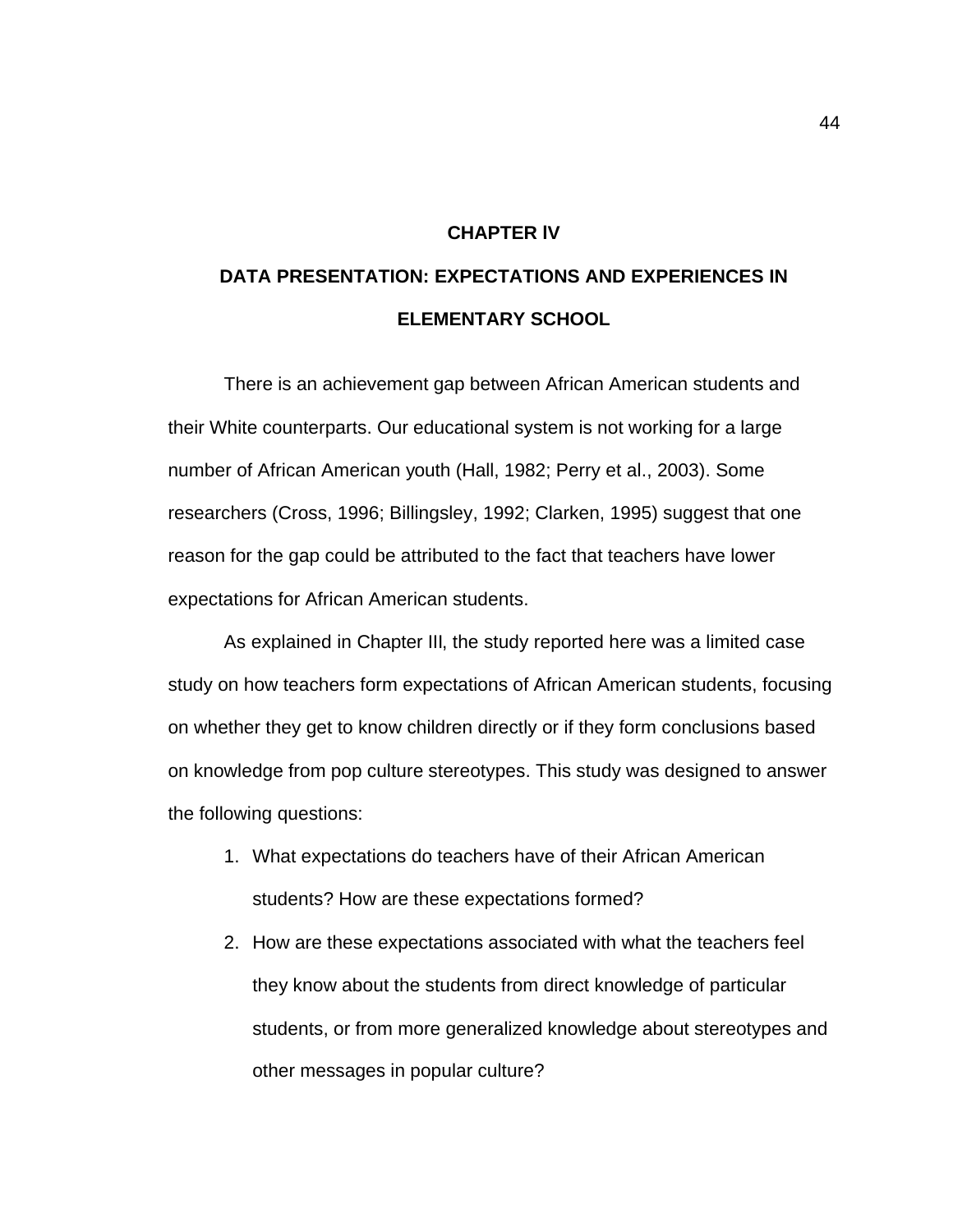# CHAPTER IV

# DATA PRESENTATION: EXPECTATIONS AND EXPERIENCES IN ELEMENTARY SCHOOL

There is an achievement gap between African American students and their White counterparts. Our educational system is not working for a large number of African American youth (Hall, 1982; Perry et al., 2003). Some researchers (Cross, 1996; Billingsley, 1992; Clarken, 1995) suggest that one reason for the gap could be attributed to the fact that teachers have lower expectations for African American students.

As explained in Chapter III, the study reported here was a limited case study on how teachers form expectations of African American students, focusing on whether they get to know children directly or if they form conclusions based on knowledge from pop culture stereotypes. This study was designed to answer the following questions:

1. What expectations do teachers have of their African American students? How are these expectations formed?
2. How are these expectations associated with what the teachers feel they know about the students from direct knowledge of particular students, or from more generalized knowledge about stereotypes and other messages in popular culture?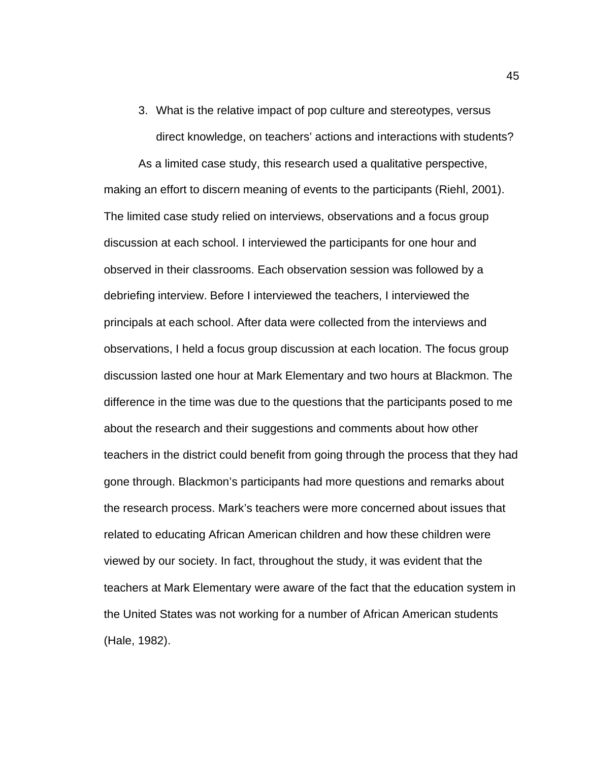3. What is the relative impact of pop culture and stereotypes, versus direct knowledge, on teachers' actions and interactions with students?

As a limited case study, this research used a qualitative perspective, making an effort to discern meaning of events to the participants (Riehl, 2001). The limited case study relied on interviews, observations and a focus group discussion at each school. I interviewed the participants for one hour and observed in their classrooms. Each observation session was followed by a debriefing interview. Before I interviewed the teachers, I interviewed the principals at each school. After data were collected from the interviews and observations, I held a focus group discussion at each location. The focus group discussion lasted one hour at Mark Elementary and two hours at Blackmon. The difference in the time was due to the questions that the participants posed to me about the research and their suggestions and comments about how other teachers in the district could benefit from going through the process that they had gone through. Blackmon's participants had more questions and remarks about the research process. Mark's teachers were more concerned about issues that related to educating African American children and how these children were viewed by our society. In fact, throughout the study, it was evident that the teachers at Mark Elementary were aware of the fact that the education system in the United States was not working for a number of African American students (Hale, 1982).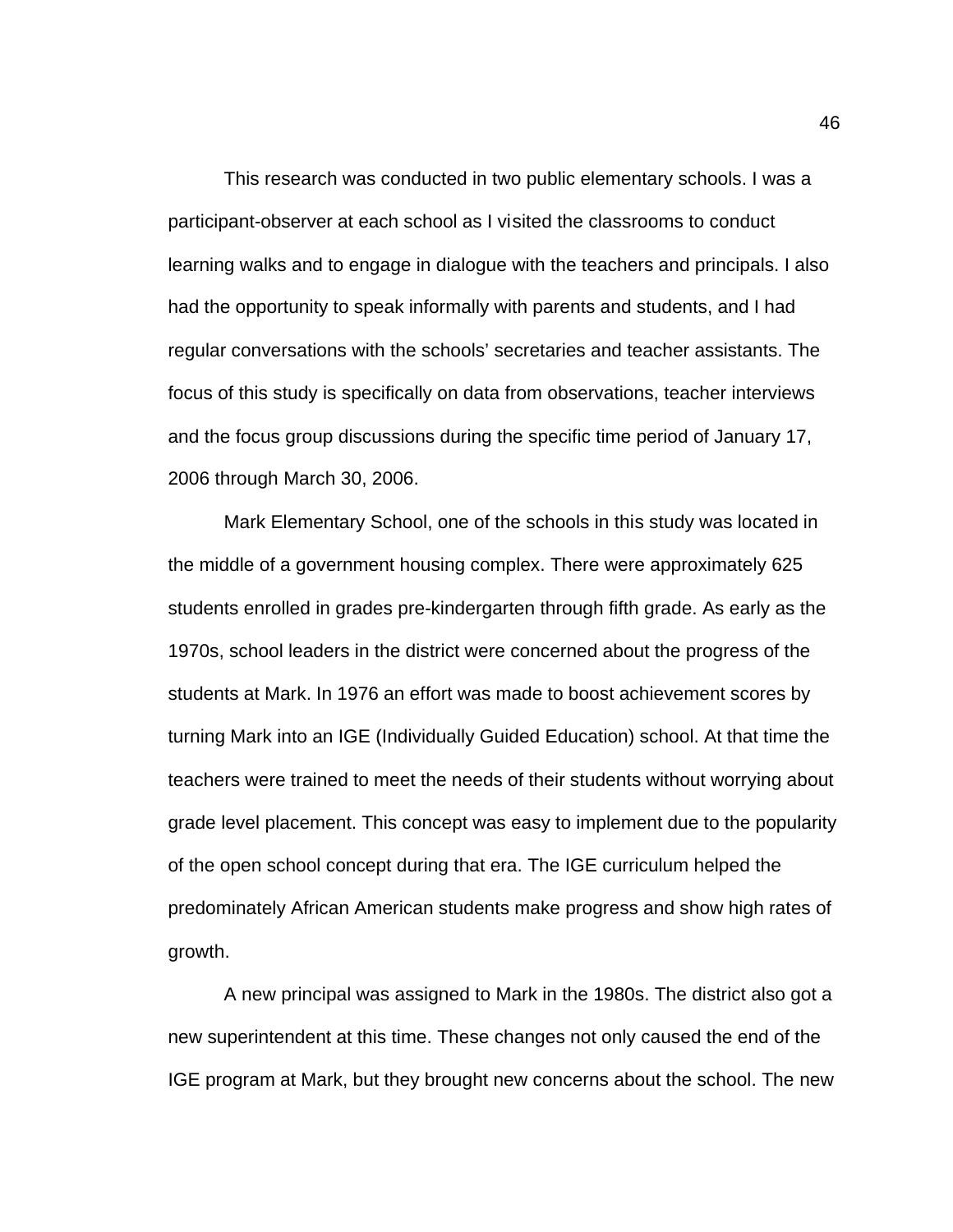This research was conducted in two public elementary schools. I was a participant-observer at each school as I visited the classrooms to conduct learning walks and to engage in dialogue with the teachers and principals. I also had the opportunity to speak informally with parents and students, and I had regular conversations with the schools' secretaries and teacher assistants. The focus of this study is specifically on data from observations, teacher interviews and the focus group discussions during the specific time period of January 17, 2006 through March 30, 2006.

Mark Elementary School, one of the schools in this study was located in the middle of a government housing complex. There were approximately 625 students enrolled in grades pre-kindergarten through fifth grade. As early as the 1970s, school leaders in the district were concerned about the progress of the students at Mark. In 1976 an effort was made to boost achievement scores by turning Mark into an IGE (Individually Guided Education) school. At that time the teachers were trained to meet the needs of their students without worrying about grade level placement. This concept was easy to implement due to the popularity of the open school concept during that era. The IGE curriculum helped the predominately African American students make progress and show high rates of growth.

A new principal was assigned to Mark in the 1980s. The district also got a new superintendent at this time. These changes not only caused the end of the IGE program at Mark, but they brought new concerns about the school. The new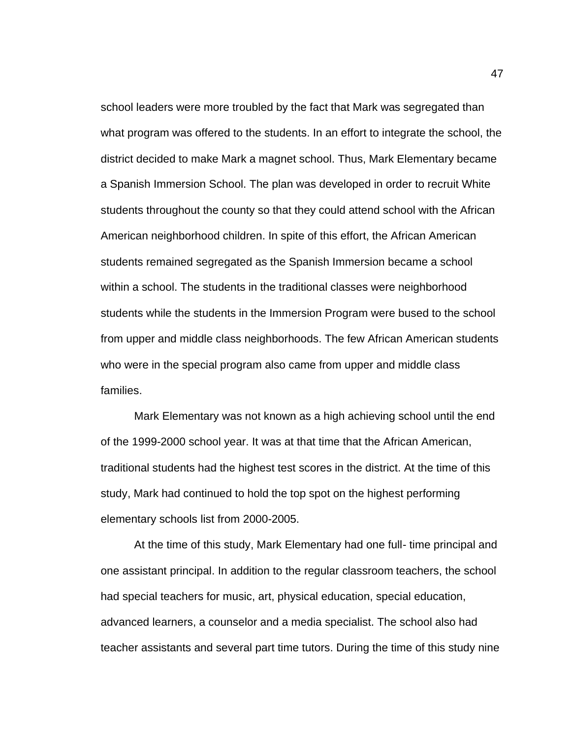school leaders were more troubled by the fact that Mark was segregated than what program was offered to the students. In an effort to integrate the school, the district decided to make Mark a magnet school. Thus, Mark Elementary became a Spanish Immersion School. The plan was developed in order to recruit White students throughout the county so that they could attend school with the African American neighborhood children. In spite of this effort, the African American students remained segregated as the Spanish Immersion became a school within a school. The students in the traditional classes were neighborhood students while the students in the Immersion Program were bused to the school from upper and middle class neighborhoods. The few African American students who were in the special program also came from upper and middle class families.

Mark Elementary was not known as a high achieving school until the end of the 1999-2000 school year. It was at that time that the African American, traditional students had the highest test scores in the district. At the time of this study, Mark had continued to hold the top spot on the highest performing elementary schools list from 2000-2005.

At the time of this study, Mark Elementary had one full- time principal and one assistant principal. In addition to the regular classroom teachers, the school had special teachers for music, art, physical education, special education, advanced learners, a counselor and a media specialist. The school also had teacher assistants and several part time tutors. During the time of this study nine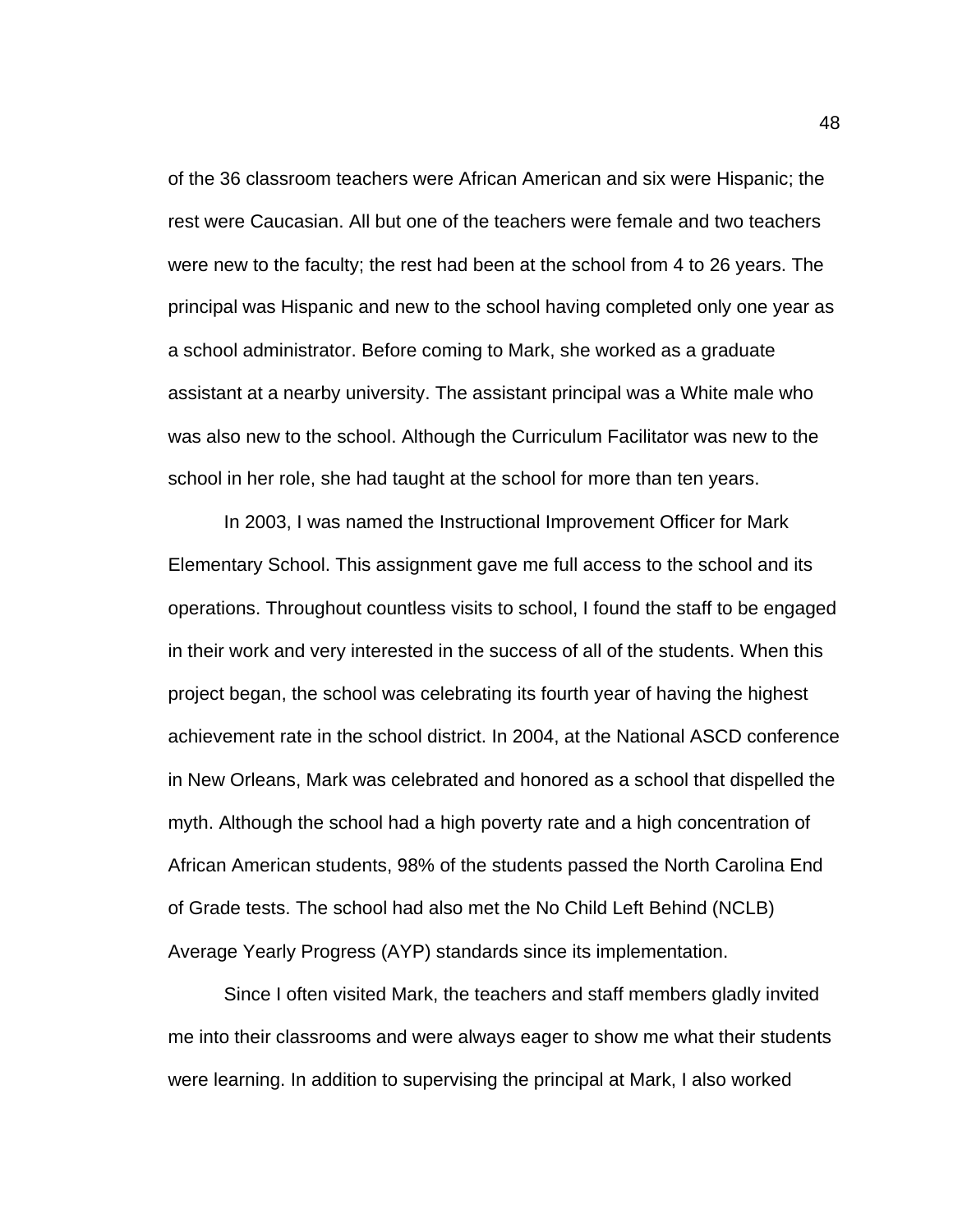of the 36 classroom teachers were African American and six were Hispanic; the rest were Caucasian. All but one of the teachers were female and two teachers were new to the faculty; the rest had been at the school from 4 to 26 years. The principal was Hispanic and new to the school having completed only one year as a school administrator. Before coming to Mark, she worked as a graduate assistant at a nearby university. The assistant principal was a White male who was also new to the school. Although the Curriculum Facilitator was new to the school in her role, she had taught at the school for more than ten years.

In 2003, I was named the Instructional Improvement Officer for Mark Elementary School. This assignment gave me full access to the school and its operations. Throughout countless visits to school, I found the staff to be engaged in their work and very interested in the success of all of the students. When this project began, the school was celebrating its fourth year of having the highest achievement rate in the school district. In 2004, at the National ASCD conference in New Orleans, Mark was celebrated and honored as a school that dispelled the myth. Although the school had a high poverty rate and a high concentration of African American students, 98% of the students passed the North Carolina End of Grade tests. The school had also met the No Child Left Behind (NCLB) Average Yearly Progress (AYP) standards since its implementation.

Since I often visited Mark, the teachers and staff members gladly invited me into their classrooms and were always eager to show me what their students were learning. In addition to supervising the principal at Mark, I also worked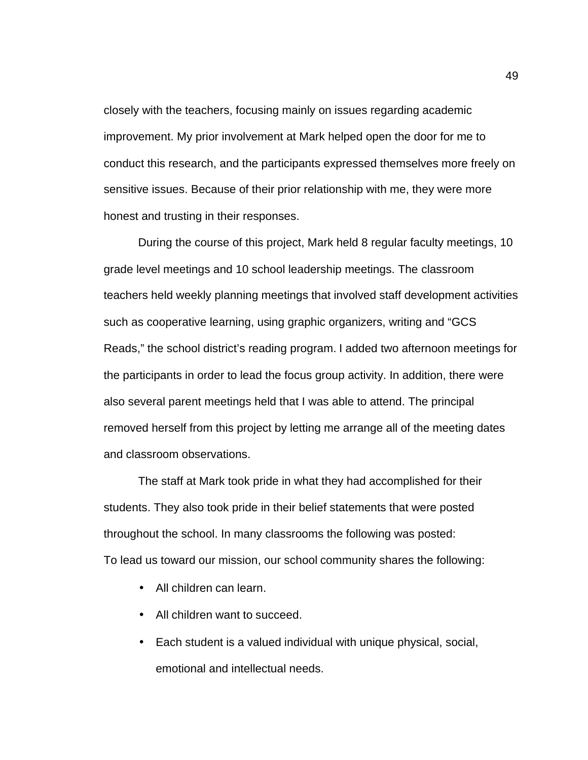closely with the teachers, focusing mainly on issues regarding academic improvement. My prior involvement at Mark helped open the door for me to conduct this research, and the participants expressed themselves more freely on sensitive issues. Because of their prior relationship with me, they were more honest and trusting in their responses.

During the course of this project, Mark held 8 regular faculty meetings, 10 grade level meetings and 10 school leadership meetings. The classroom teachers held weekly planning meetings that involved staff development activities such as cooperative learning, using graphic organizers, writing and "GCS Reads," the school district's reading program. I added two afternoon meetings for the participants in order to lead the focus group activity. In addition, there were also several parent meetings held that I was able to attend. The principal removed herself from this project by letting me arrange all of the meeting dates and classroom observations.

The staff at Mark took pride in what they had accomplished for their students. They also took pride in their belief statements that were posted throughout the school. In many classrooms the following was posted:

To lead us toward our mission, our school community shares the following:

- All children can learn.
- All children want to succeed.
- Each student is a valued individual with unique physical, social, emotional and intellectual needs.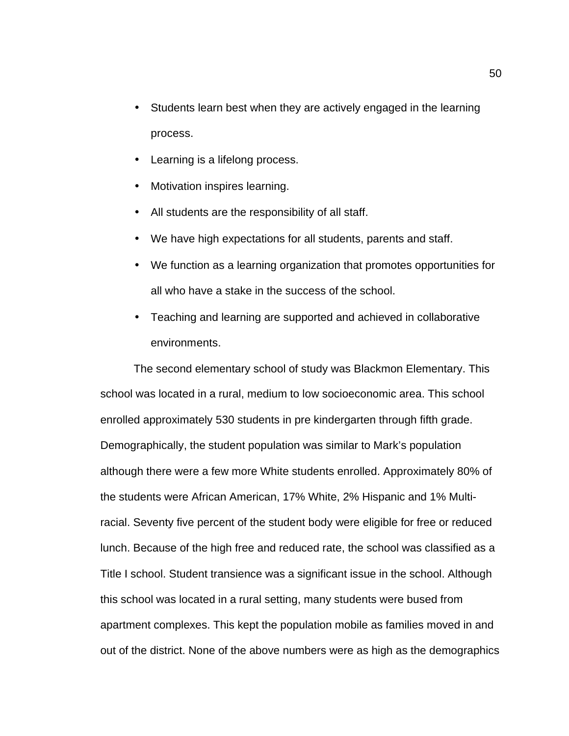- Students learn best when they are actively engaged in the learning process.
- Learning is a lifelong process.
- Motivation inspires learning.
- All students are the responsibility of all staff.
- We have high expectations for all students, parents and staff.
- We function as a learning organization that promotes opportunities for all who have a stake in the success of the school.
- Teaching and learning are supported and achieved in collaborative environments.

The second elementary school of study was Blackmon Elementary. This school was located in a rural, medium to low socioeconomic area. This school enrolled approximately 530 students in pre kindergarten through fifth grade. Demographically, the student population was similar to Mark's population although there were a few more White students enrolled. Approximately 80% of the students were African American, 17% White, 2% Hispanic and 1% Multi-racial. Seventy five percent of the student body were eligible for free or reduced lunch. Because of the high free and reduced rate, the school was classified as a Title I school. Student transience was a significant issue in the school. Although this school was located in a rural setting, many students were bused from apartment complexes. This kept the population mobile as families moved in and out of the district. None of the above numbers were as high as the demographics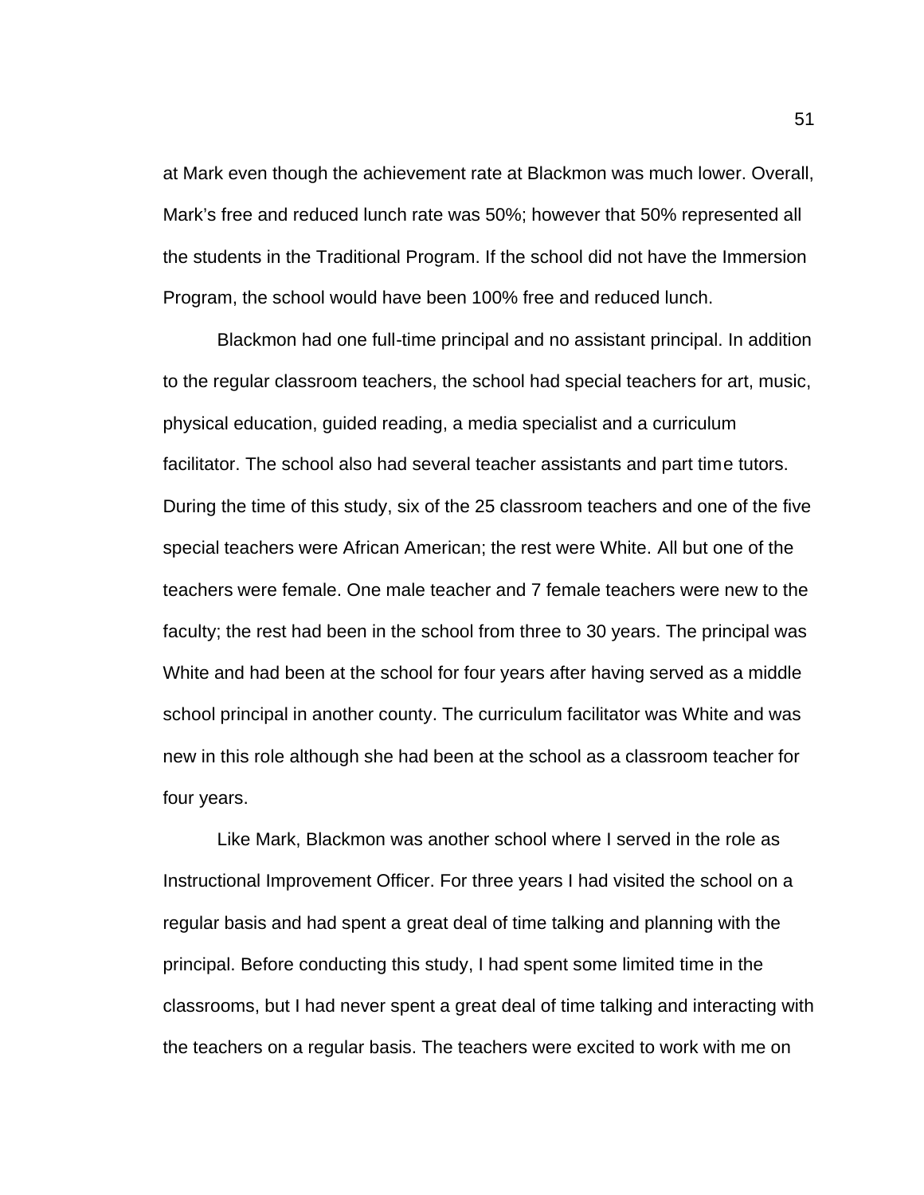at Mark even though the achievement rate at Blackmon was much lower. Overall, Mark's free and reduced lunch rate was 50%; however that 50% represented all the students in the Traditional Program. If the school did not have the Immersion Program, the school would have been 100% free and reduced lunch.

Blackmon had one full-time principal and no assistant principal. In addition to the regular classroom teachers, the school had special teachers for art, music, physical education, guided reading, a media specialist and a curriculum facilitator. The school also had several teacher assistants and part time tutors. During the time of this study, six of the 25 classroom teachers and one of the five special teachers were African American; the rest were White. All but one of the teachers were female. One male teacher and 7 female teachers were new to the faculty; the rest had been in the school from three to 30 years. The principal was White and had been at the school for four years after having served as a middle school principal in another county. The curriculum facilitator was White and was new in this role although she had been at the school as a classroom teacher for four years.

Like Mark, Blackmon was another school where I served in the role as Instructional Improvement Officer. For three years I had visited the school on a regular basis and had spent a great deal of time talking and planning with the principal. Before conducting this study, I had spent some limited time in the classrooms, but I had never spent a great deal of time talking and interacting with the teachers on a regular basis. The teachers were excited to work with me on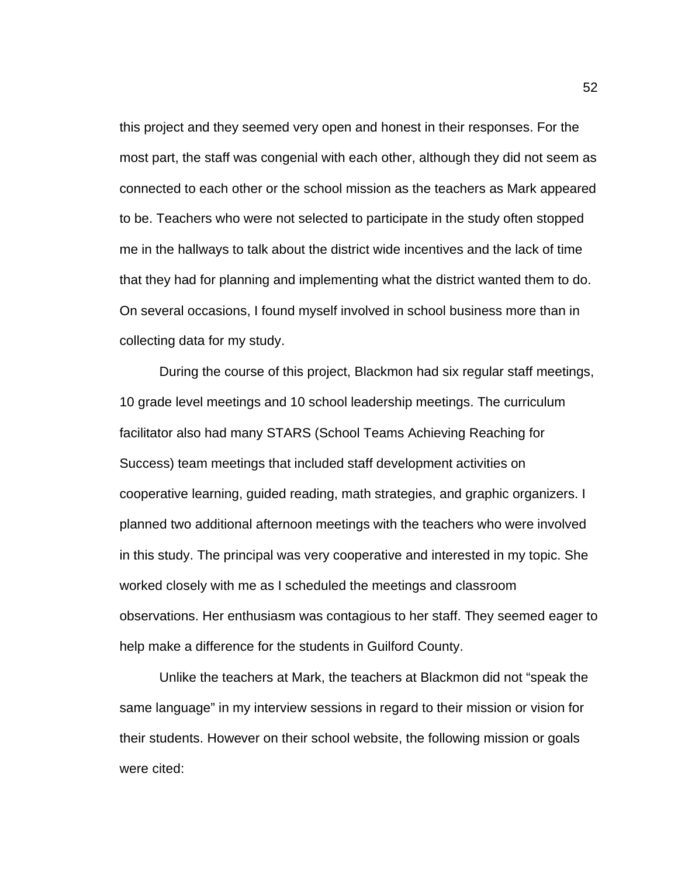this project and they seemed very open and honest in their responses. For the most part, the staff was congenial with each other, although they did not seem as connected to each other or the school mission as the teachers as Mark appeared to be. Teachers who were not selected to participate in the study often stopped me in the hallways to talk about the district wide incentives and the lack of time that they had for planning and implementing what the district wanted them to do. On several occasions, I found myself involved in school business more than in collecting data for my study.

During the course of this project, Blackmon had six regular staff meetings, 10 grade level meetings and 10 school leadership meetings. The curriculum facilitator also had many STARS (School Teams Achieving Reaching for Success) team meetings that included staff development activities on cooperative learning, guided reading, math strategies, and graphic organizers. I planned two additional afternoon meetings with the teachers who were involved in this study. The principal was very cooperative and interested in my topic. She worked closely with me as I scheduled the meetings and classroom observations. Her enthusiasm was contagious to her staff. They seemed eager to help make a difference for the students in Guilford County.

Unlike the teachers at Mark, the teachers at Blackmon did not “speak the same language” in my interview sessions in regard to their mission or vision for their students. However on their school website, the following mission or goals were cited: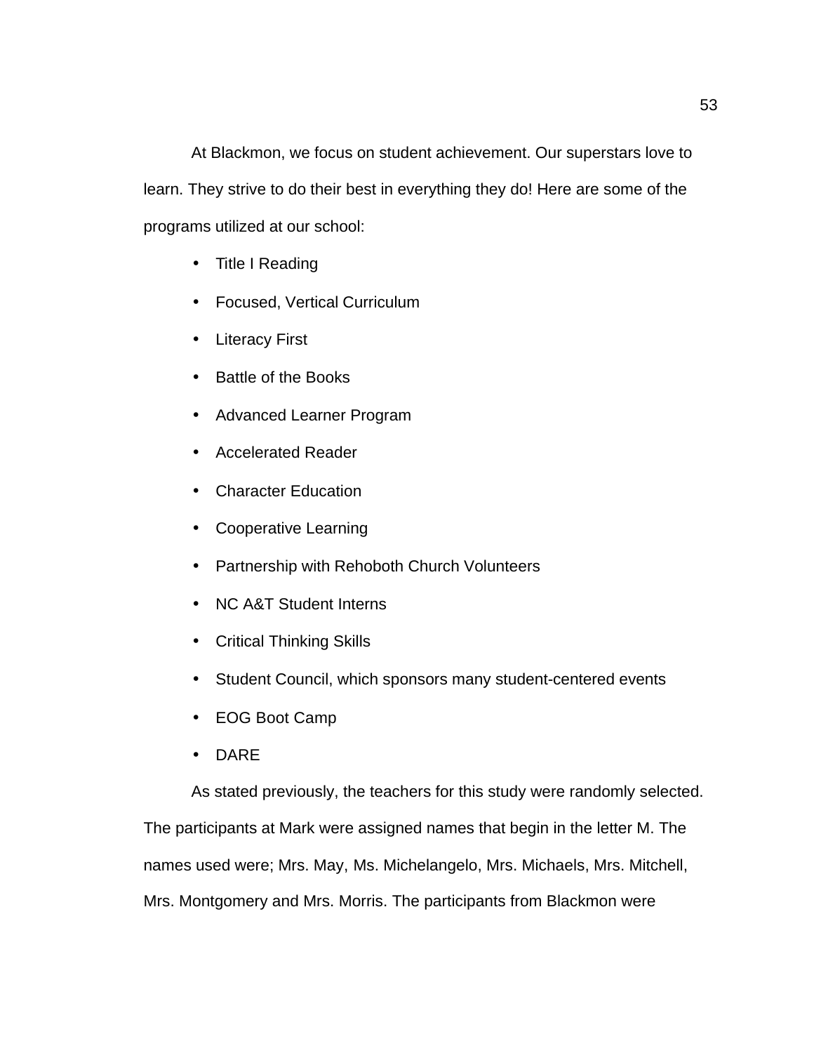At Blackmon, we focus on student achievement. Our superstars love to learn. They strive to do their best in everything they do! Here are some of the programs utilized at our school:

- Title I Reading
- Focused, Vertical Curriculum
- Literacy First
- Battle of the Books
- Advanced Learner Program
- Accelerated Reader
- Character Education
- Cooperative Learning
- Partnership with Rehoboth Church Volunteers
- NC A&T Student Interns
- Critical Thinking Skills
- Student Council, which sponsors many student-centered events
- EOG Boot Camp
- DARE

As stated previously, the teachers for this study were randomly selected. The participants at Mark were assigned names that begin in the letter M. The names used were; Mrs. May, Ms. Michelangelo, Mrs. Michaels, Mrs. Mitchell, Mrs. Montgomery and Mrs. Morris. The participants from Blackmon were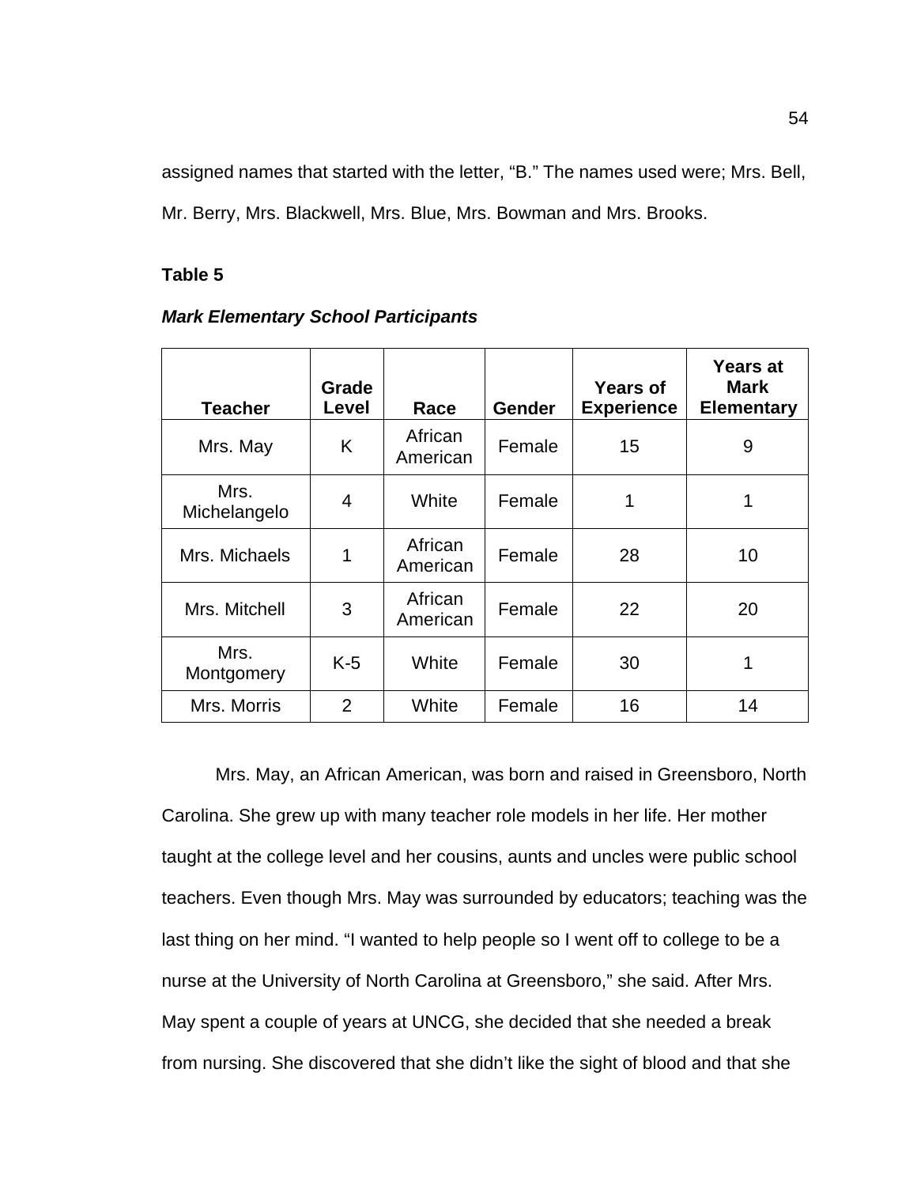assigned names that started with the letter, "B." The names used were; Mrs. Bell, Mr. Berry, Mrs. Blackwell, Mrs. Blue, Mrs. Bowman and Mrs. Brooks.

**Table 5**

***Mark Elementary School Participants***

| Teacher | Grade Level | Race | Gender | Years of Experience | Years at Mark Elementary |
|---|---|---|---|---|---|
| Mrs. May | K | African American | Female | 15 | 9 |
| Mrs. Michelangelo | 4 | White | Female | 1 | 1 |
| Mrs. Michaels | 1 | African American | Female | 28 | 10 |
| Mrs. Mitchell | 3 | African American | Female | 22 | 20 |
| Mrs. Montgomery | K-5 | White | Female | 30 | 1 |
| Mrs. Morris | 2 | White | Female | 16 | 14 |

Mrs. May, an African American, was born and raised in Greensboro, North Carolina. She grew up with many teacher role models in her life. Her mother taught at the college level and her cousins, aunts and uncles were public school teachers. Even though Mrs. May was surrounded by educators; teaching was the last thing on her mind. "I wanted to help people so I went off to college to be a nurse at the University of North Carolina at Greensboro," she said. After Mrs. May spent a couple of years at UNCG, she decided that she needed a break from nursing. She discovered that she didn't like the sight of blood and that she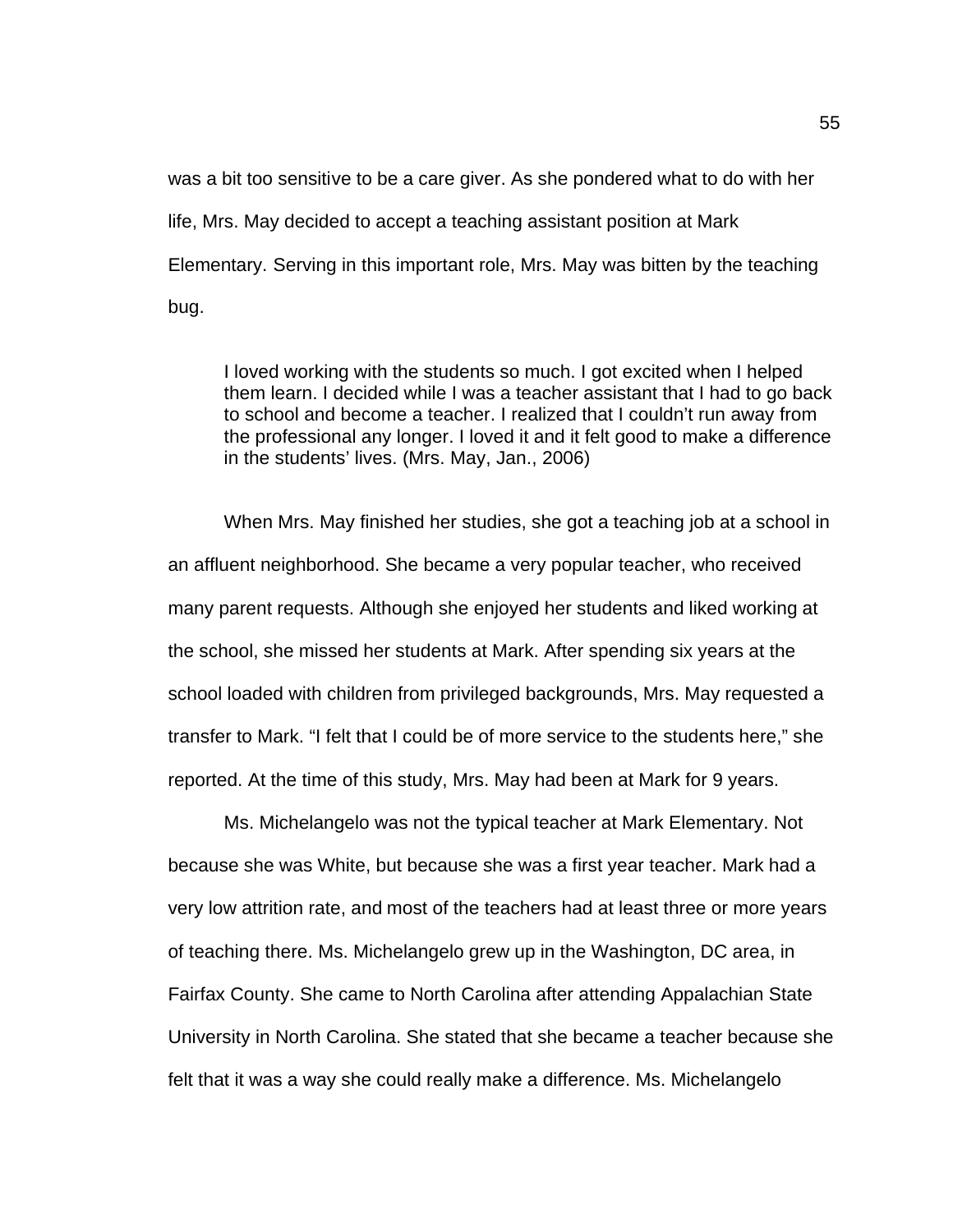was a bit too sensitive to be a care giver. As she pondered what to do with her life, Mrs. May decided to accept a teaching assistant position at Mark Elementary. Serving in this important role, Mrs. May was bitten by the teaching bug.

> I loved working with the students so much. I got excited when I helped them learn. I decided while I was a teacher assistant that I had to go back to school and become a teacher. I realized that I couldn't run away from the professional any longer. I loved it and it felt good to make a difference in the students' lives. (Mrs. May, Jan., 2006)

When Mrs. May finished her studies, she got a teaching job at a school in an affluent neighborhood. She became a very popular teacher, who received many parent requests. Although she enjoyed her students and liked working at the school, she missed her students at Mark. After spending six years at the school loaded with children from privileged backgrounds, Mrs. May requested a transfer to Mark. "I felt that I could be of more service to the students here," she reported. At the time of this study, Mrs. May had been at Mark for 9 years.

Ms. Michelangelo was not the typical teacher at Mark Elementary. Not because she was White, but because she was a first year teacher. Mark had a very low attrition rate, and most of the teachers had at least three or more years of teaching there. Ms. Michelangelo grew up in the Washington, DC area, in Fairfax County. She came to North Carolina after attending Appalachian State University in North Carolina. She stated that she became a teacher because she felt that it was a way she could really make a difference. Ms. Michelangelo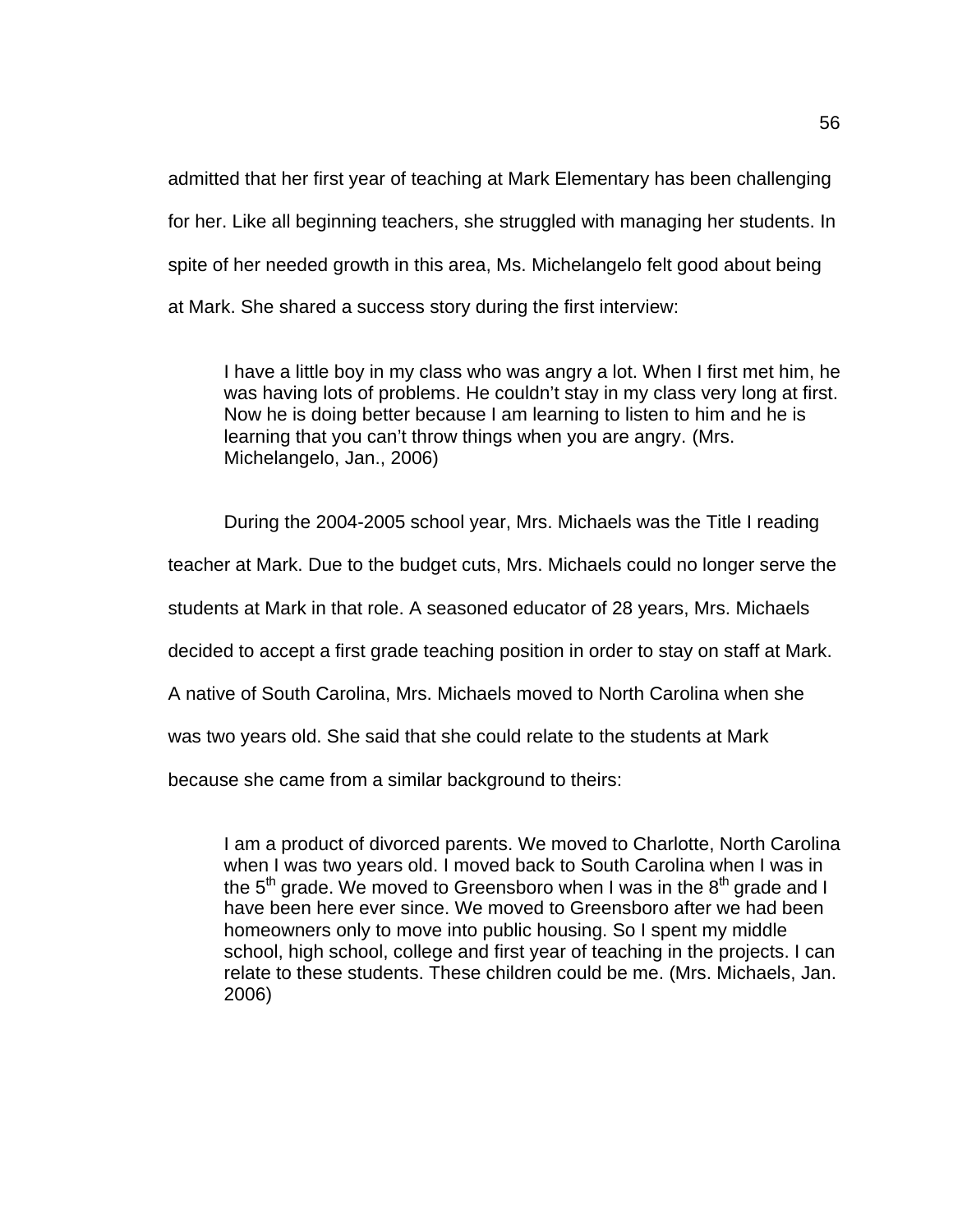admitted that her first year of teaching at Mark Elementary has been challenging for her. Like all beginning teachers, she struggled with managing her students. In spite of her needed growth in this area, Ms. Michelangelo felt good about being at Mark. She shared a success story during the first interview:

> I have a little boy in my class who was angry a lot. When I first met him, he was having lots of problems. He couldn't stay in my class very long at first. Now he is doing better because I am learning to listen to him and he is learning that you can't throw things when you are angry. (Mrs. Michelangelo, Jan., 2006)

During the 2004-2005 school year, Mrs. Michaels was the Title I reading teacher at Mark. Due to the budget cuts, Mrs. Michaels could no longer serve the students at Mark in that role. A seasoned educator of 28 years, Mrs. Michaels decided to accept a first grade teaching position in order to stay on staff at Mark. A native of South Carolina, Mrs. Michaels moved to North Carolina when she was two years old. She said that she could relate to the students at Mark because she came from a similar background to theirs:

> I am a product of divorced parents. We moved to Charlotte, North Carolina when I was two years old. I moved back to South Carolina when I was in the 5th grade. We moved to Greensboro when I was in the 8th grade and I have been here ever since. We moved to Greensboro after we had been homeowners only to move into public housing. So I spent my middle school, high school, college and first year of teaching in the projects. I can relate to these students. These children could be me. (Mrs. Michaels, Jan. 2006)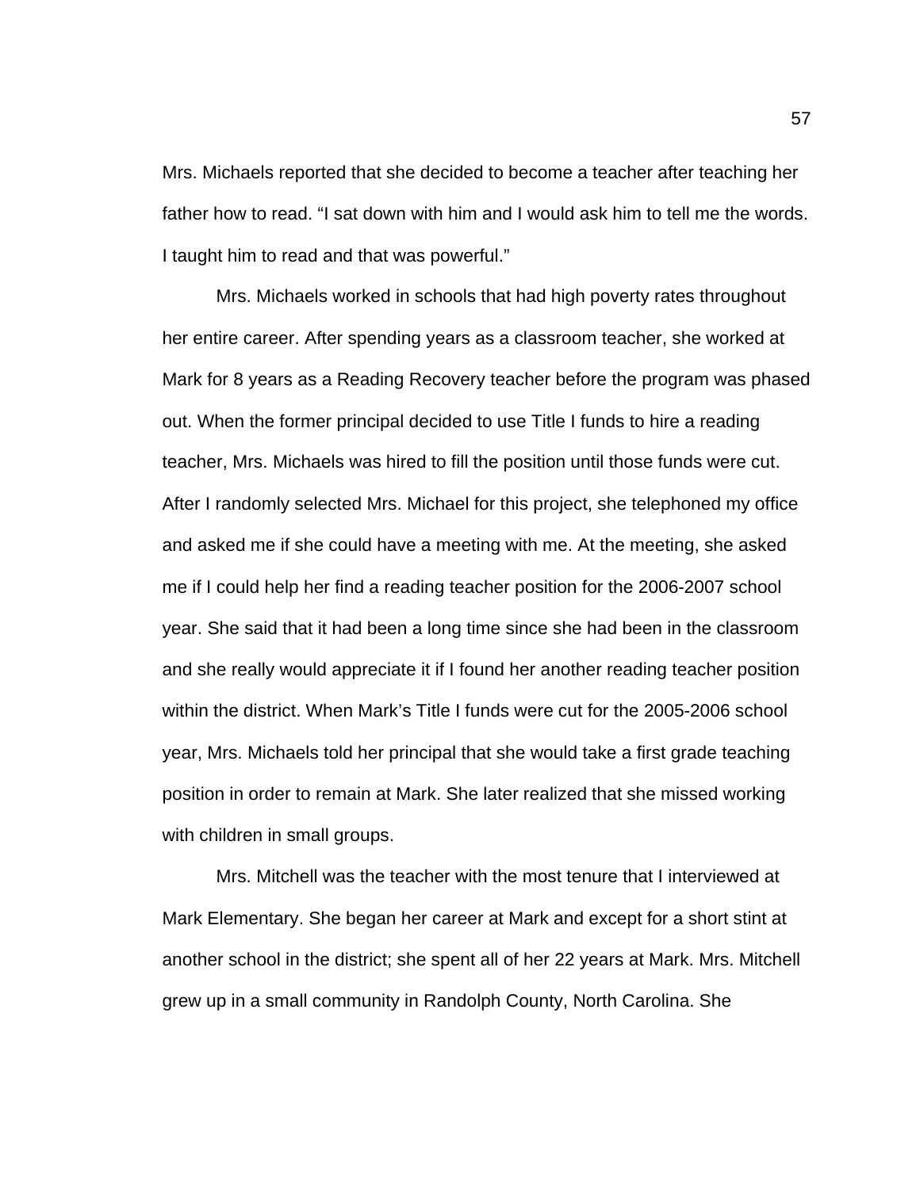Mrs. Michaels reported that she decided to become a teacher after teaching her father how to read. “I sat down with him and I would ask him to tell me the words. I taught him to read and that was powerful.”

Mrs. Michaels worked in schools that had high poverty rates throughout her entire career. After spending years as a classroom teacher, she worked at Mark for 8 years as a Reading Recovery teacher before the program was phased out. When the former principal decided to use Title I funds to hire a reading teacher, Mrs. Michaels was hired to fill the position until those funds were cut. After I randomly selected Mrs. Michael for this project, she telephoned my office and asked me if she could have a meeting with me. At the meeting, she asked me if I could help her find a reading teacher position for the 2006-2007 school year. She said that it had been a long time since she had been in the classroom and she really would appreciate it if I found her another reading teacher position within the district. When Mark’s Title I funds were cut for the 2005-2006 school year, Mrs. Michaels told her principal that she would take a first grade teaching position in order to remain at Mark. She later realized that she missed working with children in small groups.

Mrs. Mitchell was the teacher with the most tenure that I interviewed at Mark Elementary. She began her career at Mark and except for a short stint at another school in the district; she spent all of her 22 years at Mark. Mrs. Mitchell grew up in a small community in Randolph County, North Carolina. She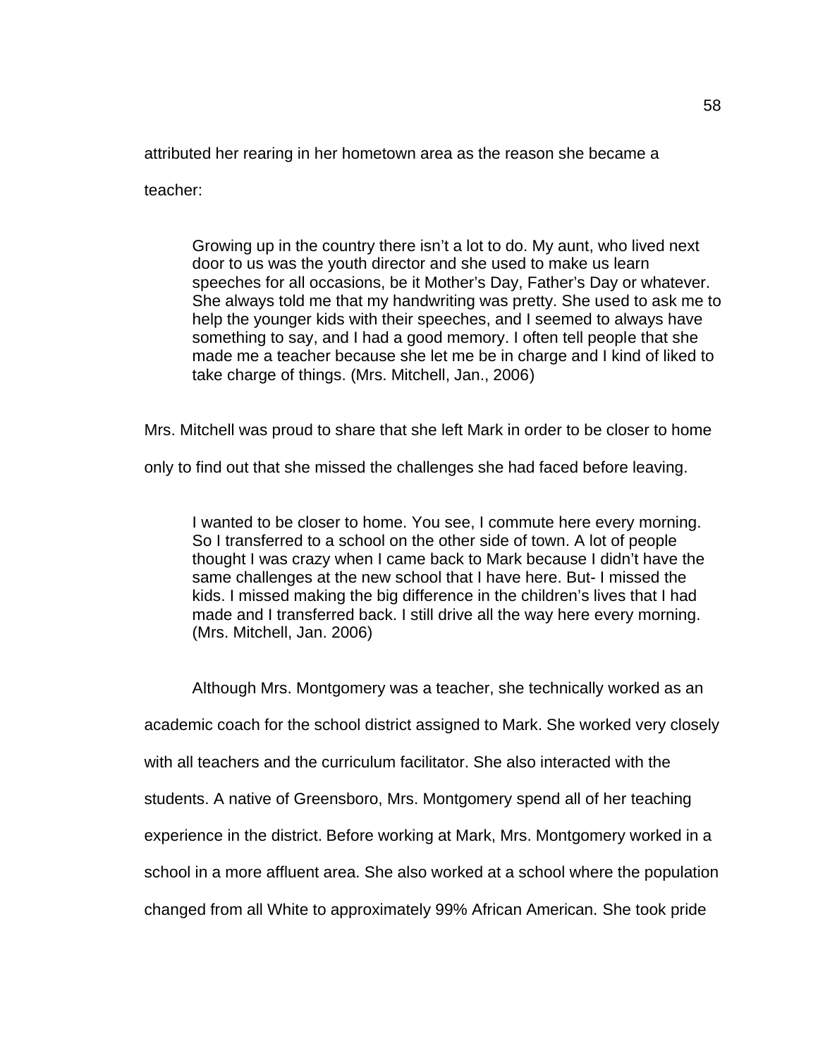attributed her rearing in her hometown area as the reason she became a teacher:

> Growing up in the country there isn't a lot to do. My aunt, who lived next door to us was the youth director and she used to make us learn speeches for all occasions, be it Mother's Day, Father's Day or whatever. She always told me that my handwriting was pretty. She used to ask me to help the younger kids with their speeches, and I seemed to always have something to say, and I had a good memory. I often tell people that she made me a teacher because she let me be in charge and I kind of liked to take charge of things. (Mrs. Mitchell, Jan., 2006)

Mrs. Mitchell was proud to share that she left Mark in order to be closer to home only to find out that she missed the challenges she had faced before leaving.

> I wanted to be closer to home. You see, I commute here every morning. So I transferred to a school on the other side of town. A lot of people thought I was crazy when I came back to Mark because I didn't have the same challenges at the new school that I have here. But- I missed the kids. I missed making the big difference in the children's lives that I had made and I transferred back. I still drive all the way here every morning. (Mrs. Mitchell, Jan. 2006)

Although Mrs. Montgomery was a teacher, she technically worked as an academic coach for the school district assigned to Mark. She worked very closely with all teachers and the curriculum facilitator. She also interacted with the students. A native of Greensboro, Mrs. Montgomery spend all of her teaching experience in the district. Before working at Mark, Mrs. Montgomery worked in a school in a more affluent area. She also worked at a school where the population changed from all White to approximately 99% African American. She took pride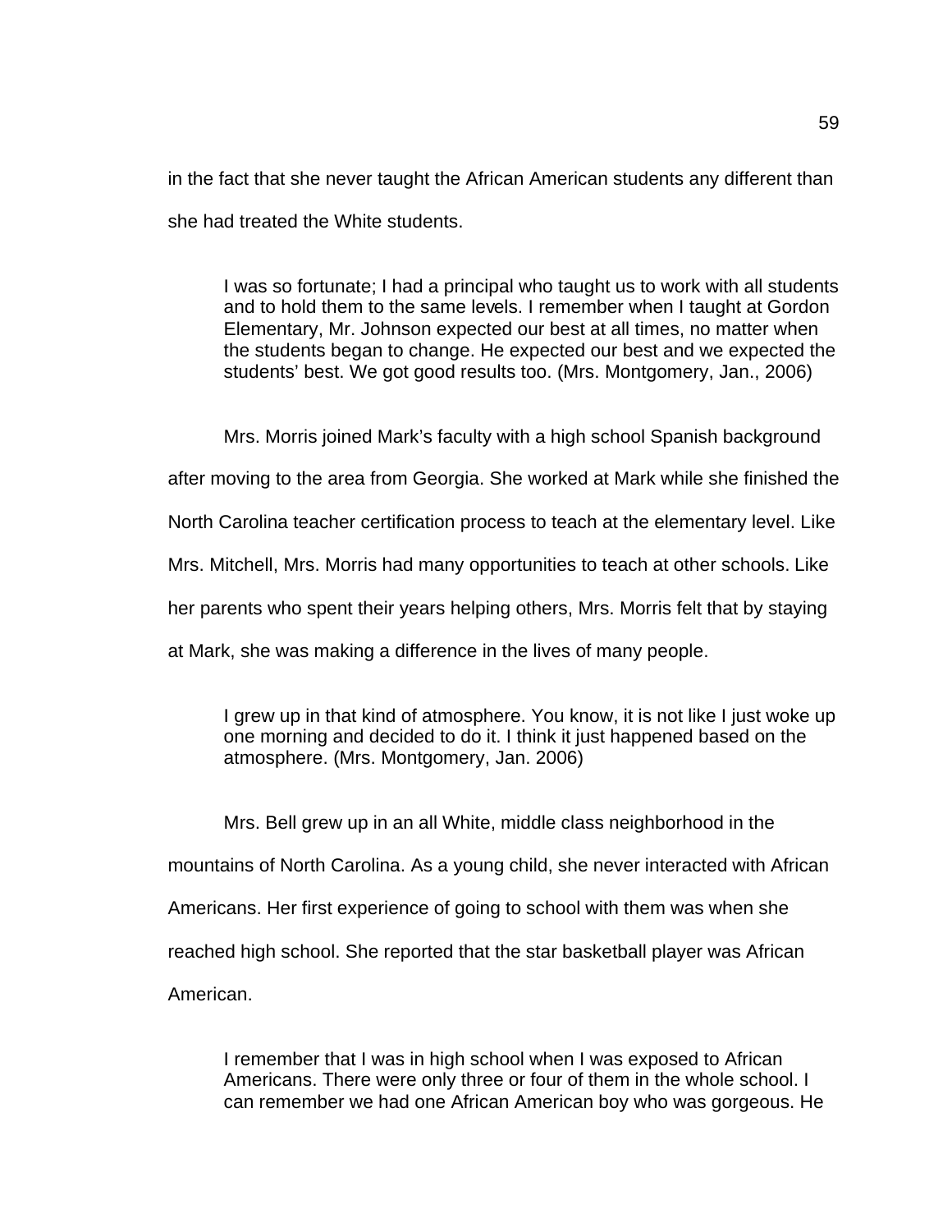in the fact that she never taught the African American students any different than she had treated the White students.

> I was so fortunate; I had a principal who taught us to work with all students and to hold them to the same levels. I remember when I taught at Gordon Elementary, Mr. Johnson expected our best at all times, no matter when the students began to change. He expected our best and we expected the students' best. We got good results too. (Mrs. Montgomery, Jan., 2006)

Mrs. Morris joined Mark's faculty with a high school Spanish background after moving to the area from Georgia. She worked at Mark while she finished the North Carolina teacher certification process to teach at the elementary level. Like Mrs. Mitchell, Mrs. Morris had many opportunities to teach at other schools. Like her parents who spent their years helping others, Mrs. Morris felt that by staying at Mark, she was making a difference in the lives of many people.

> I grew up in that kind of atmosphere. You know, it is not like I just woke up one morning and decided to do it. I think it just happened based on the atmosphere. (Mrs. Montgomery, Jan. 2006)

Mrs. Bell grew up in an all White, middle class neighborhood in the mountains of North Carolina. As a young child, she never interacted with African Americans. Her first experience of going to school with them was when she reached high school. She reported that the star basketball player was African American.

> I remember that I was in high school when I was exposed to African Americans. There were only three or four of them in the whole school. I can remember we had one African American boy who was gorgeous. He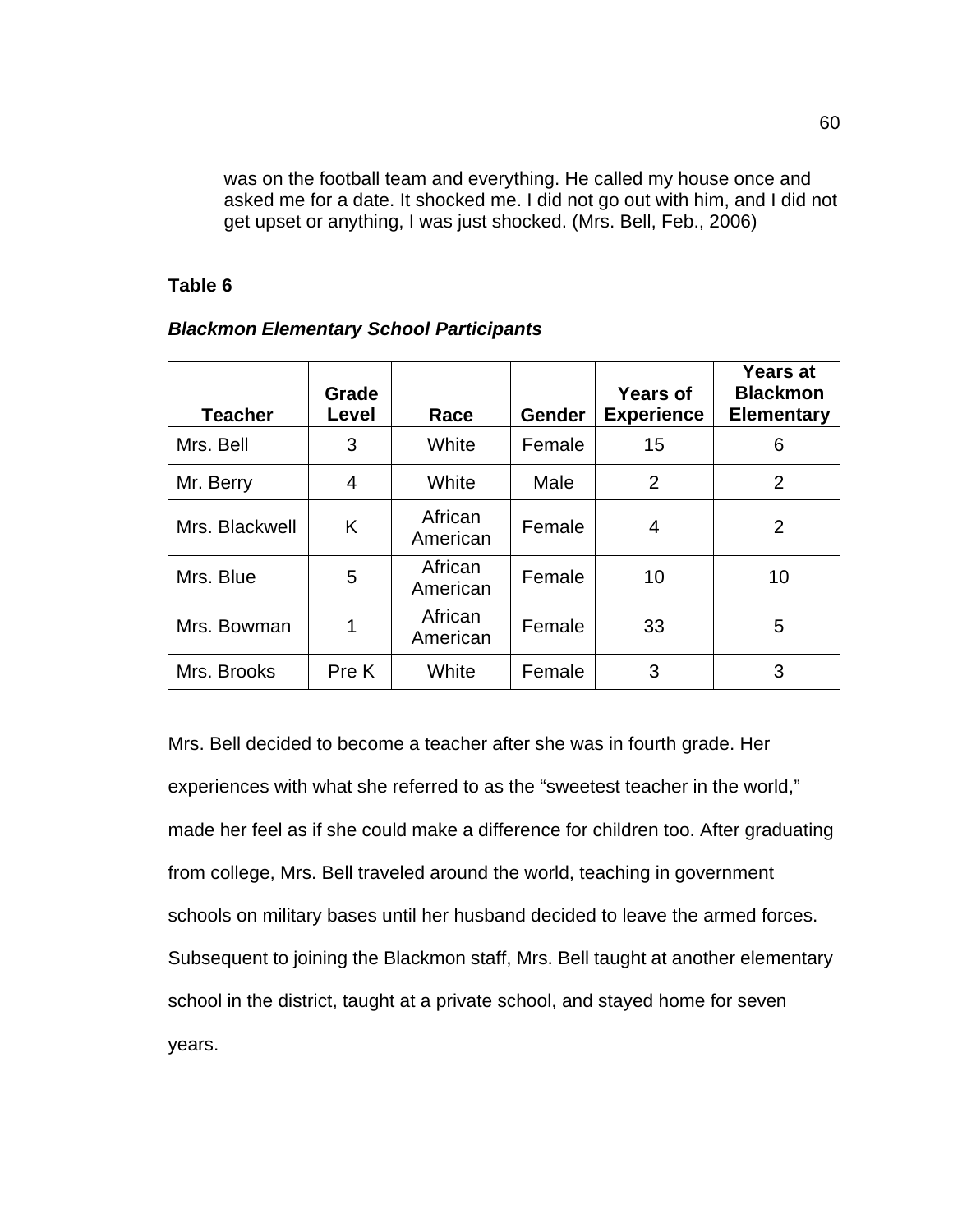> was on the football team and everything. He called my house once and asked me for a date. It shocked me. I did not go out with him, and I did not get upset or anything, I was just shocked. (Mrs. Bell, Feb., 2006)

**Table 6**

***Blackmon Elementary School Participants***

| Teacher | Grade Level | Race | Gender | Years of Experience | Years at Blackmon Elementary |
|---|---|---|---|---|---|
| Mrs. Bell | 3 | White | Female | 15 | 6 |
| Mr. Berry | 4 | White | Male | 2 | 2 |
| Mrs. Blackwell | K | African American | Female | 4 | 2 |
| Mrs. Blue | 5 | African American | Female | 10 | 10 |
| Mrs. Bowman | 1 | African American | Female | 33 | 5 |
| Mrs. Brooks | Pre K | White | Female | 3 | 3 |

Mrs. Bell decided to become a teacher after she was in fourth grade. Her experiences with what she referred to as the "sweetest teacher in the world," made her feel as if she could make a difference for children too. After graduating from college, Mrs. Bell traveled around the world, teaching in government schools on military bases until her husband decided to leave the armed forces. Subsequent to joining the Blackmon staff, Mrs. Bell taught at another elementary school in the district, taught at a private school, and stayed home for seven years.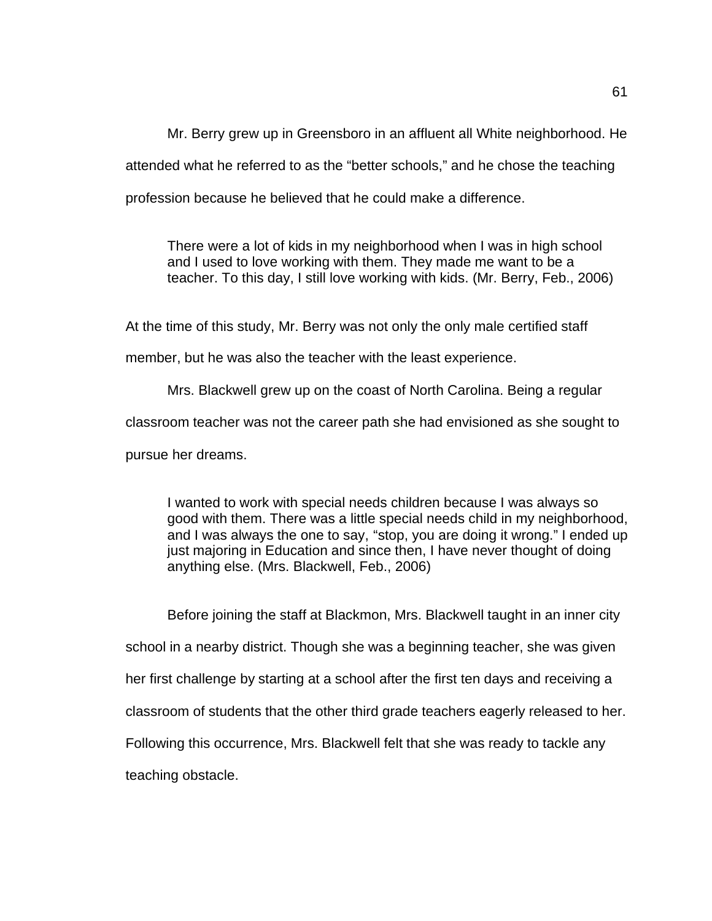Mr. Berry grew up in Greensboro in an affluent all White neighborhood. He attended what he referred to as the “better schools,” and he chose the teaching profession because he believed that he could make a difference.

> There were a lot of kids in my neighborhood when I was in high school and I used to love working with them. They made me want to be a teacher. To this day, I still love working with kids. (Mr. Berry, Feb., 2006)

At the time of this study, Mr. Berry was not only the only male certified staff member, but he was also the teacher with the least experience.

Mrs. Blackwell grew up on the coast of North Carolina. Being a regular classroom teacher was not the career path she had envisioned as she sought to pursue her dreams.

> I wanted to work with special needs children because I was always so good with them. There was a little special needs child in my neighborhood, and I was always the one to say, “stop, you are doing it wrong.” I ended up just majoring in Education and since then, I have never thought of doing anything else. (Mrs. Blackwell, Feb., 2006)

Before joining the staff at Blackmon, Mrs. Blackwell taught in an inner city school in a nearby district. Though she was a beginning teacher, she was given her first challenge by starting at a school after the first ten days and receiving a classroom of students that the other third grade teachers eagerly released to her. Following this occurrence, Mrs. Blackwell felt that she was ready to tackle any teaching obstacle.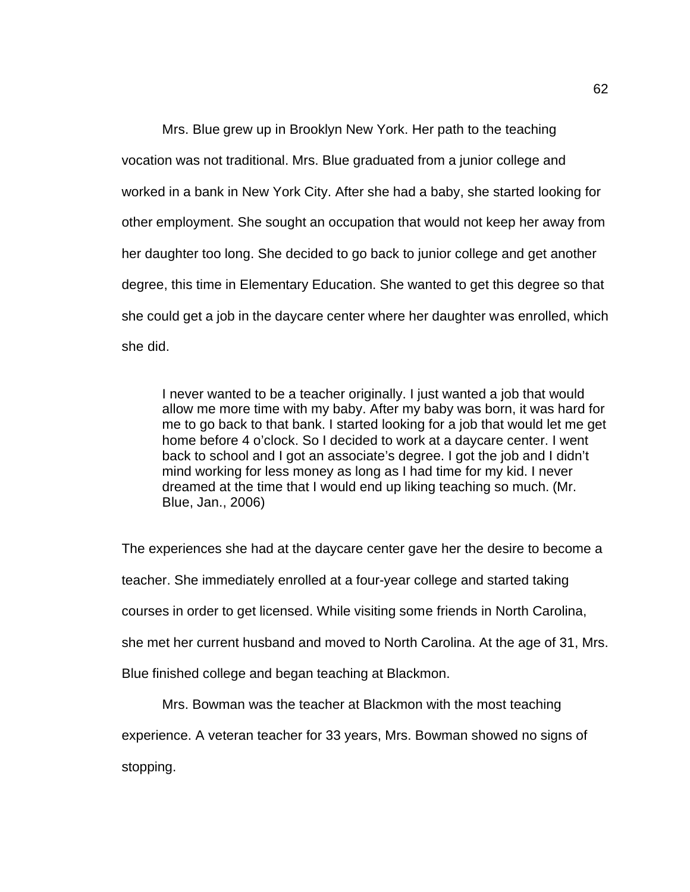Mrs. Blue grew up in Brooklyn New York. Her path to the teaching vocation was not traditional. Mrs. Blue graduated from a junior college and worked in a bank in New York City. After she had a baby, she started looking for other employment. She sought an occupation that would not keep her away from her daughter too long. She decided to go back to junior college and get another degree, this time in Elementary Education. She wanted to get this degree so that she could get a job in the daycare center where her daughter was enrolled, which she did.

> I never wanted to be a teacher originally. I just wanted a job that would allow me more time with my baby. After my baby was born, it was hard for me to go back to that bank. I started looking for a job that would let me get home before 4 o'clock. So I decided to work at a daycare center. I went back to school and I got an associate's degree. I got the job and I didn't mind working for less money as long as I had time for my kid. I never dreamed at the time that I would end up liking teaching so much. (Mr. Blue, Jan., 2006)

The experiences she had at the daycare center gave her the desire to become a teacher. She immediately enrolled at a four-year college and started taking courses in order to get licensed. While visiting some friends in North Carolina, she met her current husband and moved to North Carolina. At the age of 31, Mrs. Blue finished college and began teaching at Blackmon.

Mrs. Bowman was the teacher at Blackmon with the most teaching experience. A veteran teacher for 33 years, Mrs. Bowman showed no signs of stopping.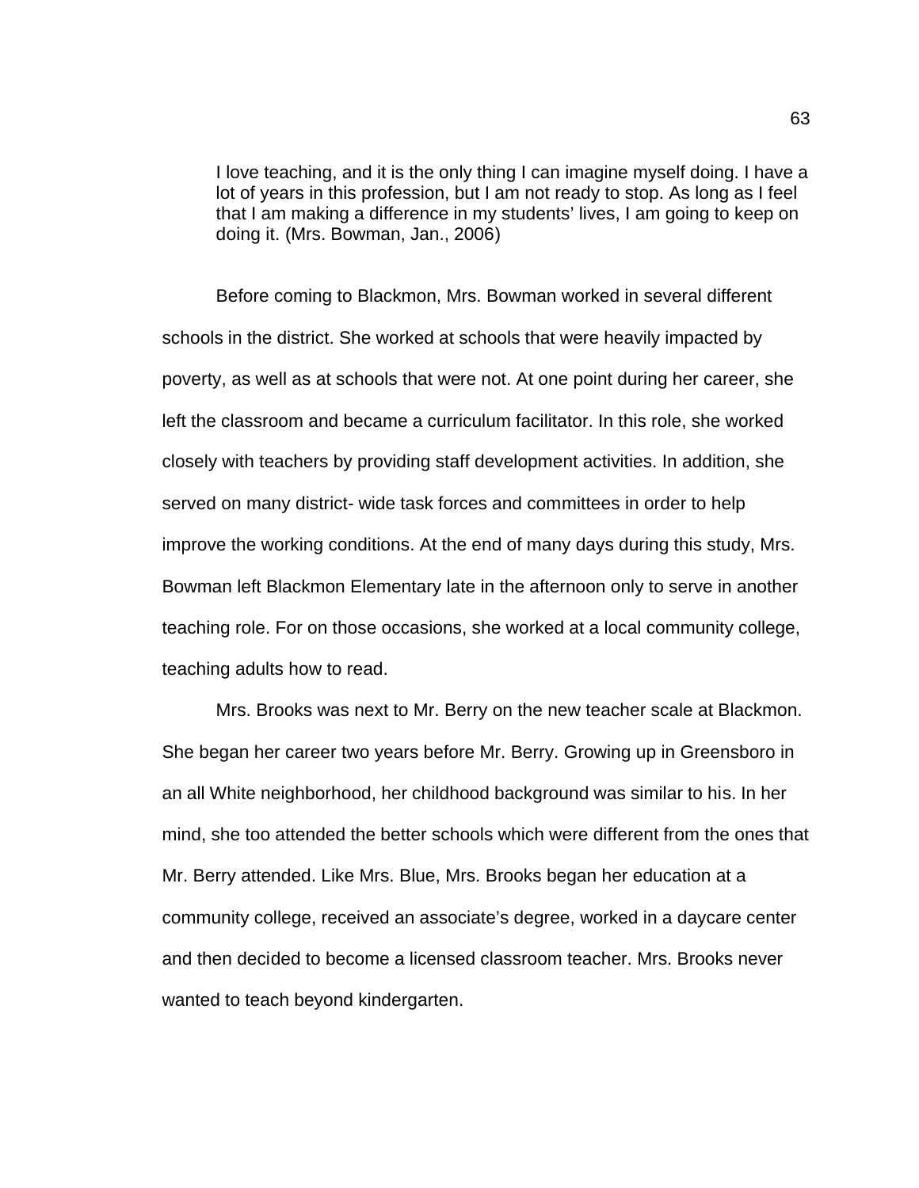> I love teaching, and it is the only thing I can imagine myself doing. I have a lot of years in this profession, but I am not ready to stop. As long as I feel that I am making a difference in my students' lives, I am going to keep on doing it. (Mrs. Bowman, Jan., 2006)

Before coming to Blackmon, Mrs. Bowman worked in several different schools in the district. She worked at schools that were heavily impacted by poverty, as well as at schools that were not. At one point during her career, she left the classroom and became a curriculum facilitator. In this role, she worked closely with teachers by providing staff development activities. In addition, she served on many district- wide task forces and committees in order to help improve the working conditions. At the end of many days during this study, Mrs. Bowman left Blackmon Elementary late in the afternoon only to serve in another teaching role. For on those occasions, she worked at a local community college, teaching adults how to read.

Mrs. Brooks was next to Mr. Berry on the new teacher scale at Blackmon. She began her career two years before Mr. Berry. Growing up in Greensboro in an all White neighborhood, her childhood background was similar to his. In her mind, she too attended the better schools which were different from the ones that Mr. Berry attended. Like Mrs. Blue, Mrs. Brooks began her education at a community college, received an associate's degree, worked in a daycare center and then decided to become a licensed classroom teacher. Mrs. Brooks never wanted to teach beyond kindergarten.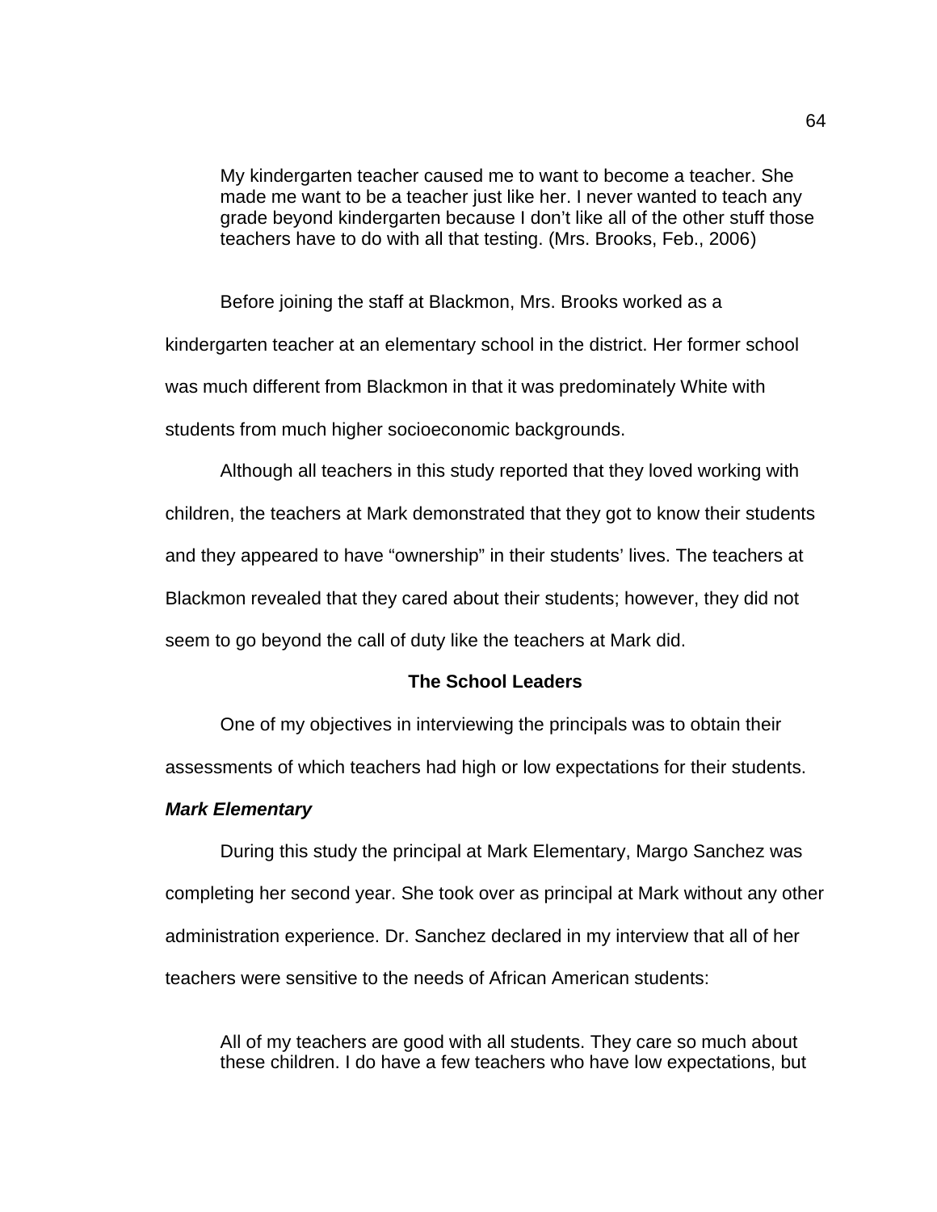> My kindergarten teacher caused me to want to become a teacher. She made me want to be a teacher just like her. I never wanted to teach any grade beyond kindergarten because I don't like all of the other stuff those teachers have to do with all that testing. (Mrs. Brooks, Feb., 2006)

Before joining the staff at Blackmon, Mrs. Brooks worked as a kindergarten teacher at an elementary school in the district. Her former school was much different from Blackmon in that it was predominately White with students from much higher socioeconomic backgrounds.

Although all teachers in this study reported that they loved working with children, the teachers at Mark demonstrated that they got to know their students and they appeared to have "ownership" in their students' lives. The teachers at Blackmon revealed that they cared about their students; however, they did not seem to go beyond the call of duty like the teachers at Mark did.

## The School Leaders

One of my objectives in interviewing the principals was to obtain their assessments of which teachers had high or low expectations for their students.

### ***Mark Elementary***

During this study the principal at Mark Elementary, Margo Sanchez was completing her second year. She took over as principal at Mark without any other administration experience. Dr. Sanchez declared in my interview that all of her teachers were sensitive to the needs of African American students:

> All of my teachers are good with all students. They care so much about these children. I do have a few teachers who have low expectations, but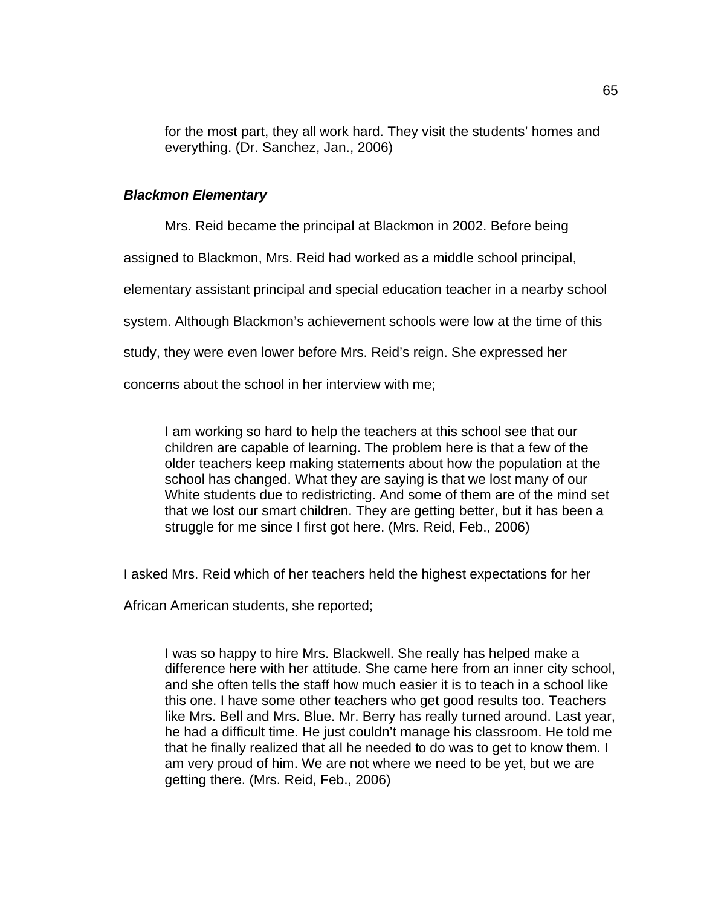> for the most part, they all work hard. They visit the students' homes and everything. (Dr. Sanchez, Jan., 2006)

### ***Blackmon Elementary***

Mrs. Reid became the principal at Blackmon in 2002. Before being assigned to Blackmon, Mrs. Reid had worked as a middle school principal, elementary assistant principal and special education teacher in a nearby school system. Although Blackmon's achievement schools were low at the time of this study, they were even lower before Mrs. Reid's reign. She expressed her concerns about the school in her interview with me;

> I am working so hard to help the teachers at this school see that our children are capable of learning. The problem here is that a few of the older teachers keep making statements about how the population at the school has changed. What they are saying is that we lost many of our White students due to redistricting. And some of them are of the mind set that we lost our smart children. They are getting better, but it has been a struggle for me since I first got here. (Mrs. Reid, Feb., 2006)

I asked Mrs. Reid which of her teachers held the highest expectations for her African American students, she reported;

> I was so happy to hire Mrs. Blackwell. She really has helped make a difference here with her attitude. She came here from an inner city school, and she often tells the staff how much easier it is to teach in a school like this one. I have some other teachers who get good results too. Teachers like Mrs. Bell and Mrs. Blue. Mr. Berry has really turned around. Last year, he had a difficult time. He just couldn't manage his classroom. He told me that he finally realized that all he needed to do was to get to know them. I am very proud of him. We are not where we need to be yet, but we are getting there. (Mrs. Reid, Feb., 2006)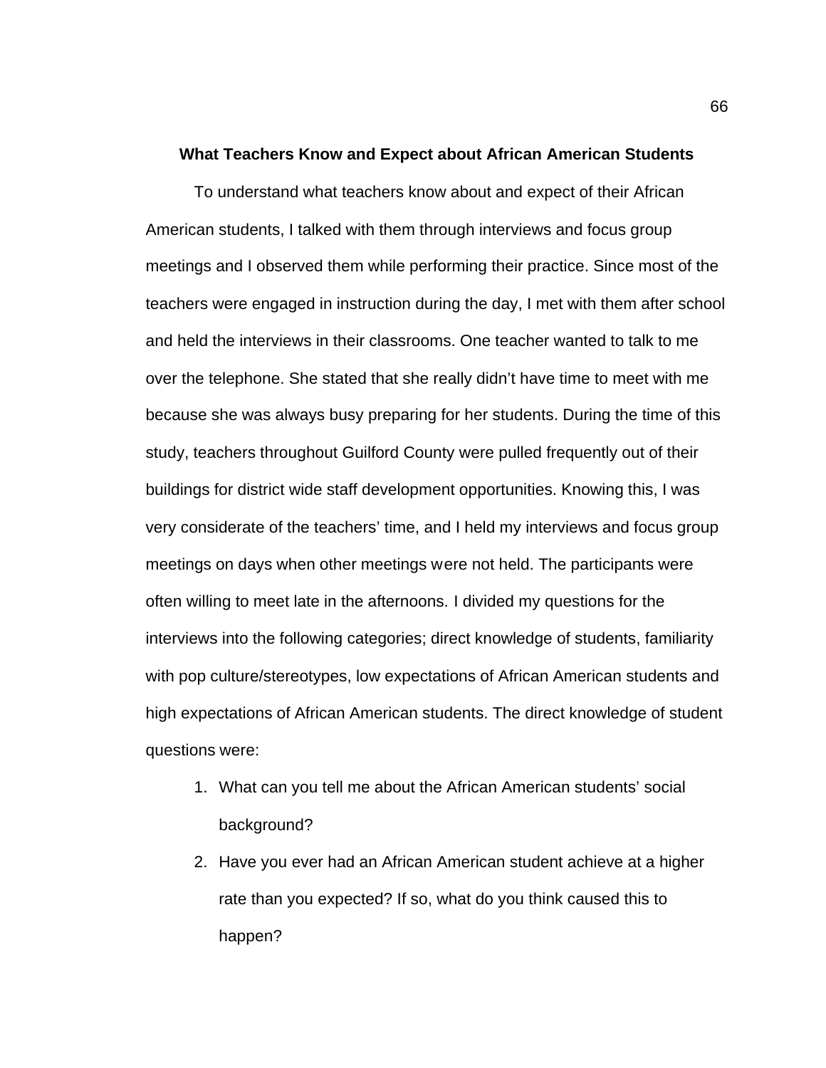## What Teachers Know and Expect about African American Students

To understand what teachers know about and expect of their African American students, I talked with them through interviews and focus group meetings and I observed them while performing their practice. Since most of the teachers were engaged in instruction during the day, I met with them after school and held the interviews in their classrooms. One teacher wanted to talk to me over the telephone. She stated that she really didn't have time to meet with me because she was always busy preparing for her students. During the time of this study, teachers throughout Guilford County were pulled frequently out of their buildings for district wide staff development opportunities. Knowing this, I was very considerate of the teachers' time, and I held my interviews and focus group meetings on days when other meetings were not held. The participants were often willing to meet late in the afternoons. I divided my questions for the interviews into the following categories; direct knowledge of students, familiarity with pop culture/stereotypes, low expectations of African American students and high expectations of African American students. The direct knowledge of student questions were:

1. What can you tell me about the African American students' social background?
2. Have you ever had an African American student achieve at a higher rate than you expected? If so, what do you think caused this to happen?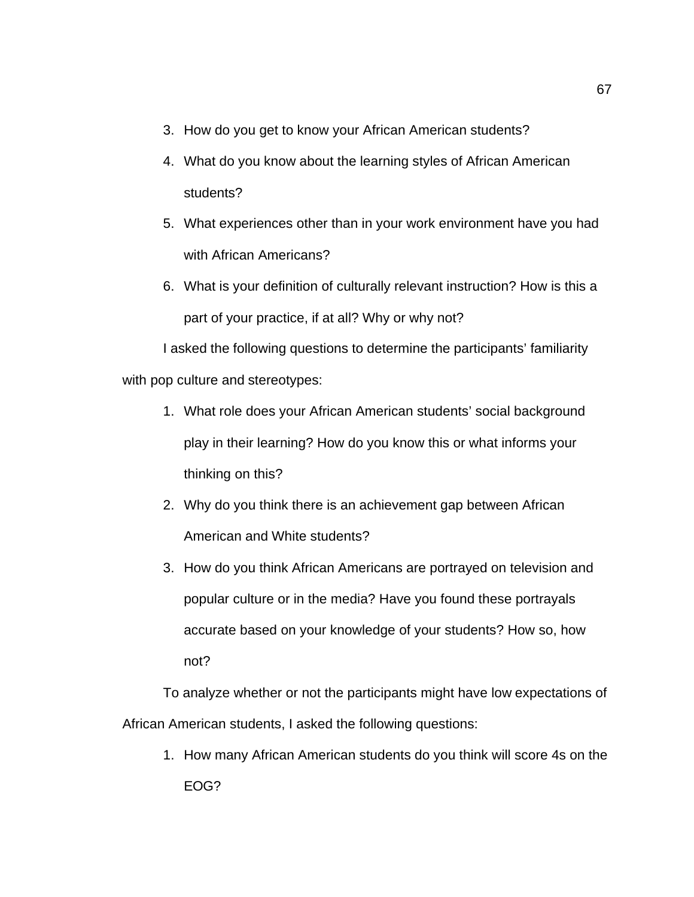3. How do you get to know your African American students?
4. What do you know about the learning styles of African American students?
5. What experiences other than in your work environment have you had with African Americans?
6. What is your definition of culturally relevant instruction? How is this a part of your practice, if at all? Why or why not?

I asked the following questions to determine the participants' familiarity with pop culture and stereotypes:

1. What role does your African American students' social background play in their learning? How do you know this or what informs your thinking on this?
2. Why do you think there is an achievement gap between African American and White students?
3. How do you think African Americans are portrayed on television and popular culture or in the media? Have you found these portrayals accurate based on your knowledge of your students? How so, how not?

To analyze whether or not the participants might have low expectations of African American students, I asked the following questions:

1. How many African American students do you think will score 4s on the EOG?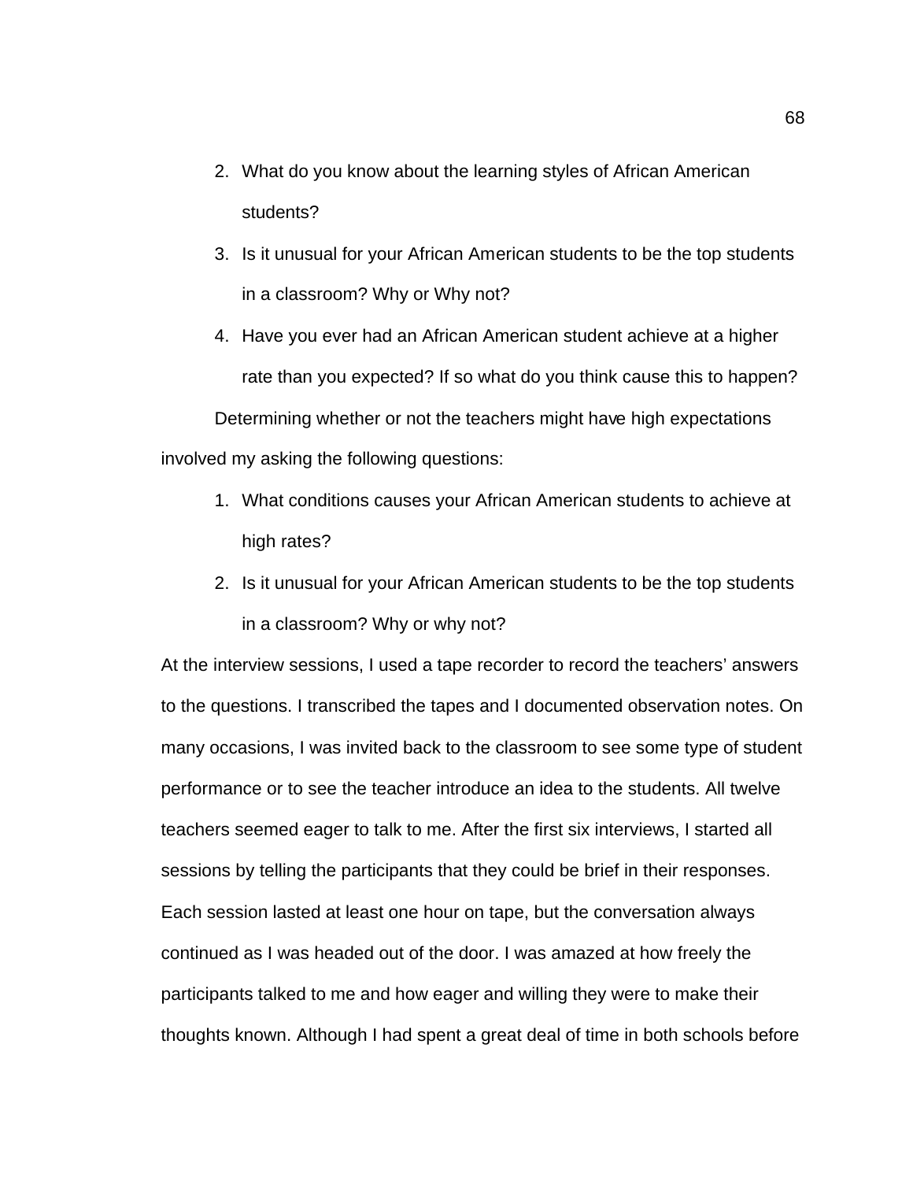2. What do you know about the learning styles of African American students?
3. Is it unusual for your African American students to be the top students in a classroom? Why or Why not?
4. Have you ever had an African American student achieve at a higher rate than you expected? If so what do you think cause this to happen?

Determining whether or not the teachers might have high expectations involved my asking the following questions:

1. What conditions causes your African American students to achieve at high rates?
2. Is it unusual for your African American students to be the top students in a classroom? Why or why not?

At the interview sessions, I used a tape recorder to record the teachers' answers to the questions. I transcribed the tapes and I documented observation notes. On many occasions, I was invited back to the classroom to see some type of student performance or to see the teacher introduce an idea to the students. All twelve teachers seemed eager to talk to me. After the first six interviews, I started all sessions by telling the participants that they could be brief in their responses. Each session lasted at least one hour on tape, but the conversation always continued as I was headed out of the door. I was amazed at how freely the participants talked to me and how eager and willing they were to make their thoughts known. Although I had spent a great deal of time in both schools before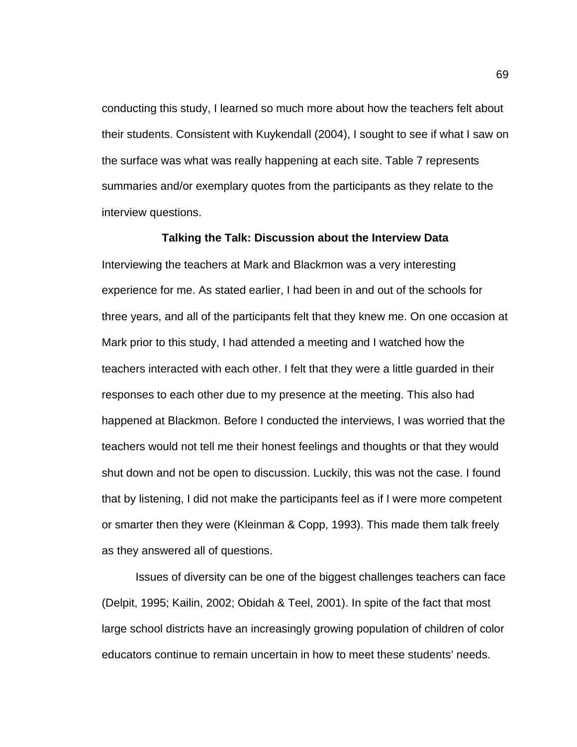conducting this study, I learned so much more about how the teachers felt about their students. Consistent with Kuykendall (2004), I sought to see if what I saw on the surface was what was really happening at each site. Table 7 represents summaries and/or exemplary quotes from the participants as they relate to the interview questions.

## Talking the Talk: Discussion about the Interview Data

Interviewing the teachers at Mark and Blackmon was a very interesting experience for me. As stated earlier, I had been in and out of the schools for three years, and all of the participants felt that they knew me. On one occasion at Mark prior to this study, I had attended a meeting and I watched how the teachers interacted with each other. I felt that they were a little guarded in their responses to each other due to my presence at the meeting. This also had happened at Blackmon. Before I conducted the interviews, I was worried that the teachers would not tell me their honest feelings and thoughts or that they would shut down and not be open to discussion. Luckily, this was not the case. I found that by listening, I did not make the participants feel as if I were more competent or smarter then they were (Kleinman & Copp, 1993). This made them talk freely as they answered all of questions.

Issues of diversity can be one of the biggest challenges teachers can face (Delpit, 1995; Kailin, 2002; Obidah & Teel, 2001). In spite of the fact that most large school districts have an increasingly growing population of children of color educators continue to remain uncertain in how to meet these students' needs.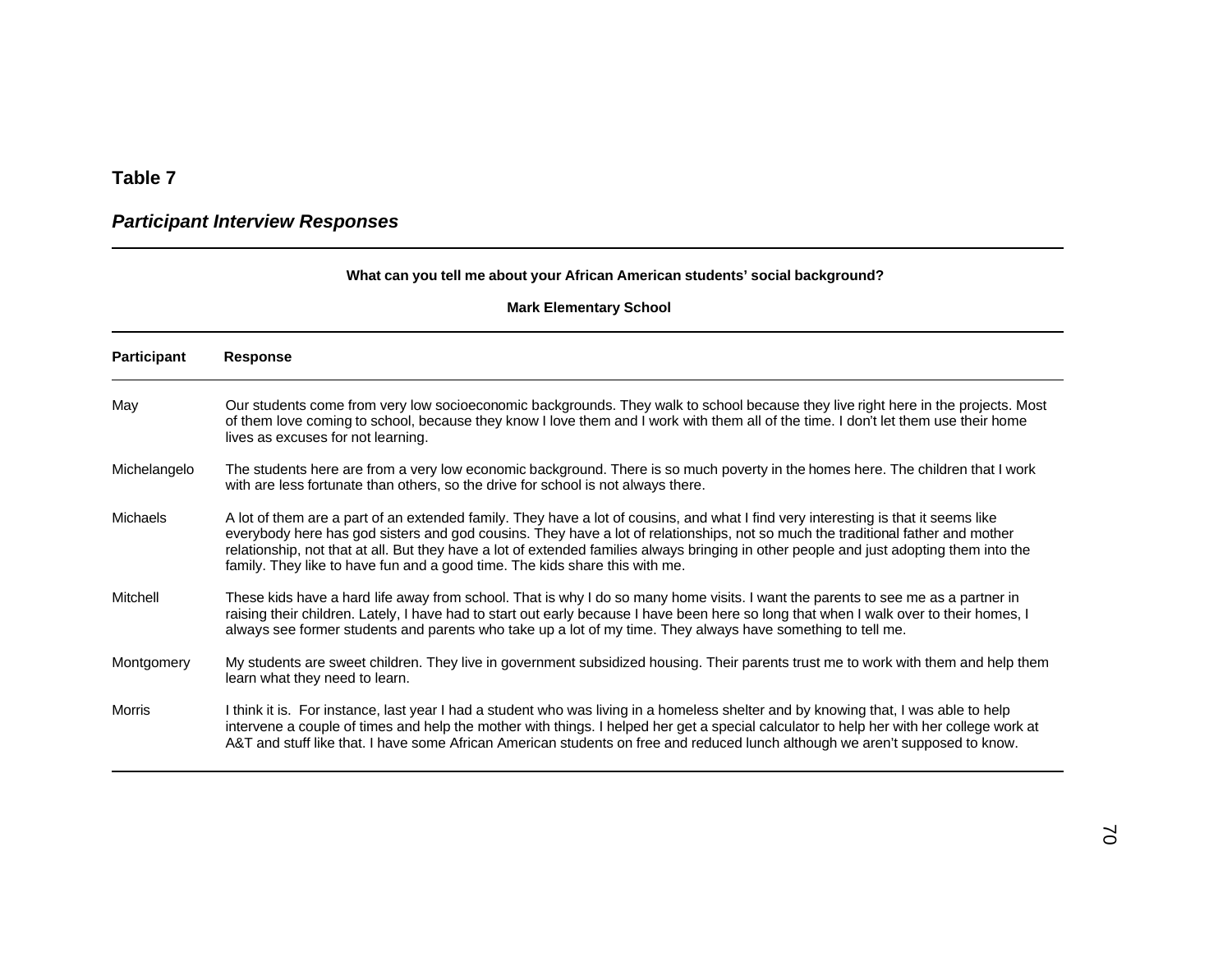**Table 7**

***Participant Interview Responses***

**What can you tell me about your African American students' social background?**

**Mark Elementary School**

| Participant | Response |
|---|---|
| May | Our students come from very low socioeconomic backgrounds. They walk to school because they live right here in the projects. Most of them love coming to school, because they know I love them and I work with them all of the time. I don't let them use their home lives as excuses for not learning. |
| Michelangelo | The students here are from a very low economic background. There is so much poverty in the homes here. The children that I work with are less fortunate than others, so the drive for school is not always there. |
| Michaels | A lot of them are a part of an extended family. They have a lot of cousins, and what I find very interesting is that it seems like everybody here has god sisters and god cousins. They have a lot of relationships, not so much the traditional father and mother relationship, not that at all. But they have a lot of extended families always bringing in other people and just adopting them into the family. They like to have fun and a good time. The kids share this with me. |
| Mitchell | These kids have a hard life away from school. That is why I do so many home visits. I want the parents to see me as a partner in raising their children. Lately, I have had to start out early because I have been here so long that when I walk over to their homes, I always see former students and parents who take up a lot of my time. They always have something to tell me. |
| Montgomery | My students are sweet children. They live in government subsidized housing. Their parents trust me to work with them and help them learn what they need to learn. |
| Morris | I think it is. For instance, last year I had a student who was living in a homeless shelter and by knowing that, I was able to help intervene a couple of times and help the mother with things. I helped her get a special calculator to help her with her college work at A&T and stuff like that. I have some African American students on free and reduced lunch although we aren't supposed to know. |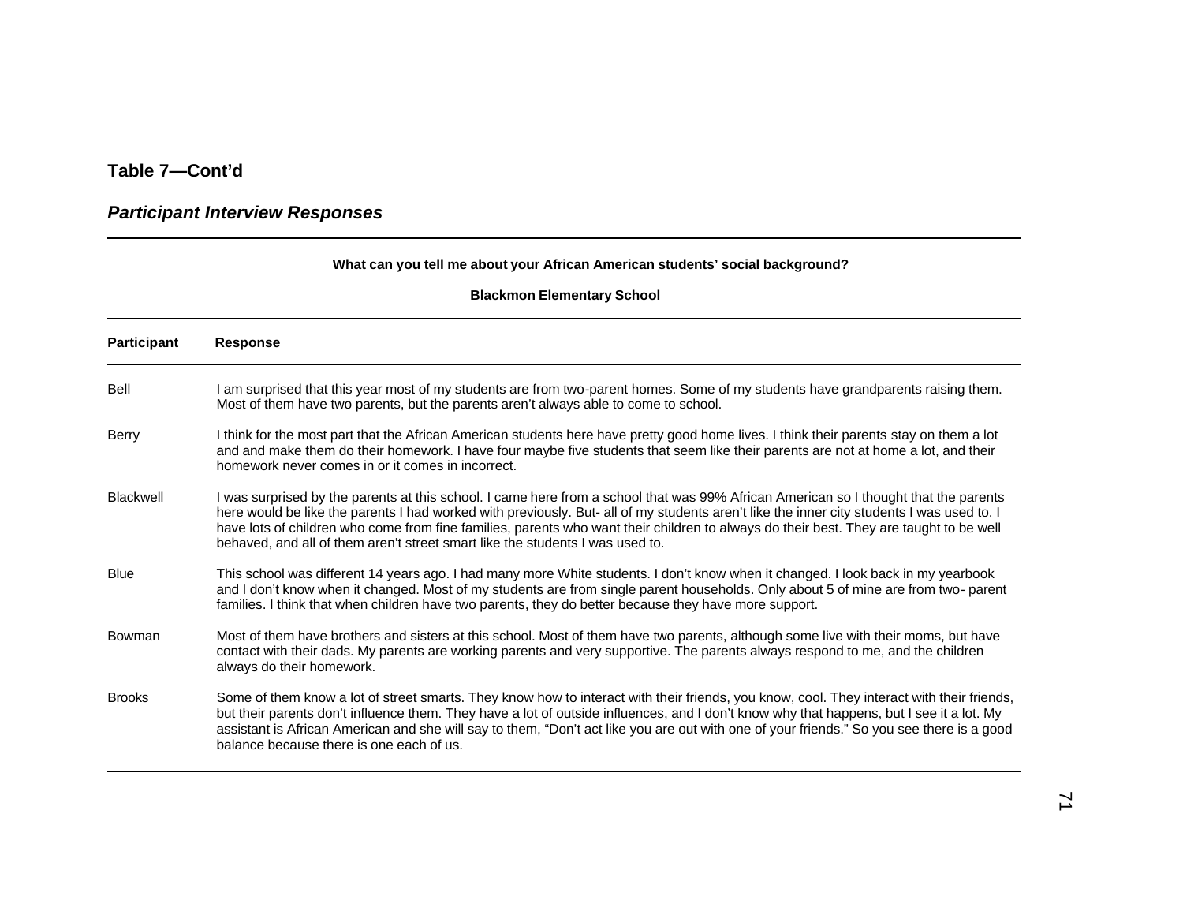**Table 7—Cont'd**

***Participant Interview Responses***

| What can you tell me about your African American students' social background? | |
|---|---|
| **Blackmon Elementary School** | |
| **Participant** | **Response** |
| Bell | I am surprised that this year most of my students are from two-parent homes. Some of my students have grandparents raising them. Most of them have two parents, but the parents aren't always able to come to school. |
| Berry | I think for the most part that the African American students here have pretty good home lives. I think their parents stay on them a lot and and make them do their homework. I have four maybe five students that seem like their parents are not at home a lot, and their homework never comes in or it comes in incorrect. |
| Blackwell | I was surprised by the parents at this school. I came here from a school that was 99% African American so I thought that the parents here would be like the parents I had worked with previously. But- all of my students aren't like the inner city students I was used to. I have lots of children who come from fine families, parents who want their children to always do their best. They are taught to be well behaved, and all of them aren't street smart like the students I was used to. |
| Blue | This school was different 14 years ago. I had many more White students. I don't know when it changed. I look back in my yearbook and I don't know when it changed. Most of my students are from single parent households. Only about 5 of mine are from two- parent families. I think that when children have two parents, they do better because they have more support. |
| Bowman | Most of them have brothers and sisters at this school. Most of them have two parents, although some live with their moms, but have contact with their dads. My parents are working parents and very supportive. The parents always respond to me, and the children always do their homework. |
| Brooks | Some of them know a lot of street smarts. They know how to interact with their friends, you know, cool. They interact with their friends, but their parents don't influence them. They have a lot of outside influences, and I don't know why that happens, but I see it a lot. My assistant is African American and she will say to them, "Don't act like you are out with one of your friends." So you see there is a good balance because there is one each of us. |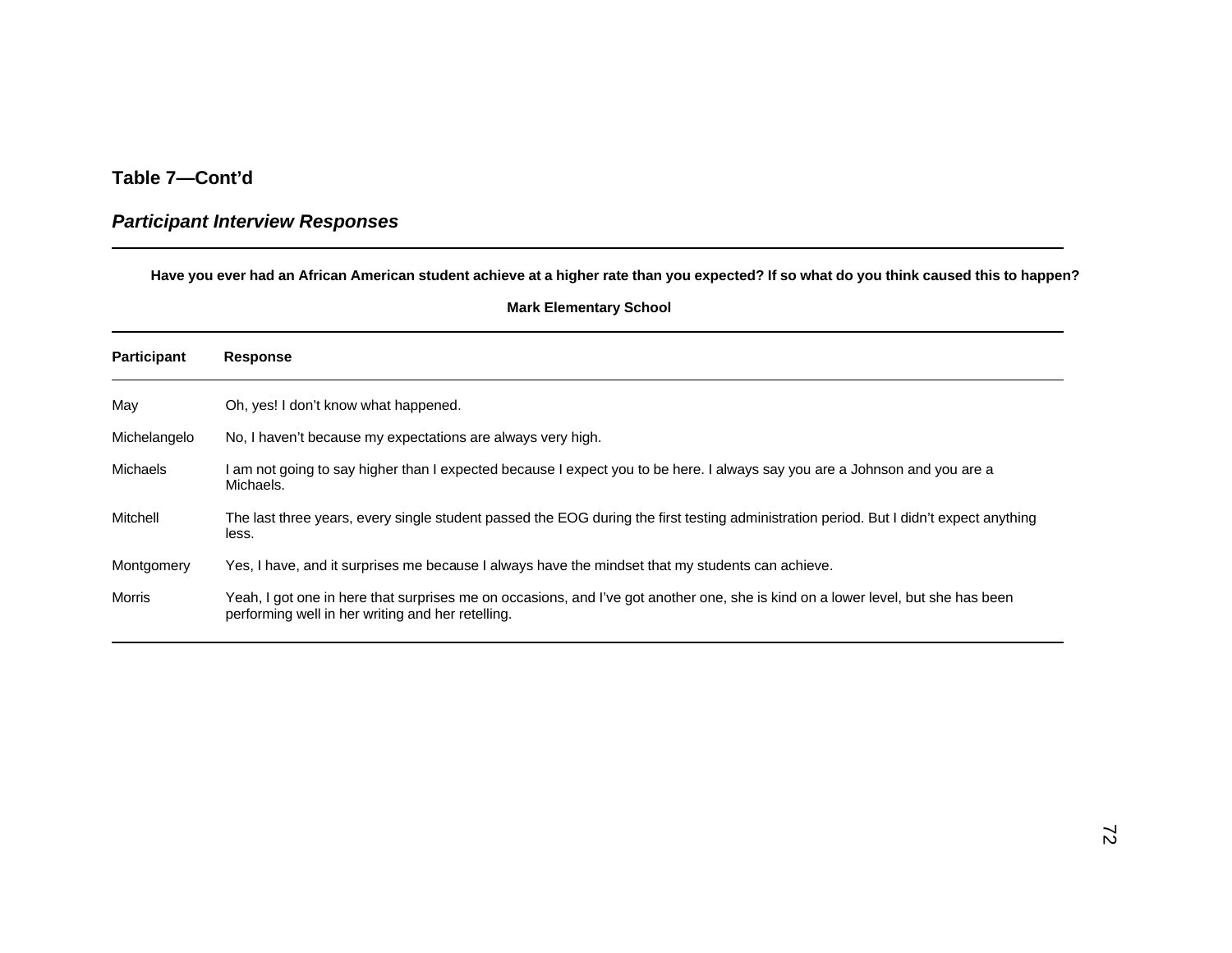**Table 7—Cont'd**

***Participant Interview Responses***

**Have you ever had an African American student achieve at a higher rate than you expected? If so what do you think caused this to happen?**

**Mark Elementary School**

| Participant | Response |
|---|---|
| May | Oh, yes! I don't know what happened. |
| Michelangelo | No, I haven't because my expectations are always very high. |
| Michaels | I am not going to say higher than I expected because I expect you to be here. I always say you are a Johnson and you are a Michaels. |
| Mitchell | The last three years, every single student passed the EOG during the first testing administration period. But I didn't expect anything less. |
| Montgomery | Yes, I have, and it surprises me because I always have the mindset that my students can achieve. |
| Morris | Yeah, I got one in here that surprises me on occasions, and I've got another one, she is kind on a lower level, but she has been performing well in her writing and her retelling. |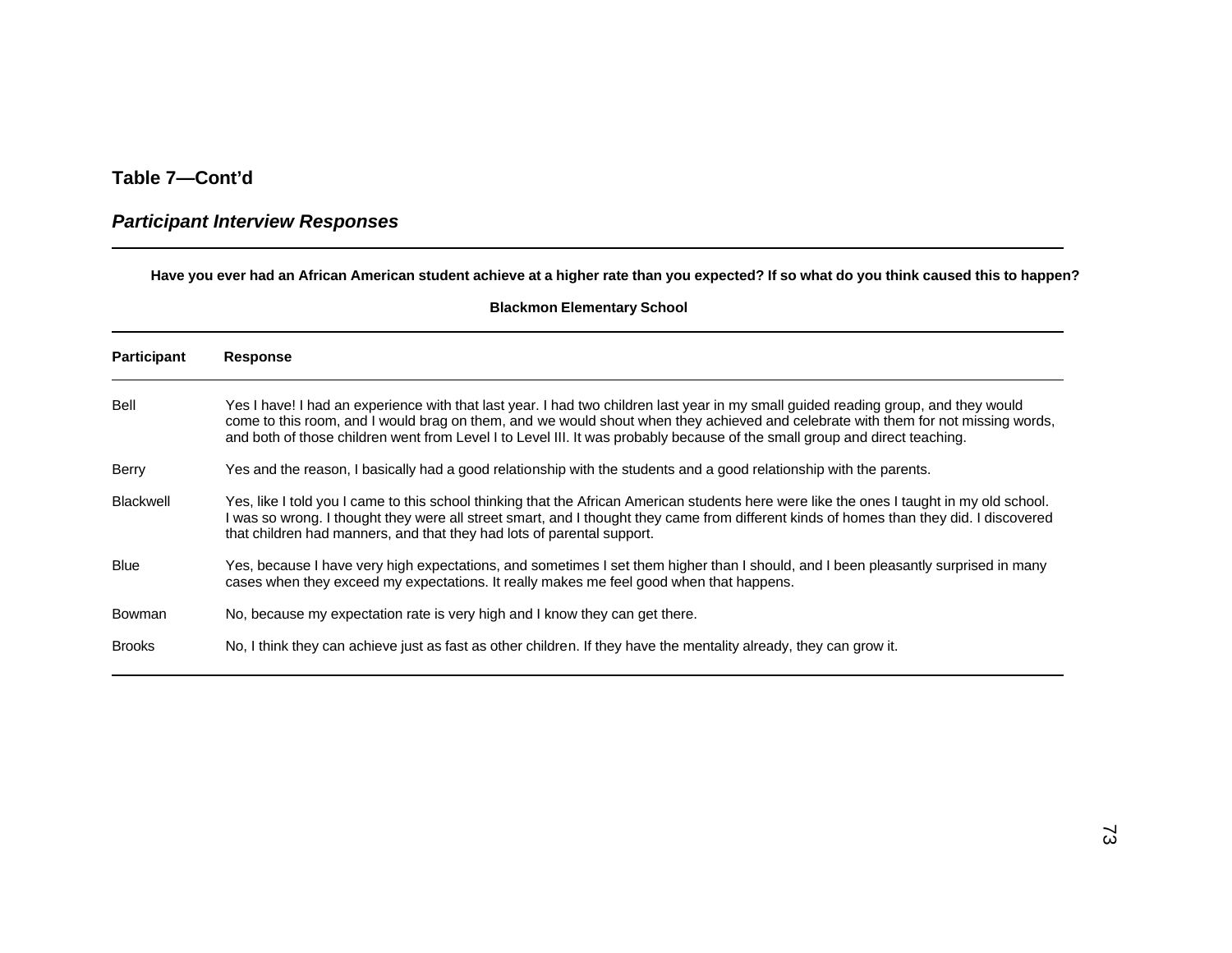**Table 7—Cont'd**

***Participant Interview Responses***

**Have you ever had an African American student achieve at a higher rate than you expected? If so what do you think caused this to happen?**

**Blackmon Elementary School**

| Participant | Response |
|---|---|
| Bell | Yes I have! I had an experience with that last year. I had two children last year in my small guided reading group, and they would come to this room, and I would brag on them, and we would shout when they achieved and celebrate with them for not missing words, and both of those children went from Level I to Level III. It was probably because of the small group and direct teaching. |
| Berry | Yes and the reason, I basically had a good relationship with the students and a good relationship with the parents. |
| Blackwell | Yes, like I told you I came to this school thinking that the African American students here were like the ones I taught in my old school. I was so wrong. I thought they were all street smart, and I thought they came from different kinds of homes than they did. I discovered that children had manners, and that they had lots of parental support. |
| Blue | Yes, because I have very high expectations, and sometimes I set them higher than I should, and I been pleasantly surprised in many cases when they exceed my expectations. It really makes me feel good when that happens. |
| Bowman | No, because my expectation rate is very high and I know they can get there. |
| Brooks | No, I think they can achieve just as fast as other children. If they have the mentality already, they can grow it. |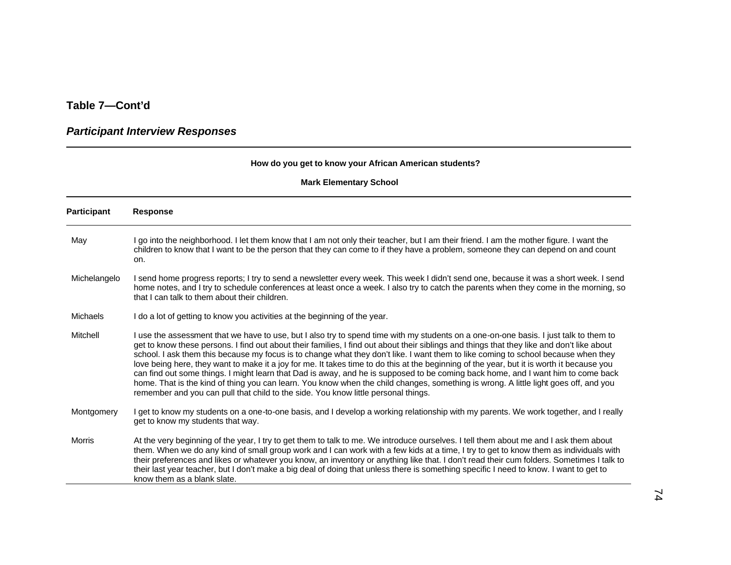**Table 7—Cont'd**

***Participant Interview Responses***

| How do you get to know your African American students? | |
|---|---|
| **Mark Elementary School** | |
| **Participant** | **Response** |
| May | I go into the neighborhood. I let them know that I am not only their teacher, but I am their friend. I am the mother figure. I want the children to know that I want to be the person that they can come to if they have a problem, someone they can depend on and count on. |
| Michelangelo | I send home progress reports; I try to send a newsletter every week. This week I didn't send one, because it was a short week. I send home notes, and I try to schedule conferences at least once a week. I also try to catch the parents when they come in the morning, so that I can talk to them about their children. |
| Michaels | I do a lot of getting to know you activities at the beginning of the year. |
| Mitchell | I use the assessment that we have to use, but I also try to spend time with my students on a one-on-one basis. I just talk to them to get to know these persons. I find out about their families, I find out about their siblings and things that they like and don't like about school. I ask them this because my focus is to change what they don't like. I want them to like coming to school because when they love being here, they want to make it a joy for me. It takes time to do this at the beginning of the year, but it is worth it because you can find out some things. I might learn that Dad is away, and he is supposed to be coming back home, and I want him to come back home. That is the kind of thing you can learn. You know when the child changes, something is wrong. A little light goes off, and you remember and you can pull that child to the side. You know little personal things. |
| Montgomery | I get to know my students on a one-to-one basis, and I develop a working relationship with my parents. We work together, and I really get to know my students that way. |
| Morris | At the very beginning of the year, I try to get them to talk to me. We introduce ourselves. I tell them about me and I ask them about them. When we do any kind of small group work and I can work with a few kids at a time, I try to get to know them as individuals with their preferences and likes or whatever you know, an inventory or anything like that. I don't read their cum folders. Sometimes I talk to their last year teacher, but I don't make a big deal of doing that unless there is something specific I need to know. I want to get to know them as a blank slate. |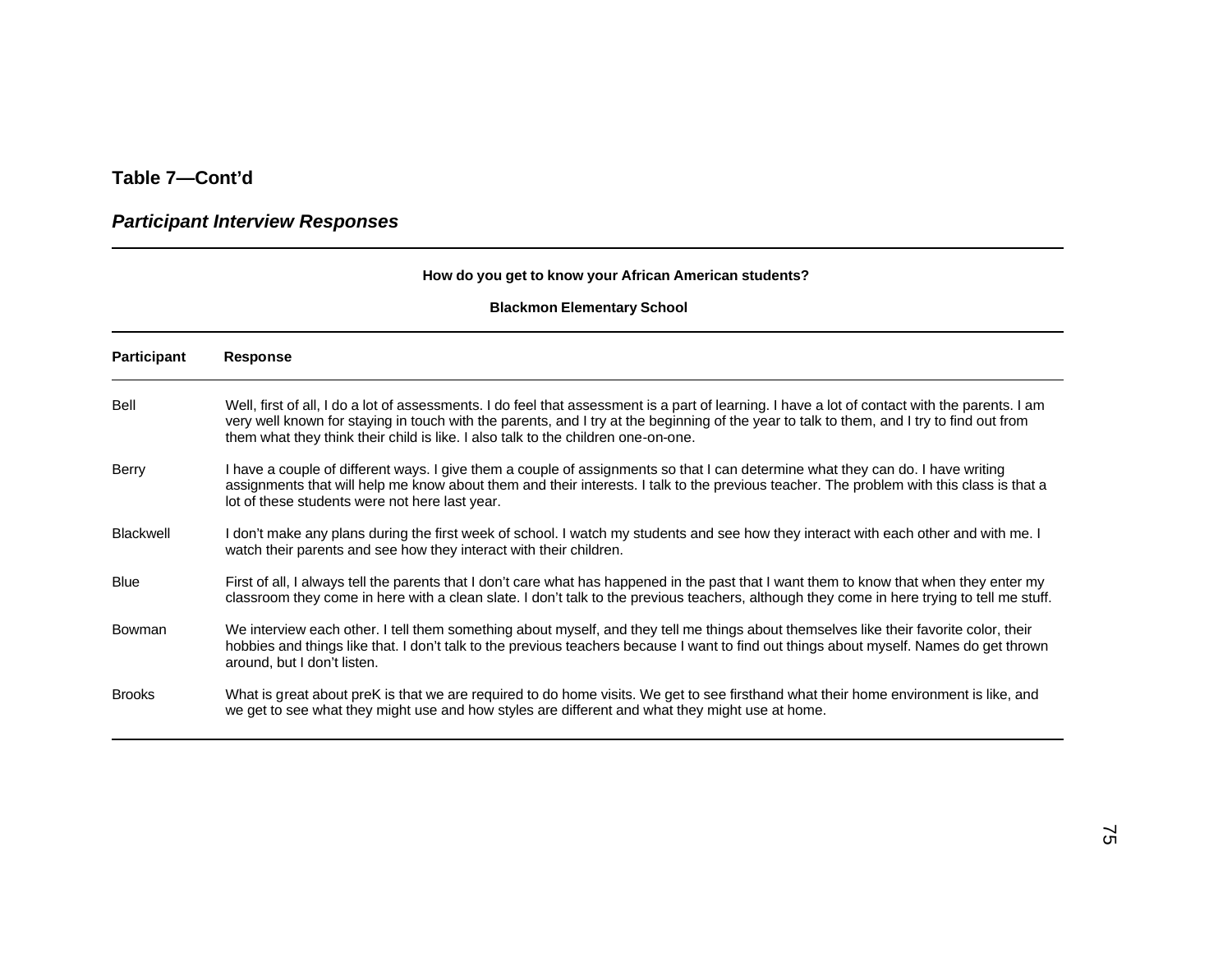**Table 7—Cont'd**

***Participant Interview Responses***

| How do you get to know your African American students? | |
|---|---|
| **Blackmon Elementary School** | |
| **Participant** | **Response** |
| Bell | Well, first of all, I do a lot of assessments. I do feel that assessment is a part of learning. I have a lot of contact with the parents. I am very well known for staying in touch with the parents, and I try at the beginning of the year to talk to them, and I try to find out from them what they think their child is like. I also talk to the children one-on-one. |
| Berry | I have a couple of different ways. I give them a couple of assignments so that I can determine what they can do. I have writing assignments that will help me know about them and their interests. I talk to the previous teacher. The problem with this class is that a lot of these students were not here last year. |
| Blackwell | I don't make any plans during the first week of school. I watch my students and see how they interact with each other and with me. I watch their parents and see how they interact with their children. |
| Blue | First of all, I always tell the parents that I don't care what has happened in the past that I want them to know that when they enter my classroom they come in here with a clean slate. I don't talk to the previous teachers, although they come in here trying to tell me stuff. |
| Bowman | We interview each other. I tell them something about myself, and they tell me things about themselves like their favorite color, their hobbies and things like that. I don't talk to the previous teachers because I want to find out things about myself. Names do get thrown around, but I don't listen. |
| Brooks | What is great about preK is that we are required to do home visits. We get to see firsthand what their home environment is like, and we get to see what they might use and how styles are different and what they might use at home. |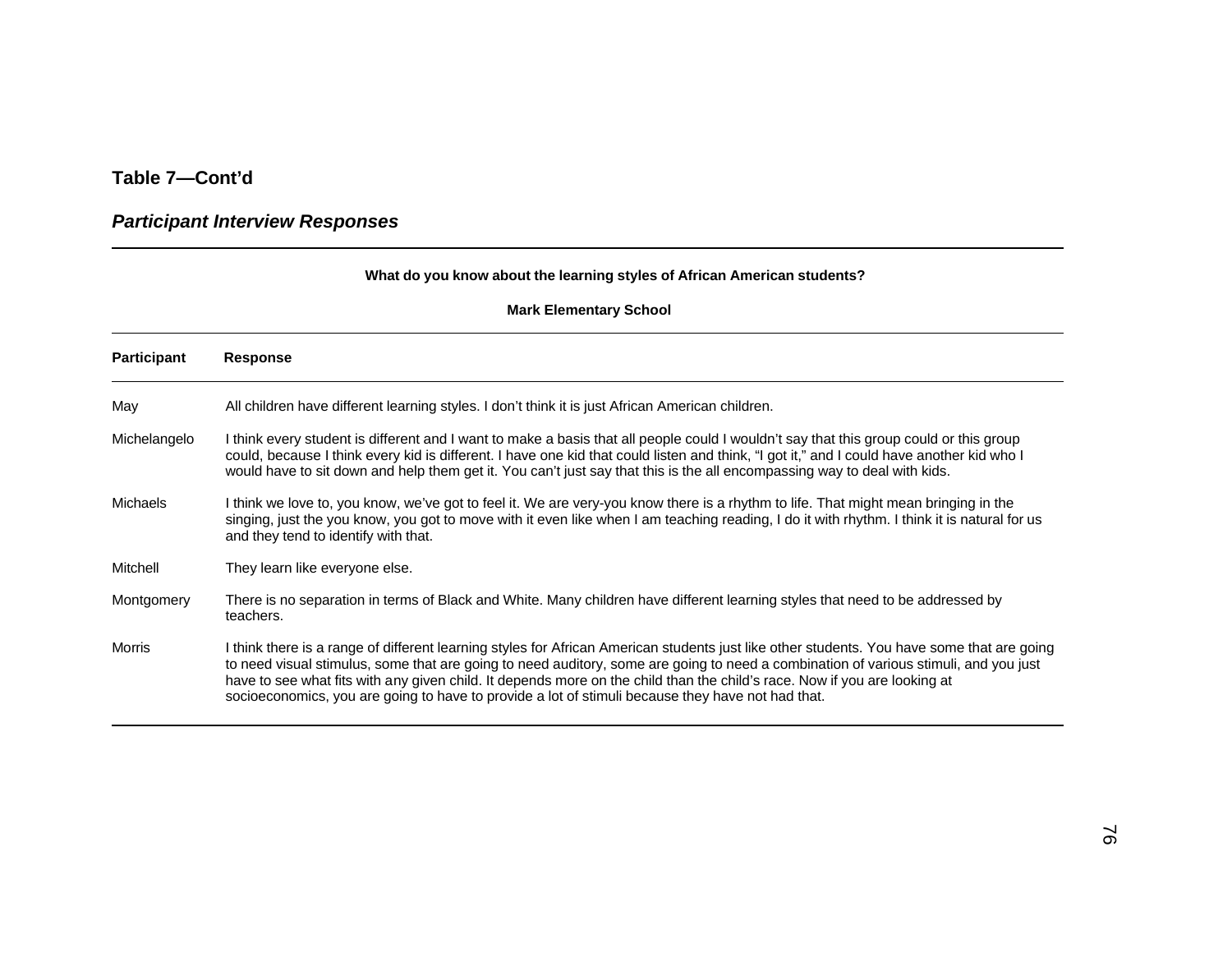**Table 7—Cont'd**

***Participant Interview Responses***

**What do you know about the learning styles of African American students?**

**Mark Elementary School**

| Participant | Response |
|---|---|
| May | All children have different learning styles. I don't think it is just African American children. |
| Michelangelo | I think every student is different and I want to make a basis that all people could I wouldn't say that this group could or this group could, because I think every kid is different. I have one kid that could listen and think, "I got it," and I could have another kid who I would have to sit down and help them get it. You can't just say that this is the all encompassing way to deal with kids. |
| Michaels | I think we love to, you know, we've got to feel it. We are very-you know there is a rhythm to life. That might mean bringing in the singing, just the you know, you got to move with it even like when I am teaching reading, I do it with rhythm. I think it is natural for us and they tend to identify with that. |
| Mitchell | They learn like everyone else. |
| Montgomery | There is no separation in terms of Black and White. Many children have different learning styles that need to be addressed by teachers. |
| Morris | I think there is a range of different learning styles for African American students just like other students. You have some that are going to need visual stimulus, some that are going to need auditory, some are going to need a combination of various stimuli, and you just have to see what fits with any given child. It depends more on the child than the child's race. Now if you are looking at socioeconomics, you are going to have to provide a lot of stimuli because they have not had that. |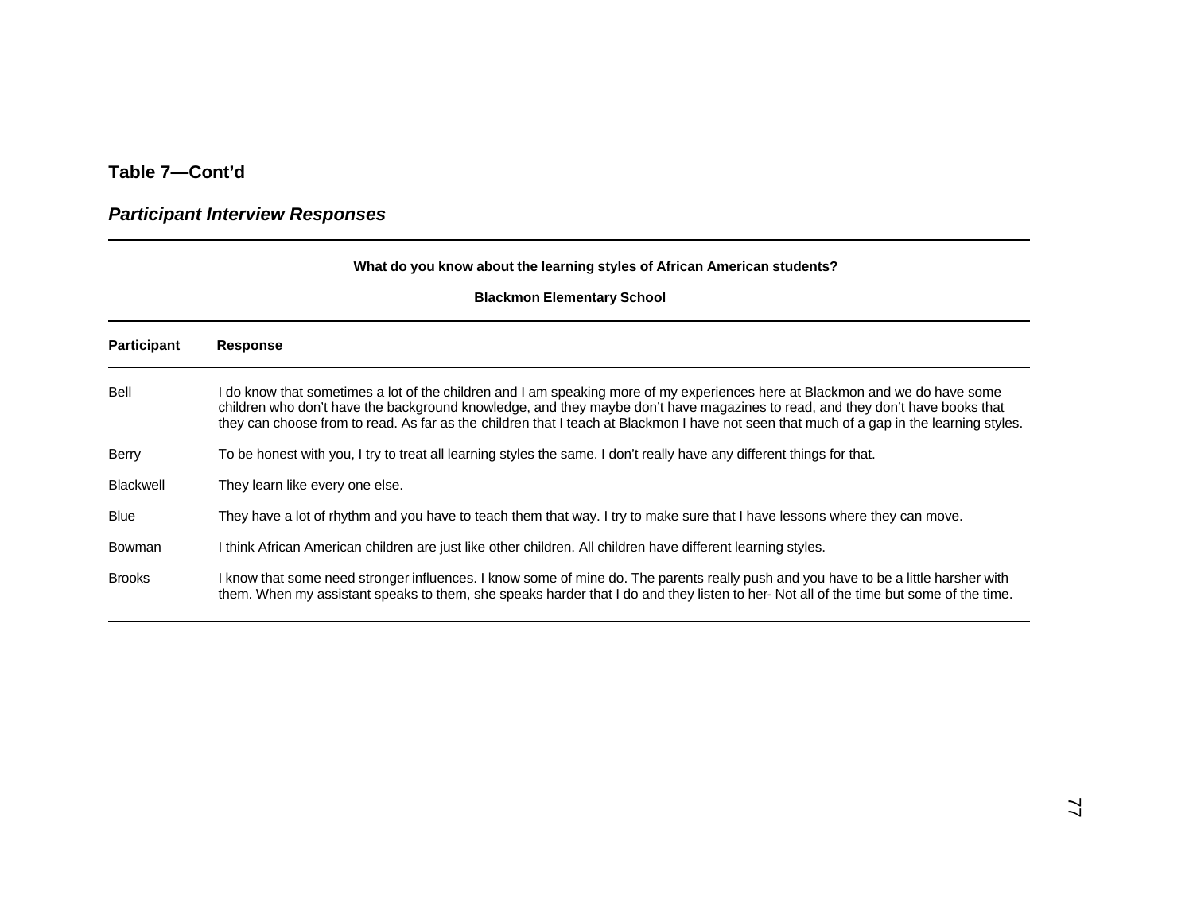**Table 7—Cont'd**

***Participant Interview Responses***

| What do you know about the learning styles of African American students? | |
|---|---|
| **Blackmon Elementary School** | |
| **Participant** | **Response** |
| Bell | I do know that sometimes a lot of the children and I am speaking more of my experiences here at Blackmon and we do have some children who don't have the background knowledge, and they maybe don't have magazines to read, and they don't have books that they can choose from to read. As far as the children that I teach at Blackmon I have not seen that much of a gap in the learning styles. |
| Berry | To be honest with you, I try to treat all learning styles the same. I don't really have any different things for that. |
| Blackwell | They learn like every one else. |
| Blue | They have a lot of rhythm and you have to teach them that way. I try to make sure that I have lessons where they can move. |
| Bowman | I think African American children are just like other children. All children have different learning styles. |
| Brooks | I know that some need stronger influences. I know some of mine do. The parents really push and you have to be a little harsher with them. When my assistant speaks to them, she speaks harder that I do and they listen to her- Not all of the time but some of the time. |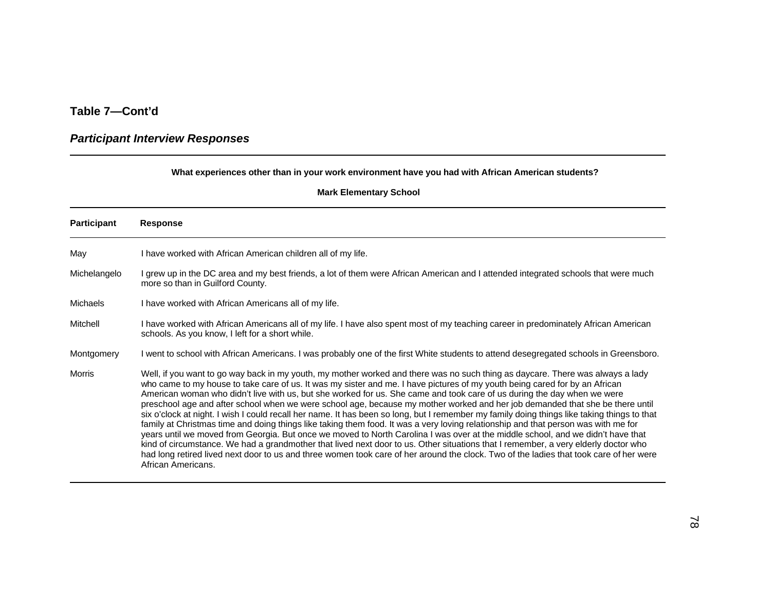**Table 7—Cont'd**

***Participant Interview Responses***

**What experiences other than in your work environment have you had with African American students?**

**Mark Elementary School**

| Participant | Response |
|---|---|
| May | I have worked with African American children all of my life. |
| Michelangelo | I grew up in the DC area and my best friends, a lot of them were African American and I attended integrated schools that were much more so than in Guilford County. |
| Michaels | I have worked with African Americans all of my life. |
| Mitchell | I have worked with African Americans all of my life. I have also spent most of my teaching career in predominately African American schools. As you know, I left for a short while. |
| Montgomery | I went to school with African Americans. I was probably one of the first White students to attend desegregated schools in Greensboro. |
| Morris | Well, if you want to go way back in my youth, my mother worked and there was no such thing as daycare. There was always a lady who came to my house to take care of us. It was my sister and me. I have pictures of my youth being cared for by an African American woman who didn't live with us, but she worked for us. She came and took care of us during the day when we were preschool age and after school when we were school age, because my mother worked and her job demanded that she be there until six o'clock at night. I wish I could recall her name. It has been so long, but I remember my family doing things like taking things to that family at Christmas time and doing things like taking them food. It was a very loving relationship and that person was with me for years until we moved from Georgia. But once we moved to North Carolina I was over at the middle school, and we didn't have that kind of circumstance. We had a grandmother that lived next door to us. Other situations that I remember, a very elderly doctor who had long retired lived next door to us and three women took care of her around the clock. Two of the ladies that took care of her were African Americans. |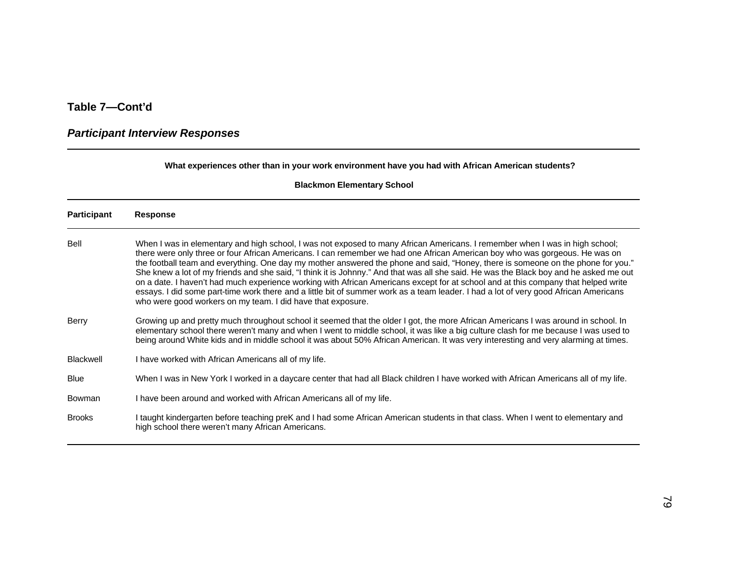**Table 7—Cont'd**

***Participant Interview Responses***

**What experiences other than in your work environment have you had with African American students?**

**Blackmon Elementary School**

| Participant | Response |
| --- | --- |
| Bell | When I was in elementary and high school, I was not exposed to many African Americans. I remember when I was in high school; there were only three or four African Americans. I can remember we had one African American boy who was gorgeous. He was on the football team and everything. One day my mother answered the phone and said, "Honey, there is someone on the phone for you." She knew a lot of my friends and she said, "I think it is Johnny." And that was all she said. He was the Black boy and he asked me out on a date. I haven't had much experience working with African Americans except for at school and at this company that helped write essays. I did some part-time work there and a little bit of summer work as a team leader. I had a lot of very good African Americans who were good workers on my team. I did have that exposure. |
| Berry | Growing up and pretty much throughout school it seemed that the older I got, the more African Americans I was around in school. In elementary school there weren't many and when I went to middle school, it was like a big culture clash for me because I was used to being around White kids and in middle school it was about 50% African American. It was very interesting and very alarming at times. |
| Blackwell | I have worked with African Americans all of my life. |
| Blue | When I was in New York I worked in a daycare center that had all Black children I have worked with African Americans all of my life. |
| Bowman | I have been around and worked with African Americans all of my life. |
| Brooks | I taught kindergarten before teaching preK and I had some African American students in that class. When I went to elementary and high school there weren't many African Americans. |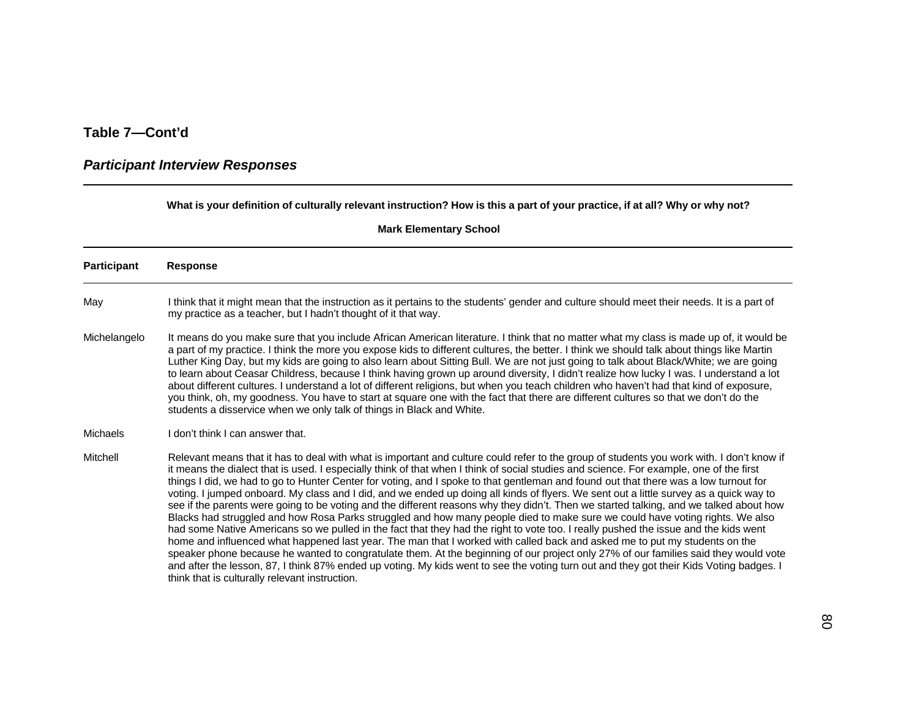**Table 7—Cont'd**

***Participant Interview Responses***

| What is your definition of culturally relevant instruction? How is this a part of your practice, if at all? Why or why not? | |
|---|---|
| **Mark Elementary School** | |
| **Participant** | **Response** |
| May | I think that it might mean that the instruction as it pertains to the students' gender and culture should meet their needs. It is a part of my practice as a teacher, but I hadn't thought of it that way. |
| Michelangelo | It means do you make sure that you include African American literature. I think that no matter what my class is made up of, it would be a part of my practice. I think the more you expose kids to different cultures, the better. I think we should talk about things like Martin Luther King Day, but my kids are going to also learn about Sitting Bull. We are not just going to talk about Black/White; we are going to learn about Ceasar Childress, because I think having grown up around diversity, I didn't realize how lucky I was. I understand a lot about different cultures. I understand a lot of different religions, but when you teach children who haven't had that kind of exposure, you think, oh, my goodness. You have to start at square one with the fact that there are different cultures so that we don't do the students a disservice when we only talk of things in Black and White. |
| Michaels | I don't think I can answer that. |
| Mitchell | Relevant means that it has to deal with what is important and culture could refer to the group of students you work with. I don't know if it means the dialect that is used. I especially think of that when I think of social studies and science. For example, one of the first things I did, we had to go to Hunter Center for voting, and I spoke to that gentleman and found out that there was a low turnout for voting. I jumped onboard. My class and I did, and we ended up doing all kinds of flyers. We sent out a little survey as a quick way to see if the parents were going to be voting and the different reasons why they didn't. Then we started talking, and we talked about how Blacks had struggled and how Rosa Parks struggled and how many people died to make sure we could have voting rights. We also had some Native Americans so we pulled in the fact that they had the right to vote too. I really pushed the issue and the kids went home and influenced what happened last year. The man that I worked with called back and asked me to put my students on the speaker phone because he wanted to congratulate them. At the beginning of our project only 27% of our families said they would vote and after the lesson, 87, I think 87% ended up voting. My kids went to see the voting turn out and they got their Kids Voting badges. I think that is culturally relevant instruction. |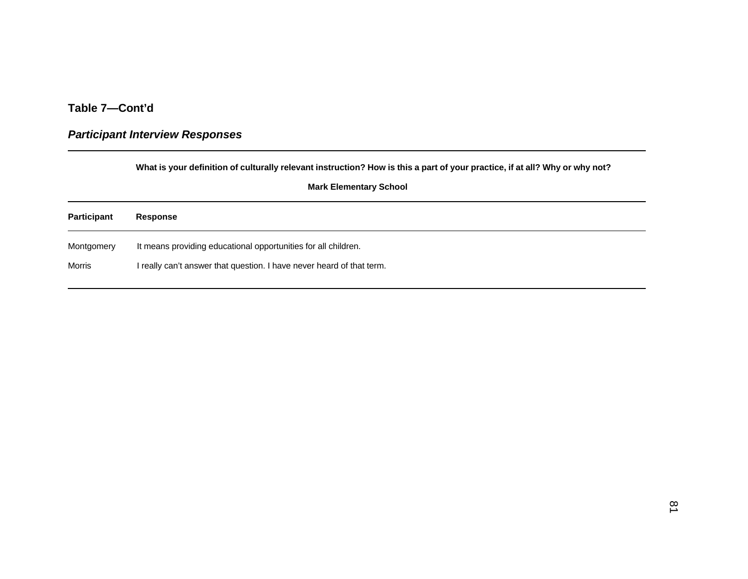**Table 7—Cont'd**

***Participant Interview Responses***

| | What is your definition of culturally relevant instruction? How is this a part of your practice, if at all? Why or why not? |
|---|---|
| | **Mark Elementary School** |
| **Participant** | **Response** |
| Montgomery | It means providing educational opportunities for all children. |
| Morris | I really can't answer that question. I have never heard of that term. |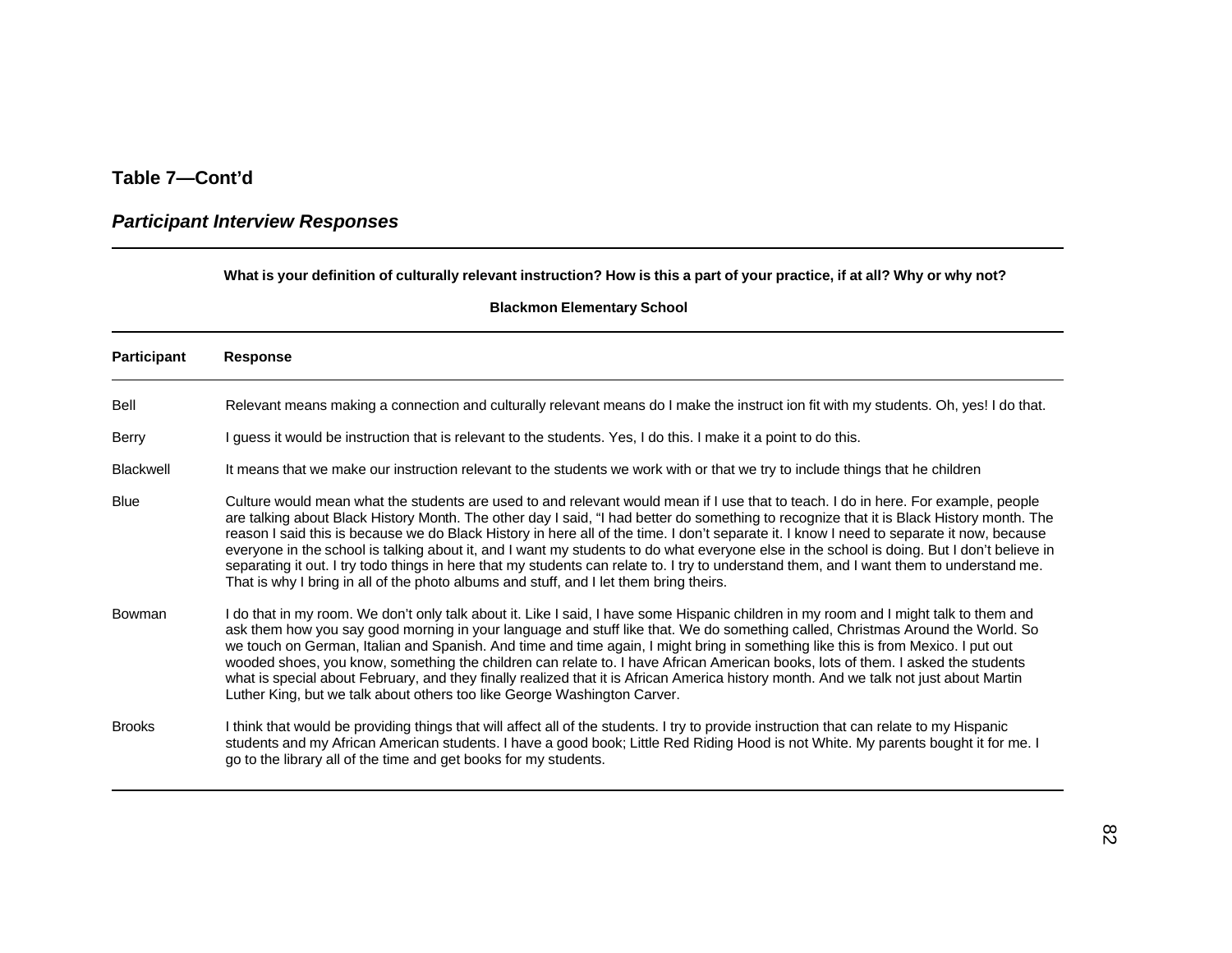**Table 7—Cont'd**

***Participant Interview Responses***

| | What is your definition of culturally relevant instruction? How is this a part of your practice, if at all? Why or why not? |
|---|---|
| | **Blackmon Elementary School** |
| **Participant** | **Response** |
| Bell | Relevant means making a connection and culturally relevant means do I make the instruct ion fit with my students. Oh, yes! I do that. |
| Berry | I guess it would be instruction that is relevant to the students. Yes, I do this. I make it a point to do this. |
| Blackwell | It means that we make our instruction relevant to the students we work with or that we try to include things that he children |
| Blue | Culture would mean what the students are used to and relevant would mean if I use that to teach. I do in here. For example, people are talking about Black History Month. The other day I said, "I had better do something to recognize that it is Black History month. The reason I said this is because we do Black History in here all of the time. I don't separate it. I know I need to separate it now, because everyone in the school is talking about it, and I want my students to do what everyone else in the school is doing. But I don't believe in separating it out. I try todo things in here that my students can relate to. I try to understand them, and I want them to understand me. That is why I bring in all of the photo albums and stuff, and I let them bring theirs. |
| Bowman | I do that in my room. We don't only talk about it. Like I said, I have some Hispanic children in my room and I might talk to them and ask them how you say good morning in your language and stuff like that. We do something called, Christmas Around the World. So we touch on German, Italian and Spanish. And time and time again, I might bring in something like this is from Mexico. I put out wooded shoes, you know, something the children can relate to. I have African American books, lots of them. I asked the students what is special about February, and they finally realized that it is African America history month. And we talk not just about Martin Luther King, but we talk about others too like George Washington Carver. |
| Brooks | I think that would be providing things that will affect all of the students. I try to provide instruction that can relate to my Hispanic students and my African American students. I have a good book; Little Red Riding Hood is not White. My parents bought it for me. I go to the library all of the time and get books for my students. |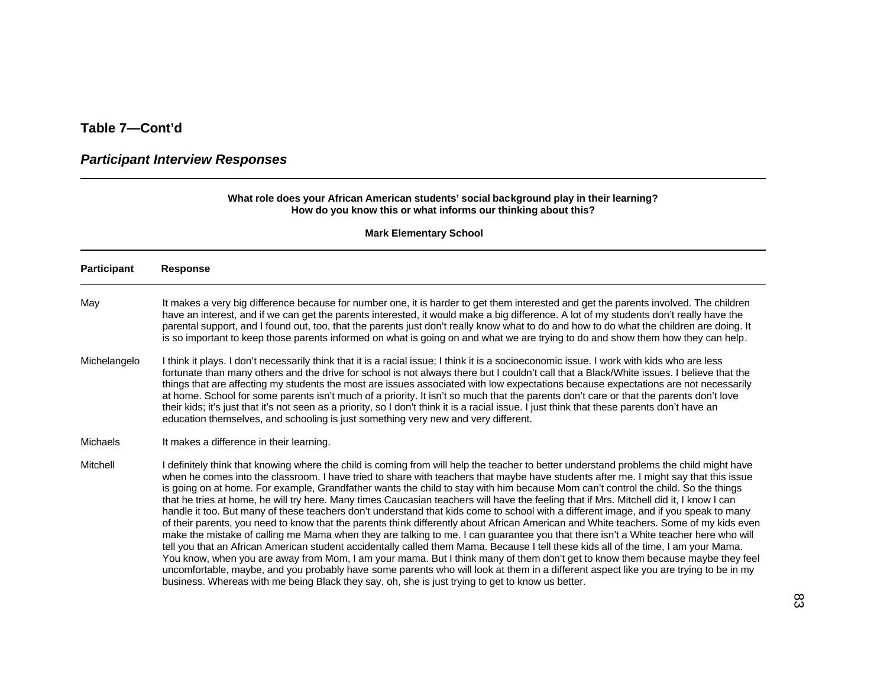**Table 7—Cont'd**

***Participant Interview Responses***

| What role does your African American students' social background play in their learning? How do you know this or what informs our thinking about this? Mark Elementary School | |
|---|---|
| **Participant** | **Response** |
| May | It makes a very big difference because for number one, it is harder to get them interested and get the parents involved. The children have an interest, and if we can get the parents interested, it would make a big difference. A lot of my students don't really have the parental support, and I found out, too, that the parents just don't really know what to do and how to do what the children are doing. It is so important to keep those parents informed on what is going on and what we are trying to do and show them how they can help. |
| Michelangelo | I think it plays. I don't necessarily think that it is a racial issue; I think it is a socioeconomic issue. I work with kids who are less fortunate than many others and the drive for school is not always there but I couldn't call that a Black/White issues. I believe that the things that are affecting my students the most are issues associated with low expectations because expectations are not necessarily at home. School for some parents isn't much of a priority. It isn't so much that the parents don't care or that the parents don't love their kids; it's just that it's not seen as a priority, so I don't think it is a racial issue. I just think that these parents don't have an education themselves, and schooling is just something very new and very different. |
| Michaels | It makes a difference in their learning. |
| Mitchell | I definitely think that knowing where the child is coming from will help the teacher to better understand problems the child might have when he comes into the classroom. I have tried to share with teachers that maybe have students after me. I might say that this issue is going on at home. For example, Grandfather wants the child to stay with him because Mom can't control the child. So the things that he tries at home, he will try here. Many times Caucasian teachers will have the feeling that if Mrs. Mitchell did it, I know I can handle it too. But many of these teachers don't understand that kids come to school with a different image, and if you speak to many of their parents, you need to know that the parents think differently about African American and White teachers. Some of my kids even make the mistake of calling me Mama when they are talking to me. I can guarantee you that there isn't a White teacher here who will tell you that an African American student accidentally called them Mama. Because I tell these kids all of the time, I am your Mama. You know, when you are away from Mom, I am your mama. But I think many of them don't get to know them because maybe they feel uncomfortable, maybe, and you probably have some parents who will look at them in a different aspect like you are trying to be in my business. Whereas with me being Black they say, oh, she is just trying to get to know us better. |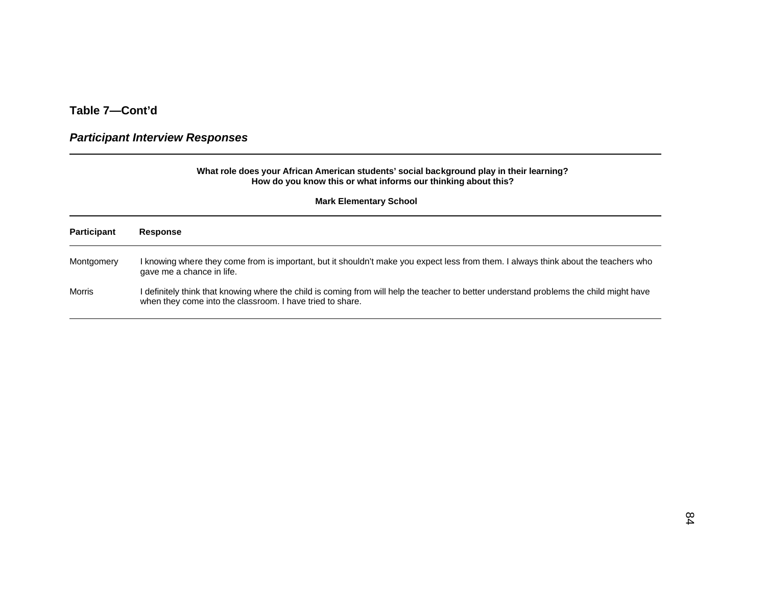**Table 7—Cont'd**

***Participant Interview Responses***

| What role does your African American students' social background play in their learning? How do you know this or what informs our thinking about this? | |
|---|---|
| **Mark Elementary School** | |
| **Participant** | **Response** |
| Montgomery | I knowing where they come from is important, but it shouldn't make you expect less from them. I always think about the teachers who gave me a chance in life. |
| Morris | I definitely think that knowing where the child is coming from will help the teacher to better understand problems the child might have when they come into the classroom. I have tried to share. |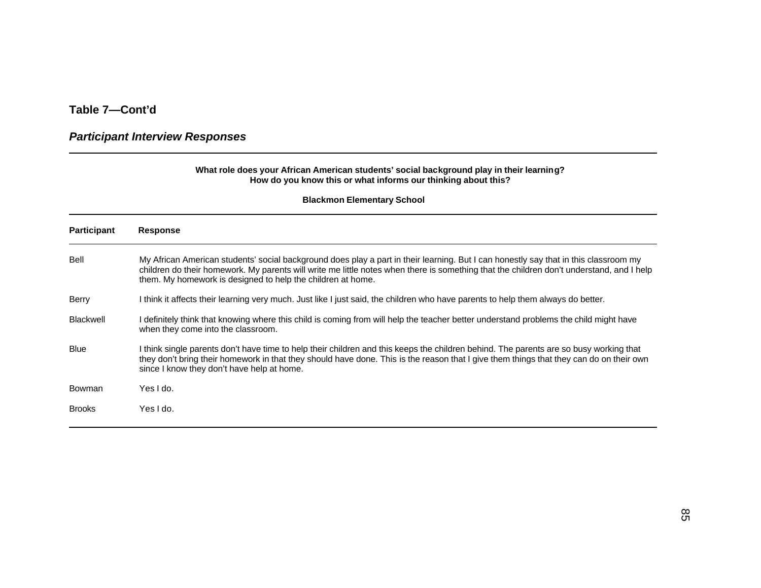**Table 7—Cont'd**

***Participant Interview Responses***

| What role does your African American students' social background play in their learning? How do you know this or what informs our thinking about this? | |
|---|---|
| **Blackmon Elementary School** | |
| **Participant** | **Response** |
| Bell | My African American students' social background does play a part in their learning. But I can honestly say that in this classroom my children do their homework. My parents will write me little notes when there is something that the children don't understand, and I help them. My homework is designed to help the children at home. |
| Berry | I think it affects their learning very much. Just like I just said, the children who have parents to help them always do better. |
| Blackwell | I definitely think that knowing where this child is coming from will help the teacher better understand problems the child might have when they come into the classroom. |
| Blue | I think single parents don't have time to help their children and this keeps the children behind. The parents are so busy working that they don't bring their homework in that they should have done. This is the reason that I give them things that they can do on their own since I know they don't have help at home. |
| Bowman | Yes I do. |
| Brooks | Yes I do. |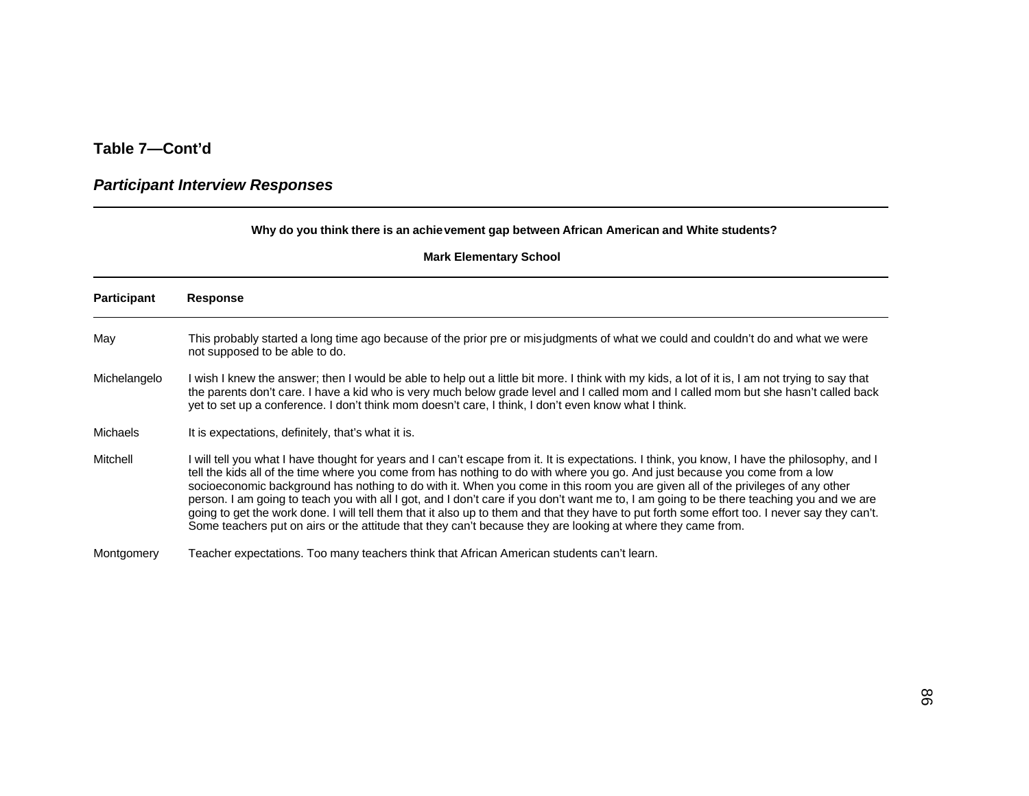**Table 7—Cont'd**

***Participant Interview Responses***

| Why do you think there is an achievement gap between African American and White students? | |
|---|---|
| **Mark Elementary School** | |
| **Participant** | **Response** |
| May | This probably started a long time ago because of the prior pre or misjudgments of what we could and couldn't do and what we were not supposed to be able to do. |
| Michelangelo | I wish I knew the answer; then I would be able to help out a little bit more. I think with my kids, a lot of it is, I am not trying to say that the parents don't care. I have a kid who is very much below grade level and I called mom and I called mom but she hasn't called back yet to set up a conference. I don't think mom doesn't care, I think, I don't even know what I think. |
| Michaels | It is expectations, definitely, that's what it is. |
| Mitchell | I will tell you what I have thought for years and I can't escape from it. It is expectations. I think, you know, I have the philosophy, and I tell the kids all of the time where you come from has nothing to do with where you go. And just because you come from a low socioeconomic background has nothing to do with it. When you come in this room you are given all of the privileges of any other person. I am going to teach you with all I got, and I don't care if you don't want me to, I am going to be there teaching you and we are going to get the work done. I will tell them that it also up to them and that they have to put forth some effort too. I never say they can't. Some teachers put on airs or the attitude that they can't because they are looking at where they came from. |
| Montgomery | Teacher expectations. Too many teachers think that African American students can't learn. |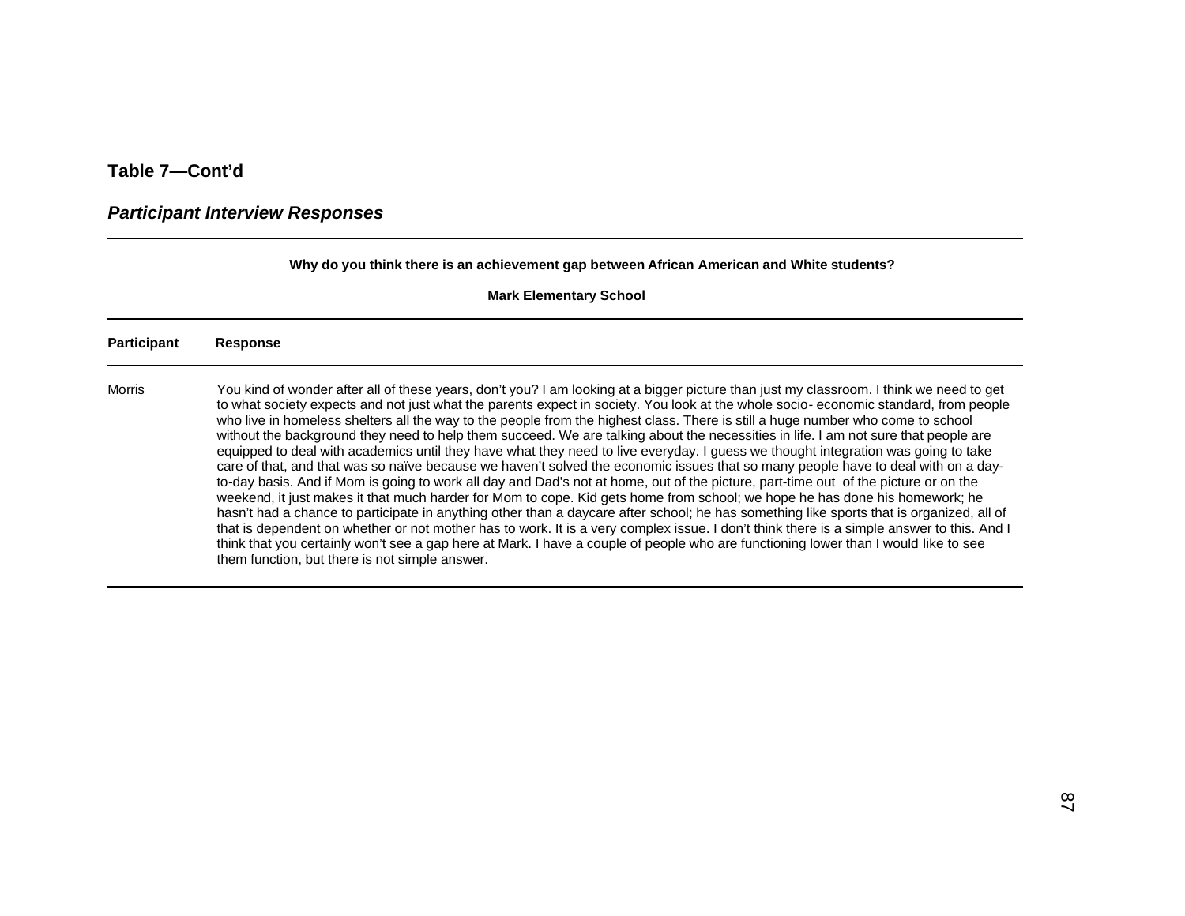**Table 7—Cont'd**

***Participant Interview Responses***

| Why do you think there is an achievement gap between African American and White students? | |
|---|---|
| **Mark Elementary School** | |
| **Participant** | **Response** |
| Morris | You kind of wonder after all of these years, don't you? I am looking at a bigger picture than just my classroom. I think we need to get to what society expects and not just what the parents expect in society. You look at the whole socio- economic standard, from people who live in homeless shelters all the way to the people from the highest class. There is still a huge number who come to school without the background they need to help them succeed. We are talking about the necessities in life. I am not sure that people are equipped to deal with academics until they have what they need to live everyday. I guess we thought integration was going to take care of that, and that was so naïve because we haven't solved the economic issues that so many people have to deal with on a day-to-day basis. And if Mom is going to work all day and Dad's not at home, out of the picture, part-time out of the picture or on the weekend, it just makes it that much harder for Mom to cope. Kid gets home from school; we hope he has done his homework; he hasn't had a chance to participate in anything other than a daycare after school; he has something like sports that is organized, all of that is dependent on whether or not mother has to work. It is a very complex issue. I don't think there is a simple answer to this. And I think that you certainly won't see a gap here at Mark. I have a couple of people who are functioning lower than I would like to see them function, but there is not simple answer. |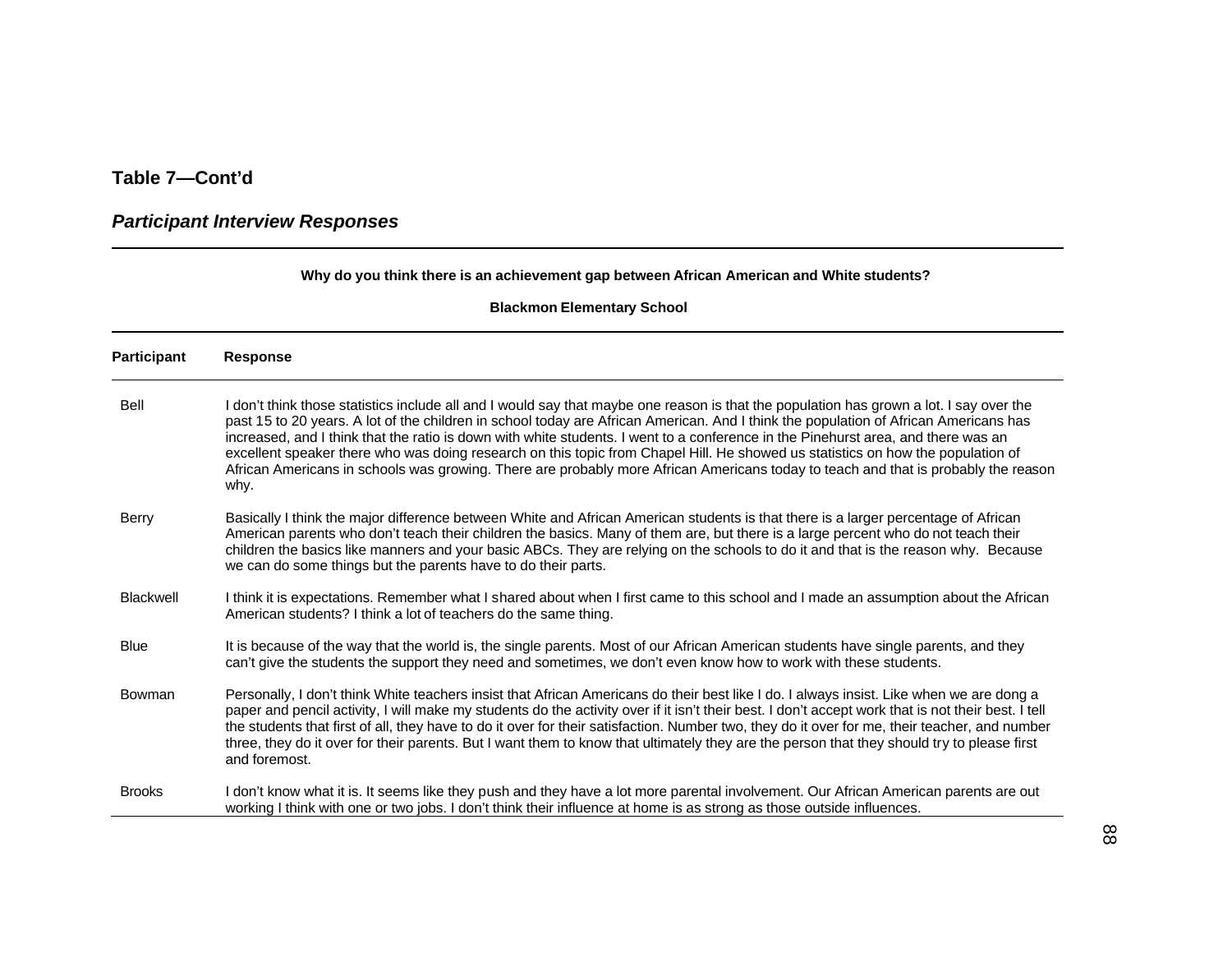**Table 7—Cont'd**

***Participant Interview Responses***

| **Why do you think there is an achievement gap between African American and White students?** | |
|---|---|
| **Blackmon Elementary School** | |
| **Participant** | **Response** |
| Bell | I don't think those statistics include all and I would say that maybe one reason is that the population has grown a lot. I say over the past 15 to 20 years. A lot of the children in school today are African American. And I think the population of African Americans has increased, and I think that the ratio is down with white students. I went to a conference in the Pinehurst area, and there was an excellent speaker there who was doing research on this topic from Chapel Hill. He showed us statistics on how the population of African Americans in schools was growing. There are probably more African Americans today to teach and that is probably the reason why. |
| Berry | Basically I think the major difference between White and African American students is that there is a larger percentage of African American parents who don't teach their children the basics. Many of them are, but there is a large percent who do not teach their children the basics like manners and your basic ABCs. They are relying on the schools to do it and that is the reason why. Because we can do some things but the parents have to do their parts. |
| Blackwell | I think it is expectations. Remember what I shared about when I first came to this school and I made an assumption about the African American students? I think a lot of teachers do the same thing. |
| Blue | It is because of the way that the world is, the single parents. Most of our African American students have single parents, and they can't give the students the support they need and sometimes, we don't even know how to work with these students. |
| Bowman | Personally, I don't think White teachers insist that African Americans do their best like I do. I always insist. Like when we are dong a paper and pencil activity, I will make my students do the activity over if it isn't their best. I don't accept work that is not their best. I tell the students that first of all, they have to do it over for their satisfaction. Number two, they do it over for me, their teacher, and number three, they do it over for their parents. But I want them to know that ultimately they are the person that they should try to please first and foremost. |
| Brooks | I don't know what it is. It seems like they push and they have a lot more parental involvement. Our African American parents are out working I think with one or two jobs. I don't think their influence at home is as strong as those outside influences. |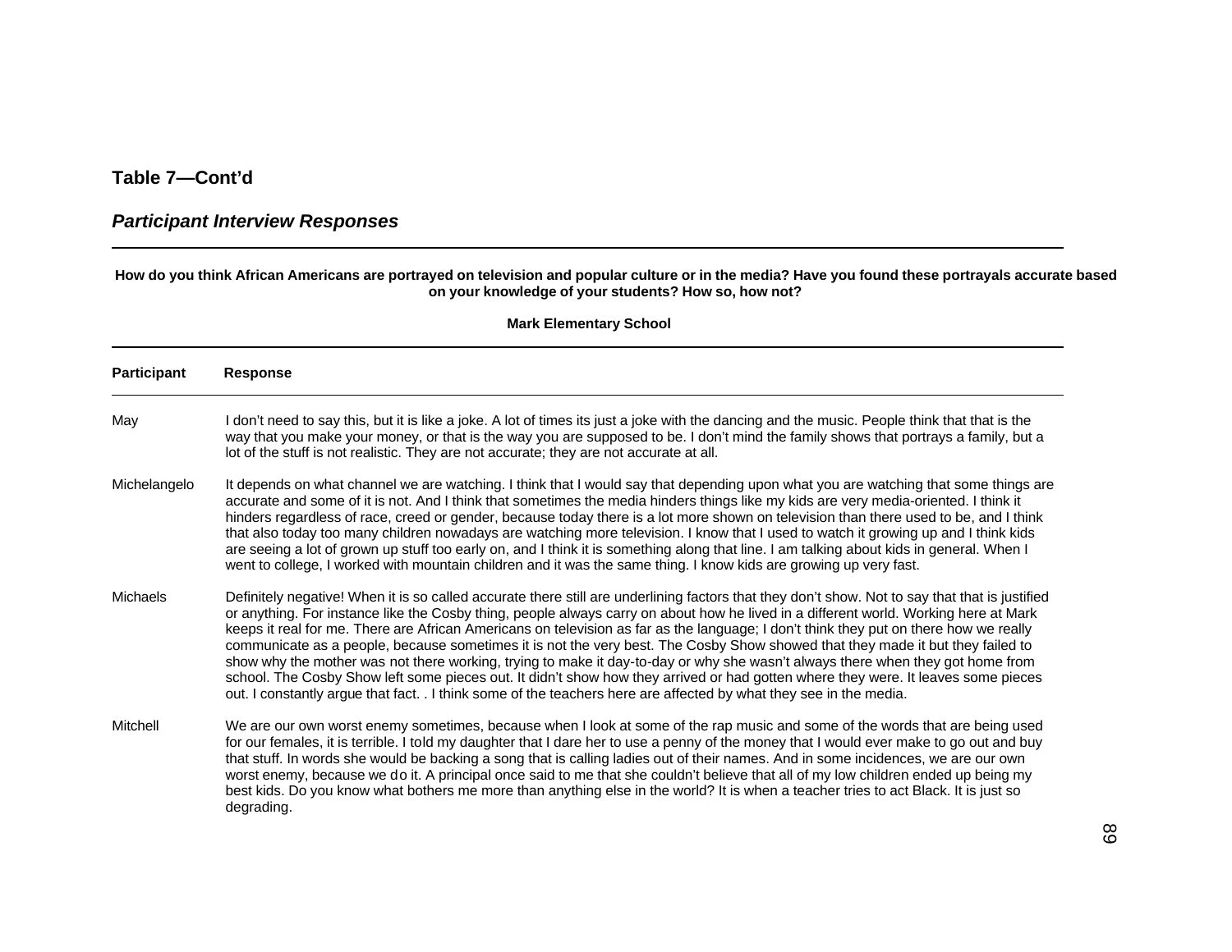**Table 7—Cont'd**

***Participant Interview Responses***

**How do you think African Americans are portrayed on television and popular culture or in the media? Have you found these portrayals accurate based on your knowledge of your students? How so, how not?**

**Mark Elementary School**

| Participant | Response |
|---|---|
| May | I don't need to say this, but it is like a joke. A lot of times its just a joke with the dancing and the music. People think that that is the way that you make your money, or that is the way you are supposed to be. I don't mind the family shows that portrays a family, but a lot of the stuff is not realistic. They are not accurate; they are not accurate at all. |
| Michelangelo | It depends on what channel we are watching. I think that I would say that depending upon what you are watching that some things are accurate and some of it is not. And I think that sometimes the media hinders things like my kids are very media-oriented. I think it hinders regardless of race, creed or gender, because today there is a lot more shown on television than there used to be, and I think that also today too many children nowadays are watching more television. I know that I used to watch it growing up and I think kids are seeing a lot of grown up stuff too early on, and I think it is something along that line. I am talking about kids in general. When I went to college, I worked with mountain children and it was the same thing. I know kids are growing up very fast. |
| Michaels | Definitely negative! When it is so called accurate there still are underlining factors that they don't show. Not to say that that is justified or anything. For instance like the Cosby thing, people always carry on about how he lived in a different world. Working here at Mark keeps it real for me. There are African Americans on television as far as the language; I don't think they put on there how we really communicate as a people, because sometimes it is not the very best. The Cosby Show showed that they made it but they failed to show why the mother was not there working, trying to make it day-to-day or why she wasn't always there when they got home from school. The Cosby Show left some pieces out. It didn't show how they arrived or had gotten where they were. It leaves some pieces out. I constantly argue that fact. . I think some of the teachers here are affected by what they see in the media. |
| Mitchell | We are our own worst enemy sometimes, because when I look at some of the rap music and some of the words that are being used for our females, it is terrible. I told my daughter that I dare her to use a penny of the money that I would ever make to go out and buy that stuff. In words she would be backing a song that is calling ladies out of their names. And in some incidences, we are our own worst enemy, because we do it. A principal once said to me that she couldn't believe that all of my low children ended up being my best kids. Do you know what bothers me more than anything else in the world? It is when a teacher tries to act Black. It is just so degrading. |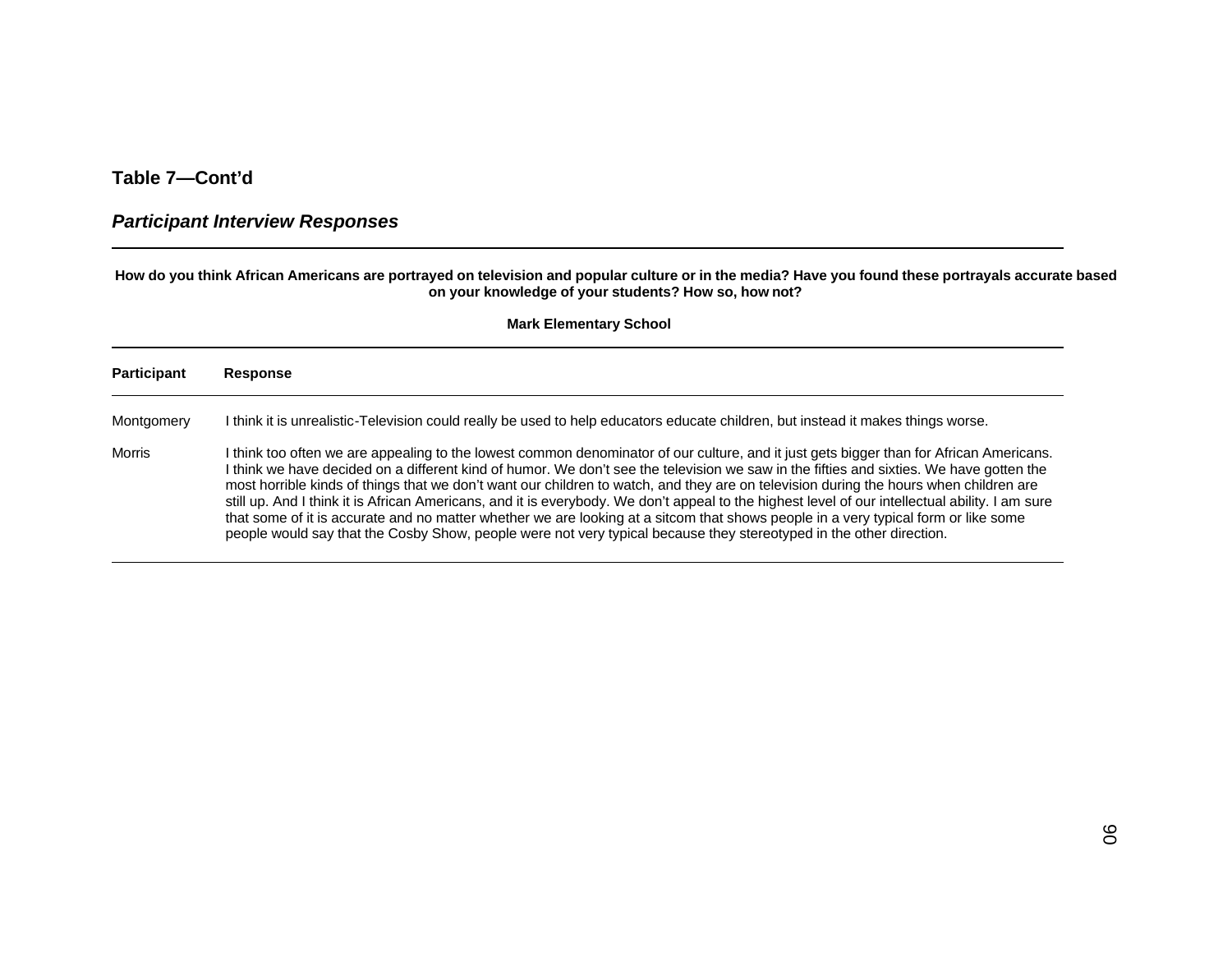**Table 7—Cont'd**

***Participant Interview Responses***

**How do you think African Americans are portrayed on television and popular culture or in the media? Have you found these portrayals accurate based on your knowledge of your students? How so, how not?**

**Mark Elementary School**

| Participant | Response |
|---|---|
| Montgomery | I think it is unrealistic-Television could really be used to help educators educate children, but instead it makes things worse. |
| Morris | I think too often we are appealing to the lowest common denominator of our culture, and it just gets bigger than for African Americans. I think we have decided on a different kind of humor. We don't see the television we saw in the fifties and sixties. We have gotten the most horrible kinds of things that we don't want our children to watch, and they are on television during the hours when children are still up. And I think it is African Americans, and it is everybody. We don't appeal to the highest level of our intellectual ability. I am sure that some of it is accurate and no matter whether we are looking at a sitcom that shows people in a very typical form or like some people would say that the Cosby Show, people were not very typical because they stereotyped in the other direction. |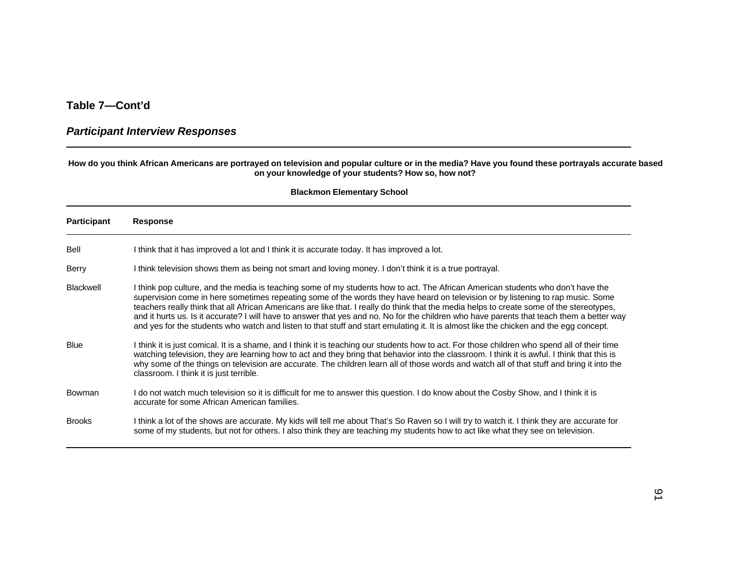**Table 7—Cont'd**

***Participant Interview Responses***

**How do you think African Americans are portrayed on television and popular culture or in the media? Have you found these portrayals accurate based on your knowledge of your students? How so, how not?**

**Blackmon Elementary School**

| Participant | Response |
|---|---|
| Bell | I think that it has improved a lot and I think it is accurate today. It has improved a lot. |
| Berry | I think television shows them as being not smart and loving money. I don't think it is a true portrayal. |
| Blackwell | I think pop culture, and the media is teaching some of my students how to act. The African American students who don't have the supervision come in here sometimes repeating some of the words they have heard on television or by listening to rap music. Some teachers really think that all African Americans are like that. I really do think that the media helps to create some of the stereotypes, and it hurts us. Is it accurate? I will have to answer that yes and no. No for the children who have parents that teach them a better way and yes for the students who watch and listen to that stuff and start emulating it. It is almost like the chicken and the egg concept. |
| Blue | I think it is just comical. It is a shame, and I think it is teaching our students how to act. For those children who spend all of their time watching television, they are learning how to act and they bring that behavior into the classroom. I think it is awful. I think that this is why some of the things on television are accurate. The children learn all of those words and watch all of that stuff and bring it into the classroom. I think it is just terrible. |
| Bowman | I do not watch much television so it is difficult for me to answer this question. I do know about the Cosby Show, and I think it is accurate for some African American families. |
| Brooks | I think a lot of the shows are accurate. My kids will tell me about That's So Raven so I will try to watch it. I think they are accurate for some of my students, but not for others. I also think they are teaching my students how to act like what they see on television. |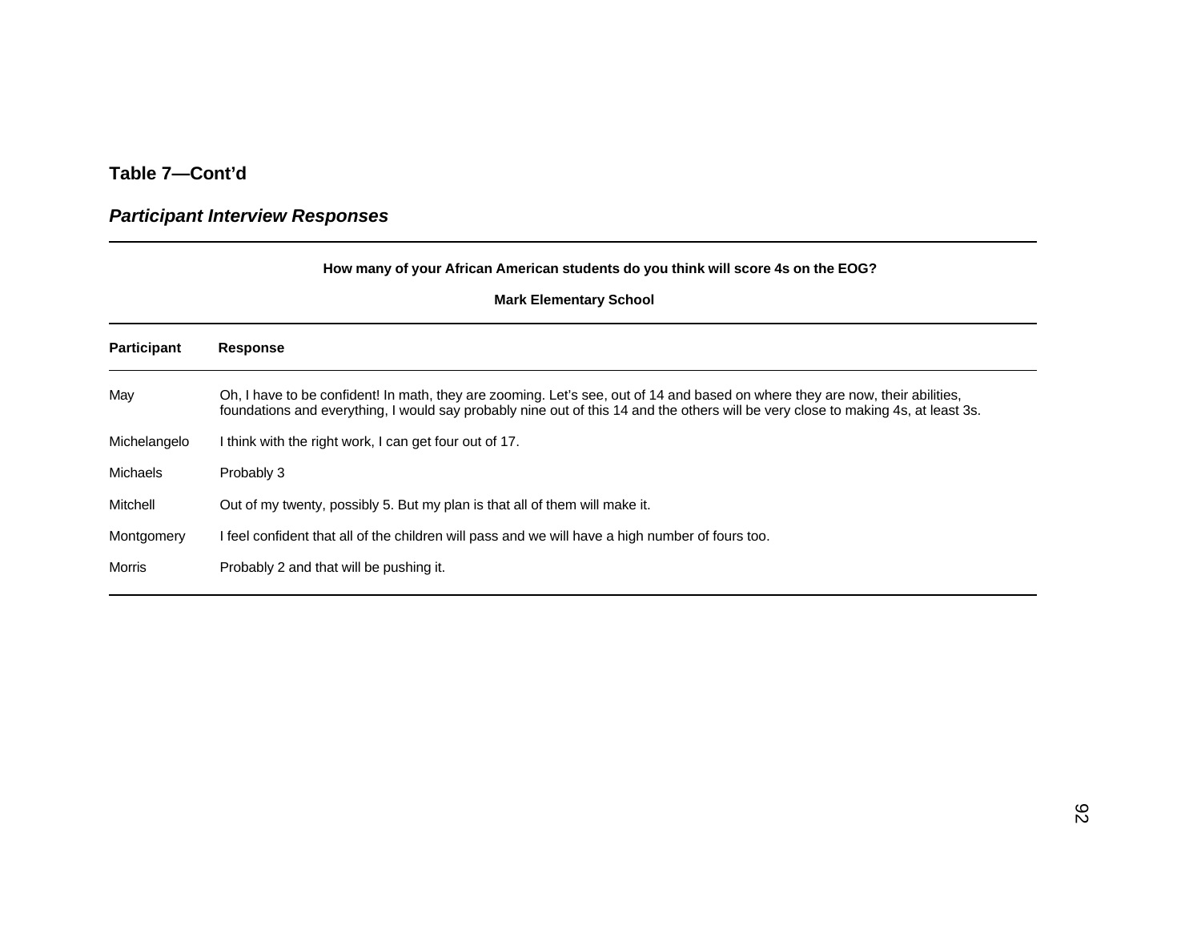**Table 7—Cont'd**

***Participant Interview Responses***

| How many of your African American students do you think will score 4s on the EOG? Mark Elementary School | |
|---|---|
| **Participant** | **Response** |
| May | Oh, I have to be confident! In math, they are zooming. Let's see, out of 14 and based on where they are now, their abilities, foundations and everything, I would say probably nine out of this 14 and the others will be very close to making 4s, at least 3s. |
| Michelangelo | I think with the right work, I can get four out of 17. |
| Michaels | Probably 3 |
| Mitchell | Out of my twenty, possibly 5. But my plan is that all of them will make it. |
| Montgomery | I feel confident that all of the children will pass and we will have a high number of fours too. |
| Morris | Probably 2 and that will be pushing it. |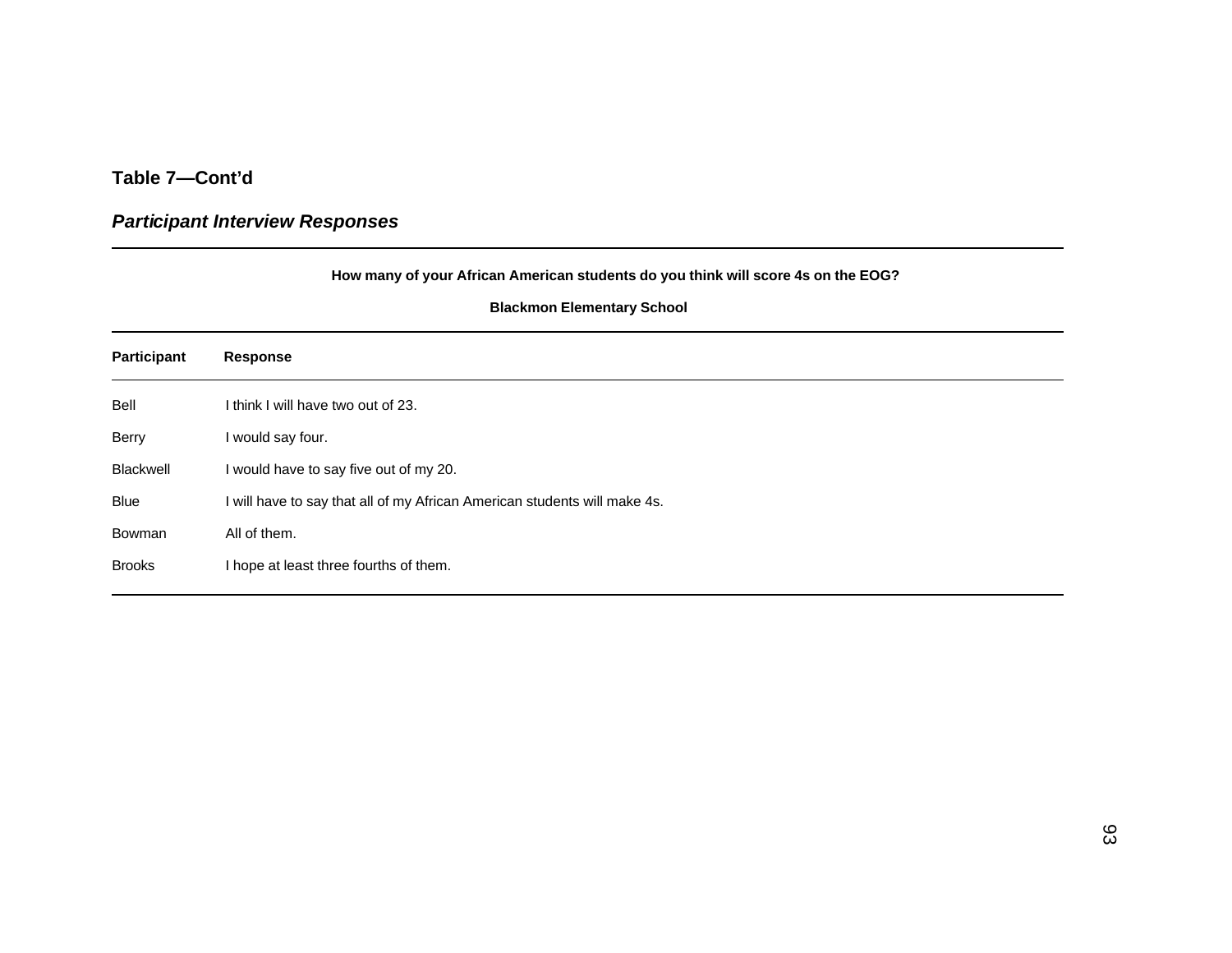**Table 7—Cont'd**

***Participant Interview Responses***

**How many of your African American students do you think will score 4s on the EOG?**

**Blackmon Elementary School**

| Participant | Response |
|---|---|
| Bell | I think I will have two out of 23. |
| Berry | I would say four. |
| Blackwell | I would have to say five out of my 20. |
| Blue | I will have to say that all of my African American students will make 4s. |
| Bowman | All of them. |
| Brooks | I hope at least three fourths of them. |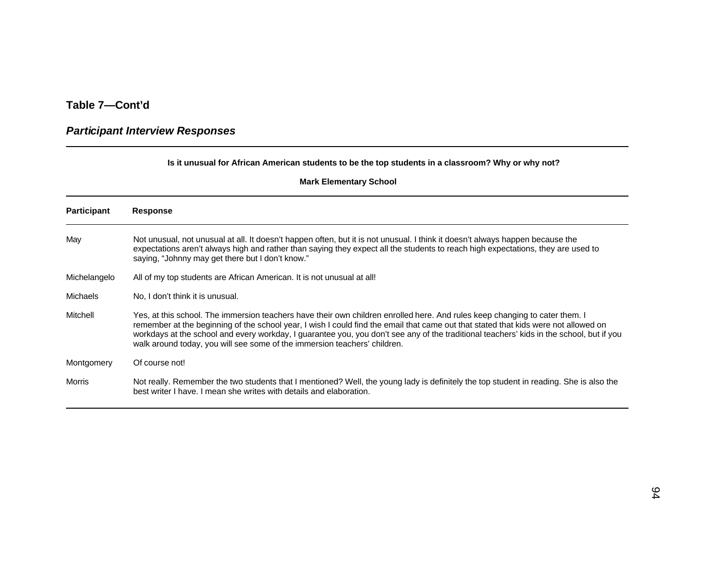**Table 7—Cont'd**

***Participant Interview Responses***

| Is it unusual for African American students to be the top students in a classroom? Why or why not? | |
|---|---|
| **Mark Elementary School** | |
| **Participant** | **Response** |
| May | Not unusual, not unusual at all. It doesn't happen often, but it is not unusual. I think it doesn't always happen because the expectations aren't always high and rather than saying they expect all the students to reach high expectations, they are used to saying, "Johnny may get there but I don't know." |
| Michelangelo | All of my top students are African American. It is not unusual at all! |
| Michaels | No, I don't think it is unusual. |
| Mitchell | Yes, at this school. The immersion teachers have their own children enrolled here. And rules keep changing to cater them. I remember at the beginning of the school year, I wish I could find the email that came out that stated that kids were not allowed on workdays at the school and every workday, I guarantee you, you don't see any of the traditional teachers' kids in the school, but if you walk around today, you will see some of the immersion teachers' children. |
| Montgomery | Of course not! |
| Morris | Not really. Remember the two students that I mentioned? Well, the young lady is definitely the top student in reading. She is also the best writer I have. I mean she writes with details and elaboration. |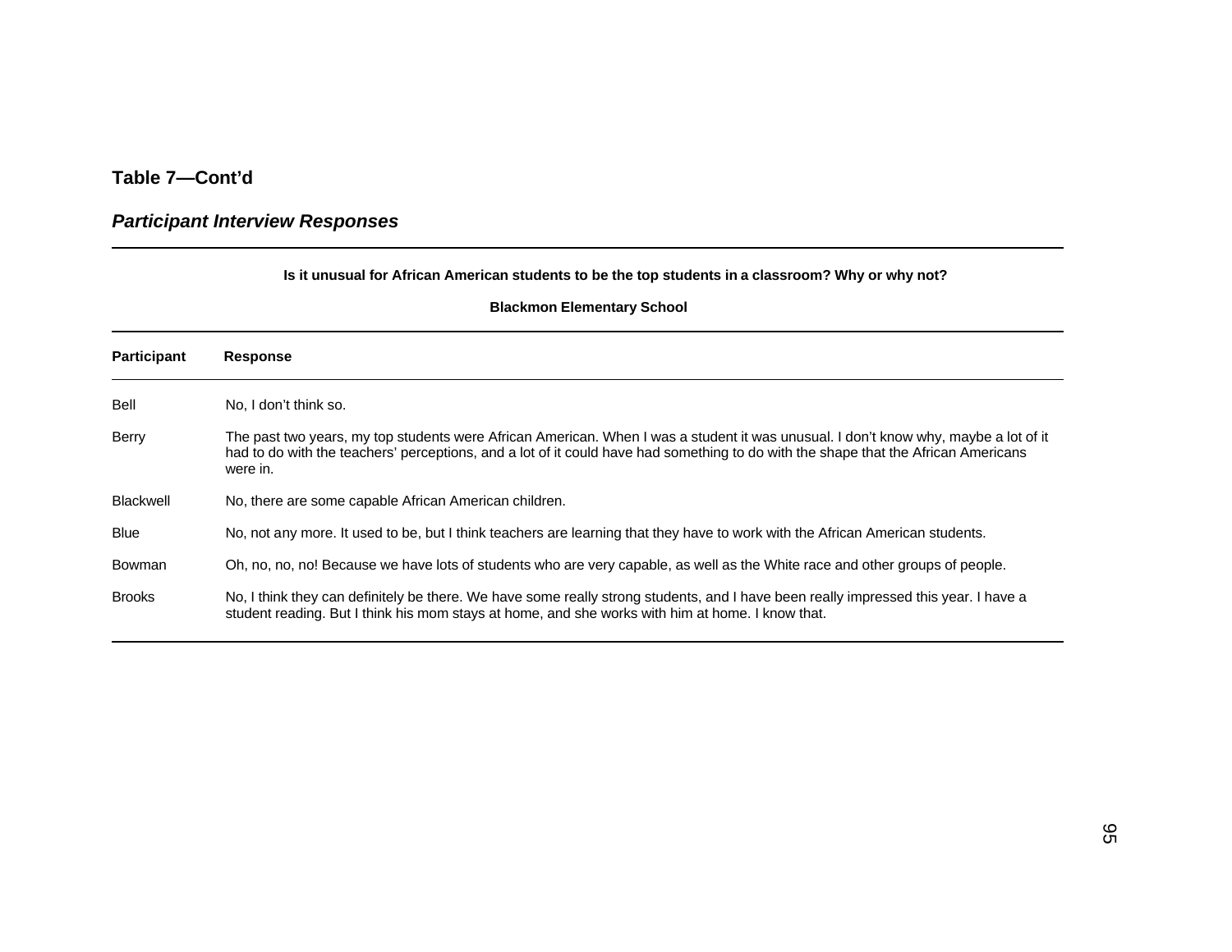**Table 7—Cont'd**

***Participant Interview Responses***

**Is it unusual for African American students to be the top students in a classroom? Why or why not?**

**Blackmon Elementary School**

| Participant | Response |
|---|---|
| Bell | No, I don't think so. |
| Berry | The past two years, my top students were African American. When I was a student it was unusual. I don't know why, maybe a lot of it had to do with the teachers' perceptions, and a lot of it could have had something to do with the shape that the African Americans were in. |
| Blackwell | No, there are some capable African American children. |
| Blue | No, not any more. It used to be, but I think teachers are learning that they have to work with the African American students. |
| Bowman | Oh, no, no, no! Because we have lots of students who are very capable, as well as the White race and other groups of people. |
| Brooks | No, I think they can definitely be there. We have some really strong students, and I have been really impressed this year. I have a student reading. But I think his mom stays at home, and she works with him at home. I know that. |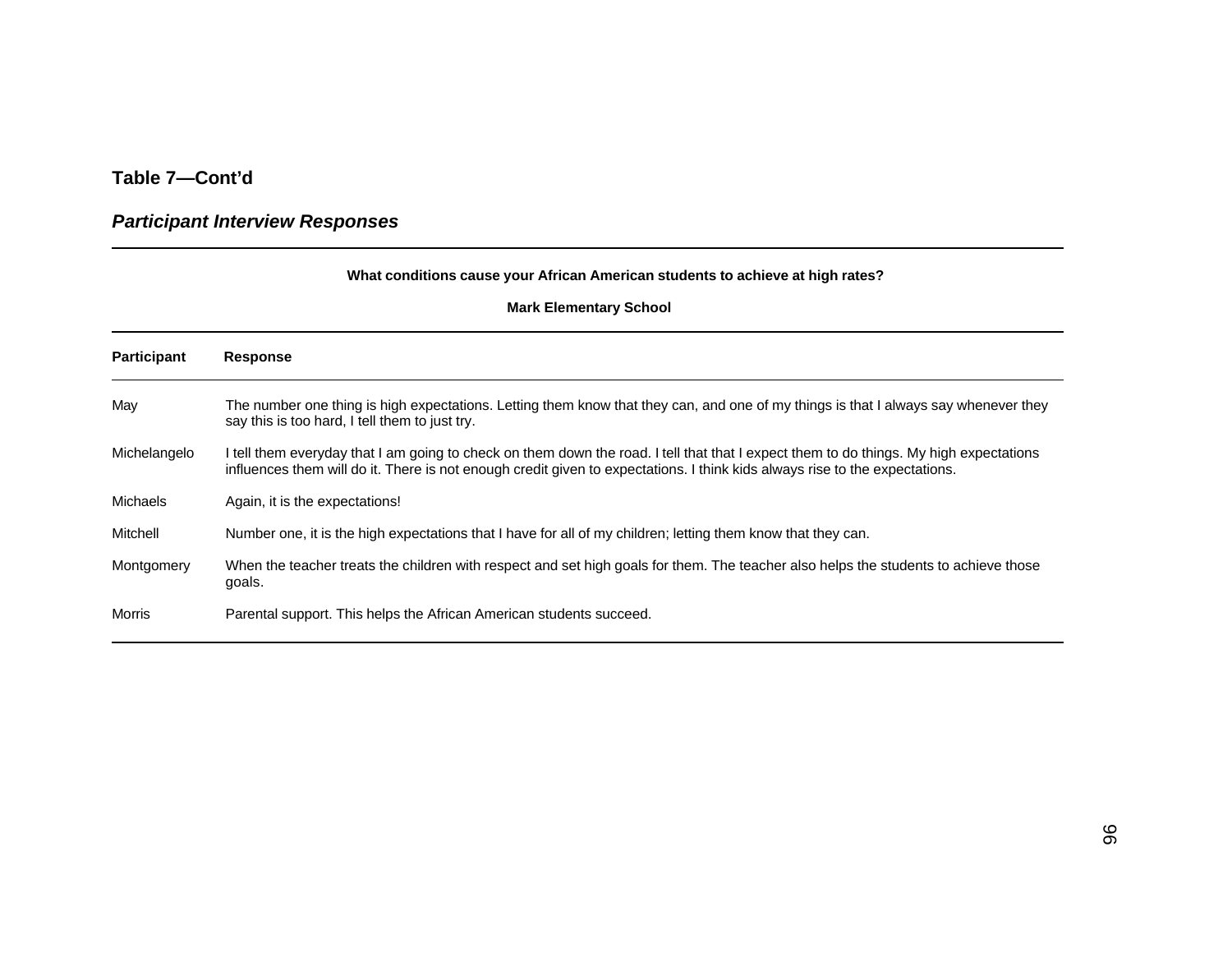**Table 7—Cont'd**

***Participant Interview Responses***

| What conditions cause your African American students to achieve at high rates? | |
|---|---|
| **Mark Elementary School** | |
| **Participant** | **Response** |
| May | The number one thing is high expectations. Letting them know that they can, and one of my things is that I always say whenever they say this is too hard, I tell them to just try. |
| Michelangelo | I tell them everyday that I am going to check on them down the road. I tell that that I expect them to do things. My high expectations influences them will do it. There is not enough credit given to expectations. I think kids always rise to the expectations. |
| Michaels | Again, it is the expectations! |
| Mitchell | Number one, it is the high expectations that I have for all of my children; letting them know that they can. |
| Montgomery | When the teacher treats the children with respect and set high goals for them. The teacher also helps the students to achieve those goals. |
| Morris | Parental support. This helps the African American students succeed. |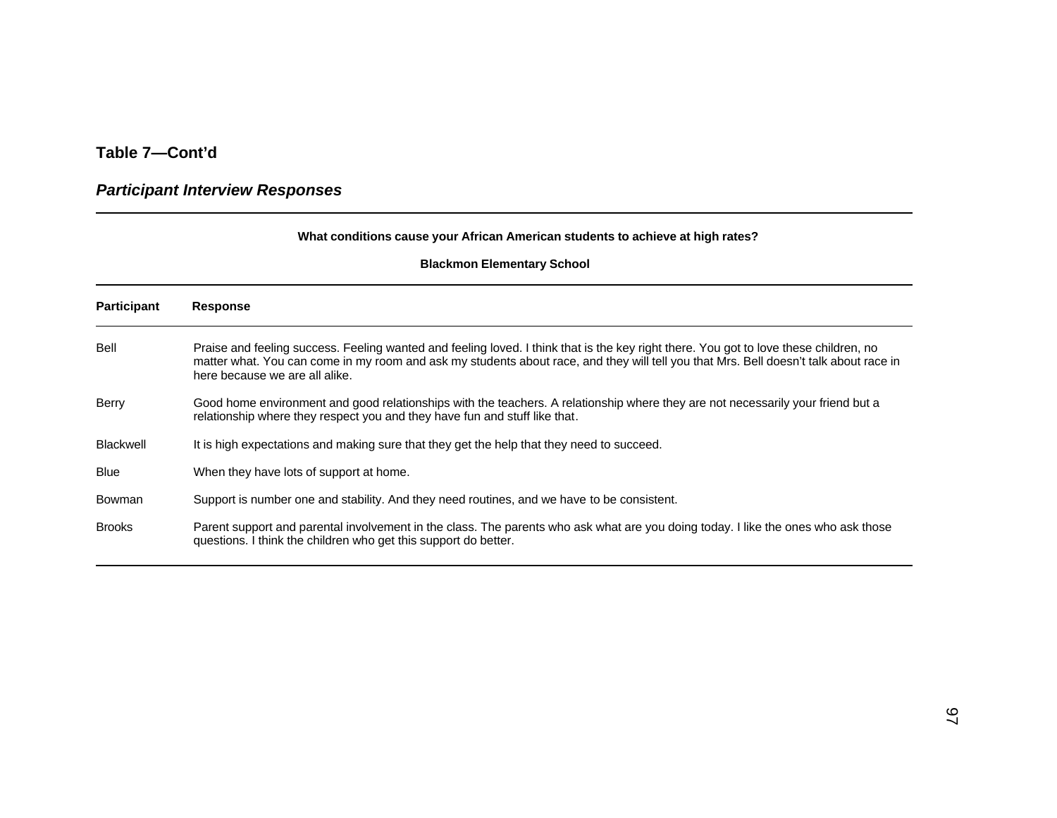**Table 7—Cont'd**

***Participant Interview Responses***

| What conditions cause your African American students to achieve at high rates? | |
|---|---|
| **Blackmon Elementary School** | |
| **Participant** | **Response** |
| Bell | Praise and feeling success. Feeling wanted and feeling loved. I think that is the key right there. You got to love these children, no matter what. You can come in my room and ask my students about race, and they will tell you that Mrs. Bell doesn't talk about race in here because we are all alike. |
| Berry | Good home environment and good relationships with the teachers. A relationship where they are not necessarily your friend but a relationship where they respect you and they have fun and stuff like that. |
| Blackwell | It is high expectations and making sure that they get the help that they need to succeed. |
| Blue | When they have lots of support at home. |
| Bowman | Support is number one and stability. And they need routines, and we have to be consistent. |
| Brooks | Parent support and parental involvement in the class. The parents who ask what are you doing today. I like the ones who ask those questions. I think the children who get this support do better. |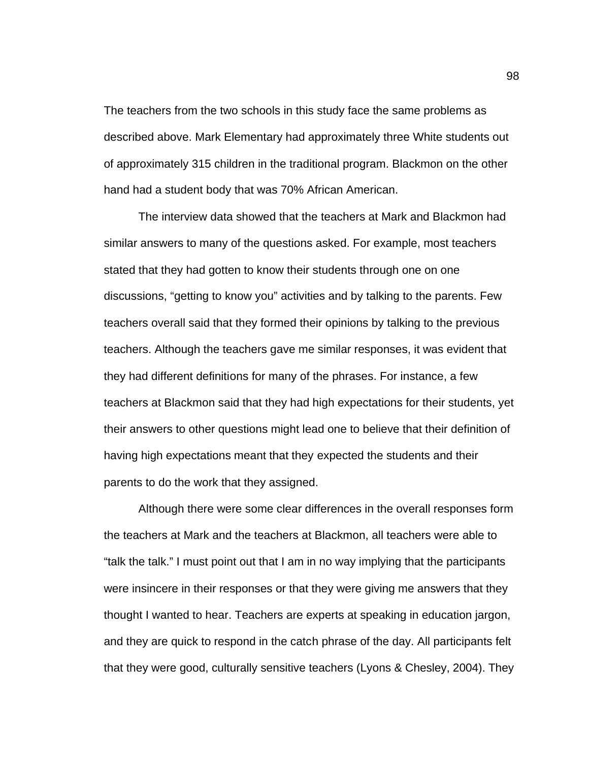The teachers from the two schools in this study face the same problems as described above. Mark Elementary had approximately three White students out of approximately 315 children in the traditional program. Blackmon on the other hand had a student body that was 70% African American.

The interview data showed that the teachers at Mark and Blackmon had similar answers to many of the questions asked. For example, most teachers stated that they had gotten to know their students through one on one discussions, "getting to know you" activities and by talking to the parents. Few teachers overall said that they formed their opinions by talking to the previous teachers. Although the teachers gave me similar responses, it was evident that they had different definitions for many of the phrases. For instance, a few teachers at Blackmon said that they had high expectations for their students, yet their answers to other questions might lead one to believe that their definition of having high expectations meant that they expected the students and their parents to do the work that they assigned.

Although there were some clear differences in the overall responses form the teachers at Mark and the teachers at Blackmon, all teachers were able to "talk the talk." I must point out that I am in no way implying that the participants were insincere in their responses or that they were giving me answers that they thought I wanted to hear. Teachers are experts at speaking in education jargon, and they are quick to respond in the catch phrase of the day. All participants felt that they were good, culturally sensitive teachers (Lyons & Chesley, 2004). They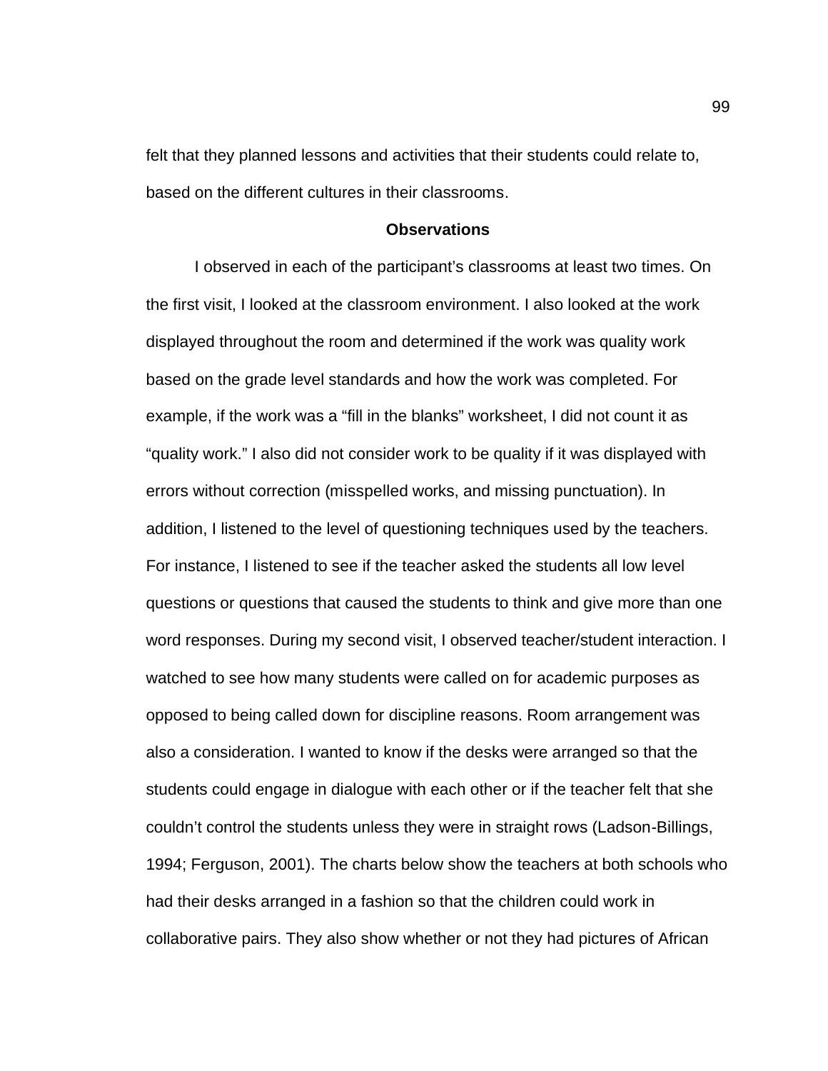felt that they planned lessons and activities that their students could relate to, based on the different cultures in their classrooms.

**Observations**

I observed in each of the participant's classrooms at least two times. On the first visit, I looked at the classroom environment. I also looked at the work displayed throughout the room and determined if the work was quality work based on the grade level standards and how the work was completed. For example, if the work was a "fill in the blanks" worksheet, I did not count it as "quality work." I also did not consider work to be quality if it was displayed with errors without correction (misspelled works, and missing punctuation). In addition, I listened to the level of questioning techniques used by the teachers. For instance, I listened to see if the teacher asked the students all low level questions or questions that caused the students to think and give more than one word responses. During my second visit, I observed teacher/student interaction. I watched to see how many students were called on for academic purposes as opposed to being called down for discipline reasons. Room arrangement was also a consideration. I wanted to know if the desks were arranged so that the students could engage in dialogue with each other or if the teacher felt that she couldn't control the students unless they were in straight rows (Ladson-Billings, 1994; Ferguson, 2001). The charts below show the teachers at both schools who had their desks arranged in a fashion so that the children could work in collaborative pairs. They also show whether or not they had pictures of African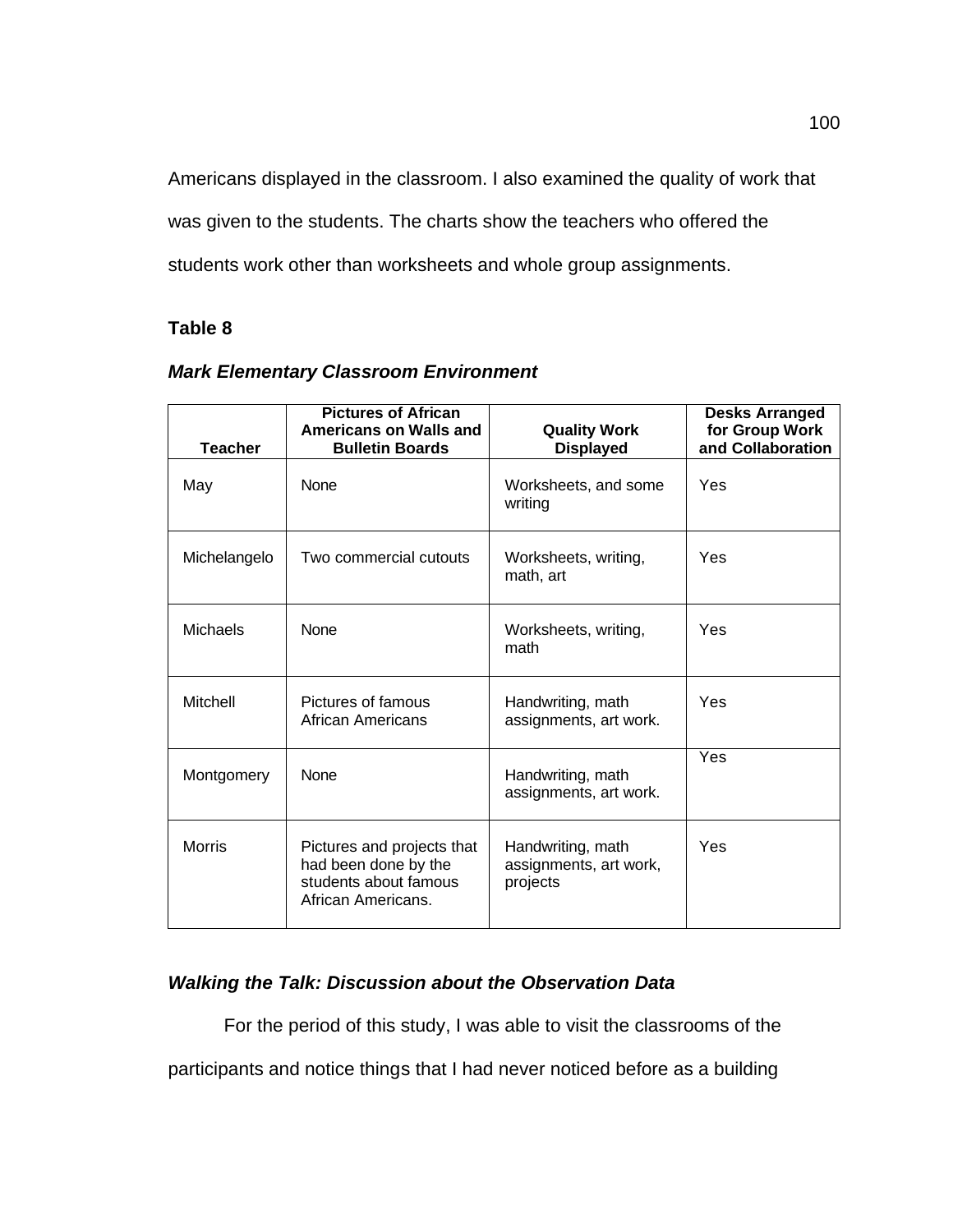Americans displayed in the classroom. I also examined the quality of work that was given to the students. The charts show the teachers who offered the students work other than worksheets and whole group assignments.

**Table 8**

***Mark Elementary Classroom Environment***

| Teacher | Pictures of African Americans on Walls and Bulletin Boards | Quality Work Displayed | Desks Arranged for Group Work and Collaboration |
|---|---|---|---|
| May | None | Worksheets, and some writing | Yes |
| Michelangelo | Two commercial cutouts | Worksheets, writing, math, art | Yes |
| Michaels | None | Worksheets, writing, math | Yes |
| Mitchell | Pictures of famous African Americans | Handwriting, math assignments, art work. | Yes |
| Montgomery | None | Handwriting, math assignments, art work. | Yes |
| Morris | Pictures and projects that had been done by the students about famous African Americans. | Handwriting, math assignments, art work, projects | Yes |

### *Walking the Talk: Discussion about the Observation Data*

For the period of this study, I was able to visit the classrooms of the participants and notice things that I had never noticed before as a building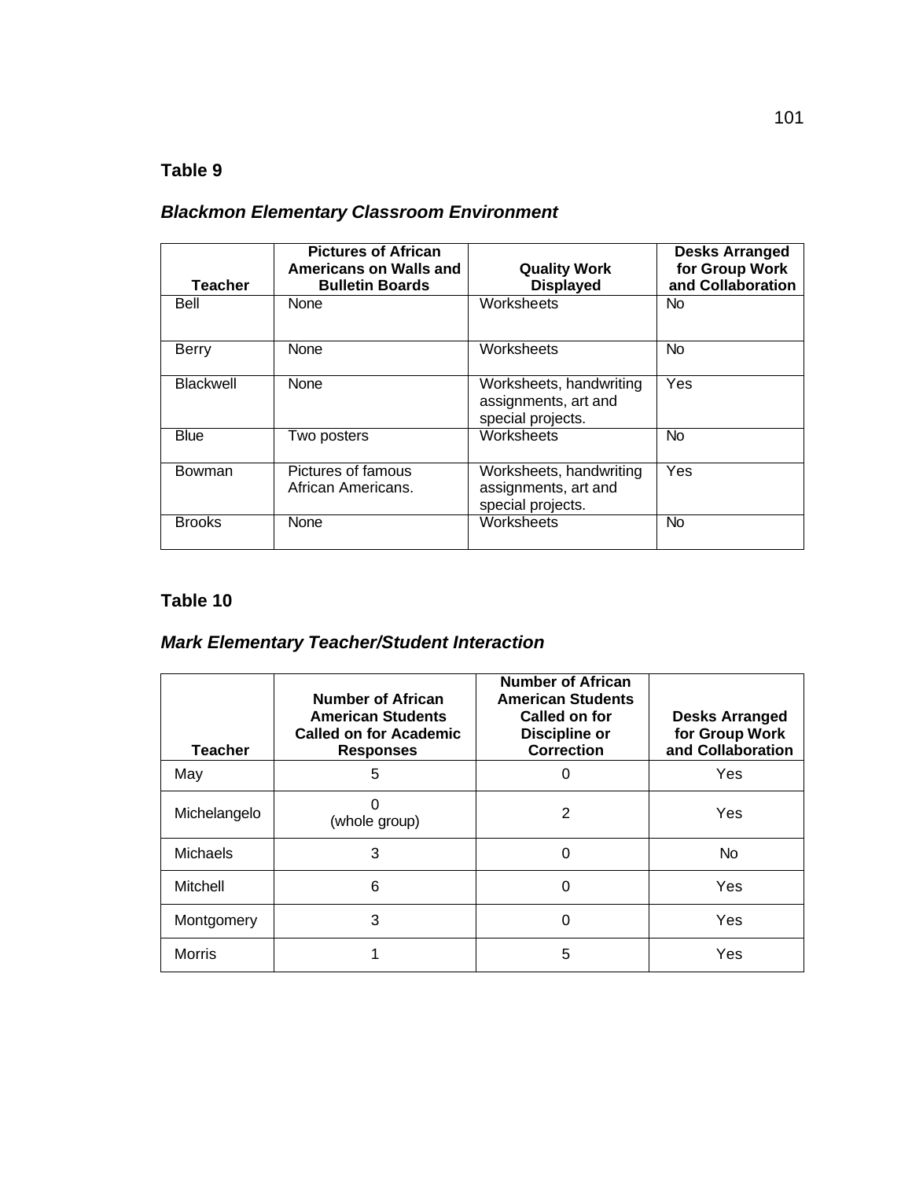**Table 9**

***Blackmon Elementary Classroom Environment***

| Teacher | Pictures of African Americans on Walls and Bulletin Boards | Quality Work Displayed | Desks Arranged for Group Work and Collaboration |
|---|---|---|---|
| Bell | None | Worksheets | No |
| Berry | None | Worksheets | No |
| Blackwell | None | Worksheets, handwriting assignments, art and special projects. | Yes |
| Blue | Two posters | Worksheets | No |
| Bowman | Pictures of famous African Americans. | Worksheets, handwriting assignments, art and special projects. | Yes |
| Brooks | None | Worksheets | No |

**Table 10**

***Mark Elementary Teacher/Student Interaction***

| Teacher | Number of African American Students Called on for Academic Responses | Number of African American Students Called on for Discipline or Correction | Desks Arranged for Group Work and Collaboration |
|---|---|---|---|
| May | 5 | 0 | Yes |
| Michelangelo | 0 (whole group) | 2 | Yes |
| Michaels | 3 | 0 | No |
| Mitchell | 6 | 0 | Yes |
| Montgomery | 3 | 0 | Yes |
| Morris | 1 | 5 | Yes |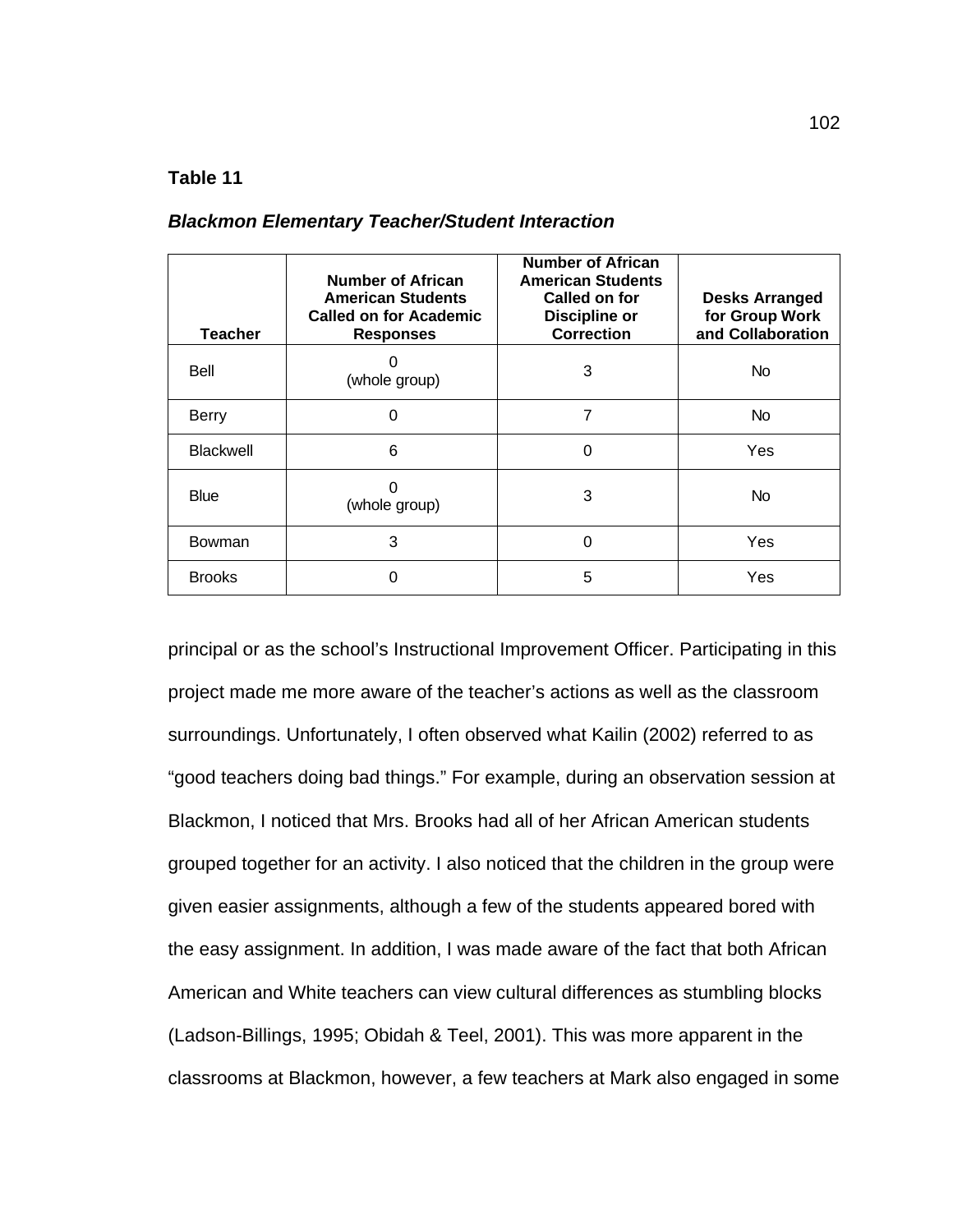**Table 11**

***Blackmon Elementary Teacher/Student Interaction***

| Teacher | Number of African American Students Called on for Academic Responses | Number of African American Students Called on for Discipline or Correction | Desks Arranged for Group Work and Collaboration |
|---|---|---|---|
| Bell | 0 (whole group) | 3 | No |
| Berry | 0 | 7 | No |
| Blackwell | 6 | 0 | Yes |
| Blue | 0 (whole group) | 3 | No |
| Bowman | 3 | 0 | Yes |
| Brooks | 0 | 5 | Yes |

principal or as the school's Instructional Improvement Officer. Participating in this project made me more aware of the teacher's actions as well as the classroom surroundings. Unfortunately, I often observed what Kailin (2002) referred to as "good teachers doing bad things." For example, during an observation session at Blackmon, I noticed that Mrs. Brooks had all of her African American students grouped together for an activity. I also noticed that the children in the group were given easier assignments, although a few of the students appeared bored with the easy assignment. In addition, I was made aware of the fact that both African American and White teachers can view cultural differences as stumbling blocks (Ladson-Billings, 1995; Obidah & Teel, 2001). This was more apparent in the classrooms at Blackmon, however, a few teachers at Mark also engaged in some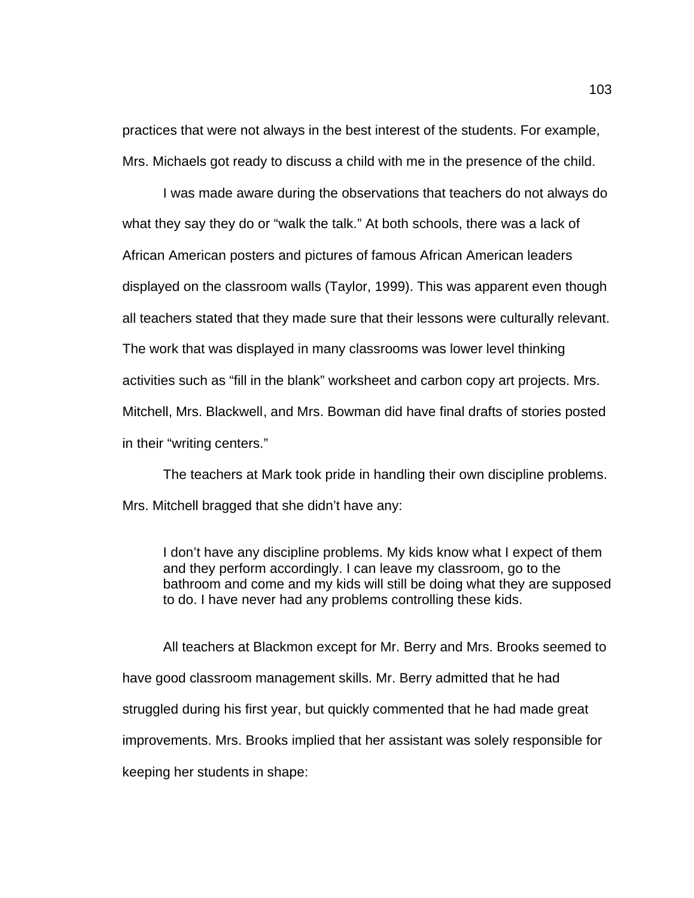practices that were not always in the best interest of the students. For example, Mrs. Michaels got ready to discuss a child with me in the presence of the child.

I was made aware during the observations that teachers do not always do what they say they do or “walk the talk.” At both schools, there was a lack of African American posters and pictures of famous African American leaders displayed on the classroom walls (Taylor, 1999). This was apparent even though all teachers stated that they made sure that their lessons were culturally relevant. The work that was displayed in many classrooms was lower level thinking activities such as “fill in the blank” worksheet and carbon copy art projects. Mrs. Mitchell, Mrs. Blackwell, and Mrs. Bowman did have final drafts of stories posted in their “writing centers.”

The teachers at Mark took pride in handling their own discipline problems. Mrs. Mitchell bragged that she didn’t have any:

> I don’t have any discipline problems. My kids know what I expect of them and they perform accordingly. I can leave my classroom, go to the bathroom and come and my kids will still be doing what they are supposed to do. I have never had any problems controlling these kids.

All teachers at Blackmon except for Mr. Berry and Mrs. Brooks seemed to have good classroom management skills. Mr. Berry admitted that he had struggled during his first year, but quickly commented that he had made great improvements. Mrs. Brooks implied that her assistant was solely responsible for keeping her students in shape: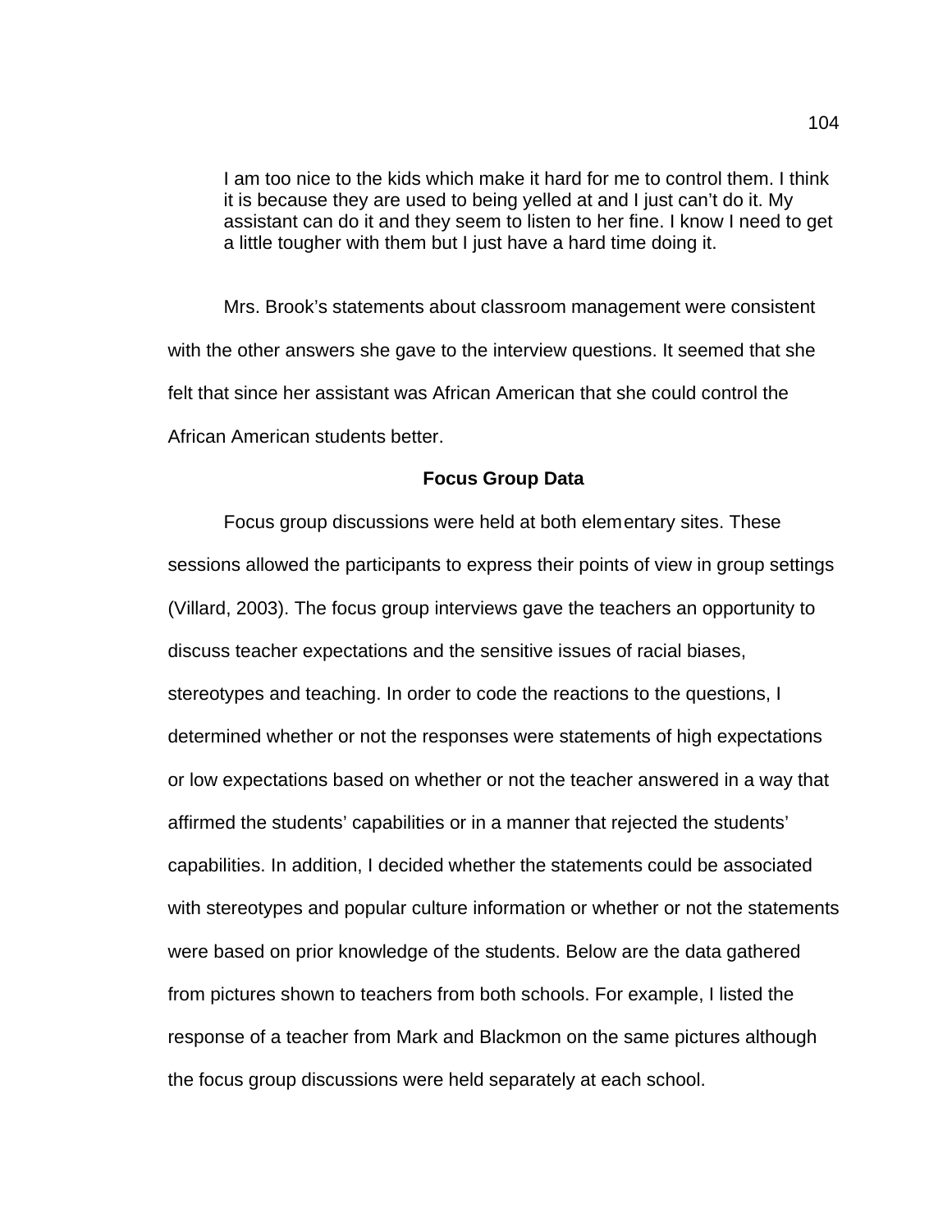> I am too nice to the kids which make it hard for me to control them. I think it is because they are used to being yelled at and I just can't do it. My assistant can do it and they seem to listen to her fine. I know I need to get a little tougher with them but I just have a hard time doing it.

Mrs. Brook's statements about classroom management were consistent with the other answers she gave to the interview questions. It seemed that she felt that since her assistant was African American that she could control the African American students better.

### Focus Group Data

Focus group discussions were held at both elementary sites. These sessions allowed the participants to express their points of view in group settings (Villard, 2003). The focus group interviews gave the teachers an opportunity to discuss teacher expectations and the sensitive issues of racial biases, stereotypes and teaching. In order to code the reactions to the questions, I determined whether or not the responses were statements of high expectations or low expectations based on whether or not the teacher answered in a way that affirmed the students' capabilities or in a manner that rejected the students' capabilities. In addition, I decided whether the statements could be associated with stereotypes and popular culture information or whether or not the statements were based on prior knowledge of the students. Below are the data gathered from pictures shown to teachers from both schools. For example, I listed the response of a teacher from Mark and Blackmon on the same pictures although the focus group discussions were held separately at each school.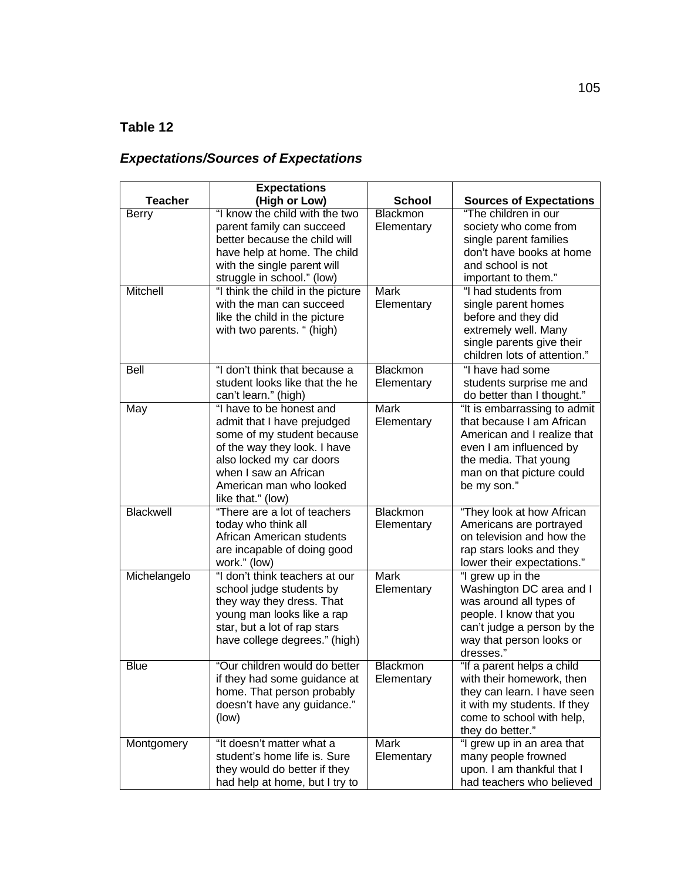**Table 12**

***Expectations/Sources of Expectations***

| Teacher | Expectations (High or Low) | School | Sources of Expectations |
|---|---|---|---|
| Berry | "I know the child with the two parent family can succeed better because the child will have help at home. The child with the single parent will struggle in school." (low) | Blackmon Elementary | "The children in our society who come from single parent families don't have books at home and school is not important to them." |
| Mitchell | "I think the child in the picture with the man can succeed like the child in the picture with two parents. " (high) | Mark Elementary | "I had students from single parent homes before and they did extremely well. Many single parents give their children lots of attention." |
| Bell | "I don't think that because a student looks like that the he can't learn." (high) | Blackmon Elementary | "I have had some students surprise me and do better than I thought." |
| May | "I have to be honest and admit that I have prejudged some of my student because of the way they look. I have also locked my car doors when I saw an African American man who looked like that." (low) | Mark Elementary | "It is embarrassing to admit that because I am African American and I realize that even I am influenced by the media. That young man on that picture could be my son." |
| Blackwell | "There are a lot of teachers today who think all African American students are incapable of doing good work." (low) | Blackmon Elementary | "They look at how African Americans are portrayed on television and how the rap stars looks and they lower their expectations." |
| Michelangelo | "I don't think teachers at our school judge students by they way they dress. That young man looks like a rap star, but a lot of rap stars have college degrees." (high) | Mark Elementary | "I grew up in the Washington DC area and I was around all types of people. I know that you can't judge a person by the way that person looks or dresses." |
| Blue | "Our children would do better if they had some guidance at home. That person probably doesn't have any guidance." (low) | Blackmon Elementary | "If a parent helps a child with their homework, then they can learn. I have seen it with my students. If they come to school with help, they do better." |
| Montgomery | "It doesn't matter what a student's home life is. Sure they would do better if they had help at home, but I try to | Mark Elementary | "I grew up in an area that many people frowned upon. I am thankful that I had teachers who believed |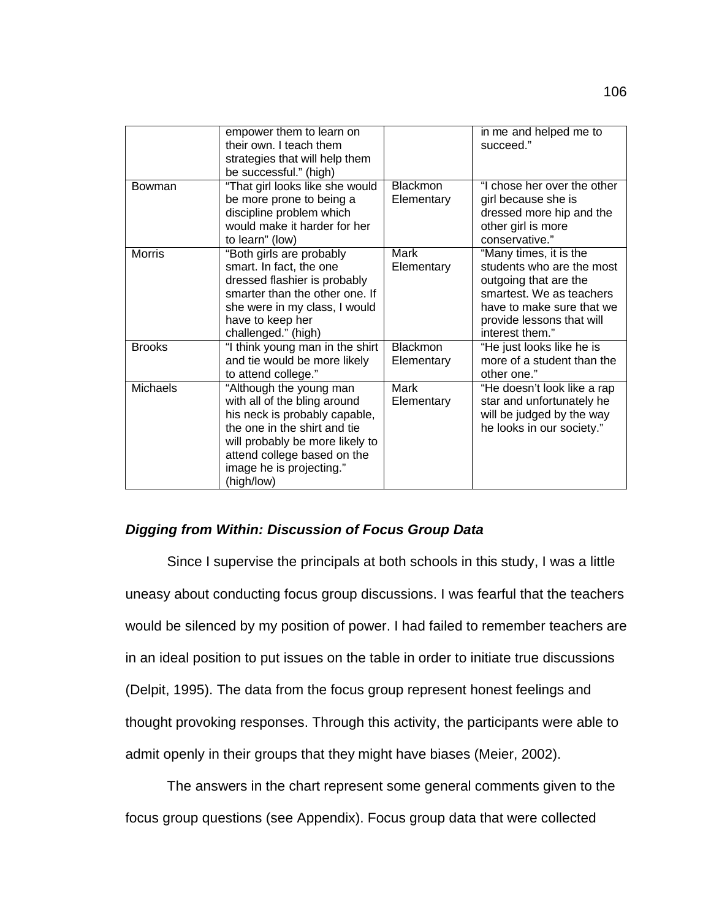| | | | |
|---|---|---|---|
| | empower them to learn on their own. I teach them strategies that will help them be successful." (high) | | in me and helped me to succeed." |
| Bowman | "That girl looks like she would be more prone to being a discipline problem which would make it harder for her to learn" (low) | Blackmon Elementary | "I chose her over the other girl because she is dressed more hip and the other girl is more conservative." |
| Morris | "Both girls are probably smart. In fact, the one dressed flashier is probably smarter than the other one. If she were in my class, I would have to keep her challenged." (high) | Mark Elementary | "Many times, it is the students who are the most outgoing that are the smartest. We as teachers have to make sure that we provide lessons that will interest them." |
| Brooks | "I think young man in the shirt and tie would be more likely to attend college." | Blackmon Elementary | "He just looks like he is more of a student than the other one." |
| Michaels | "Although the young man with all of the bling around his neck is probably capable, the one in the shirt and tie will probably be more likely to attend college based on the image he is projecting." (high/low) | Mark Elementary | "He doesn't look like a rap star and unfortunately he will be judged by the way he looks in our society." |

***Digging from Within: Discussion of Focus Group Data***

Since I supervise the principals at both schools in this study, I was a little uneasy about conducting focus group discussions. I was fearful that the teachers would be silenced by my position of power. I had failed to remember teachers are in an ideal position to put issues on the table in order to initiate true discussions (Delpit, 1995). The data from the focus group represent honest feelings and thought provoking responses. Through this activity, the participants were able to admit openly in their groups that they might have biases (Meier, 2002).

The answers in the chart represent some general comments given to the focus group questions (see Appendix). Focus group data that were collected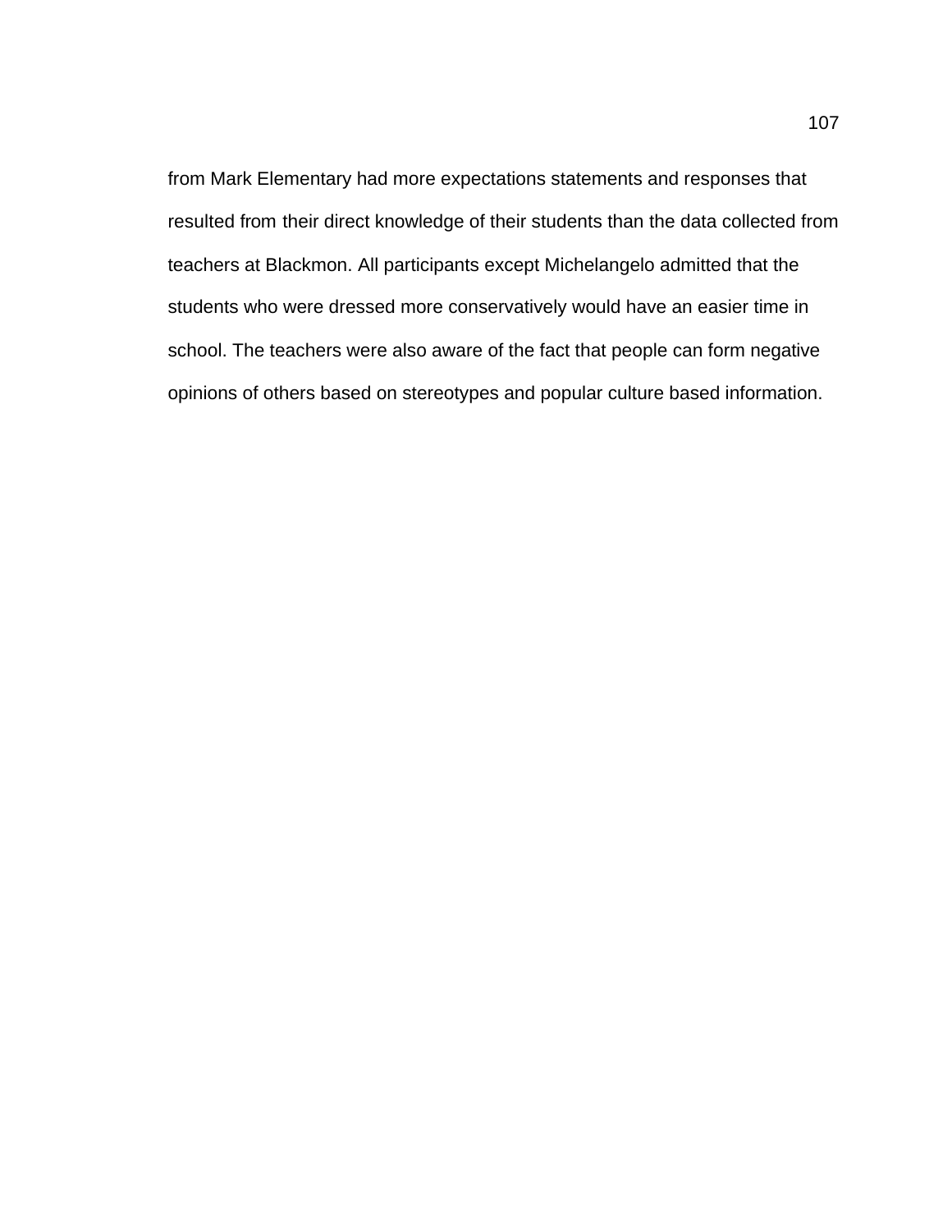from Mark Elementary had more expectations statements and responses that resulted from their direct knowledge of their students than the data collected from teachers at Blackmon. All participants except Michelangelo admitted that the students who were dressed more conservatively would have an easier time in school. The teachers were also aware of the fact that people can form negative opinions of others based on stereotypes and popular culture based information.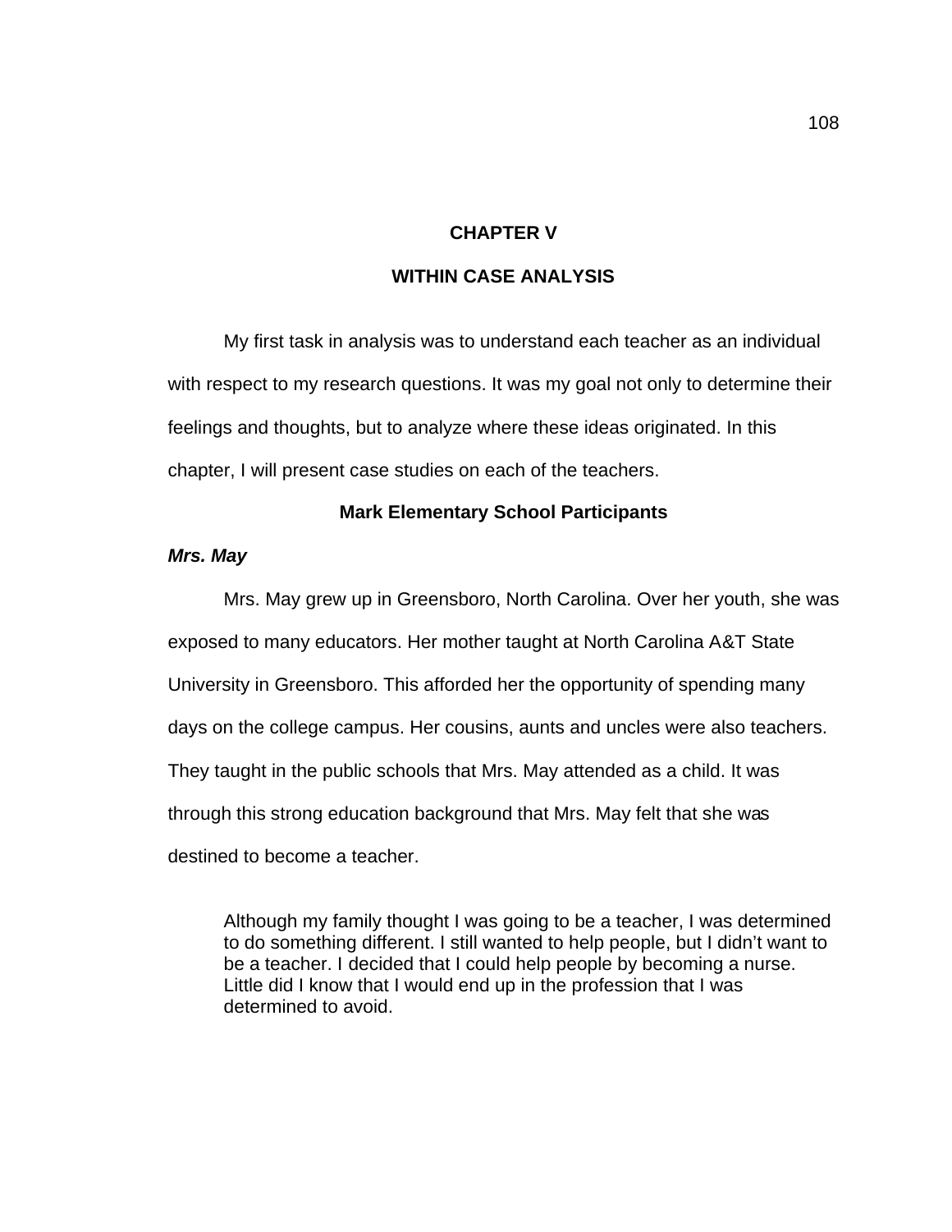# CHAPTER V

# WITHIN CASE ANALYSIS

My first task in analysis was to understand each teacher as an individual with respect to my research questions. It was my goal not only to determine their feelings and thoughts, but to analyze where these ideas originated. In this chapter, I will present case studies on each of the teachers.

## Mark Elementary School Participants

### ***Mrs. May***

Mrs. May grew up in Greensboro, North Carolina. Over her youth, she was exposed to many educators. Her mother taught at North Carolina A&T State University in Greensboro. This afforded her the opportunity of spending many days on the college campus. Her cousins, aunts and uncles were also teachers. They taught in the public schools that Mrs. May attended as a child. It was through this strong education background that Mrs. May felt that she was destined to become a teacher.

> Although my family thought I was going to be a teacher, I was determined to do something different. I still wanted to help people, but I didn't want to be a teacher. I decided that I could help people by becoming a nurse. Little did I know that I would end up in the profession that I was determined to avoid.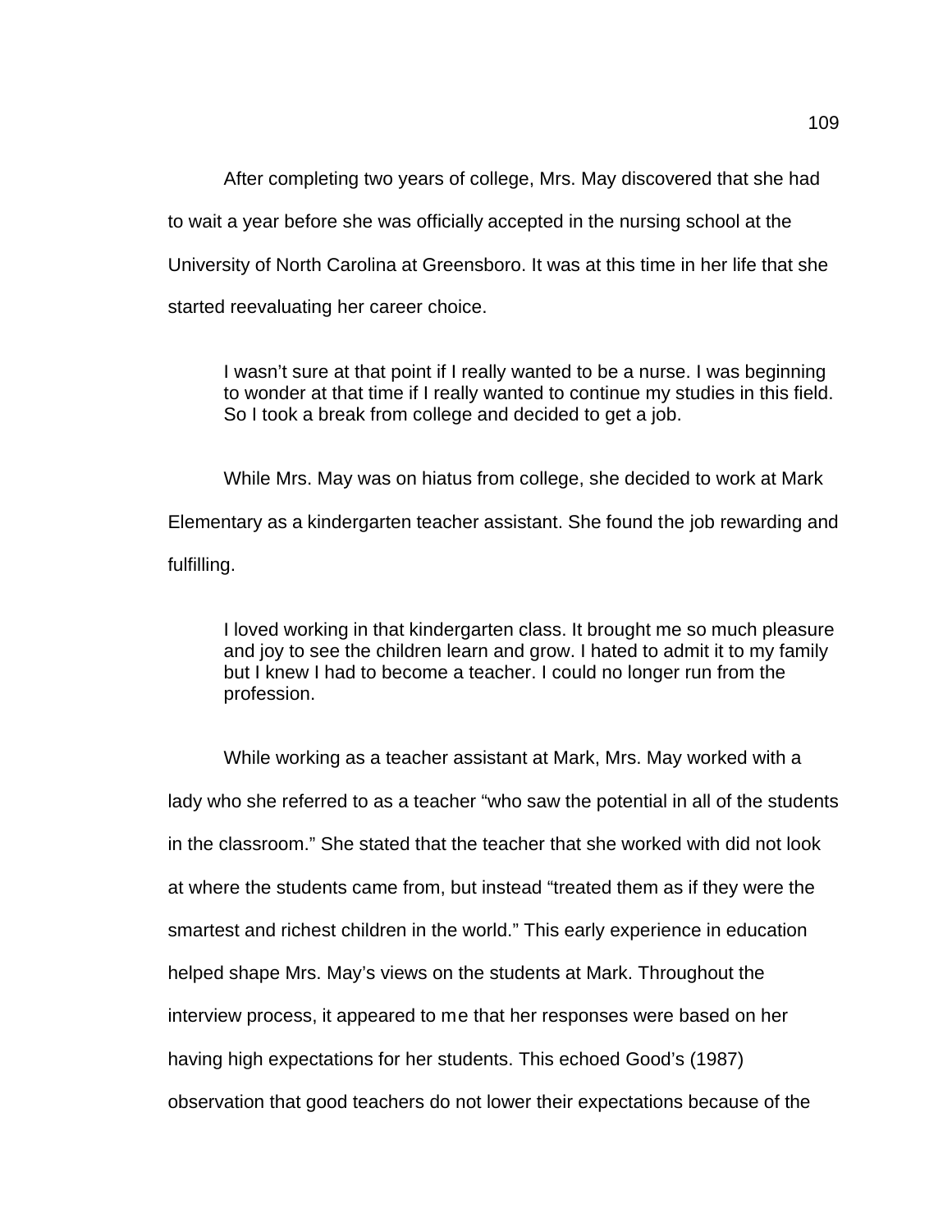After completing two years of college, Mrs. May discovered that she had to wait a year before she was officially accepted in the nursing school at the University of North Carolina at Greensboro. It was at this time in her life that she started reevaluating her career choice.

> I wasn't sure at that point if I really wanted to be a nurse. I was beginning to wonder at that time if I really wanted to continue my studies in this field. So I took a break from college and decided to get a job.

While Mrs. May was on hiatus from college, she decided to work at Mark Elementary as a kindergarten teacher assistant. She found the job rewarding and fulfilling.

> I loved working in that kindergarten class. It brought me so much pleasure and joy to see the children learn and grow. I hated to admit it to my family but I knew I had to become a teacher. I could no longer run from the profession.

While working as a teacher assistant at Mark, Mrs. May worked with a lady who she referred to as a teacher "who saw the potential in all of the students in the classroom." She stated that the teacher that she worked with did not look at where the students came from, but instead "treated them as if they were the smartest and richest children in the world." This early experience in education helped shape Mrs. May's views on the students at Mark. Throughout the interview process, it appeared to me that her responses were based on her having high expectations for her students. This echoed Good's (1987) observation that good teachers do not lower their expectations because of the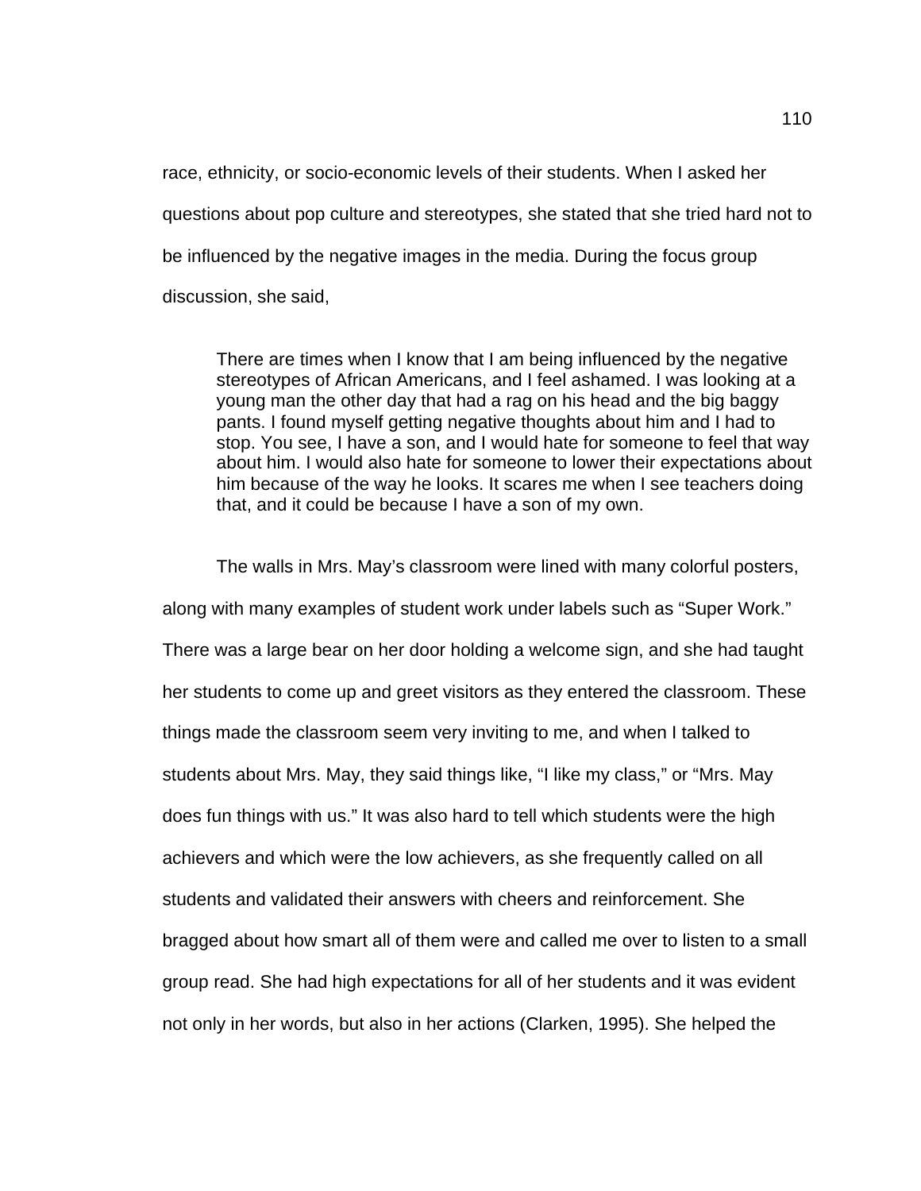race, ethnicity, or socio-economic levels of their students. When I asked her questions about pop culture and stereotypes, she stated that she tried hard not to be influenced by the negative images in the media. During the focus group discussion, she said,

> There are times when I know that I am being influenced by the negative stereotypes of African Americans, and I feel ashamed. I was looking at a young man the other day that had a rag on his head and the big baggy pants. I found myself getting negative thoughts about him and I had to stop. You see, I have a son, and I would hate for someone to feel that way about him. I would also hate for someone to lower their expectations about him because of the way he looks. It scares me when I see teachers doing that, and it could be because I have a son of my own.

The walls in Mrs. May's classroom were lined with many colorful posters, along with many examples of student work under labels such as "Super Work." There was a large bear on her door holding a welcome sign, and she had taught her students to come up and greet visitors as they entered the classroom. These things made the classroom seem very inviting to me, and when I talked to students about Mrs. May, they said things like, "I like my class," or "Mrs. May does fun things with us." It was also hard to tell which students were the high achievers and which were the low achievers, as she frequently called on all students and validated their answers with cheers and reinforcement. She bragged about how smart all of them were and called me over to listen to a small group read. She had high expectations for all of her students and it was evident not only in her words, but also in her actions (Clarken, 1995). She helped the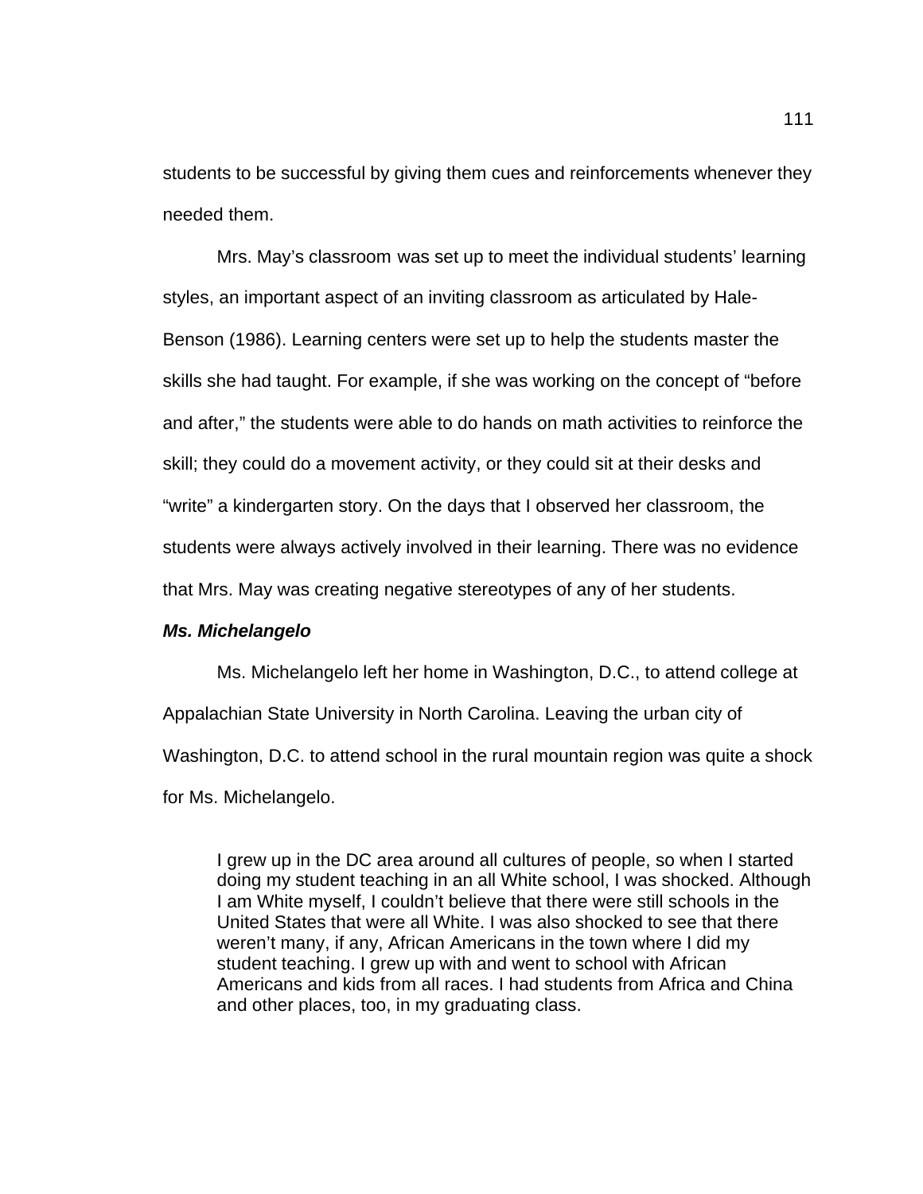students to be successful by giving them cues and reinforcements whenever they needed them.

Mrs. May's classroom was set up to meet the individual students' learning styles, an important aspect of an inviting classroom as articulated by Hale-Benson (1986). Learning centers were set up to help the students master the skills she had taught. For example, if she was working on the concept of "before and after," the students were able to do hands on math activities to reinforce the skill; they could do a movement activity, or they could sit at their desks and "write" a kindergarten story. On the days that I observed her classroom, the students were always actively involved in their learning. There was no evidence that Mrs. May was creating negative stereotypes of any of her students.

***Ms. Michelangelo***

Ms. Michelangelo left her home in Washington, D.C., to attend college at Appalachian State University in North Carolina. Leaving the urban city of Washington, D.C. to attend school in the rural mountain region was quite a shock for Ms. Michelangelo.

> I grew up in the DC area around all cultures of people, so when I started doing my student teaching in an all White school, I was shocked. Although I am White myself, I couldn't believe that there were still schools in the United States that were all White. I was also shocked to see that there weren't many, if any, African Americans in the town where I did my student teaching. I grew up with and went to school with African Americans and kids from all races. I had students from Africa and China and other places, too, in my graduating class.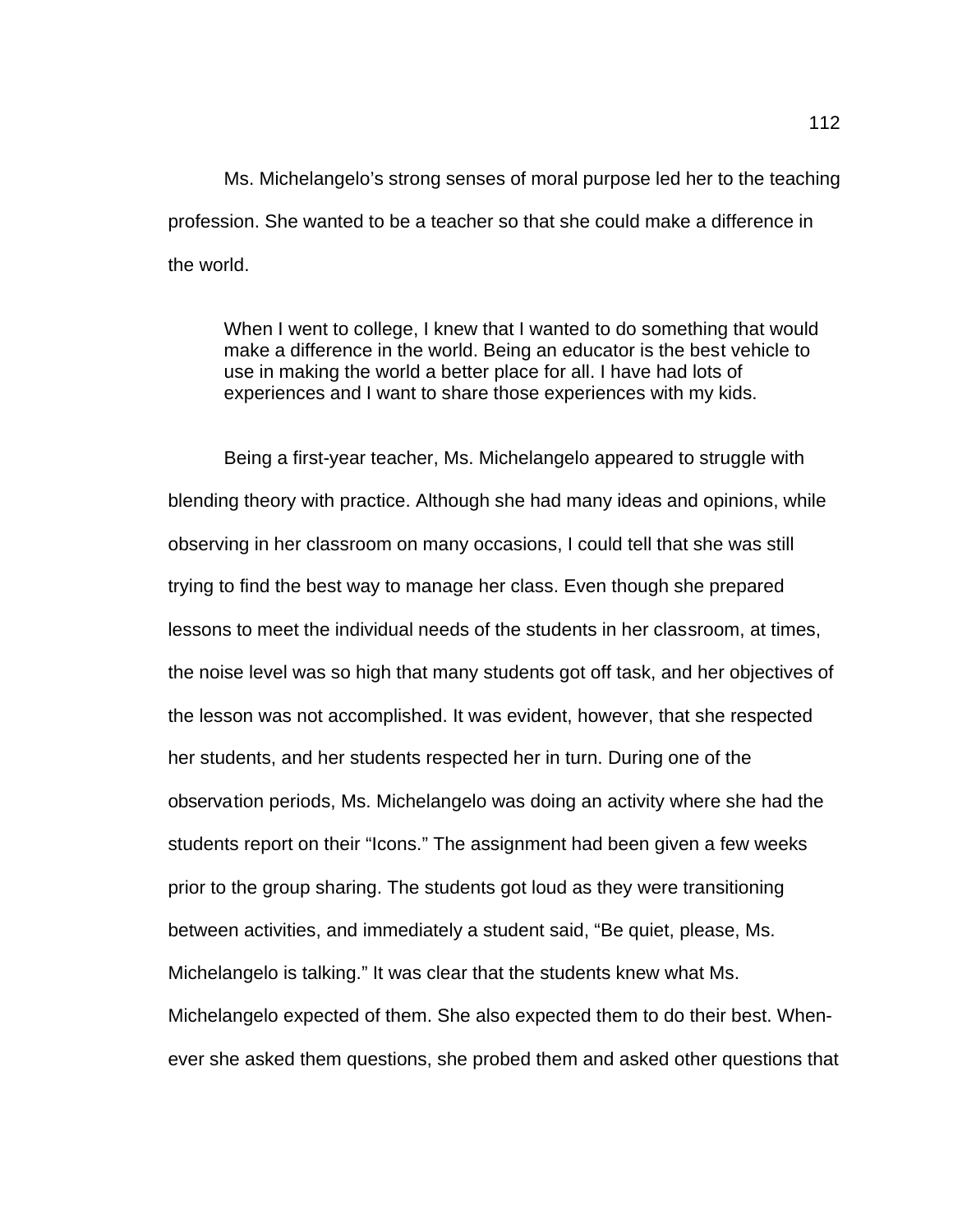Ms. Michelangelo's strong senses of moral purpose led her to the teaching profession. She wanted to be a teacher so that she could make a difference in the world.

> When I went to college, I knew that I wanted to do something that would make a difference in the world. Being an educator is the best vehicle to use in making the world a better place for all. I have had lots of experiences and I want to share those experiences with my kids.

Being a first-year teacher, Ms. Michelangelo appeared to struggle with blending theory with practice. Although she had many ideas and opinions, while observing in her classroom on many occasions, I could tell that she was still trying to find the best way to manage her class. Even though she prepared lessons to meet the individual needs of the students in her classroom, at times, the noise level was so high that many students got off task, and her objectives of the lesson was not accomplished. It was evident, however, that she respected her students, and her students respected her in turn. During one of the observation periods, Ms. Michelangelo was doing an activity where she had the students report on their "Icons." The assignment had been given a few weeks prior to the group sharing. The students got loud as they were transitioning between activities, and immediately a student said, "Be quiet, please, Ms. Michelangelo is talking." It was clear that the students knew what Ms. Michelangelo expected of them. She also expected them to do their best. Whenever she asked them questions, she probed them and asked other questions that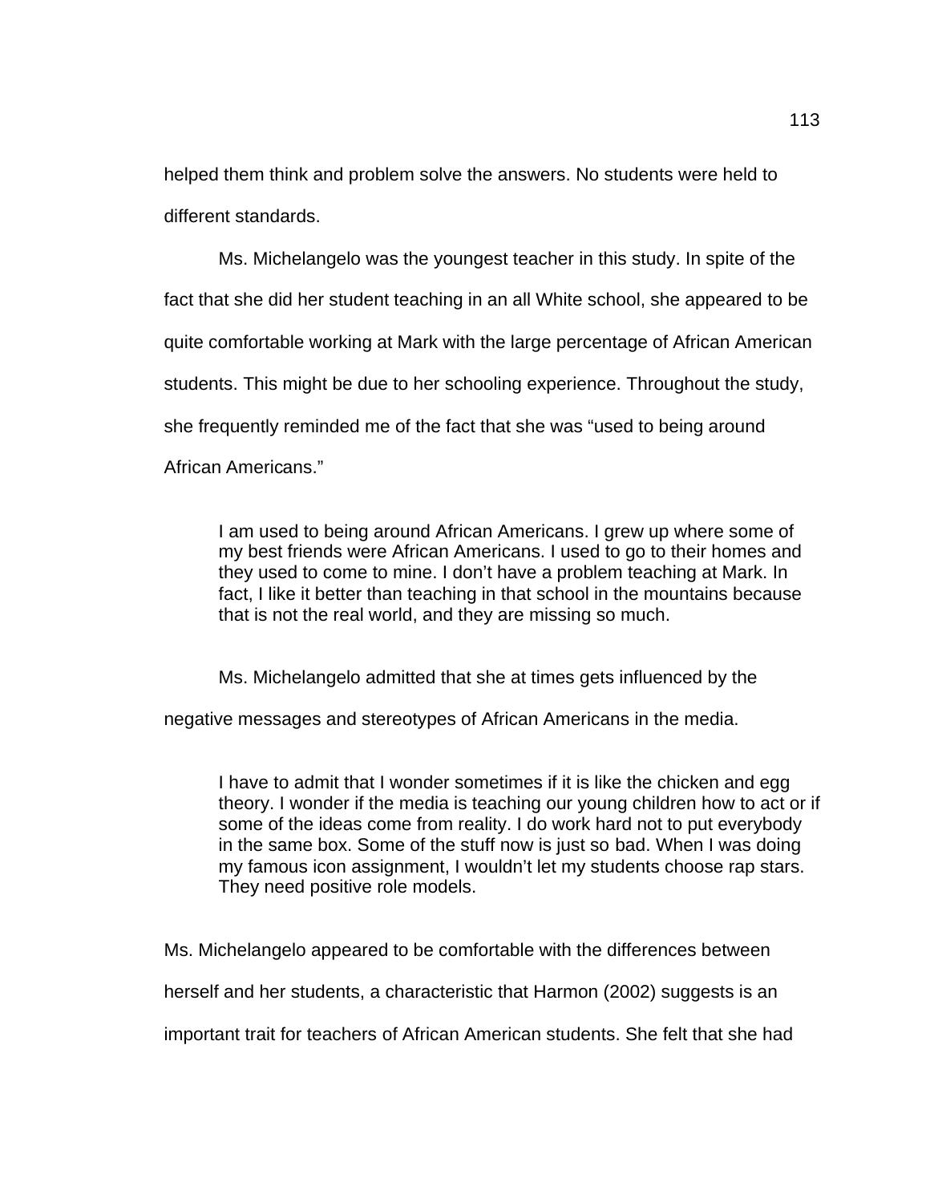helped them think and problem solve the answers. No students were held to different standards.

Ms. Michelangelo was the youngest teacher in this study. In spite of the fact that she did her student teaching in an all White school, she appeared to be quite comfortable working at Mark with the large percentage of African American students. This might be due to her schooling experience. Throughout the study, she frequently reminded me of the fact that she was "used to being around African Americans."

> I am used to being around African Americans. I grew up where some of my best friends were African Americans. I used to go to their homes and they used to come to mine. I don't have a problem teaching at Mark. In fact, I like it better than teaching in that school in the mountains because that is not the real world, and they are missing so much.

Ms. Michelangelo admitted that she at times gets influenced by the negative messages and stereotypes of African Americans in the media.

> I have to admit that I wonder sometimes if it is like the chicken and egg theory. I wonder if the media is teaching our young children how to act or if some of the ideas come from reality. I do work hard not to put everybody in the same box. Some of the stuff now is just so bad. When I was doing my famous icon assignment, I wouldn't let my students choose rap stars. They need positive role models.

Ms. Michelangelo appeared to be comfortable with the differences between herself and her students, a characteristic that Harmon (2002) suggests is an important trait for teachers of African American students. She felt that she had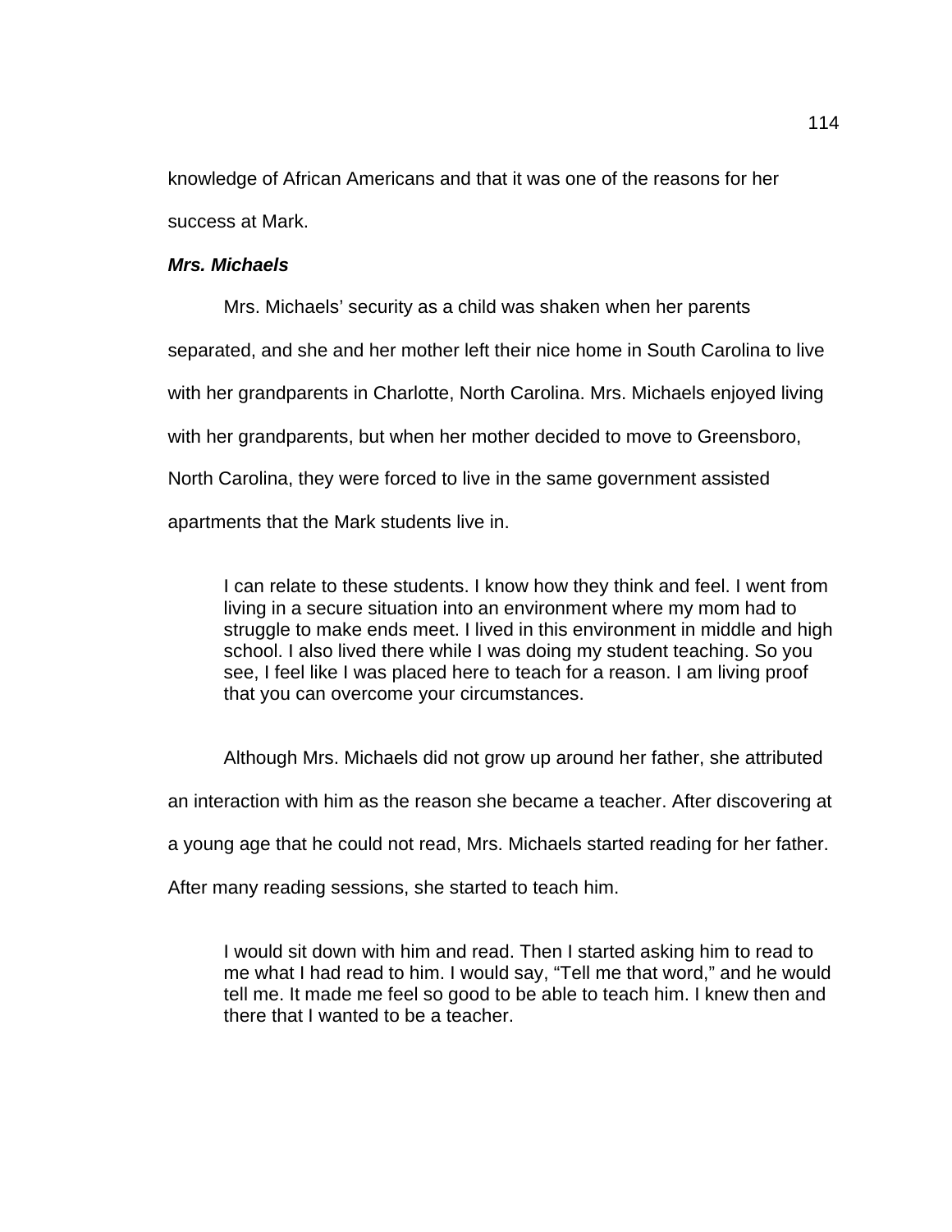knowledge of African Americans and that it was one of the reasons for her success at Mark.

***Mrs. Michaels***

Mrs. Michaels' security as a child was shaken when her parents separated, and she and her mother left their nice home in South Carolina to live with her grandparents in Charlotte, North Carolina. Mrs. Michaels enjoyed living with her grandparents, but when her mother decided to move to Greensboro, North Carolina, they were forced to live in the same government assisted apartments that the Mark students live in.

> I can relate to these students. I know how they think and feel. I went from living in a secure situation into an environment where my mom had to struggle to make ends meet. I lived in this environment in middle and high school. I also lived there while I was doing my student teaching. So you see, I feel like I was placed here to teach for a reason. I am living proof that you can overcome your circumstances.

Although Mrs. Michaels did not grow up around her father, she attributed an interaction with him as the reason she became a teacher. After discovering at a young age that he could not read, Mrs. Michaels started reading for her father. After many reading sessions, she started to teach him.

> I would sit down with him and read. Then I started asking him to read to me what I had read to him. I would say, "Tell me that word," and he would tell me. It made me feel so good to be able to teach him. I knew then and there that I wanted to be a teacher.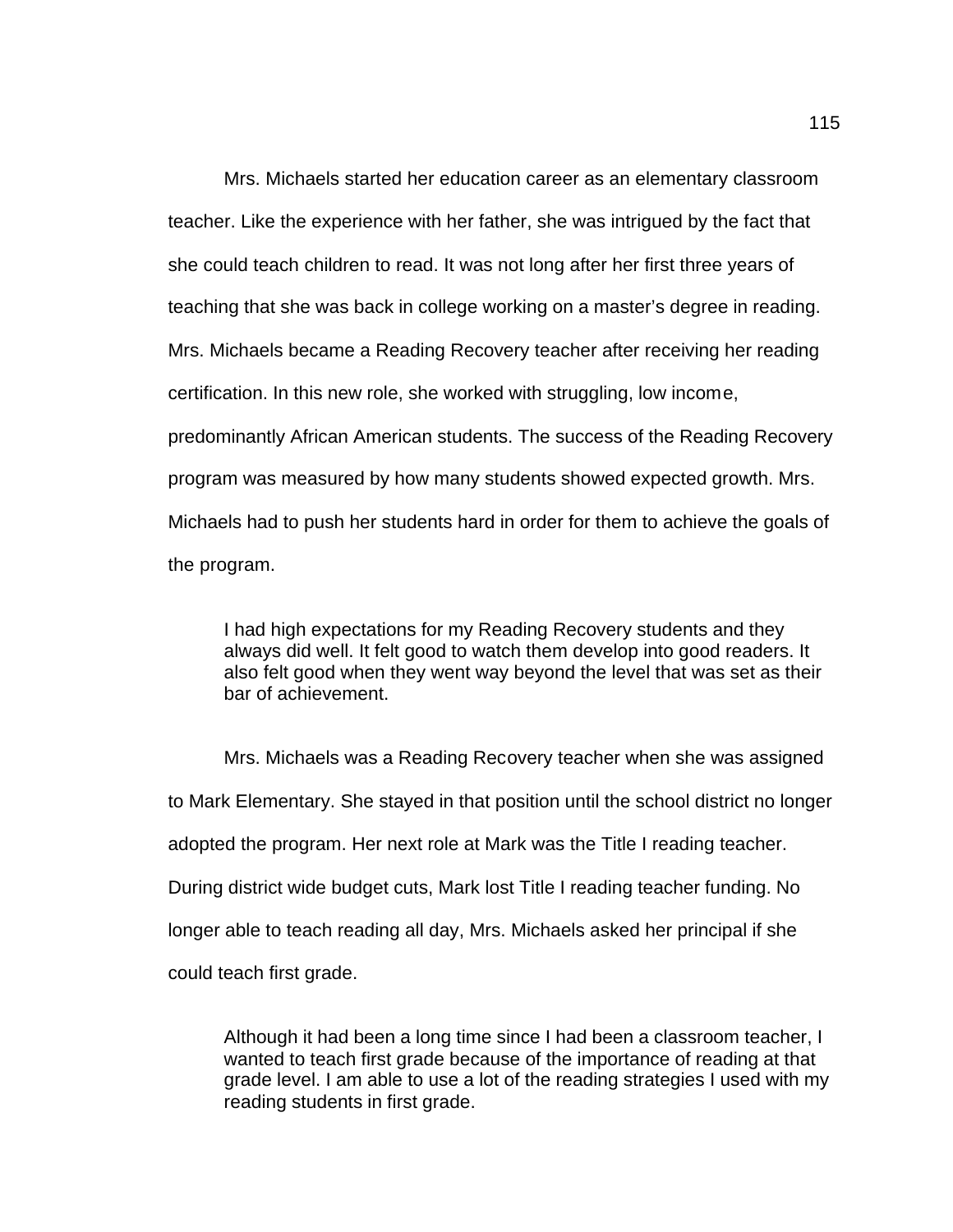Mrs. Michaels started her education career as an elementary classroom teacher. Like the experience with her father, she was intrigued by the fact that she could teach children to read. It was not long after her first three years of teaching that she was back in college working on a master's degree in reading. Mrs. Michaels became a Reading Recovery teacher after receiving her reading certification. In this new role, she worked with struggling, low income, predominantly African American students. The success of the Reading Recovery program was measured by how many students showed expected growth. Mrs. Michaels had to push her students hard in order for them to achieve the goals of the program.

> I had high expectations for my Reading Recovery students and they always did well. It felt good to watch them develop into good readers. It also felt good when they went way beyond the level that was set as their bar of achievement.

Mrs. Michaels was a Reading Recovery teacher when she was assigned to Mark Elementary. She stayed in that position until the school district no longer adopted the program. Her next role at Mark was the Title I reading teacher. During district wide budget cuts, Mark lost Title I reading teacher funding. No longer able to teach reading all day, Mrs. Michaels asked her principal if she could teach first grade.

> Although it had been a long time since I had been a classroom teacher, I wanted to teach first grade because of the importance of reading at that grade level. I am able to use a lot of the reading strategies I used with my reading students in first grade.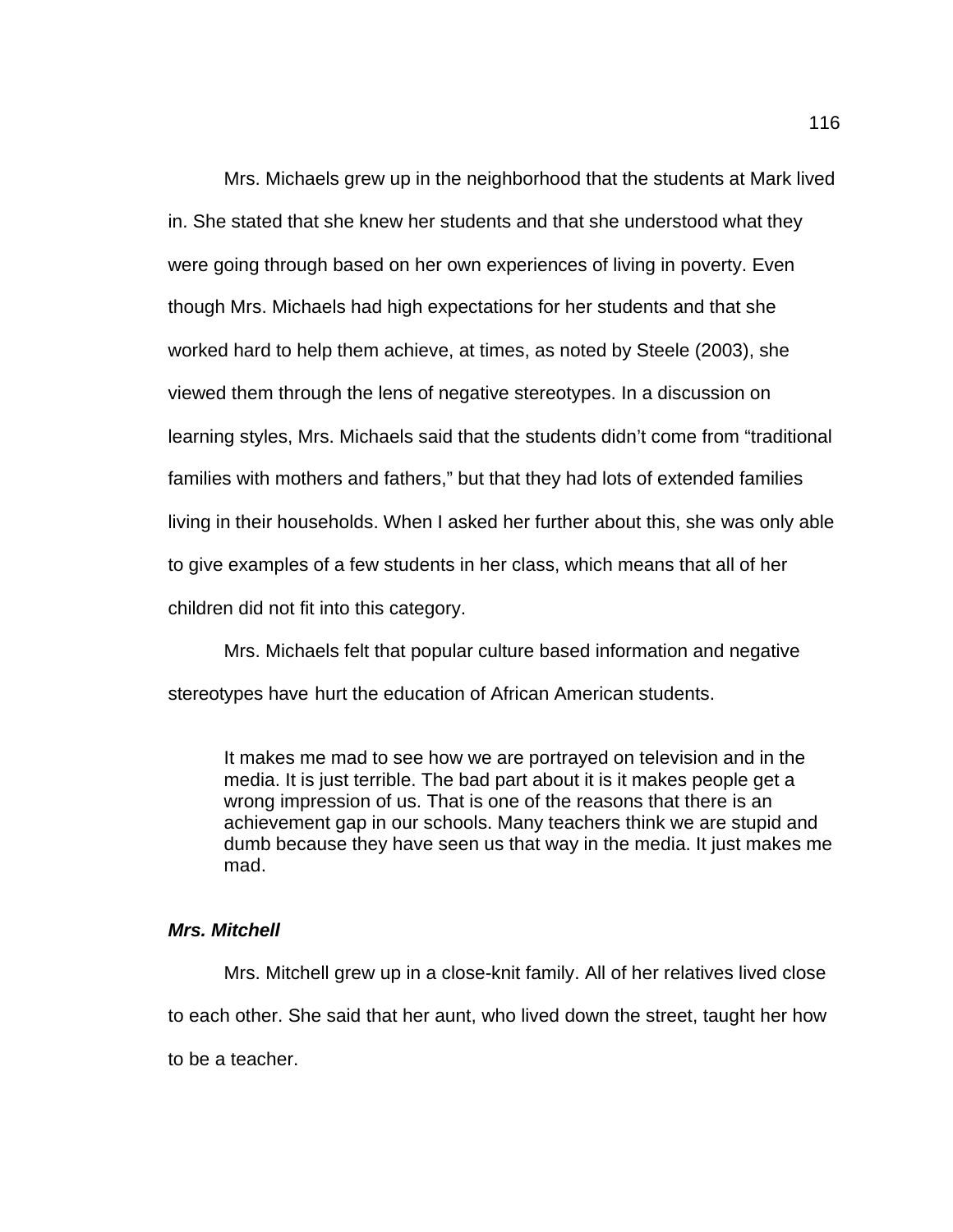Mrs. Michaels grew up in the neighborhood that the students at Mark lived in. She stated that she knew her students and that she understood what they were going through based on her own experiences of living in poverty. Even though Mrs. Michaels had high expectations for her students and that she worked hard to help them achieve, at times, as noted by Steele (2003), she viewed them through the lens of negative stereotypes. In a discussion on learning styles, Mrs. Michaels said that the students didn't come from "traditional families with mothers and fathers," but that they had lots of extended families living in their households. When I asked her further about this, she was only able to give examples of a few students in her class, which means that all of her children did not fit into this category.

Mrs. Michaels felt that popular culture based information and negative stereotypes have hurt the education of African American students.

> It makes me mad to see how we are portrayed on television and in the media. It is just terrible. The bad part about it is it makes people get a wrong impression of us. That is one of the reasons that there is an achievement gap in our schools. Many teachers think we are stupid and dumb because they have seen us that way in the media. It just makes me mad.

### *Mrs. Mitchell*

Mrs. Mitchell grew up in a close-knit family. All of her relatives lived close to each other. She said that her aunt, who lived down the street, taught her how to be a teacher.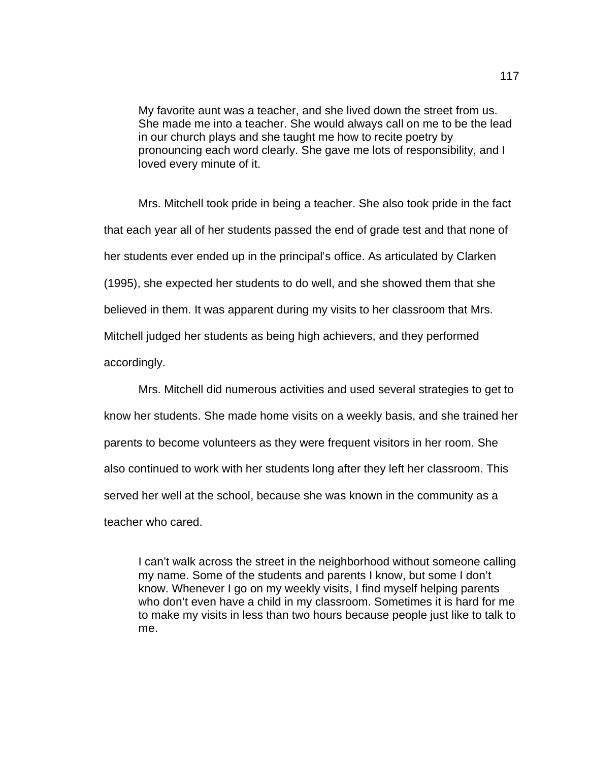> My favorite aunt was a teacher, and she lived down the street from us. She made me into a teacher. She would always call on me to be the lead in our church plays and she taught me how to recite poetry by pronouncing each word clearly. She gave me lots of responsibility, and I loved every minute of it.

Mrs. Mitchell took pride in being a teacher. She also took pride in the fact that each year all of her students passed the end of grade test and that none of her students ever ended up in the principal's office. As articulated by Clarken (1995), she expected her students to do well, and she showed them that she believed in them. It was apparent during my visits to her classroom that Mrs. Mitchell judged her students as being high achievers, and they performed accordingly.

Mrs. Mitchell did numerous activities and used several strategies to get to know her students. She made home visits on a weekly basis, and she trained her parents to become volunteers as they were frequent visitors in her room. She also continued to work with her students long after they left her classroom. This served her well at the school, because she was known in the community as a teacher who cared.

> I can't walk across the street in the neighborhood without someone calling my name. Some of the students and parents I know, but some I don't know. Whenever I go on my weekly visits, I find myself helping parents who don't even have a child in my classroom. Sometimes it is hard for me to make my visits in less than two hours because people just like to talk to me.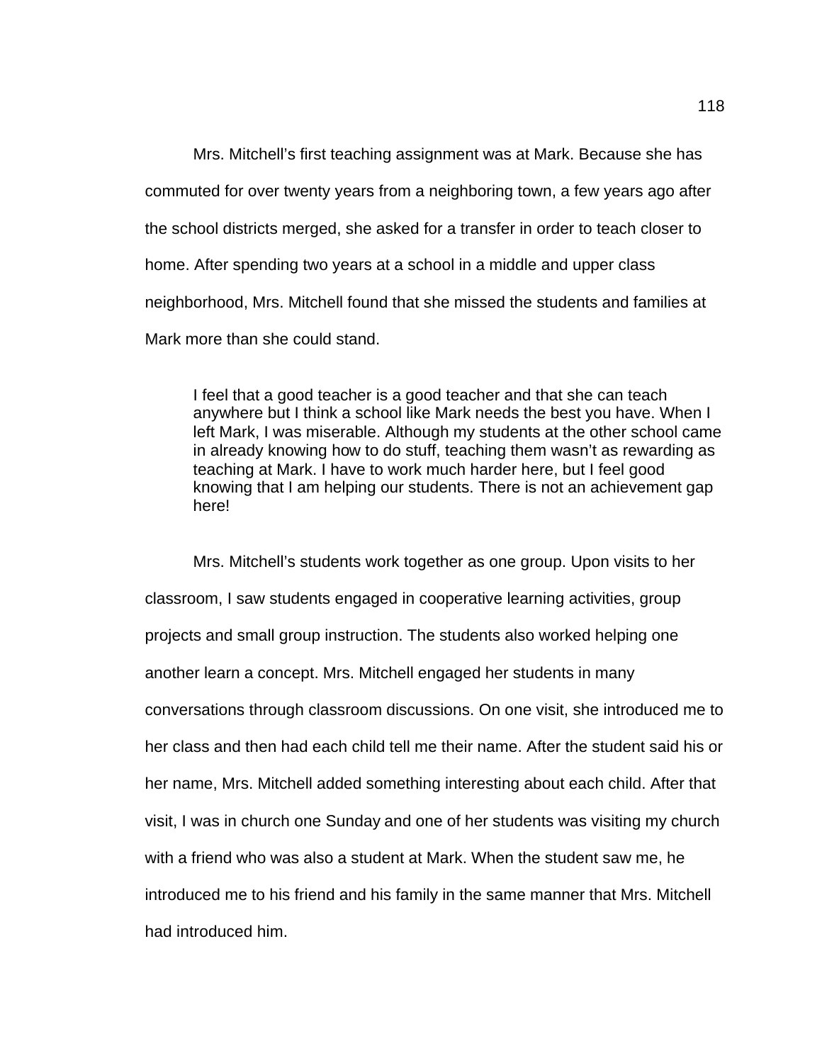Mrs. Mitchell's first teaching assignment was at Mark. Because she has commuted for over twenty years from a neighboring town, a few years ago after the school districts merged, she asked for a transfer in order to teach closer to home. After spending two years at a school in a middle and upper class neighborhood, Mrs. Mitchell found that she missed the students and families at Mark more than she could stand.

> I feel that a good teacher is a good teacher and that she can teach anywhere but I think a school like Mark needs the best you have. When I left Mark, I was miserable. Although my students at the other school came in already knowing how to do stuff, teaching them wasn't as rewarding as teaching at Mark. I have to work much harder here, but I feel good knowing that I am helping our students. There is not an achievement gap here!

Mrs. Mitchell's students work together as one group. Upon visits to her classroom, I saw students engaged in cooperative learning activities, group projects and small group instruction. The students also worked helping one another learn a concept. Mrs. Mitchell engaged her students in many conversations through classroom discussions. On one visit, she introduced me to her class and then had each child tell me their name. After the student said his or her name, Mrs. Mitchell added something interesting about each child. After that visit, I was in church one Sunday and one of her students was visiting my church with a friend who was also a student at Mark. When the student saw me, he introduced me to his friend and his family in the same manner that Mrs. Mitchell had introduced him.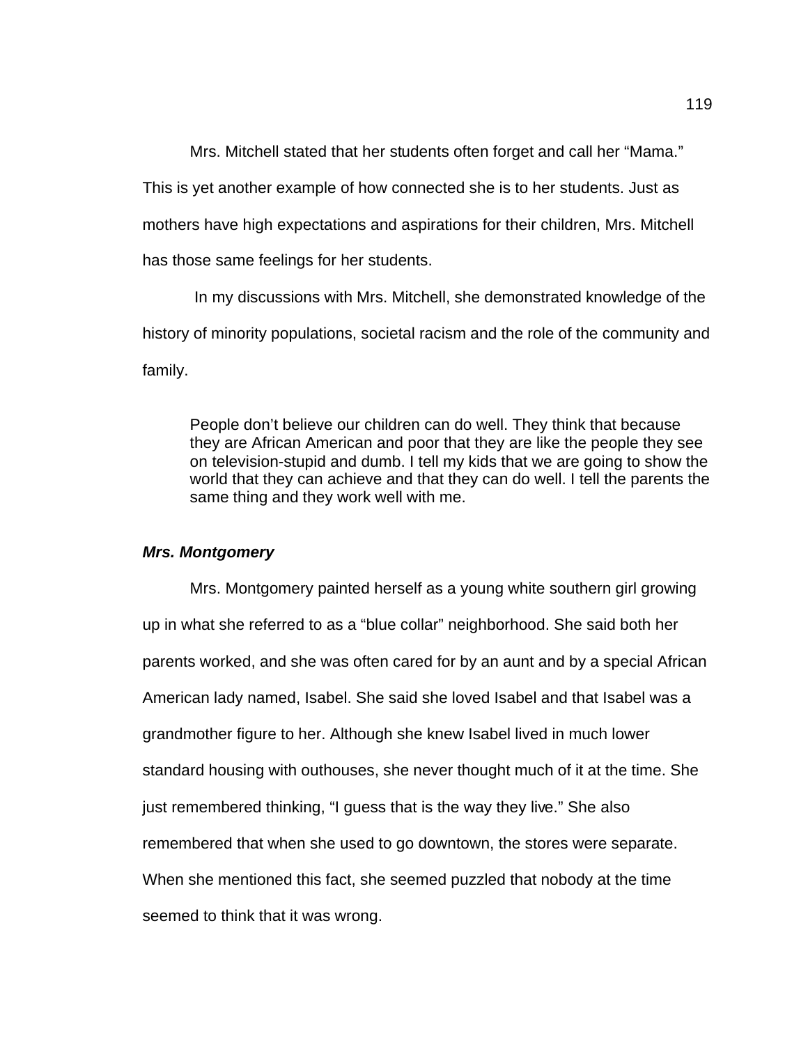Mrs. Mitchell stated that her students often forget and call her "Mama." This is yet another example of how connected she is to her students. Just as mothers have high expectations and aspirations for their children, Mrs. Mitchell has those same feelings for her students.

In my discussions with Mrs. Mitchell, she demonstrated knowledge of the history of minority populations, societal racism and the role of the community and family.

> People don't believe our children can do well. They think that because they are African American and poor that they are like the people they see on television-stupid and dumb. I tell my kids that we are going to show the world that they can achieve and that they can do well. I tell the parents the same thing and they work well with me.

### ***Mrs. Montgomery***

Mrs. Montgomery painted herself as a young white southern girl growing up in what she referred to as a "blue collar" neighborhood. She said both her parents worked, and she was often cared for by an aunt and by a special African American lady named, Isabel. She said she loved Isabel and that Isabel was a grandmother figure to her. Although she knew Isabel lived in much lower standard housing with outhouses, she never thought much of it at the time. She just remembered thinking, "I guess that is the way they live." She also remembered that when she used to go downtown, the stores were separate. When she mentioned this fact, she seemed puzzled that nobody at the time seemed to think that it was wrong.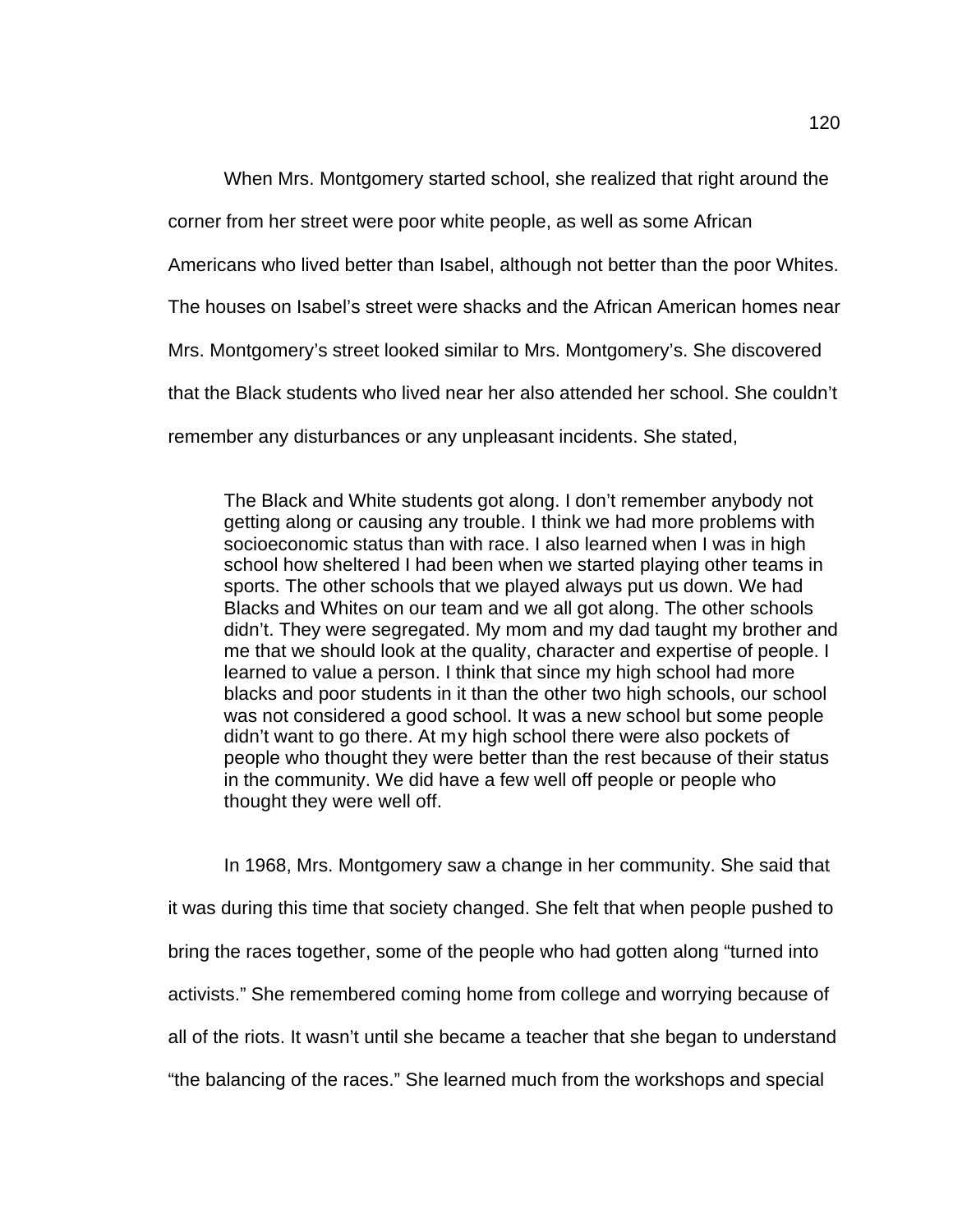When Mrs. Montgomery started school, she realized that right around the corner from her street were poor white people, as well as some African Americans who lived better than Isabel, although not better than the poor Whites. The houses on Isabel's street were shacks and the African American homes near Mrs. Montgomery's street looked similar to Mrs. Montgomery's. She discovered that the Black students who lived near her also attended her school. She couldn't remember any disturbances or any unpleasant incidents. She stated,

> The Black and White students got along. I don't remember anybody not getting along or causing any trouble. I think we had more problems with socioeconomic status than with race. I also learned when I was in high school how sheltered I had been when we started playing other teams in sports. The other schools that we played always put us down. We had Blacks and Whites on our team and we all got along. The other schools didn't. They were segregated. My mom and my dad taught my brother and me that we should look at the quality, character and expertise of people. I learned to value a person. I think that since my high school had more blacks and poor students in it than the other two high schools, our school was not considered a good school. It was a new school but some people didn't want to go there. At my high school there were also pockets of people who thought they were better than the rest because of their status in the community. We did have a few well off people or people who thought they were well off.

In 1968, Mrs. Montgomery saw a change in her community. She said that it was during this time that society changed. She felt that when people pushed to bring the races together, some of the people who had gotten along "turned into activists." She remembered coming home from college and worrying because of all of the riots. It wasn't until she became a teacher that she began to understand "the balancing of the races." She learned much from the workshops and special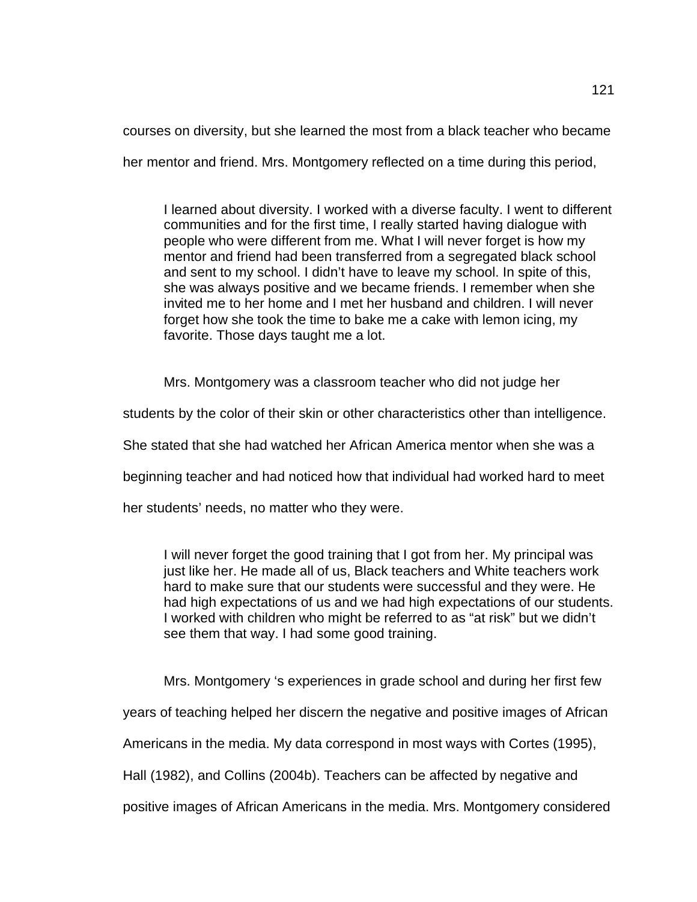courses on diversity, but she learned the most from a black teacher who became her mentor and friend. Mrs. Montgomery reflected on a time during this period,

> I learned about diversity. I worked with a diverse faculty. I went to different communities and for the first time, I really started having dialogue with people who were different from me. What I will never forget is how my mentor and friend had been transferred from a segregated black school and sent to my school. I didn't have to leave my school. In spite of this, she was always positive and we became friends. I remember when she invited me to her home and I met her husband and children. I will never forget how she took the time to bake me a cake with lemon icing, my favorite. Those days taught me a lot.

Mrs. Montgomery was a classroom teacher who did not judge her students by the color of their skin or other characteristics other than intelligence. She stated that she had watched her African America mentor when she was a beginning teacher and had noticed how that individual had worked hard to meet her students' needs, no matter who they were.

> I will never forget the good training that I got from her. My principal was just like her. He made all of us, Black teachers and White teachers work hard to make sure that our students were successful and they were. He had high expectations of us and we had high expectations of our students. I worked with children who might be referred to as "at risk" but we didn't see them that way. I had some good training.

Mrs. Montgomery 's experiences in grade school and during her first few years of teaching helped her discern the negative and positive images of African Americans in the media. My data correspond in most ways with Cortes (1995), Hall (1982), and Collins (2004b). Teachers can be affected by negative and positive images of African Americans in the media. Mrs. Montgomery considered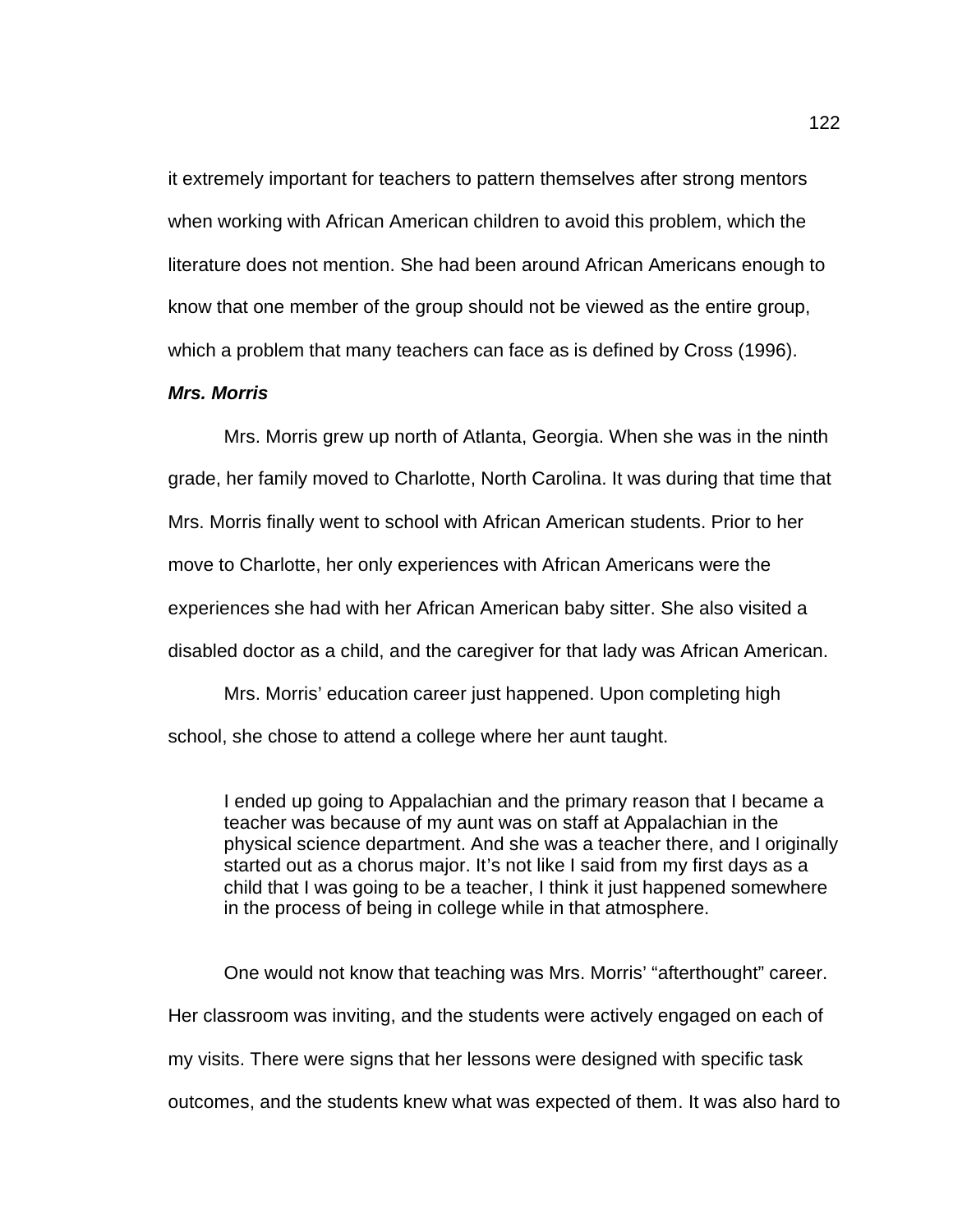it extremely important for teachers to pattern themselves after strong mentors when working with African American children to avoid this problem, which the literature does not mention. She had been around African Americans enough to know that one member of the group should not be viewed as the entire group, which a problem that many teachers can face as is defined by Cross (1996).

### ***Mrs. Morris***

Mrs. Morris grew up north of Atlanta, Georgia. When she was in the ninth grade, her family moved to Charlotte, North Carolina. It was during that time that Mrs. Morris finally went to school with African American students. Prior to her move to Charlotte, her only experiences with African Americans were the experiences she had with her African American baby sitter. She also visited a disabled doctor as a child, and the caregiver for that lady was African American.

Mrs. Morris' education career just happened. Upon completing high school, she chose to attend a college where her aunt taught.

> I ended up going to Appalachian and the primary reason that I became a teacher was because of my aunt was on staff at Appalachian in the physical science department. And she was a teacher there, and I originally started out as a chorus major. It's not like I said from my first days as a child that I was going to be a teacher, I think it just happened somewhere in the process of being in college while in that atmosphere.

One would not know that teaching was Mrs. Morris' "afterthought" career. Her classroom was inviting, and the students were actively engaged on each of my visits. There were signs that her lessons were designed with specific task outcomes, and the students knew what was expected of them. It was also hard to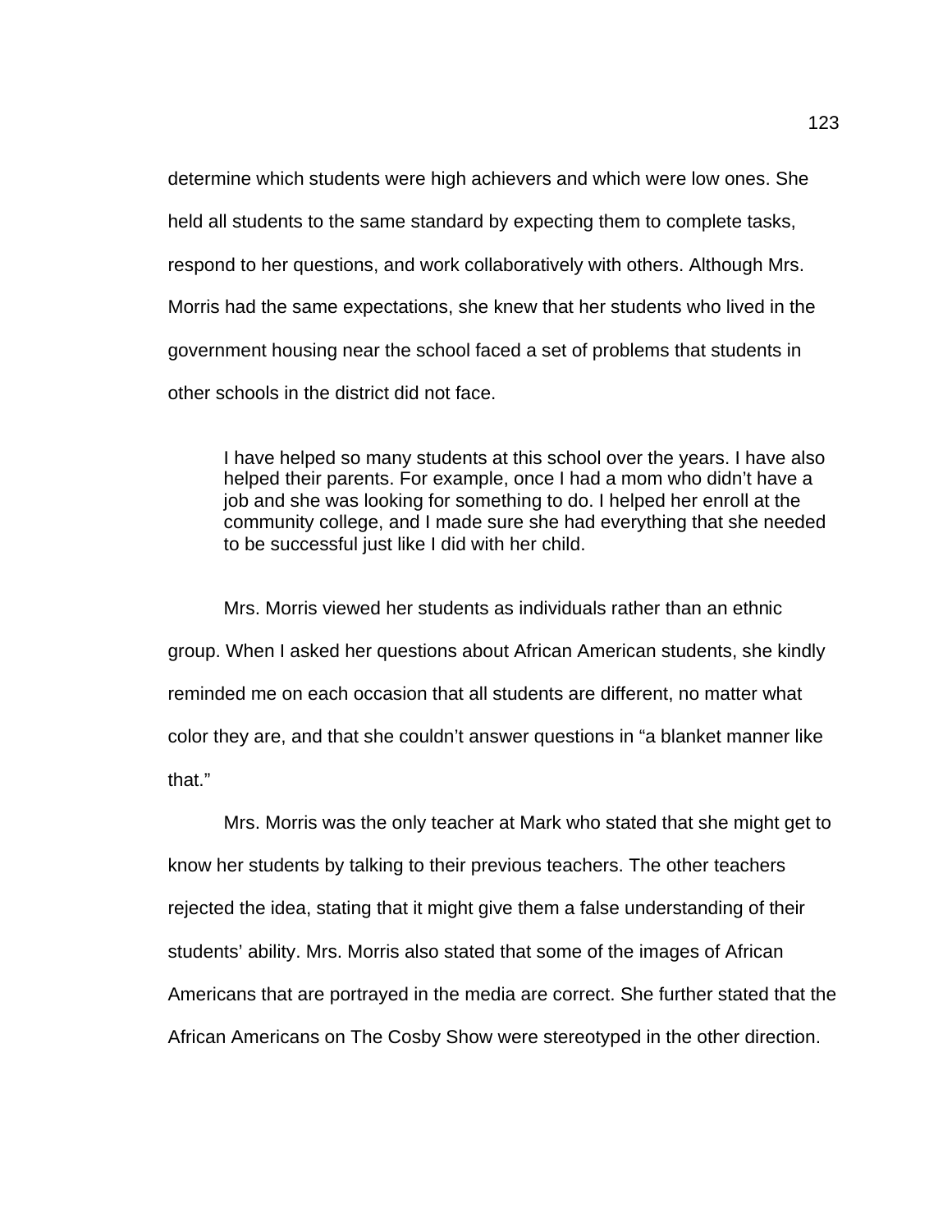determine which students were high achievers and which were low ones. She held all students to the same standard by expecting them to complete tasks, respond to her questions, and work collaboratively with others. Although Mrs. Morris had the same expectations, she knew that her students who lived in the government housing near the school faced a set of problems that students in other schools in the district did not face.

> I have helped so many students at this school over the years. I have also helped their parents. For example, once I had a mom who didn't have a job and she was looking for something to do. I helped her enroll at the community college, and I made sure she had everything that she needed to be successful just like I did with her child.

Mrs. Morris viewed her students as individuals rather than an ethnic group. When I asked her questions about African American students, she kindly reminded me on each occasion that all students are different, no matter what color they are, and that she couldn't answer questions in "a blanket manner like that."

Mrs. Morris was the only teacher at Mark who stated that she might get to know her students by talking to their previous teachers. The other teachers rejected the idea, stating that it might give them a false understanding of their students' ability. Mrs. Morris also stated that some of the images of African Americans that are portrayed in the media are correct. She further stated that the African Americans on The Cosby Show were stereotyped in the other direction.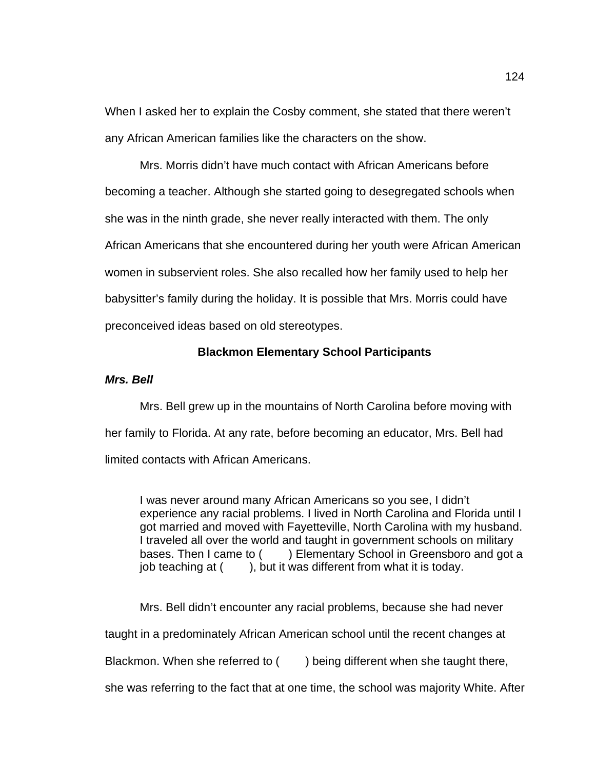When I asked her to explain the Cosby comment, she stated that there weren't any African American families like the characters on the show.

Mrs. Morris didn't have much contact with African Americans before becoming a teacher. Although she started going to desegregated schools when she was in the ninth grade, she never really interacted with them. The only African Americans that she encountered during her youth were African American women in subservient roles. She also recalled how her family used to help her babysitter's family during the holiday. It is possible that Mrs. Morris could have preconceived ideas based on old stereotypes.

## Blackmon Elementary School Participants

### *Mrs. Bell*

Mrs. Bell grew up in the mountains of North Carolina before moving with her family to Florida. At any rate, before becoming an educator, Mrs. Bell had limited contacts with African Americans.

> I was never around many African Americans so you see, I didn't experience any racial problems. I lived in North Carolina and Florida until I got married and moved with Fayetteville, North Carolina with my husband. I traveled all over the world and taught in government schools on military bases. Then I came to (        ) Elementary School in Greensboro and got a job teaching at (        ), but it was different from what it is today.

Mrs. Bell didn't encounter any racial problems, because she had never taught in a predominately African American school until the recent changes at Blackmon. When she referred to (        ) being different when she taught there, she was referring to the fact that at one time, the school was majority White. After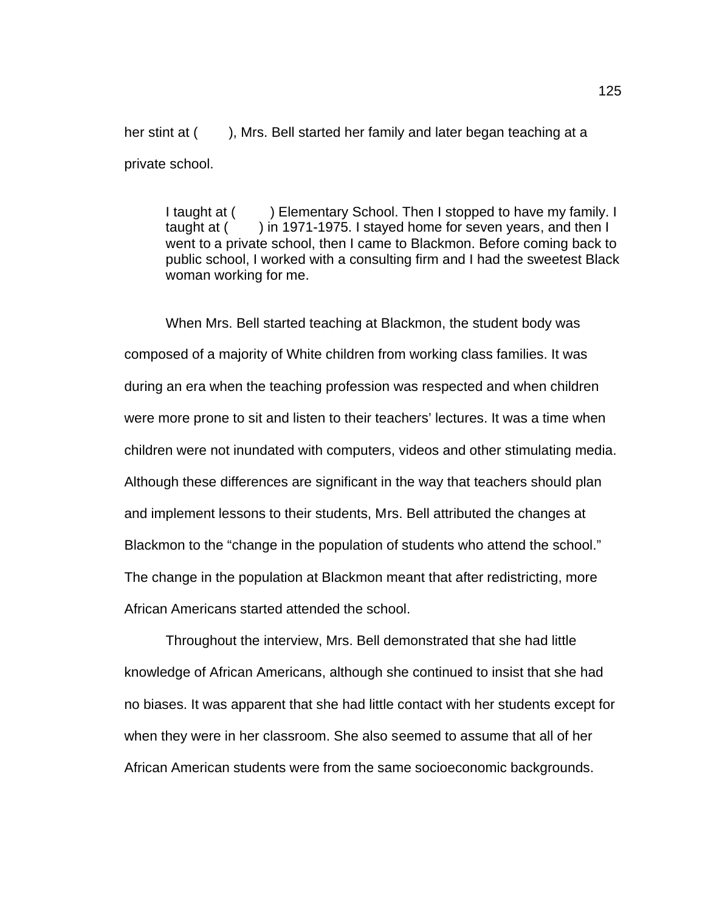her stint at (        ), Mrs. Bell started her family and later began teaching at a private school.

> I taught at (        ) Elementary School. Then I stopped to have my family. I taught at (        ) in 1971-1975. I stayed home for seven years, and then I went to a private school, then I came to Blackmon. Before coming back to public school, I worked with a consulting firm and I had the sweetest Black woman working for me.

When Mrs. Bell started teaching at Blackmon, the student body was composed of a majority of White children from working class families. It was during an era when the teaching profession was respected and when children were more prone to sit and listen to their teachers' lectures. It was a time when children were not inundated with computers, videos and other stimulating media. Although these differences are significant in the way that teachers should plan and implement lessons to their students, Mrs. Bell attributed the changes at Blackmon to the "change in the population of students who attend the school." The change in the population at Blackmon meant that after redistricting, more African Americans started attended the school.

Throughout the interview, Mrs. Bell demonstrated that she had little knowledge of African Americans, although she continued to insist that she had no biases. It was apparent that she had little contact with her students except for when they were in her classroom. She also seemed to assume that all of her African American students were from the same socioeconomic backgrounds.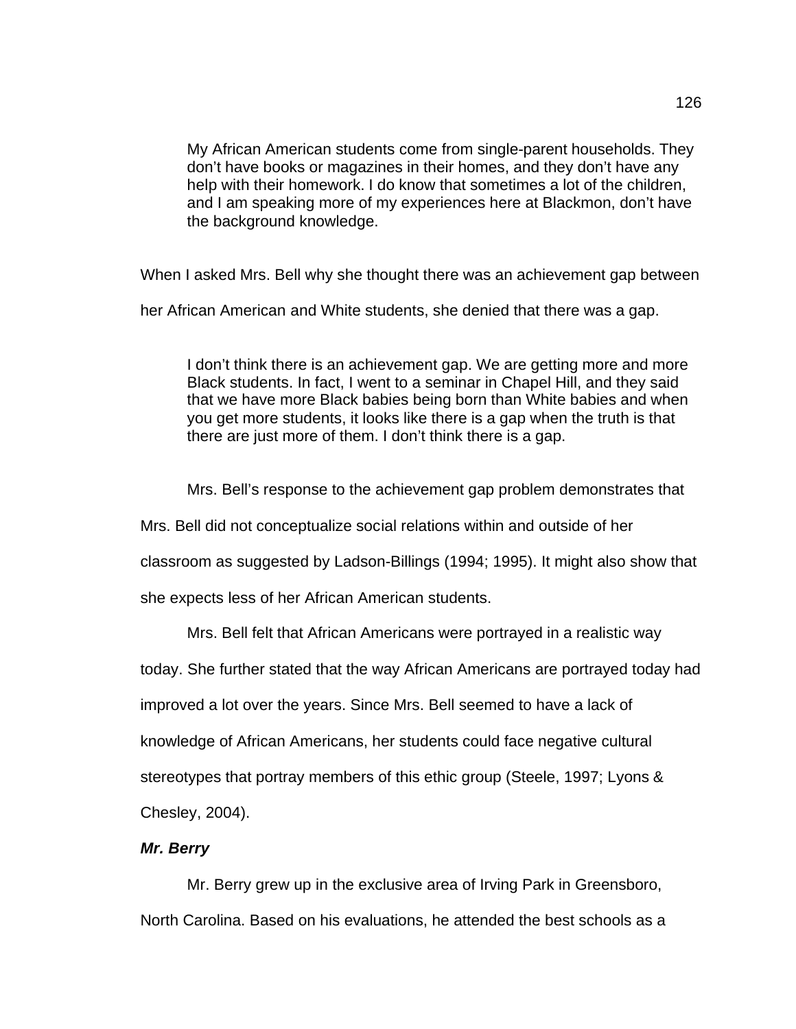> My African American students come from single-parent households. They don't have books or magazines in their homes, and they don't have any help with their homework. I do know that sometimes a lot of the children, and I am speaking more of my experiences here at Blackmon, don't have the background knowledge.

When I asked Mrs. Bell why she thought there was an achievement gap between her African American and White students, she denied that there was a gap.

> I don't think there is an achievement gap. We are getting more and more Black students. In fact, I went to a seminar in Chapel Hill, and they said that we have more Black babies being born than White babies and when you get more students, it looks like there is a gap when the truth is that there are just more of them. I don't think there is a gap.

Mrs. Bell's response to the achievement gap problem demonstrates that Mrs. Bell did not conceptualize social relations within and outside of her classroom as suggested by Ladson-Billings (1994; 1995). It might also show that she expects less of her African American students.

Mrs. Bell felt that African Americans were portrayed in a realistic way today. She further stated that the way African Americans are portrayed today had improved a lot over the years. Since Mrs. Bell seemed to have a lack of knowledge of African Americans, her students could face negative cultural stereotypes that portray members of this ethic group (Steele, 1997; Lyons & Chesley, 2004).

***Mr. Berry***

Mr. Berry grew up in the exclusive area of Irving Park in Greensboro, North Carolina. Based on his evaluations, he attended the best schools as a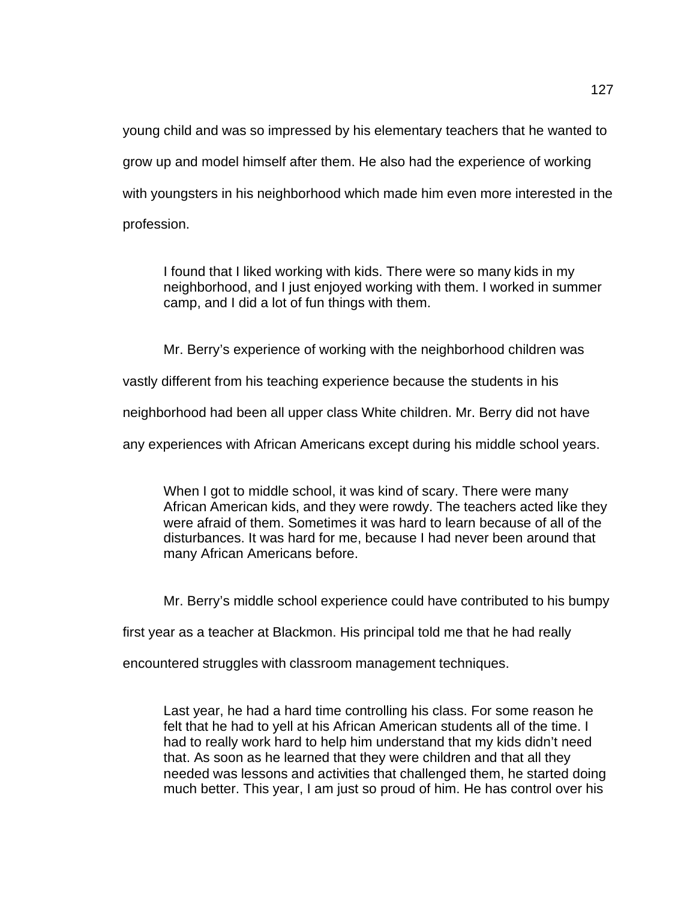young child and was so impressed by his elementary teachers that he wanted to grow up and model himself after them. He also had the experience of working with youngsters in his neighborhood which made him even more interested in the profession.

> I found that I liked working with kids. There were so many kids in my neighborhood, and I just enjoyed working with them. I worked in summer camp, and I did a lot of fun things with them.

Mr. Berry's experience of working with the neighborhood children was vastly different from his teaching experience because the students in his neighborhood had been all upper class White children. Mr. Berry did not have any experiences with African Americans except during his middle school years.

> When I got to middle school, it was kind of scary. There were many African American kids, and they were rowdy. The teachers acted like they were afraid of them. Sometimes it was hard to learn because of all of the disturbances. It was hard for me, because I had never been around that many African Americans before.

Mr. Berry's middle school experience could have contributed to his bumpy first year as a teacher at Blackmon. His principal told me that he had really encountered struggles with classroom management techniques.

> Last year, he had a hard time controlling his class. For some reason he felt that he had to yell at his African American students all of the time. I had to really work hard to help him understand that my kids didn't need that. As soon as he learned that they were children and that all they needed was lessons and activities that challenged them, he started doing much better. This year, I am just so proud of him. He has control over his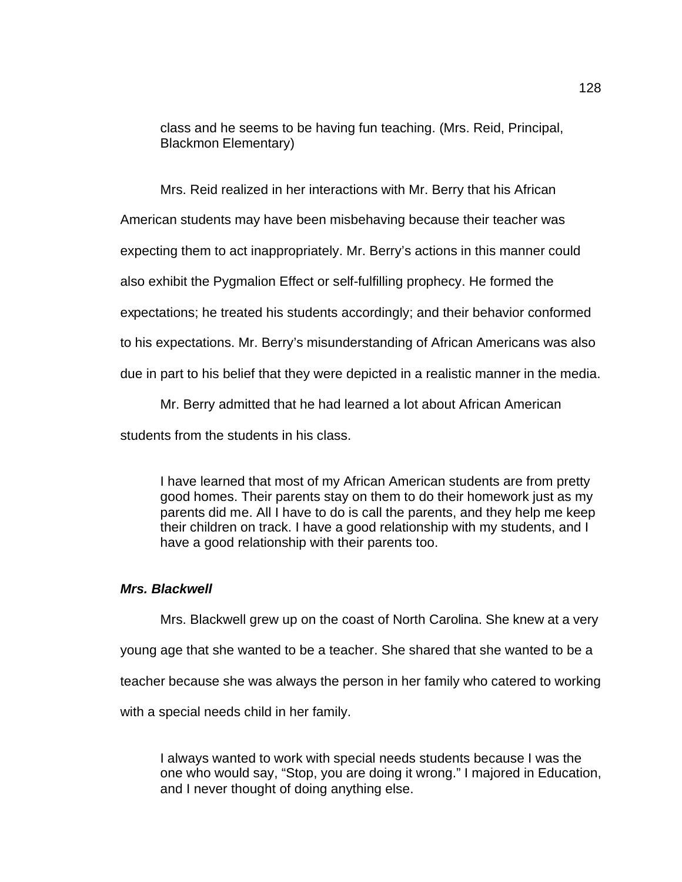> class and he seems to be having fun teaching. (Mrs. Reid, Principal, Blackmon Elementary)

Mrs. Reid realized in her interactions with Mr. Berry that his African American students may have been misbehaving because their teacher was expecting them to act inappropriately. Mr. Berry's actions in this manner could also exhibit the Pygmalion Effect or self-fulfilling prophecy. He formed the expectations; he treated his students accordingly; and their behavior conformed to his expectations. Mr. Berry's misunderstanding of African Americans was also due in part to his belief that they were depicted in a realistic manner in the media.

Mr. Berry admitted that he had learned a lot about African American students from the students in his class.

> I have learned that most of my African American students are from pretty good homes. Their parents stay on them to do their homework just as my parents did me. All I have to do is call the parents, and they help me keep their children on track. I have a good relationship with my students, and I have a good relationship with their parents too.

### ***Mrs. Blackwell***

Mrs. Blackwell grew up on the coast of North Carolina. She knew at a very young age that she wanted to be a teacher. She shared that she wanted to be a teacher because she was always the person in her family who catered to working with a special needs child in her family.

> I always wanted to work with special needs students because I was the one who would say, "Stop, you are doing it wrong." I majored in Education, and I never thought of doing anything else.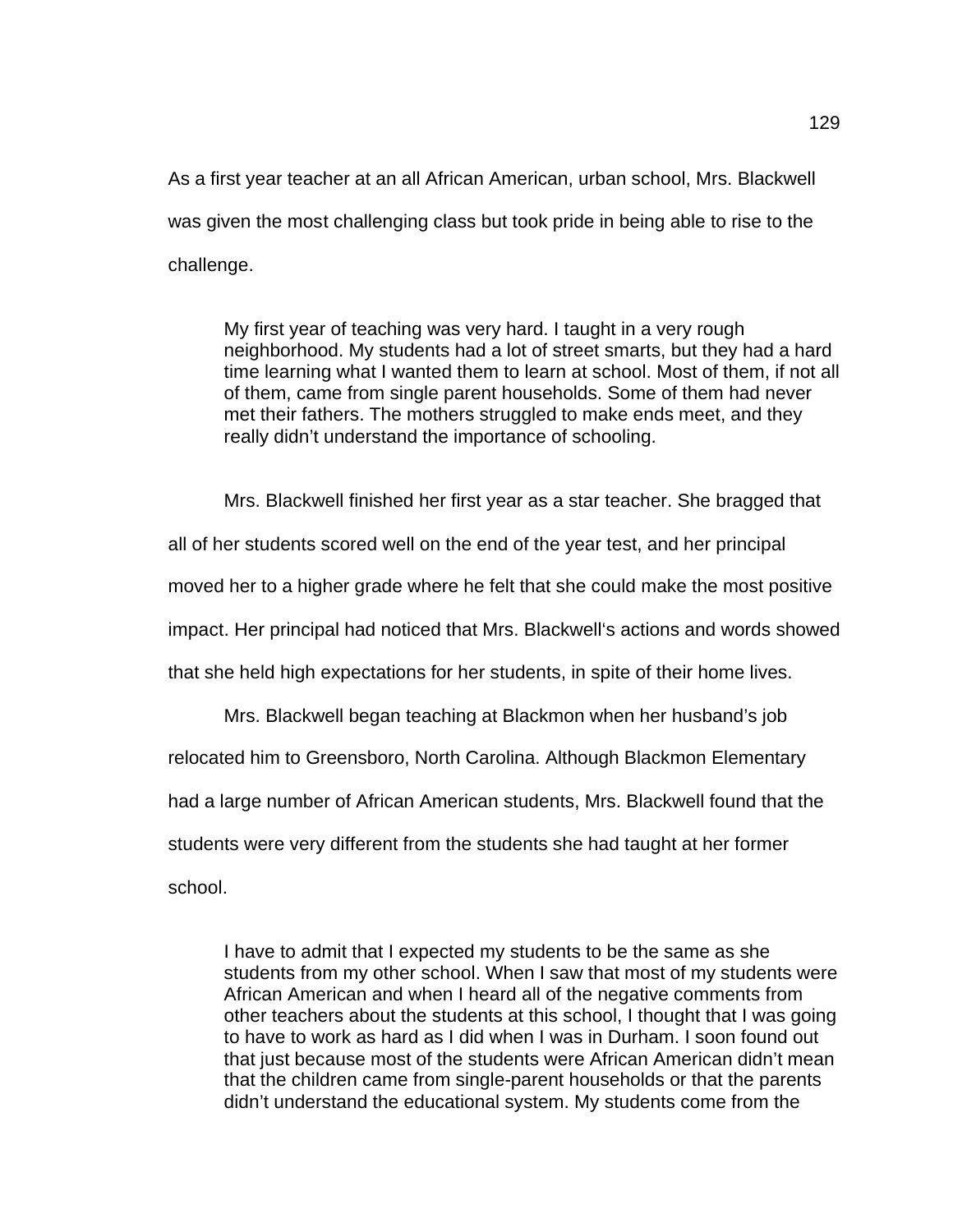As a first year teacher at an all African American, urban school, Mrs. Blackwell was given the most challenging class but took pride in being able to rise to the challenge.

> My first year of teaching was very hard. I taught in a very rough neighborhood. My students had a lot of street smarts, but they had a hard time learning what I wanted them to learn at school. Most of them, if not all of them, came from single parent households. Some of them had never met their fathers. The mothers struggled to make ends meet, and they really didn't understand the importance of schooling.

Mrs. Blackwell finished her first year as a star teacher. She bragged that all of her students scored well on the end of the year test, and her principal moved her to a higher grade where he felt that she could make the most positive impact. Her principal had noticed that Mrs. Blackwell's actions and words showed that she held high expectations for her students, in spite of their home lives.

Mrs. Blackwell began teaching at Blackmon when her husband's job relocated him to Greensboro, North Carolina. Although Blackmon Elementary had a large number of African American students, Mrs. Blackwell found that the students were very different from the students she had taught at her former school.

> I have to admit that I expected my students to be the same as she students from my other school. When I saw that most of my students were African American and when I heard all of the negative comments from other teachers about the students at this school, I thought that I was going to have to work as hard as I did when I was in Durham. I soon found out that just because most of the students were African American didn't mean that the children came from single-parent households or that the parents didn't understand the educational system. My students come from the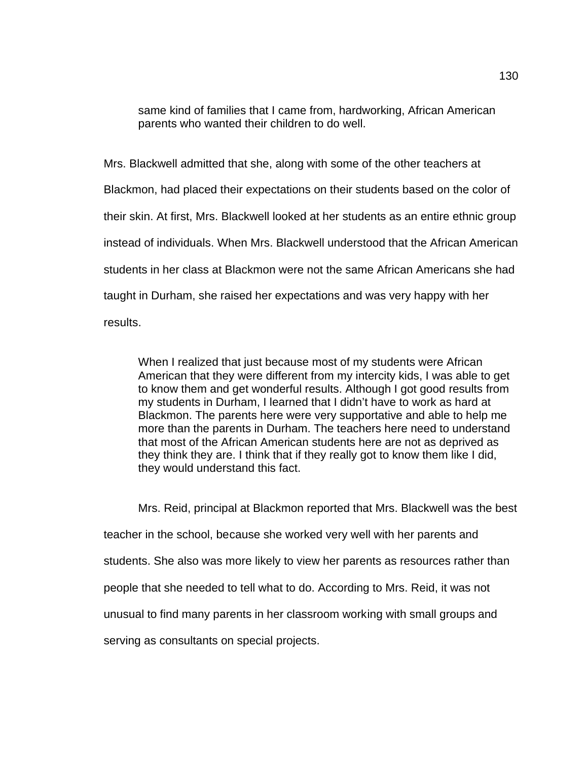> same kind of families that I came from, hardworking, African American parents who wanted their children to do well.

Mrs. Blackwell admitted that she, along with some of the other teachers at Blackmon, had placed their expectations on their students based on the color of their skin. At first, Mrs. Blackwell looked at her students as an entire ethnic group instead of individuals. When Mrs. Blackwell understood that the African American students in her class at Blackmon were not the same African Americans she had taught in Durham, she raised her expectations and was very happy with her results.

> When I realized that just because most of my students were African American that they were different from my intercity kids, I was able to get to know them and get wonderful results. Although I got good results from my students in Durham, I learned that I didn't have to work as hard at Blackmon. The parents here were very supportative and able to help me more than the parents in Durham. The teachers here need to understand that most of the African American students here are not as deprived as they think they are. I think that if they really got to know them like I did, they would understand this fact.

Mrs. Reid, principal at Blackmon reported that Mrs. Blackwell was the best teacher in the school, because she worked very well with her parents and students. She also was more likely to view her parents as resources rather than people that she needed to tell what to do. According to Mrs. Reid, it was not unusual to find many parents in her classroom working with small groups and serving as consultants on special projects.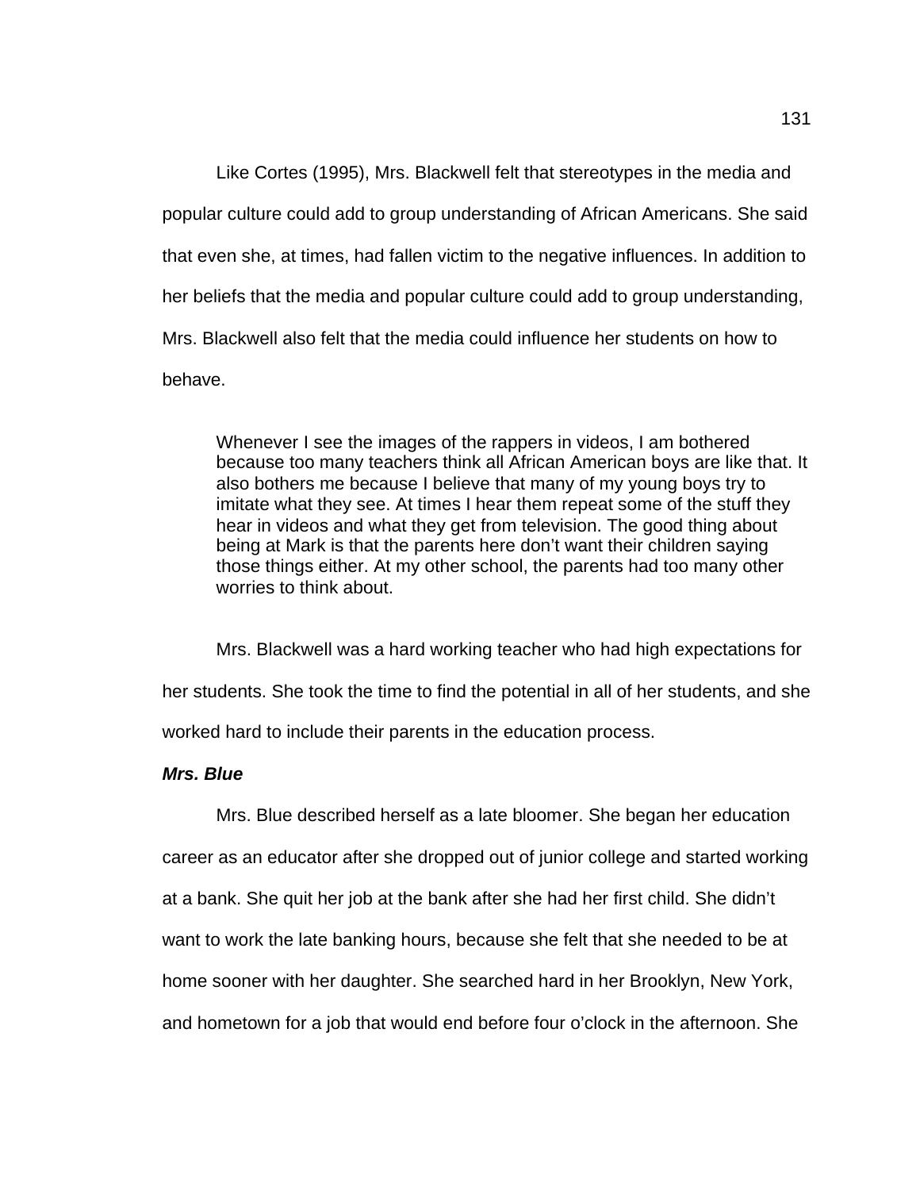Like Cortes (1995), Mrs. Blackwell felt that stereotypes in the media and popular culture could add to group understanding of African Americans. She said that even she, at times, had fallen victim to the negative influences. In addition to her beliefs that the media and popular culture could add to group understanding, Mrs. Blackwell also felt that the media could influence her students on how to behave.

> Whenever I see the images of the rappers in videos, I am bothered because too many teachers think all African American boys are like that. It also bothers me because I believe that many of my young boys try to imitate what they see. At times I hear them repeat some of the stuff they hear in videos and what they get from television. The good thing about being at Mark is that the parents here don't want their children saying those things either. At my other school, the parents had too many other worries to think about.

Mrs. Blackwell was a hard working teacher who had high expectations for her students. She took the time to find the potential in all of her students, and she worked hard to include their parents in the education process.

***Mrs. Blue***

Mrs. Blue described herself as a late bloomer. She began her education career as an educator after she dropped out of junior college and started working at a bank. She quit her job at the bank after she had her first child. She didn't want to work the late banking hours, because she felt that she needed to be at home sooner with her daughter. She searched hard in her Brooklyn, New York, and hometown for a job that would end before four o'clock in the afternoon. She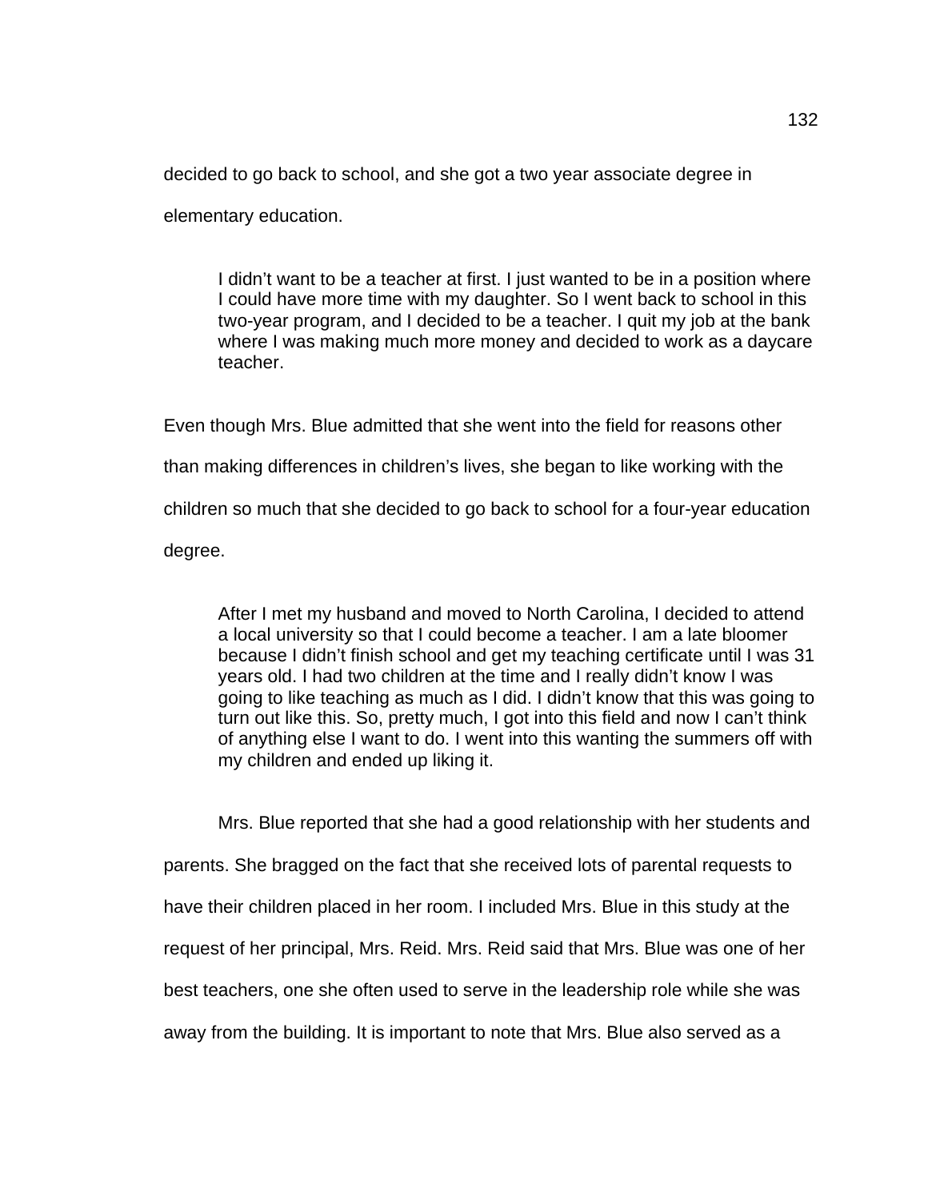decided to go back to school, and she got a two year associate degree in elementary education.

> I didn't want to be a teacher at first. I just wanted to be in a position where I could have more time with my daughter. So I went back to school in this two-year program, and I decided to be a teacher. I quit my job at the bank where I was making much more money and decided to work as a daycare teacher.

Even though Mrs. Blue admitted that she went into the field for reasons other than making differences in children's lives, she began to like working with the children so much that she decided to go back to school for a four-year education degree.

> After I met my husband and moved to North Carolina, I decided to attend a local university so that I could become a teacher. I am a late bloomer because I didn't finish school and get my teaching certificate until I was 31 years old. I had two children at the time and I really didn't know I was going to like teaching as much as I did. I didn't know that this was going to turn out like this. So, pretty much, I got into this field and now I can't think of anything else I want to do. I went into this wanting the summers off with my children and ended up liking it.

Mrs. Blue reported that she had a good relationship with her students and parents. She bragged on the fact that she received lots of parental requests to have their children placed in her room. I included Mrs. Blue in this study at the request of her principal, Mrs. Reid. Mrs. Reid said that Mrs. Blue was one of her best teachers, one she often used to serve in the leadership role while she was away from the building. It is important to note that Mrs. Blue also served as a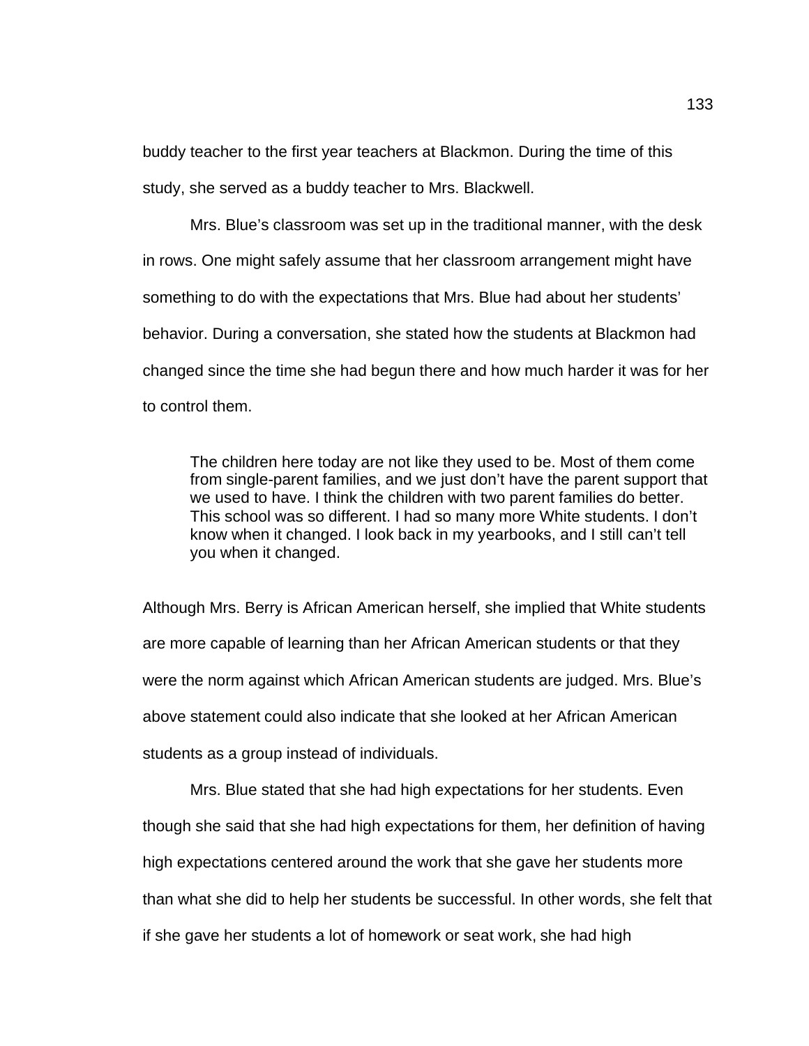buddy teacher to the first year teachers at Blackmon. During the time of this study, she served as a buddy teacher to Mrs. Blackwell.

Mrs. Blue's classroom was set up in the traditional manner, with the desk in rows. One might safely assume that her classroom arrangement might have something to do with the expectations that Mrs. Blue had about her students' behavior. During a conversation, she stated how the students at Blackmon had changed since the time she had begun there and how much harder it was for her to control them.

> The children here today are not like they used to be. Most of them come from single-parent families, and we just don't have the parent support that we used to have. I think the children with two parent families do better. This school was so different. I had so many more White students. I don't know when it changed. I look back in my yearbooks, and I still can't tell you when it changed.

Although Mrs. Berry is African American herself, she implied that White students are more capable of learning than her African American students or that they were the norm against which African American students are judged. Mrs. Blue's above statement could also indicate that she looked at her African American students as a group instead of individuals.

Mrs. Blue stated that she had high expectations for her students. Even though she said that she had high expectations for them, her definition of having high expectations centered around the work that she gave her students more than what she did to help her students be successful. In other words, she felt that if she gave her students a lot of homework or seat work, she had high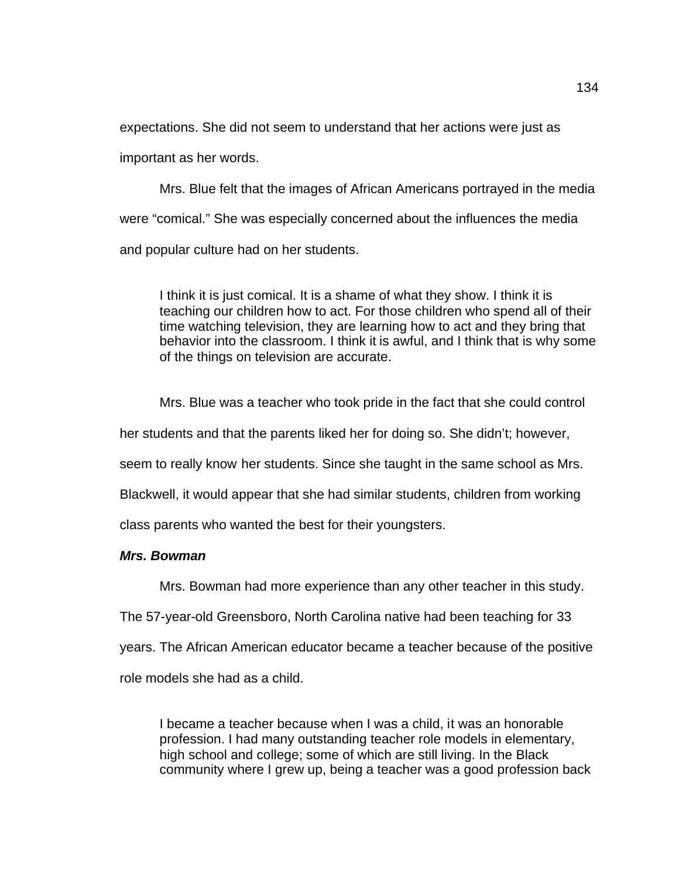expectations. She did not seem to understand that her actions were just as important as her words.

Mrs. Blue felt that the images of African Americans portrayed in the media were “comical.” She was especially concerned about the influences the media and popular culture had on her students.

> I think it is just comical. It is a shame of what they show. I think it is teaching our children how to act. For those children who spend all of their time watching television, they are learning how to act and they bring that behavior into the classroom. I think it is awful, and I think that is why some of the things on television are accurate.

Mrs. Blue was a teacher who took pride in the fact that she could control her students and that the parents liked her for doing so. She didn’t; however, seem to really know her students. Since she taught in the same school as Mrs. Blackwell, it would appear that she had similar students, children from working class parents who wanted the best for their youngsters.

***Mrs. Bowman***

Mrs. Bowman had more experience than any other teacher in this study. The 57-year-old Greensboro, North Carolina native had been teaching for 33 years. The African American educator became a teacher because of the positive role models she had as a child.

> I became a teacher because when I was a child, it was an honorable profession. I had many outstanding teacher role models in elementary, high school and college; some of which are still living. In the Black community where I grew up, being a teacher was a good profession back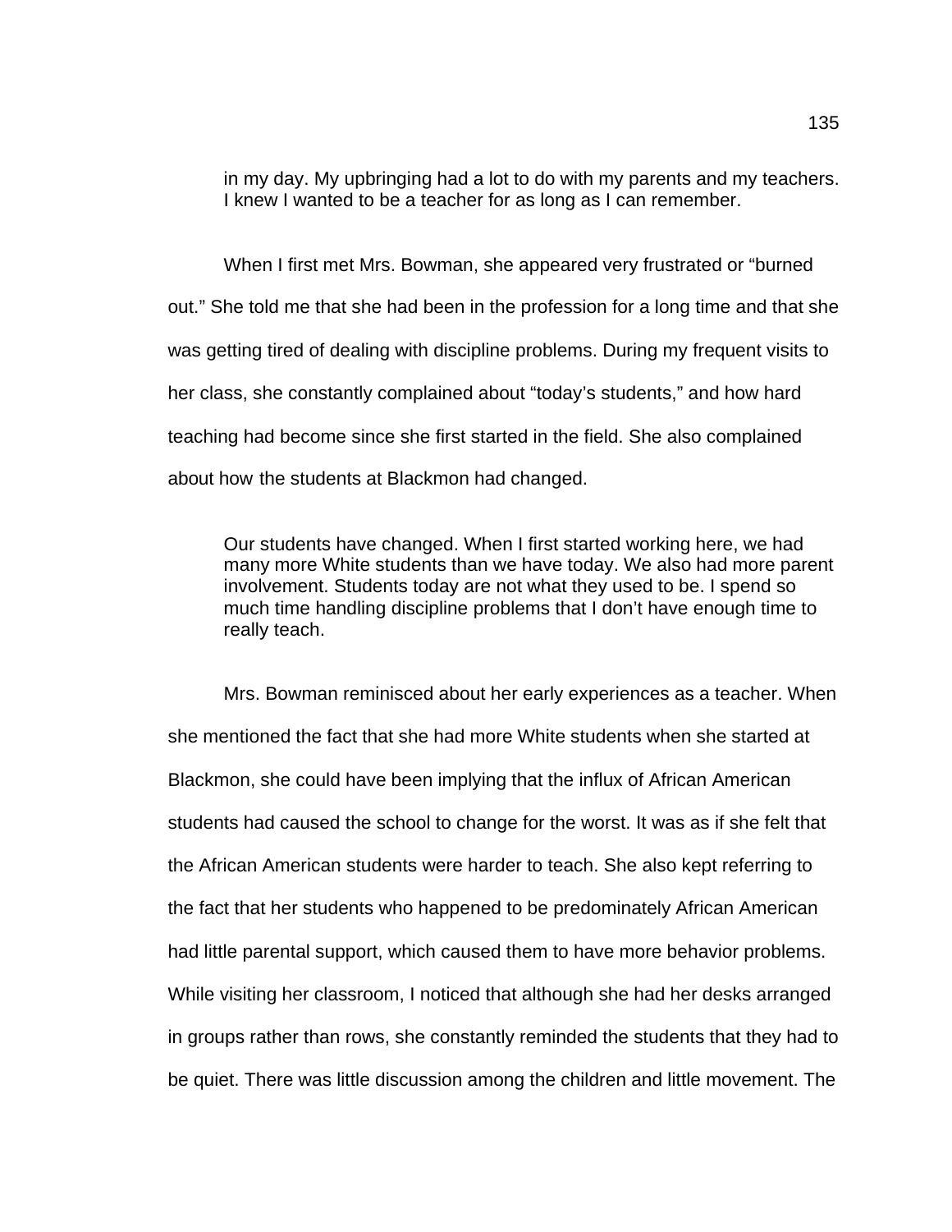> in my day. My upbringing had a lot to do with my parents and my teachers. I knew I wanted to be a teacher for as long as I can remember.

When I first met Mrs. Bowman, she appeared very frustrated or "burned out." She told me that she had been in the profession for a long time and that she was getting tired of dealing with discipline problems. During my frequent visits to her class, she constantly complained about "today's students," and how hard teaching had become since she first started in the field. She also complained about how the students at Blackmon had changed.

> Our students have changed. When I first started working here, we had many more White students than we have today. We also had more parent involvement. Students today are not what they used to be. I spend so much time handling discipline problems that I don't have enough time to really teach.

Mrs. Bowman reminisced about her early experiences as a teacher. When she mentioned the fact that she had more White students when she started at Blackmon, she could have been implying that the influx of African American students had caused the school to change for the worst. It was as if she felt that the African American students were harder to teach. She also kept referring to the fact that her students who happened to be predominately African American had little parental support, which caused them to have more behavior problems. While visiting her classroom, I noticed that although she had her desks arranged in groups rather than rows, she constantly reminded the students that they had to be quiet. There was little discussion among the children and little movement. The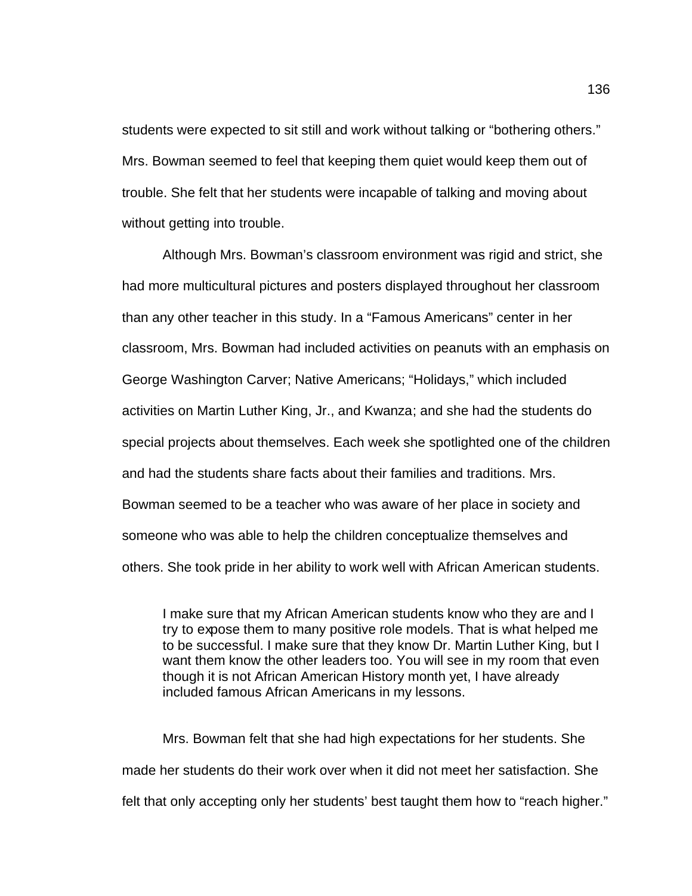students were expected to sit still and work without talking or "bothering others." Mrs. Bowman seemed to feel that keeping them quiet would keep them out of trouble. She felt that her students were incapable of talking and moving about without getting into trouble.

Although Mrs. Bowman's classroom environment was rigid and strict, she had more multicultural pictures and posters displayed throughout her classroom than any other teacher in this study. In a "Famous Americans" center in her classroom, Mrs. Bowman had included activities on peanuts with an emphasis on George Washington Carver; Native Americans; "Holidays," which included activities on Martin Luther King, Jr., and Kwanza; and she had the students do special projects about themselves. Each week she spotlighted one of the children and had the students share facts about their families and traditions. Mrs. Bowman seemed to be a teacher who was aware of her place in society and someone who was able to help the children conceptualize themselves and others. She took pride in her ability to work well with African American students.

> I make sure that my African American students know who they are and I try to expose them to many positive role models. That is what helped me to be successful. I make sure that they know Dr. Martin Luther King, but I want them know the other leaders too. You will see in my room that even though it is not African American History month yet, I have already included famous African Americans in my lessons.

Mrs. Bowman felt that she had high expectations for her students. She made her students do their work over when it did not meet her satisfaction. She felt that only accepting only her students' best taught them how to "reach higher."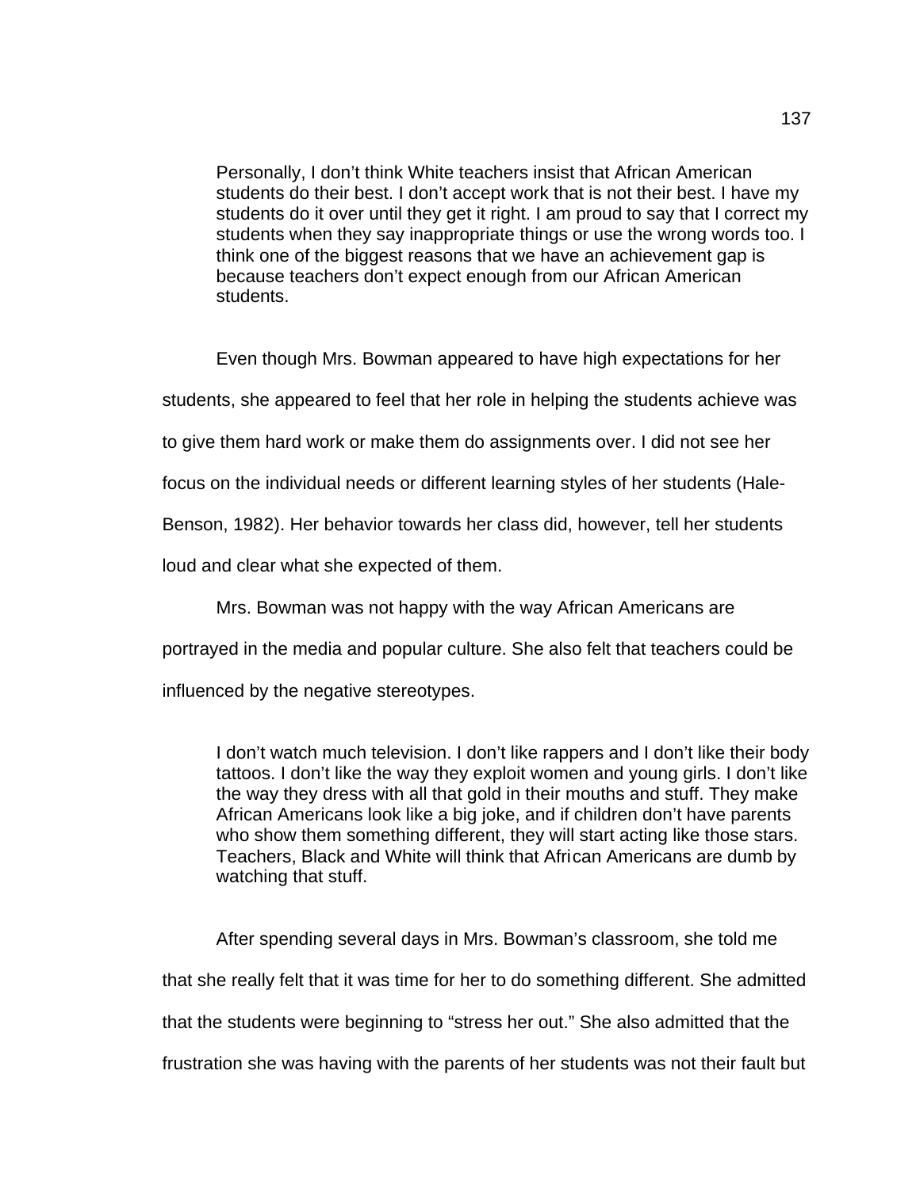> Personally, I don't think White teachers insist that African American students do their best. I don't accept work that is not their best. I have my students do it over until they get it right. I am proud to say that I correct my students when they say inappropriate things or use the wrong words too. I think one of the biggest reasons that we have an achievement gap is because teachers don't expect enough from our African American students.

Even though Mrs. Bowman appeared to have high expectations for her students, she appeared to feel that her role in helping the students achieve was to give them hard work or make them do assignments over. I did not see her focus on the individual needs or different learning styles of her students (Hale-Benson, 1982). Her behavior towards her class did, however, tell her students loud and clear what she expected of them.

Mrs. Bowman was not happy with the way African Americans are portrayed in the media and popular culture. She also felt that teachers could be influenced by the negative stereotypes.

> I don't watch much television. I don't like rappers and I don't like their body tattoos. I don't like the way they exploit women and young girls. I don't like the way they dress with all that gold in their mouths and stuff. They make African Americans look like a big joke, and if children don't have parents who show them something different, they will start acting like those stars. Teachers, Black and White will think that African Americans are dumb by watching that stuff.

After spending several days in Mrs. Bowman's classroom, she told me that she really felt that it was time for her to do something different. She admitted that the students were beginning to "stress her out." She also admitted that the frustration she was having with the parents of her students was not their fault but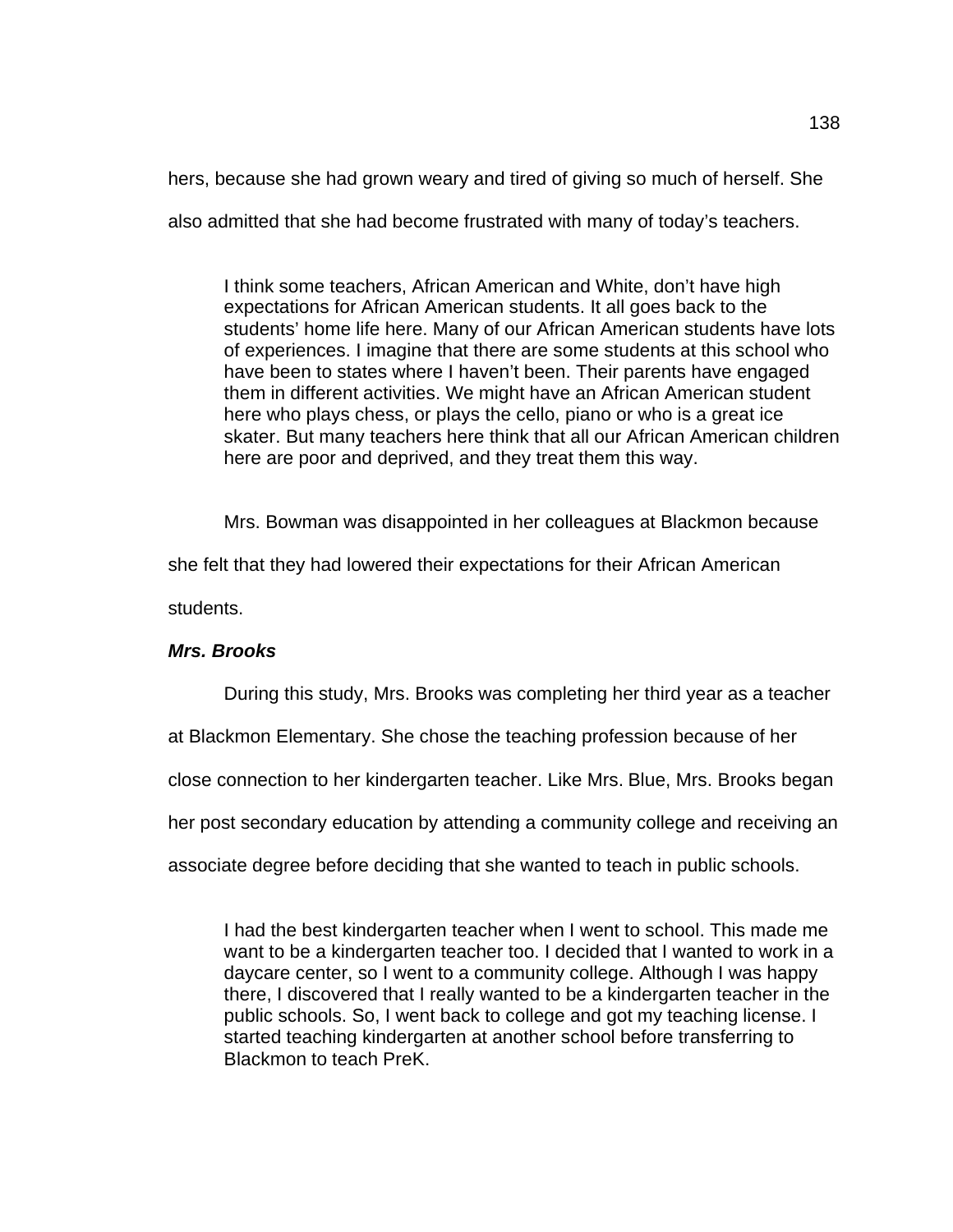hers, because she had grown weary and tired of giving so much of herself. She also admitted that she had become frustrated with many of today's teachers.

> I think some teachers, African American and White, don't have high expectations for African American students. It all goes back to the students' home life here. Many of our African American students have lots of experiences. I imagine that there are some students at this school who have been to states where I haven't been. Their parents have engaged them in different activities. We might have an African American student here who plays chess, or plays the cello, piano or who is a great ice skater. But many teachers here think that all our African American children here are poor and deprived, and they treat them this way.

Mrs. Bowman was disappointed in her colleagues at Blackmon because she felt that they had lowered their expectations for their African American students.

#### ***Mrs. Brooks***

During this study, Mrs. Brooks was completing her third year as a teacher at Blackmon Elementary. She chose the teaching profession because of her close connection to her kindergarten teacher. Like Mrs. Blue, Mrs. Brooks began her post secondary education by attending a community college and receiving an associate degree before deciding that she wanted to teach in public schools.

> I had the best kindergarten teacher when I went to school. This made me want to be a kindergarten teacher too. I decided that I wanted to work in a daycare center, so I went to a community college. Although I was happy there, I discovered that I really wanted to be a kindergarten teacher in the public schools. So, I went back to college and got my teaching license. I started teaching kindergarten at another school before transferring to Blackmon to teach PreK.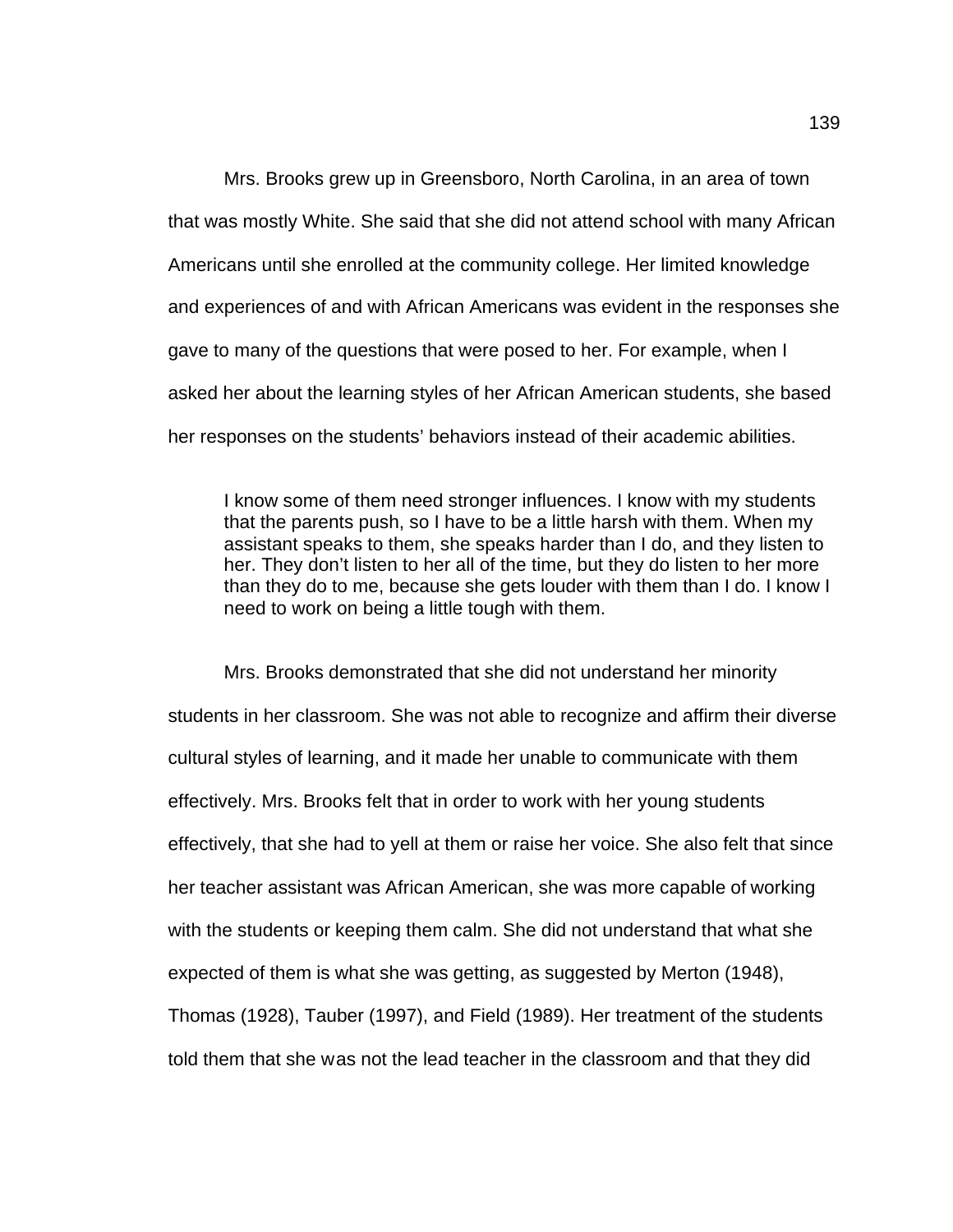Mrs. Brooks grew up in Greensboro, North Carolina, in an area of town that was mostly White. She said that she did not attend school with many African Americans until she enrolled at the community college. Her limited knowledge and experiences of and with African Americans was evident in the responses she gave to many of the questions that were posed to her. For example, when I asked her about the learning styles of her African American students, she based her responses on the students' behaviors instead of their academic abilities.

> I know some of them need stronger influences. I know with my students that the parents push, so I have to be a little harsh with them. When my assistant speaks to them, she speaks harder than I do, and they listen to her. They don't listen to her all of the time, but they do listen to her more than they do to me, because she gets louder with them than I do. I know I need to work on being a little tough with them.

Mrs. Brooks demonstrated that she did not understand her minority students in her classroom. She was not able to recognize and affirm their diverse cultural styles of learning, and it made her unable to communicate with them effectively. Mrs. Brooks felt that in order to work with her young students effectively, that she had to yell at them or raise her voice. She also felt that since her teacher assistant was African American, she was more capable of working with the students or keeping them calm. She did not understand that what she expected of them is what she was getting, as suggested by Merton (1948), Thomas (1928), Tauber (1997), and Field (1989). Her treatment of the students told them that she was not the lead teacher in the classroom and that they did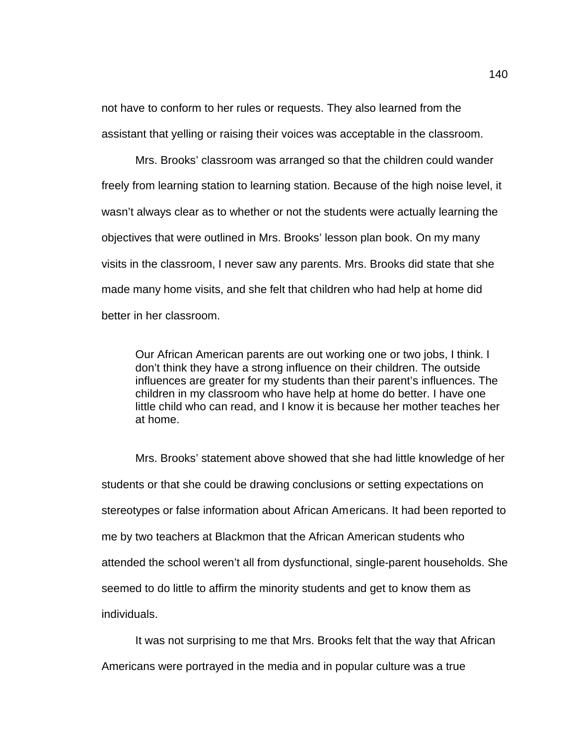not have to conform to her rules or requests. They also learned from the assistant that yelling or raising their voices was acceptable in the classroom.

Mrs. Brooks' classroom was arranged so that the children could wander freely from learning station to learning station. Because of the high noise level, it wasn't always clear as to whether or not the students were actually learning the objectives that were outlined in Mrs. Brooks' lesson plan book. On my many visits in the classroom, I never saw any parents. Mrs. Brooks did state that she made many home visits, and she felt that children who had help at home did better in her classroom.

> Our African American parents are out working one or two jobs, I think. I don't think they have a strong influence on their children. The outside influences are greater for my students than their parent's influences. The children in my classroom who have help at home do better. I have one little child who can read, and I know it is because her mother teaches her at home.

Mrs. Brooks' statement above showed that she had little knowledge of her students or that she could be drawing conclusions or setting expectations on stereotypes or false information about African Americans. It had been reported to me by two teachers at Blackmon that the African American students who attended the school weren't all from dysfunctional, single-parent households. She seemed to do little to affirm the minority students and get to know them as individuals.

It was not surprising to me that Mrs. Brooks felt that the way that African Americans were portrayed in the media and in popular culture was a true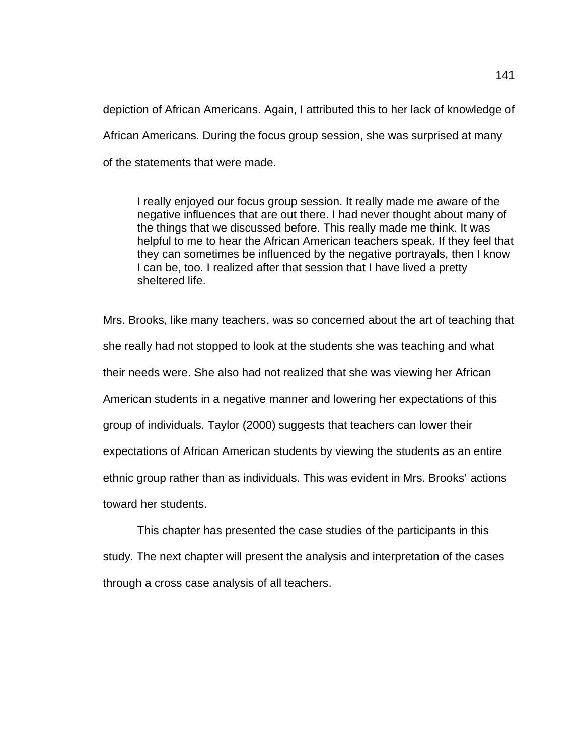depiction of African Americans. Again, I attributed this to her lack of knowledge of African Americans. During the focus group session, she was surprised at many of the statements that were made.

> I really enjoyed our focus group session. It really made me aware of the negative influences that are out there. I had never thought about many of the things that we discussed before. This really made me think. It was helpful to me to hear the African American teachers speak. If they feel that they can sometimes be influenced by the negative portrayals, then I know I can be, too. I realized after that session that I have lived a pretty sheltered life.

Mrs. Brooks, like many teachers, was so concerned about the art of teaching that she really had not stopped to look at the students she was teaching and what their needs were. She also had not realized that she was viewing her African American students in a negative manner and lowering her expectations of this group of individuals. Taylor (2000) suggests that teachers can lower their expectations of African American students by viewing the students as an entire ethnic group rather than as individuals. This was evident in Mrs. Brooks' actions toward her students.

This chapter has presented the case studies of the participants in this study. The next chapter will present the analysis and interpretation of the cases through a cross case analysis of all teachers.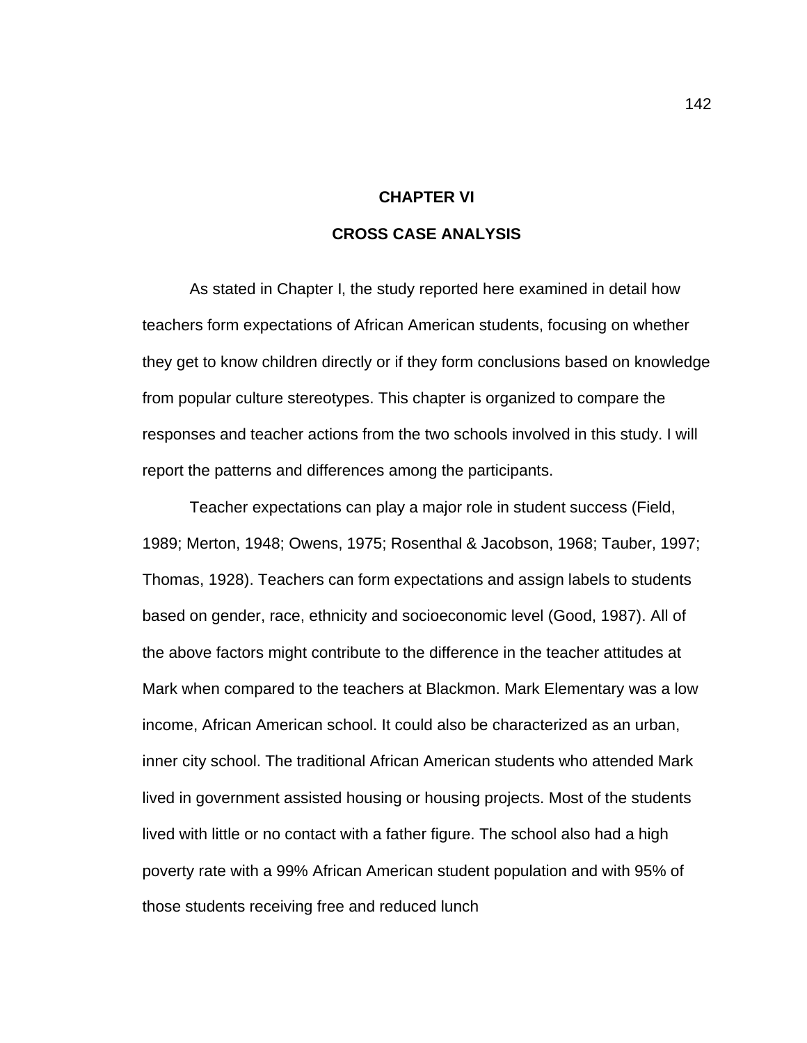# CHAPTER VI

# CROSS CASE ANALYSIS

As stated in Chapter I, the study reported here examined in detail how teachers form expectations of African American students, focusing on whether they get to know children directly or if they form conclusions based on knowledge from popular culture stereotypes. This chapter is organized to compare the responses and teacher actions from the two schools involved in this study. I will report the patterns and differences among the participants.

Teacher expectations can play a major role in student success (Field, 1989; Merton, 1948; Owens, 1975; Rosenthal & Jacobson, 1968; Tauber, 1997; Thomas, 1928). Teachers can form expectations and assign labels to students based on gender, race, ethnicity and socioeconomic level (Good, 1987). All of the above factors might contribute to the difference in the teacher attitudes at Mark when compared to the teachers at Blackmon. Mark Elementary was a low income, African American school. It could also be characterized as an urban, inner city school. The traditional African American students who attended Mark lived in government assisted housing or housing projects. Most of the students lived with little or no contact with a father figure. The school also had a high poverty rate with a 99% African American student population and with 95% of those students receiving free and reduced lunch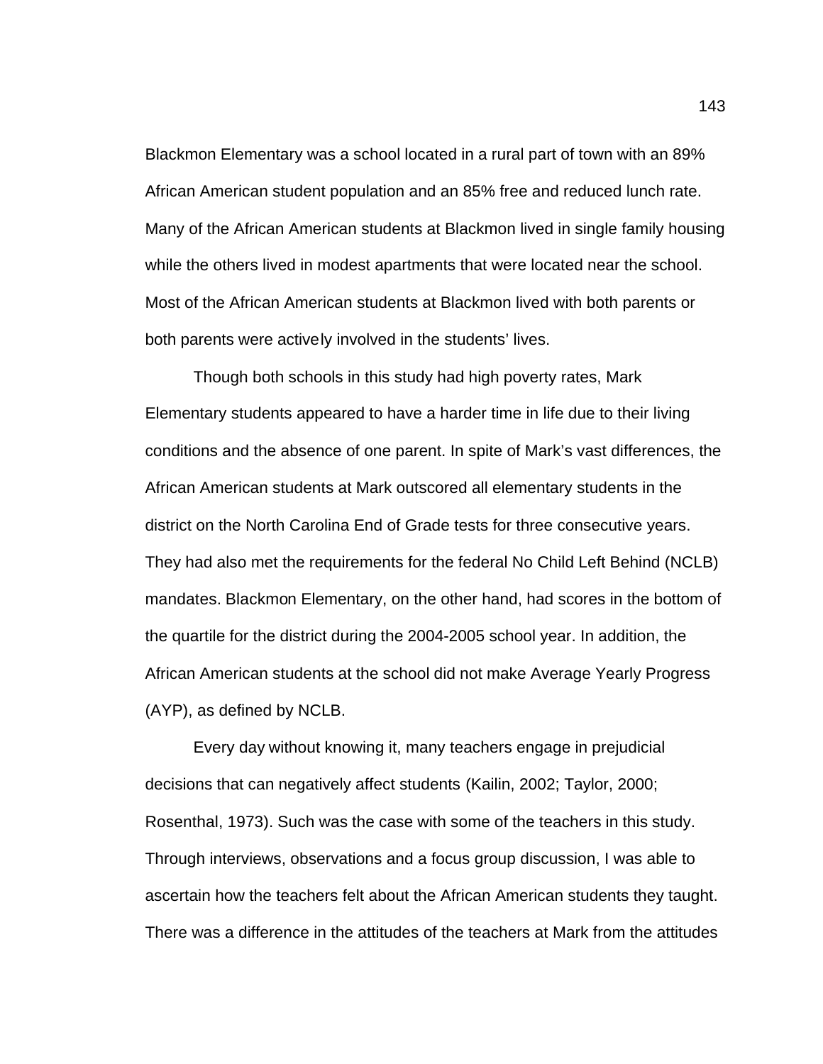Blackmon Elementary was a school located in a rural part of town with an 89% African American student population and an 85% free and reduced lunch rate. Many of the African American students at Blackmon lived in single family housing while the others lived in modest apartments that were located near the school. Most of the African American students at Blackmon lived with both parents or both parents were actively involved in the students' lives.

Though both schools in this study had high poverty rates, Mark Elementary students appeared to have a harder time in life due to their living conditions and the absence of one parent. In spite of Mark's vast differences, the African American students at Mark outscored all elementary students in the district on the North Carolina End of Grade tests for three consecutive years. They had also met the requirements for the federal No Child Left Behind (NCLB) mandates. Blackmon Elementary, on the other hand, had scores in the bottom of the quartile for the district during the 2004-2005 school year. In addition, the African American students at the school did not make Average Yearly Progress (AYP), as defined by NCLB.

Every day without knowing it, many teachers engage in prejudicial decisions that can negatively affect students (Kailin, 2002; Taylor, 2000; Rosenthal, 1973). Such was the case with some of the teachers in this study. Through interviews, observations and a focus group discussion, I was able to ascertain how the teachers felt about the African American students they taught. There was a difference in the attitudes of the teachers at Mark from the attitudes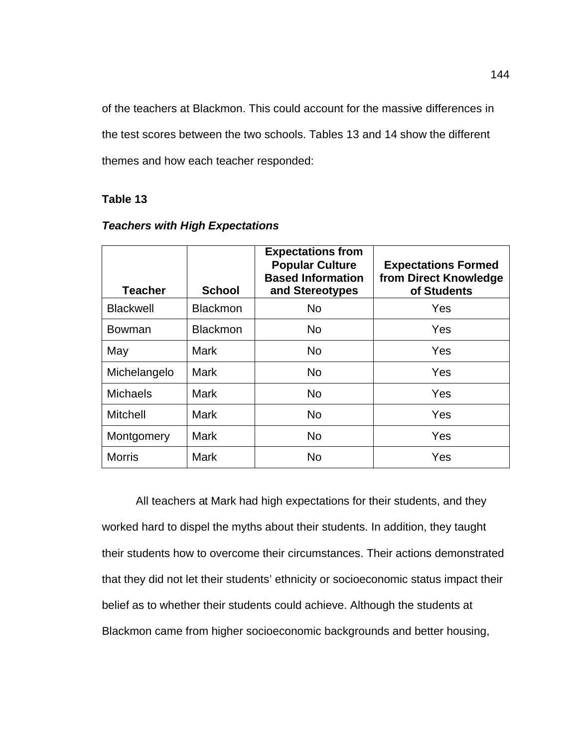of the teachers at Blackmon. This could account for the massive differences in the test scores between the two schools. Tables 13 and 14 show the different themes and how each teacher responded:

**Table 13**

***Teachers with High Expectations***

| Teacher | School | Expectations from Popular Culture Based Information and Stereotypes | Expectations Formed from Direct Knowledge of Students |
|---|---|---|---|
| Blackwell | Blackmon | No | Yes |
| Bowman | Blackmon | No | Yes |
| May | Mark | No | Yes |
| Michelangelo | Mark | No | Yes |
| Michaels | Mark | No | Yes |
| Mitchell | Mark | No | Yes |
| Montgomery | Mark | No | Yes |
| Morris | Mark | No | Yes |

All teachers at Mark had high expectations for their students, and they worked hard to dispel the myths about their students. In addition, they taught their students how to overcome their circumstances. Their actions demonstrated that they did not let their students' ethnicity or socioeconomic status impact their belief as to whether their students could achieve. Although the students at Blackmon came from higher socioeconomic backgrounds and better housing,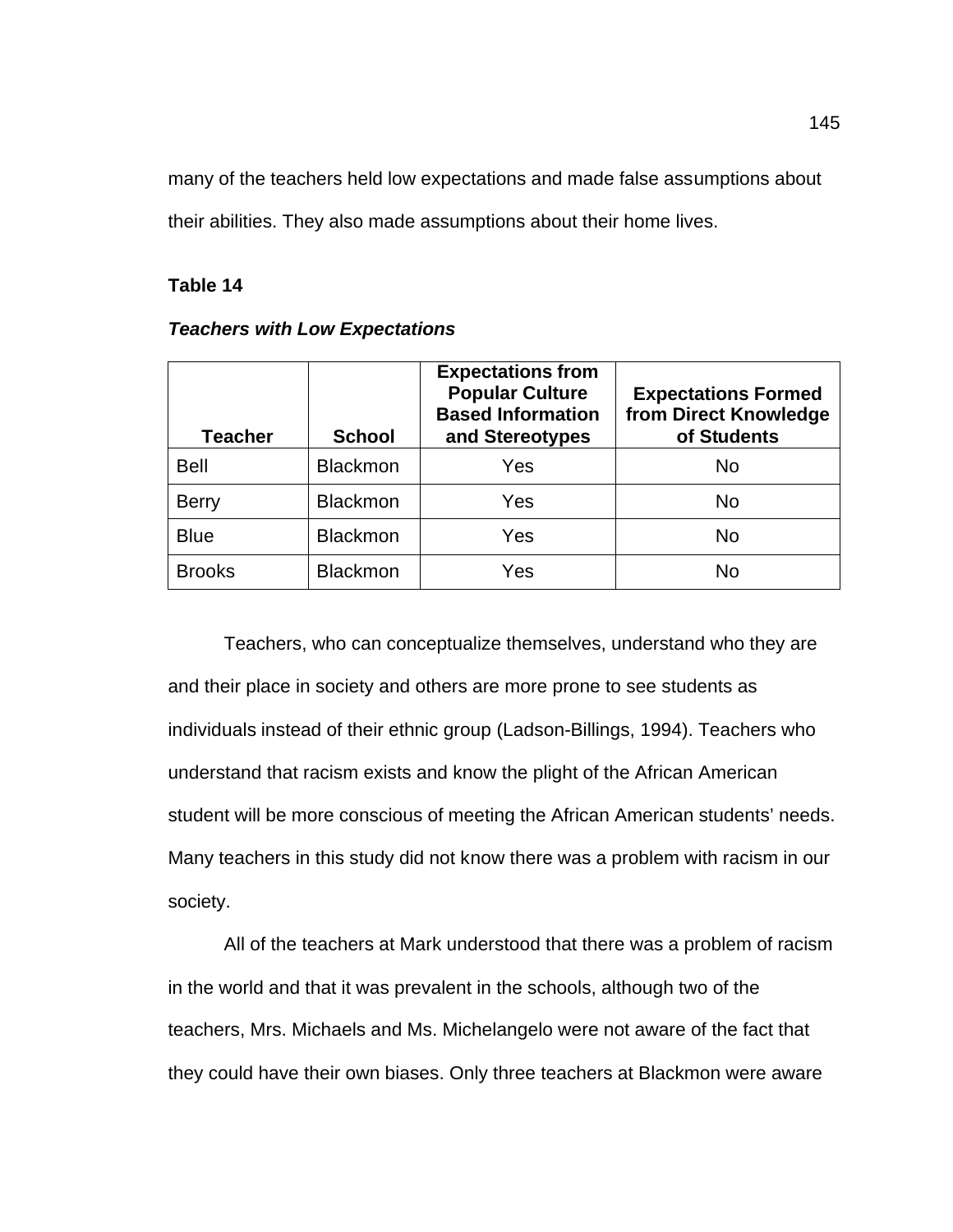many of the teachers held low expectations and made false assumptions about their abilities. They also made assumptions about their home lives.

**Table 14**

***Teachers with Low Expectations***

| Teacher | School | Expectations from Popular Culture Based Information and Stereotypes | Expectations Formed from Direct Knowledge of Students |
|---|---|---|---|
| Bell | Blackmon | Yes | No |
| Berry | Blackmon | Yes | No |
| Blue | Blackmon | Yes | No |
| Brooks | Blackmon | Yes | No |

Teachers, who can conceptualize themselves, understand who they are and their place in society and others are more prone to see students as individuals instead of their ethnic group (Ladson-Billings, 1994). Teachers who understand that racism exists and know the plight of the African American student will be more conscious of meeting the African American students' needs. Many teachers in this study did not know there was a problem with racism in our society.

All of the teachers at Mark understood that there was a problem of racism in the world and that it was prevalent in the schools, although two of the teachers, Mrs. Michaels and Ms. Michelangelo were not aware of the fact that they could have their own biases. Only three teachers at Blackmon were aware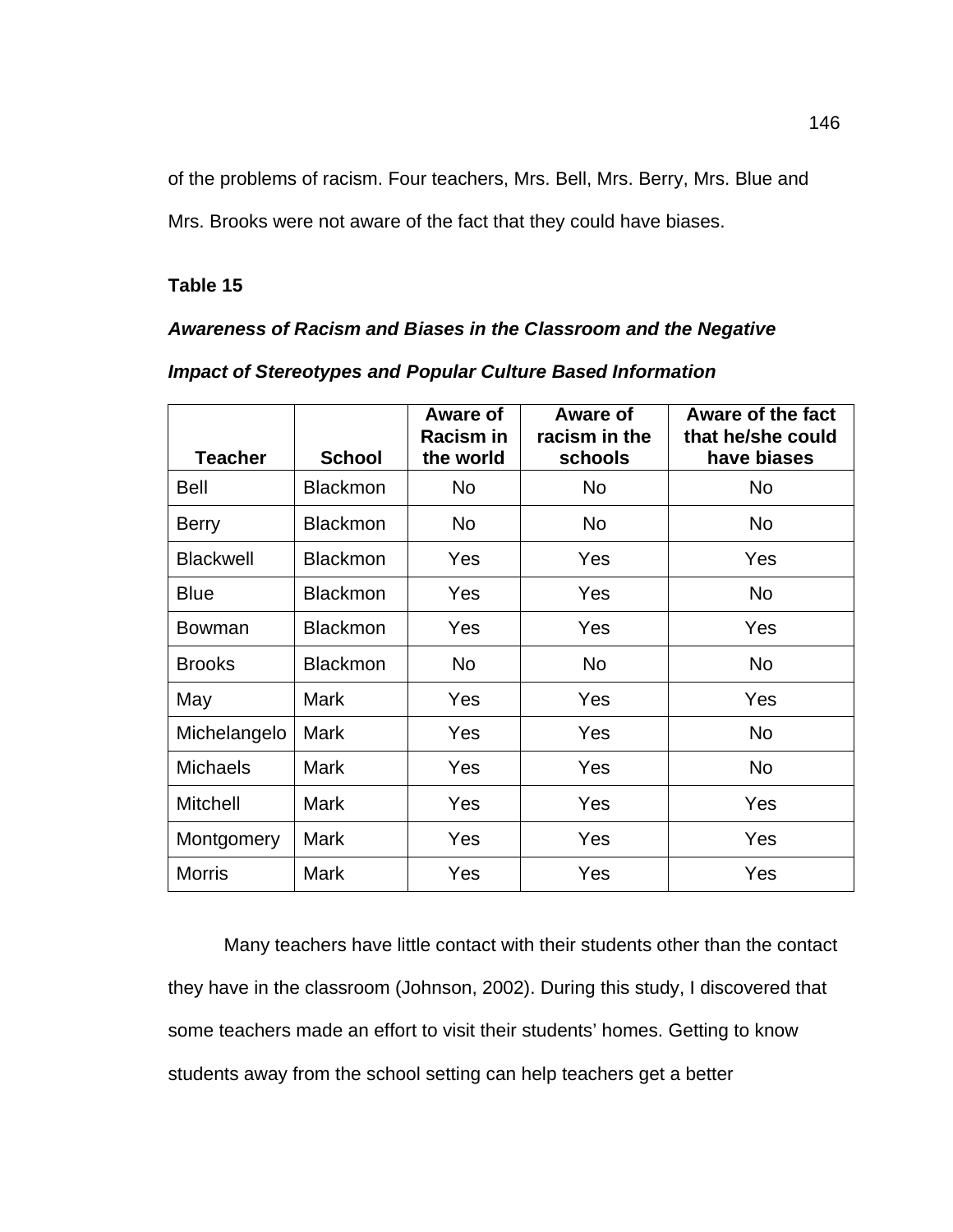of the problems of racism. Four teachers, Mrs. Bell, Mrs. Berry, Mrs. Blue and Mrs. Brooks were not aware of the fact that they could have biases.

**Table 15**

***Awareness of Racism and Biases in the Classroom and the Negative Impact of Stereotypes and Popular Culture Based Information***

| Teacher | School | Aware of Racism in the world | Aware of racism in the schools | Aware of the fact that he/she could have biases |
|---|---|---|---|---|
| Bell | Blackmon | No | No | No |
| Berry | Blackmon | No | No | No |
| Blackwell | Blackmon | Yes | Yes | Yes |
| Blue | Blackmon | Yes | Yes | No |
| Bowman | Blackmon | Yes | Yes | Yes |
| Brooks | Blackmon | No | No | No |
| May | Mark | Yes | Yes | Yes |
| Michelangelo | Mark | Yes | Yes | No |
| Michaels | Mark | Yes | Yes | No |
| Mitchell | Mark | Yes | Yes | Yes |
| Montgomery | Mark | Yes | Yes | Yes |
| Morris | Mark | Yes | Yes | Yes |

Many teachers have little contact with their students other than the contact they have in the classroom (Johnson, 2002). During this study, I discovered that some teachers made an effort to visit their students' homes. Getting to know students away from the school setting can help teachers get a better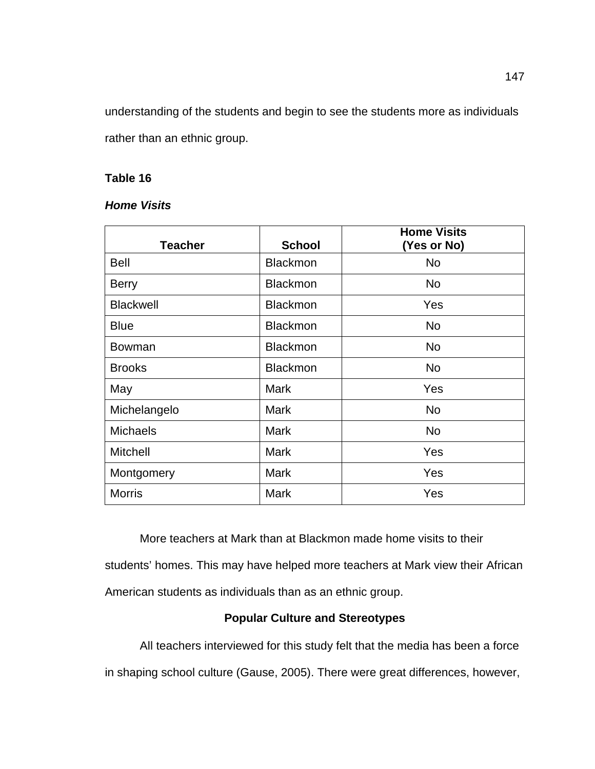understanding of the students and begin to see the students more as individuals rather than an ethnic group.

**Table 16**

***Home Visits***

| Teacher | School | Home Visits (Yes or No) |
|---|---|---|
| Bell | Blackmon | No |
| Berry | Blackmon | No |
| Blackwell | Blackmon | Yes |
| Blue | Blackmon | No |
| Bowman | Blackmon | No |
| Brooks | Blackmon | No |
| May | Mark | Yes |
| Michelangelo | Mark | No |
| Michaels | Mark | No |
| Mitchell | Mark | Yes |
| Montgomery | Mark | Yes |
| Morris | Mark | Yes |

More teachers at Mark than at Blackmon made home visits to their students' homes. This may have helped more teachers at Mark view their African American students as individuals than as an ethnic group.

## Popular Culture and Stereotypes

All teachers interviewed for this study felt that the media has been a force in shaping school culture (Gause, 2005). There were great differences, however,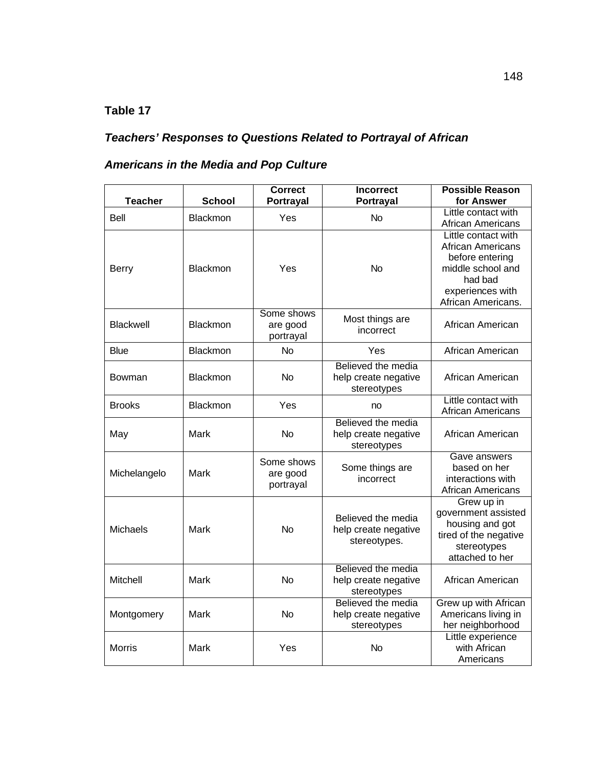**Table 17**

***Teachers' Responses to Questions Related to Portrayal of African Americans in the Media and Pop Culture***

| Teacher | School | Correct Portrayal | Incorrect Portrayal | Possible Reason for Answer |
|---|---|---|---|---|
| Bell | Blackmon | Yes | No | Little contact with African Americans |
| Berry | Blackmon | Yes | No | Little contact with African Americans before entering middle school and had bad experiences with African Americans. |
| Blackwell | Blackmon | Some shows are good portrayal | Most things are incorrect | African American |
| Blue | Blackmon | No | Yes | African American |
| Bowman | Blackmon | No | Believed the media help create negative stereotypes | African American |
| Brooks | Blackmon | Yes | no | Little contact with African Americans |
| May | Mark | No | Believed the media help create negative stereotypes | African American |
| Michelangelo | Mark | Some shows are good portrayal | Some things are incorrect | Gave answers based on her interactions with African Americans |
| Michaels | Mark | No | Believed the media help create negative stereotypes. | Grew up in government assisted housing and got tired of the negative stereotypes attached to her |
| Mitchell | Mark | No | Believed the media help create negative stereotypes | African American |
| Montgomery | Mark | No | Believed the media help create negative stereotypes | Grew up with African Americans living in her neighborhood |
| Morris | Mark | Yes | No | Little experience with African Americans |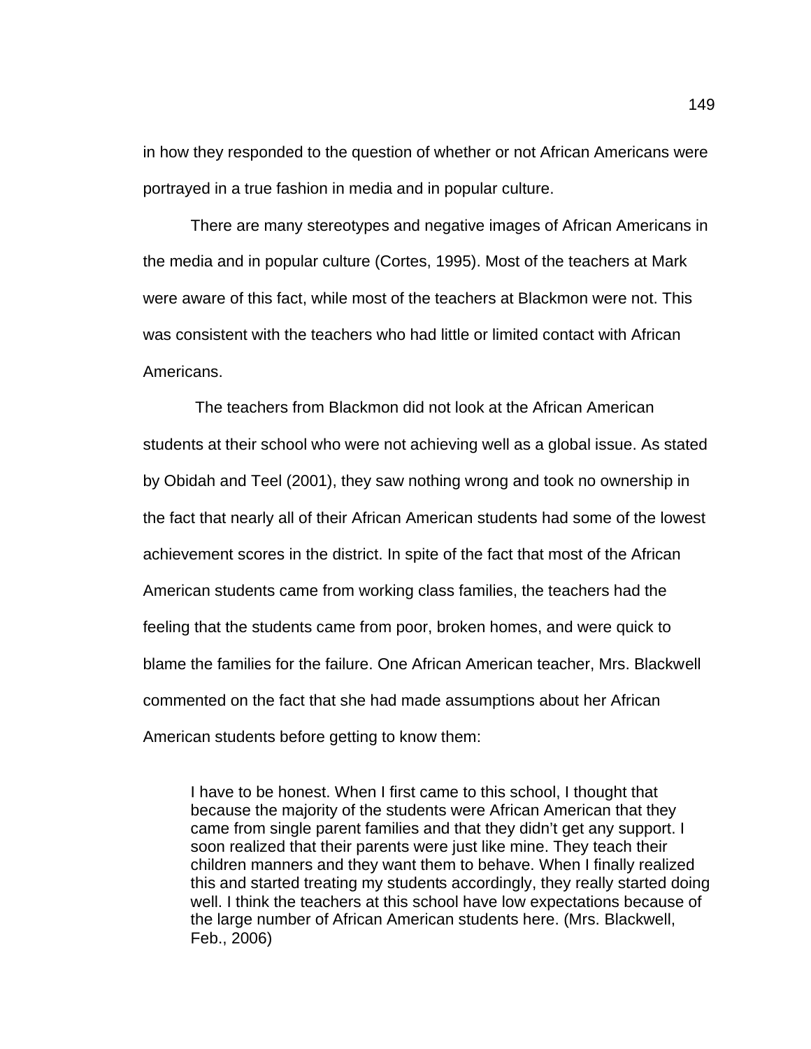in how they responded to the question of whether or not African Americans were portrayed in a true fashion in media and in popular culture.

There are many stereotypes and negative images of African Americans in the media and in popular culture (Cortes, 1995). Most of the teachers at Mark were aware of this fact, while most of the teachers at Blackmon were not. This was consistent with the teachers who had little or limited contact with African Americans.

The teachers from Blackmon did not look at the African American students at their school who were not achieving well as a global issue. As stated by Obidah and Teel (2001), they saw nothing wrong and took no ownership in the fact that nearly all of their African American students had some of the lowest achievement scores in the district. In spite of the fact that most of the African American students came from working class families, the teachers had the feeling that the students came from poor, broken homes, and were quick to blame the families for the failure. One African American teacher, Mrs. Blackwell commented on the fact that she had made assumptions about her African American students before getting to know them:

> I have to be honest. When I first came to this school, I thought that because the majority of the students were African American that they came from single parent families and that they didn't get any support. I soon realized that their parents were just like mine. They teach their children manners and they want them to behave. When I finally realized this and started treating my students accordingly, they really started doing well. I think the teachers at this school have low expectations because of the large number of African American students here. (Mrs. Blackwell, Feb., 2006)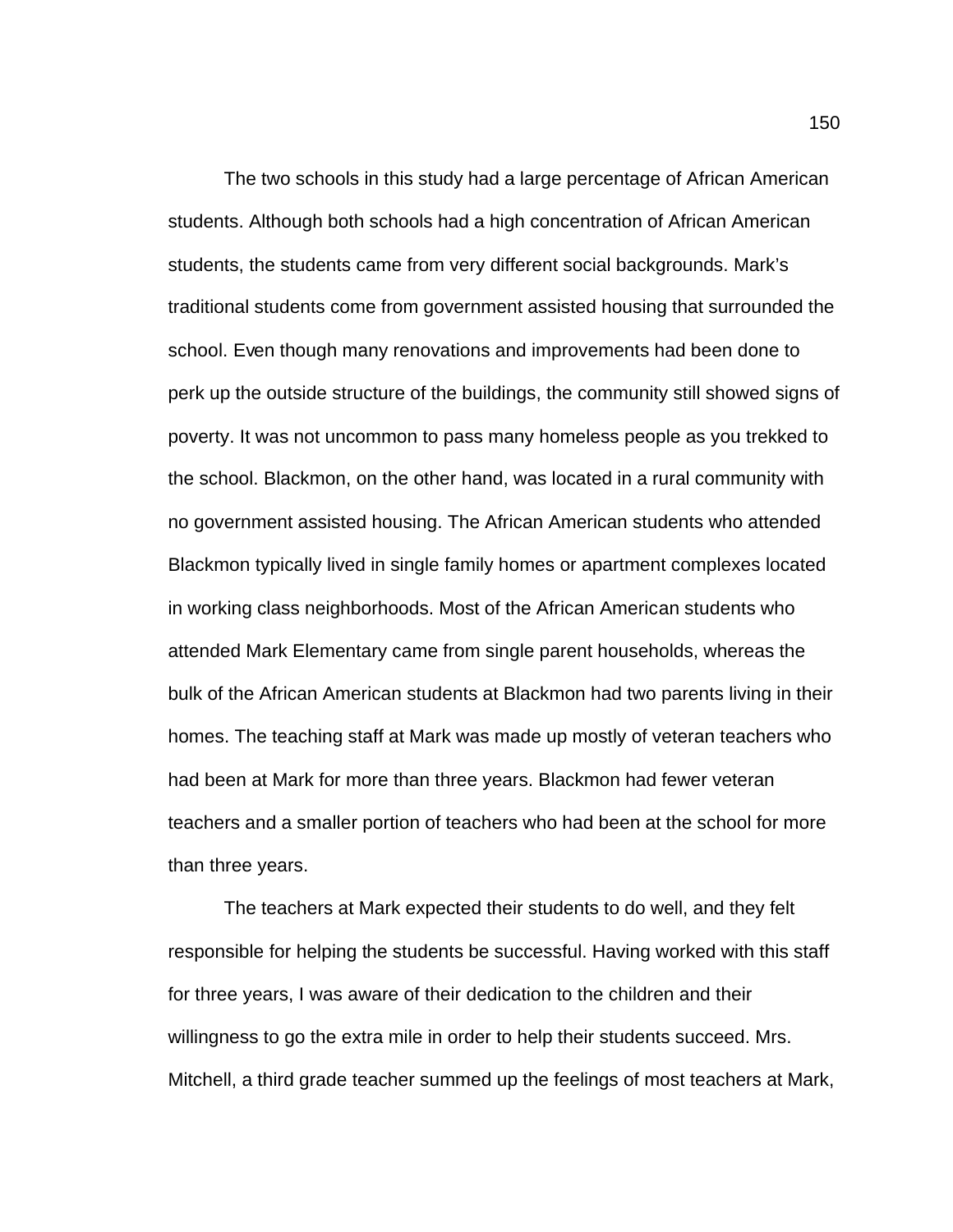The two schools in this study had a large percentage of African American students. Although both schools had a high concentration of African American students, the students came from very different social backgrounds. Mark's traditional students come from government assisted housing that surrounded the school. Even though many renovations and improvements had been done to perk up the outside structure of the buildings, the community still showed signs of poverty. It was not uncommon to pass many homeless people as you trekked to the school. Blackmon, on the other hand, was located in a rural community with no government assisted housing. The African American students who attended Blackmon typically lived in single family homes or apartment complexes located in working class neighborhoods. Most of the African American students who attended Mark Elementary came from single parent households, whereas the bulk of the African American students at Blackmon had two parents living in their homes. The teaching staff at Mark was made up mostly of veteran teachers who had been at Mark for more than three years. Blackmon had fewer veteran teachers and a smaller portion of teachers who had been at the school for more than three years.

The teachers at Mark expected their students to do well, and they felt responsible for helping the students be successful. Having worked with this staff for three years, I was aware of their dedication to the children and their willingness to go the extra mile in order to help their students succeed. Mrs. Mitchell, a third grade teacher summed up the feelings of most teachers at Mark,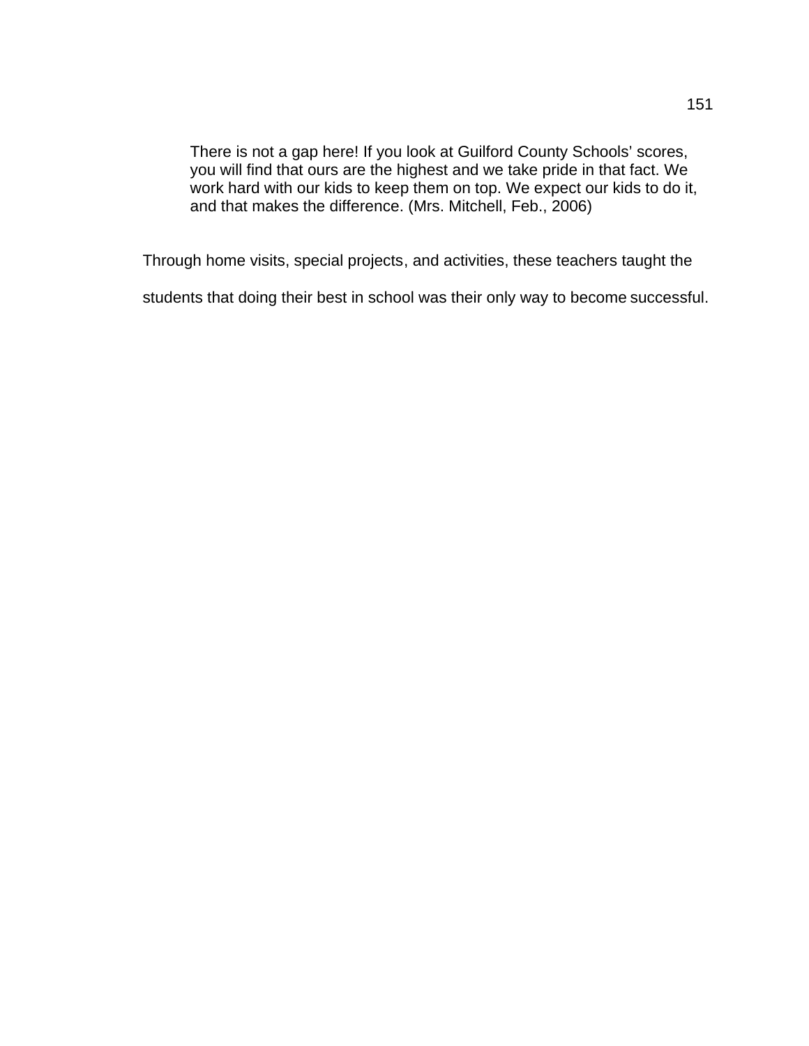> There is not a gap here! If you look at Guilford County Schools' scores, you will find that ours are the highest and we take pride in that fact. We work hard with our kids to keep them on top. We expect our kids to do it, and that makes the difference. (Mrs. Mitchell, Feb., 2006)

Through home visits, special projects, and activities, these teachers taught the students that doing their best in school was their only way to become successful.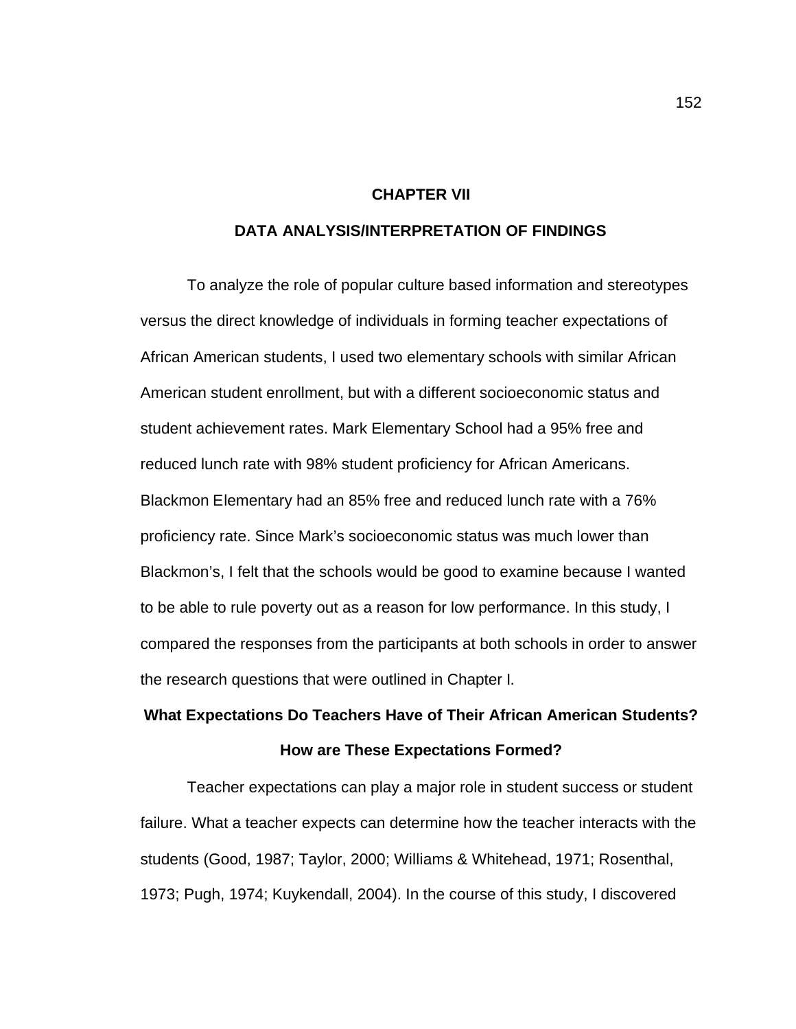# CHAPTER VII

# DATA ANALYSIS/INTERPRETATION OF FINDINGS

To analyze the role of popular culture based information and stereotypes versus the direct knowledge of individuals in forming teacher expectations of African American students, I used two elementary schools with similar African American student enrollment, but with a different socioeconomic status and student achievement rates. Mark Elementary School had a 95% free and reduced lunch rate with 98% student proficiency for African Americans. Blackmon Elementary had an 85% free and reduced lunch rate with a 76% proficiency rate. Since Mark's socioeconomic status was much lower than Blackmon's, I felt that the schools would be good to examine because I wanted to be able to rule poverty out as a reason for low performance. In this study, I compared the responses from the participants at both schools in order to answer the research questions that were outlined in Chapter I.

## What Expectations Do Teachers Have of Their African American Students? How are These Expectations Formed?

Teacher expectations can play a major role in student success or student failure. What a teacher expects can determine how the teacher interacts with the students (Good, 1987; Taylor, 2000; Williams & Whitehead, 1971; Rosenthal, 1973; Pugh, 1974; Kuykendall, 2004). In the course of this study, I discovered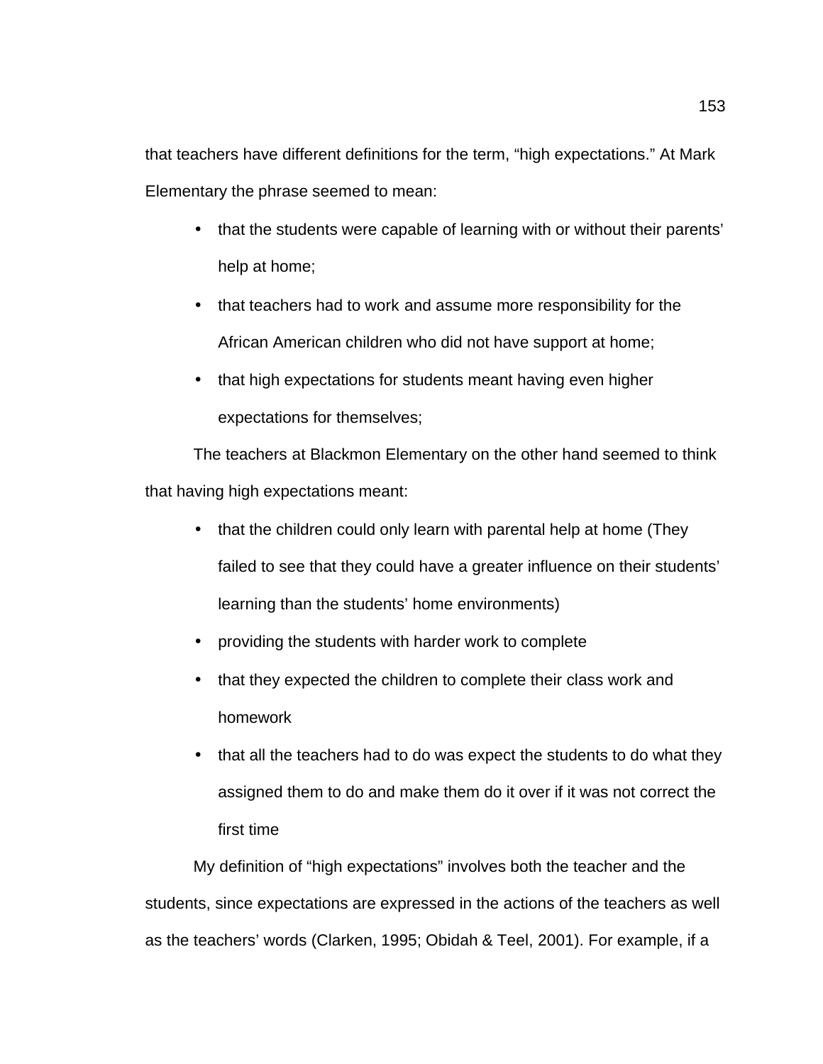that teachers have different definitions for the term, "high expectations." At Mark Elementary the phrase seemed to mean:

- that the students were capable of learning with or without their parents' help at home;
- that teachers had to work and assume more responsibility for the African American children who did not have support at home;
- that high expectations for students meant having even higher expectations for themselves;

The teachers at Blackmon Elementary on the other hand seemed to think that having high expectations meant:

- that the children could only learn with parental help at home (They failed to see that they could have a greater influence on their students' learning than the students' home environments)
- providing the students with harder work to complete
- that they expected the children to complete their class work and homework
- that all the teachers had to do was expect the students to do what they assigned them to do and make them do it over if it was not correct the first time

My definition of "high expectations" involves both the teacher and the students, since expectations are expressed in the actions of the teachers as well as the teachers' words (Clarken, 1995; Obidah & Teel, 2001). For example, if a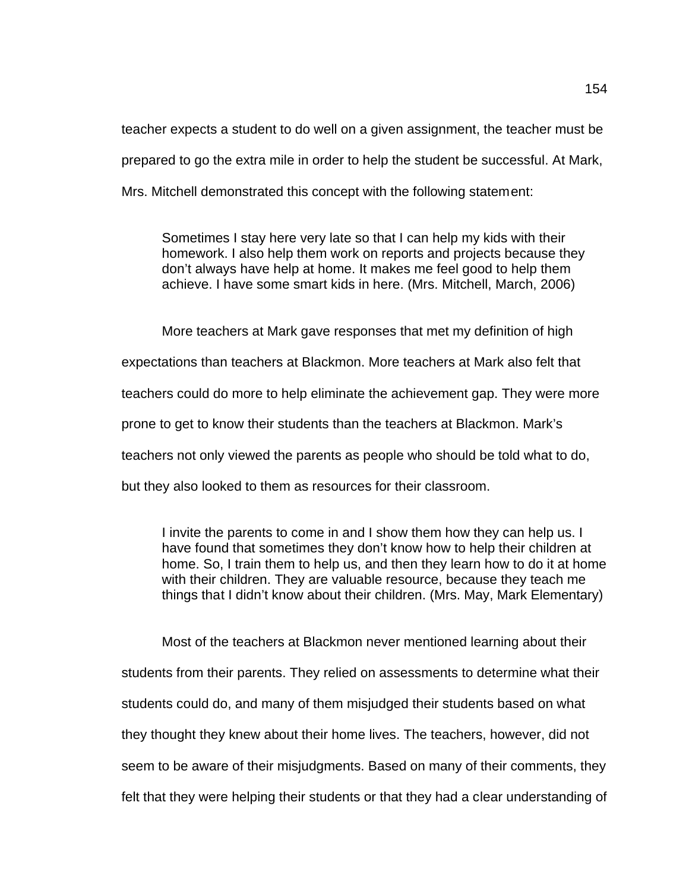teacher expects a student to do well on a given assignment, the teacher must be prepared to go the extra mile in order to help the student be successful. At Mark, Mrs. Mitchell demonstrated this concept with the following statement:

> Sometimes I stay here very late so that I can help my kids with their homework. I also help them work on reports and projects because they don't always have help at home. It makes me feel good to help them achieve. I have some smart kids in here. (Mrs. Mitchell, March, 2006)

More teachers at Mark gave responses that met my definition of high expectations than teachers at Blackmon. More teachers at Mark also felt that teachers could do more to help eliminate the achievement gap. They were more prone to get to know their students than the teachers at Blackmon. Mark's teachers not only viewed the parents as people who should be told what to do, but they also looked to them as resources for their classroom.

> I invite the parents to come in and I show them how they can help us. I have found that sometimes they don't know how to help their children at home. So, I train them to help us, and then they learn how to do it at home with their children. They are valuable resource, because they teach me things that I didn't know about their children. (Mrs. May, Mark Elementary)

Most of the teachers at Blackmon never mentioned learning about their students from their parents. They relied on assessments to determine what their students could do, and many of them misjudged their students based on what they thought they knew about their home lives. The teachers, however, did not seem to be aware of their misjudgments. Based on many of their comments, they felt that they were helping their students or that they had a clear understanding of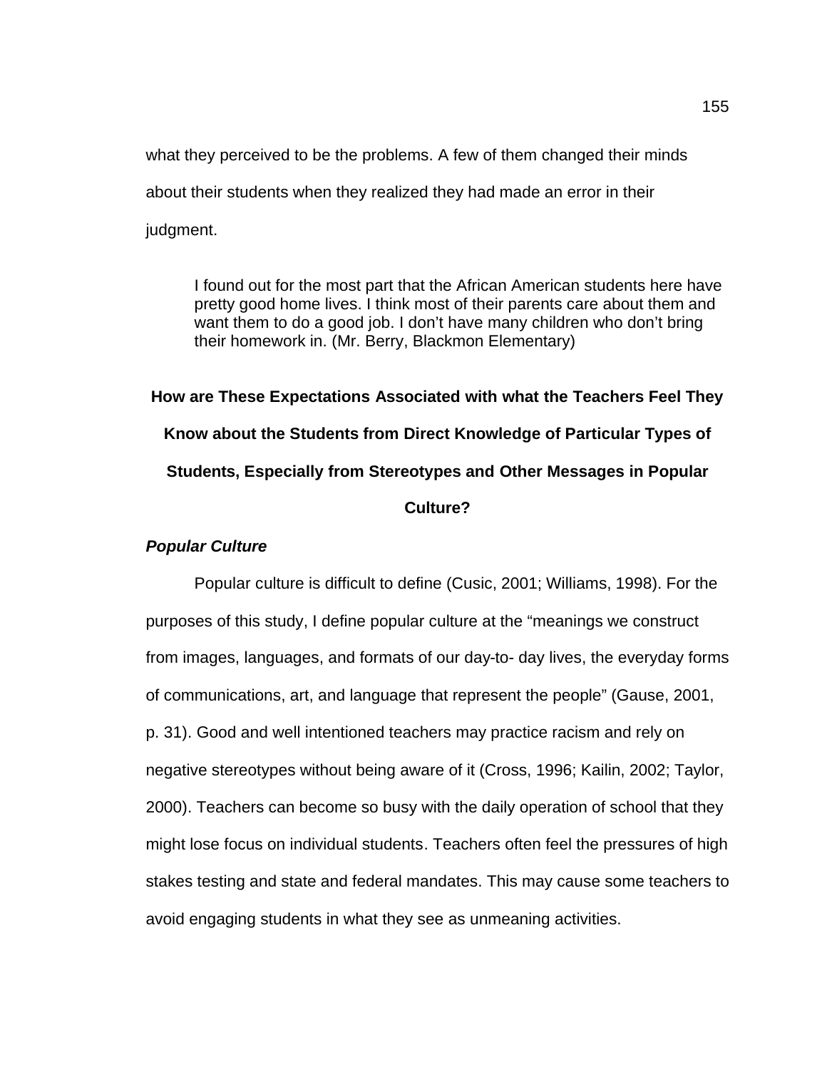what they perceived to be the problems. A few of them changed their minds about their students when they realized they had made an error in their judgment.

> I found out for the most part that the African American students here have pretty good home lives. I think most of their parents care about them and want them to do a good job. I don't have many children who don't bring their homework in. (Mr. Berry, Blackmon Elementary)

## How are These Expectations Associated with what the Teachers Feel They Know about the Students from Direct Knowledge of Particular Types of Students, Especially from Stereotypes and Other Messages in Popular Culture?

### *Popular Culture*

Popular culture is difficult to define (Cusic, 2001; Williams, 1998). For the purposes of this study, I define popular culture at the "meanings we construct from images, languages, and formats of our day-to- day lives, the everyday forms of communications, art, and language that represent the people" (Gause, 2001, p. 31). Good and well intentioned teachers may practice racism and rely on negative stereotypes without being aware of it (Cross, 1996; Kailin, 2002; Taylor, 2000). Teachers can become so busy with the daily operation of school that they might lose focus on individual students. Teachers often feel the pressures of high stakes testing and state and federal mandates. This may cause some teachers to avoid engaging students in what they see as unmeaning activities.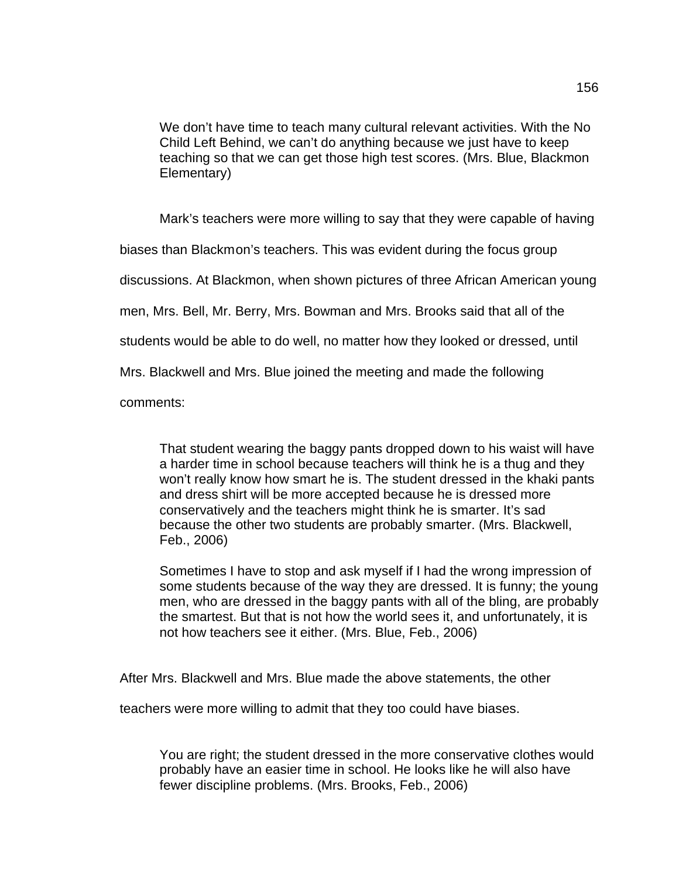> We don't have time to teach many cultural relevant activities. With the No Child Left Behind, we can't do anything because we just have to keep teaching so that we can get those high test scores. (Mrs. Blue, Blackmon Elementary)

Mark's teachers were more willing to say that they were capable of having biases than Blackmon's teachers. This was evident during the focus group discussions. At Blackmon, when shown pictures of three African American young men, Mrs. Bell, Mr. Berry, Mrs. Bowman and Mrs. Brooks said that all of the students would be able to do well, no matter how they looked or dressed, until Mrs. Blackwell and Mrs. Blue joined the meeting and made the following comments:

> That student wearing the baggy pants dropped down to his waist will have a harder time in school because teachers will think he is a thug and they won't really know how smart he is. The student dressed in the khaki pants and dress shirt will be more accepted because he is dressed more conservatively and the teachers might think he is smarter. It's sad because the other two students are probably smarter. (Mrs. Blackwell, Feb., 2006)

> Sometimes I have to stop and ask myself if I had the wrong impression of some students because of the way they are dressed. It is funny; the young men, who are dressed in the baggy pants with all of the bling, are probably the smartest. But that is not how the world sees it, and unfortunately, it is not how teachers see it either. (Mrs. Blue, Feb., 2006)

After Mrs. Blackwell and Mrs. Blue made the above statements, the other teachers were more willing to admit that they too could have biases.

> You are right; the student dressed in the more conservative clothes would probably have an easier time in school. He looks like he will also have fewer discipline problems. (Mrs. Brooks, Feb., 2006)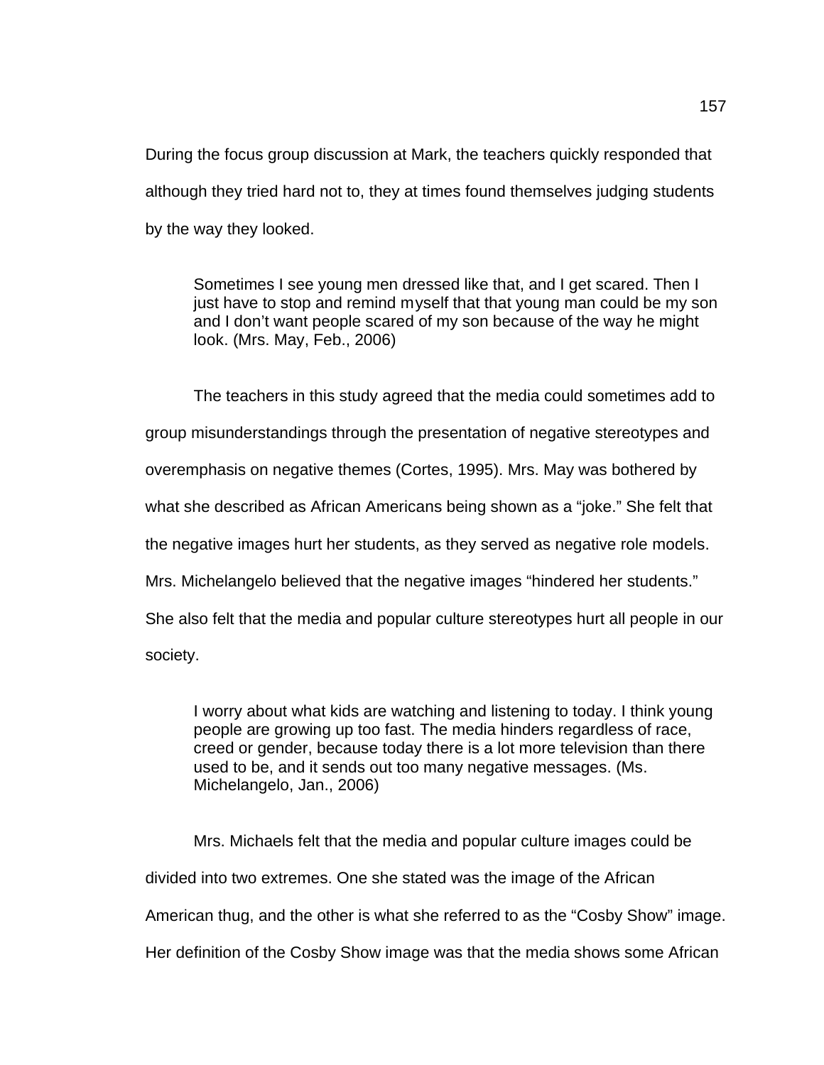During the focus group discussion at Mark, the teachers quickly responded that although they tried hard not to, they at times found themselves judging students by the way they looked.

> Sometimes I see young men dressed like that, and I get scared. Then I just have to stop and remind myself that that young man could be my son and I don't want people scared of my son because of the way he might look. (Mrs. May, Feb., 2006)

The teachers in this study agreed that the media could sometimes add to group misunderstandings through the presentation of negative stereotypes and overemphasis on negative themes (Cortes, 1995). Mrs. May was bothered by what she described as African Americans being shown as a "joke." She felt that the negative images hurt her students, as they served as negative role models. Mrs. Michelangelo believed that the negative images "hindered her students." She also felt that the media and popular culture stereotypes hurt all people in our society.

> I worry about what kids are watching and listening to today. I think young people are growing up too fast. The media hinders regardless of race, creed or gender, because today there is a lot more television than there used to be, and it sends out too many negative messages. (Ms. Michelangelo, Jan., 2006)

Mrs. Michaels felt that the media and popular culture images could be divided into two extremes. One she stated was the image of the African American thug, and the other is what she referred to as the "Cosby Show" image. Her definition of the Cosby Show image was that the media shows some African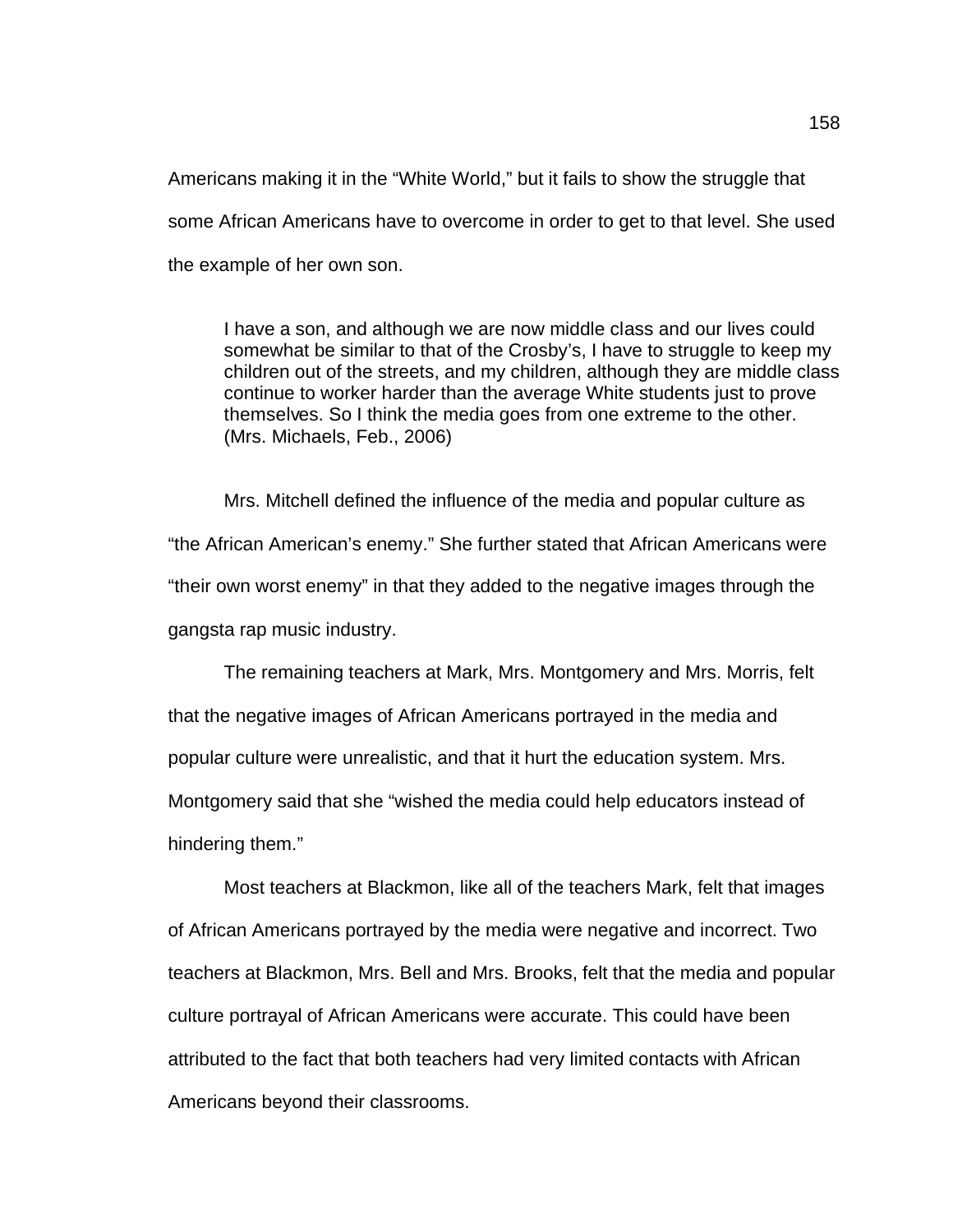Americans making it in the "White World," but it fails to show the struggle that some African Americans have to overcome in order to get to that level. She used the example of her own son.

> I have a son, and although we are now middle class and our lives could somewhat be similar to that of the Crosby's, I have to struggle to keep my children out of the streets, and my children, although they are middle class continue to worker harder than the average White students just to prove themselves. So I think the media goes from one extreme to the other. (Mrs. Michaels, Feb., 2006)

Mrs. Mitchell defined the influence of the media and popular culture as "the African American's enemy." She further stated that African Americans were "their own worst enemy" in that they added to the negative images through the gangsta rap music industry.

The remaining teachers at Mark, Mrs. Montgomery and Mrs. Morris, felt that the negative images of African Americans portrayed in the media and popular culture were unrealistic, and that it hurt the education system. Mrs. Montgomery said that she "wished the media could help educators instead of hindering them."

Most teachers at Blackmon, like all of the teachers Mark, felt that images of African Americans portrayed by the media were negative and incorrect. Two teachers at Blackmon, Mrs. Bell and Mrs. Brooks, felt that the media and popular culture portrayal of African Americans were accurate. This could have been attributed to the fact that both teachers had very limited contacts with African Americans beyond their classrooms.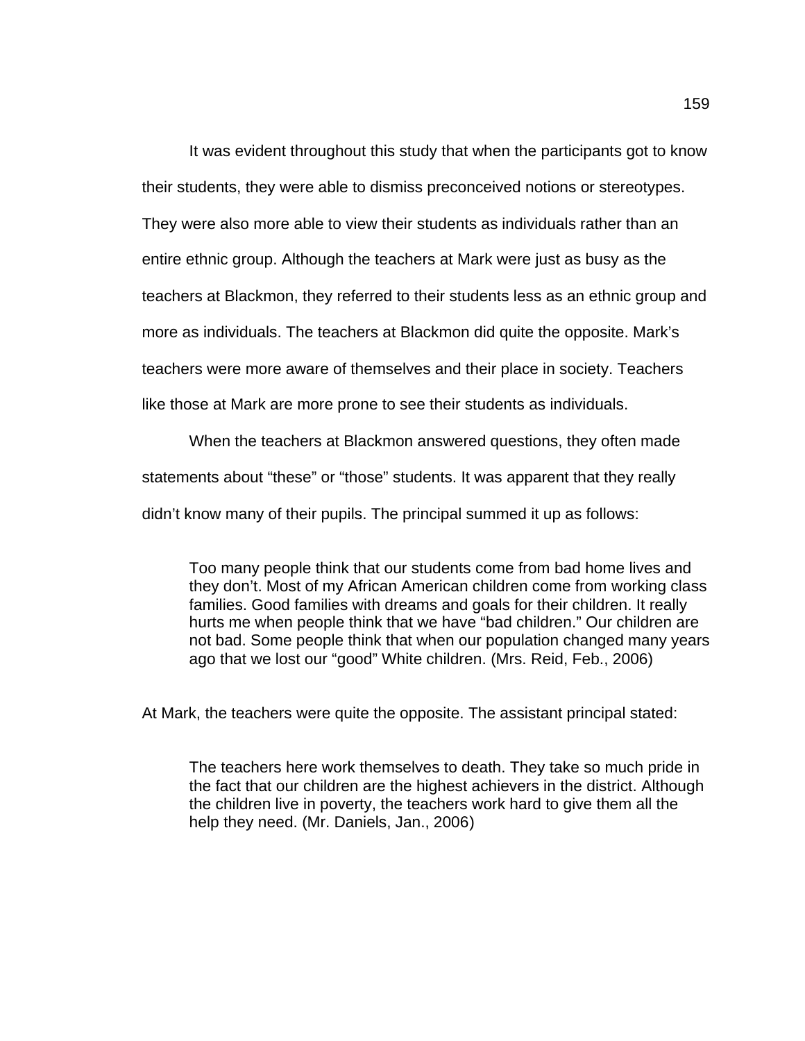It was evident throughout this study that when the participants got to know their students, they were able to dismiss preconceived notions or stereotypes. They were also more able to view their students as individuals rather than an entire ethnic group. Although the teachers at Mark were just as busy as the teachers at Blackmon, they referred to their students less as an ethnic group and more as individuals. The teachers at Blackmon did quite the opposite. Mark's teachers were more aware of themselves and their place in society. Teachers like those at Mark are more prone to see their students as individuals.

When the teachers at Blackmon answered questions, they often made statements about "these" or "those" students. It was apparent that they really didn't know many of their pupils. The principal summed it up as follows:

> Too many people think that our students come from bad home lives and they don't. Most of my African American children come from working class families. Good families with dreams and goals for their children. It really hurts me when people think that we have "bad children." Our children are not bad. Some people think that when our population changed many years ago that we lost our "good" White children. (Mrs. Reid, Feb., 2006)

At Mark, the teachers were quite the opposite. The assistant principal stated:

> The teachers here work themselves to death. They take so much pride in the fact that our children are the highest achievers in the district. Although the children live in poverty, the teachers work hard to give them all the help they need. (Mr. Daniels, Jan., 2006)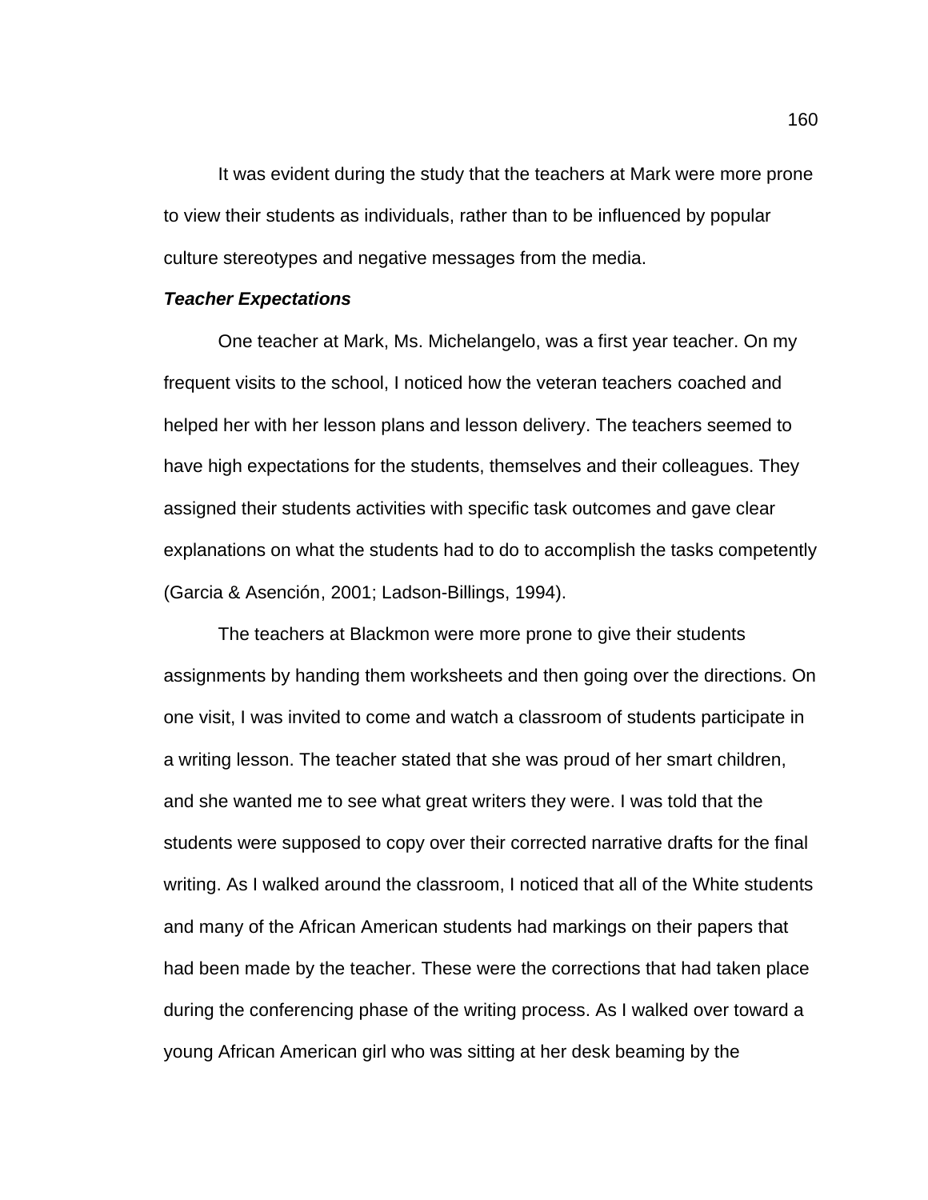It was evident during the study that the teachers at Mark were more prone to view their students as individuals, rather than to be influenced by popular culture stereotypes and negative messages from the media.

***Teacher Expectations***

One teacher at Mark, Ms. Michelangelo, was a first year teacher. On my frequent visits to the school, I noticed how the veteran teachers coached and helped her with her lesson plans and lesson delivery. The teachers seemed to have high expectations for the students, themselves and their colleagues. They assigned their students activities with specific task outcomes and gave clear explanations on what the students had to do to accomplish the tasks competently (Garcia & Asención, 2001; Ladson-Billings, 1994).

The teachers at Blackmon were more prone to give their students assignments by handing them worksheets and then going over the directions. On one visit, I was invited to come and watch a classroom of students participate in a writing lesson. The teacher stated that she was proud of her smart children, and she wanted me to see what great writers they were. I was told that the students were supposed to copy over their corrected narrative drafts for the final writing. As I walked around the classroom, I noticed that all of the White students and many of the African American students had markings on their papers that had been made by the teacher. These were the corrections that had taken place during the conferencing phase of the writing process. As I walked over toward a young African American girl who was sitting at her desk beaming by the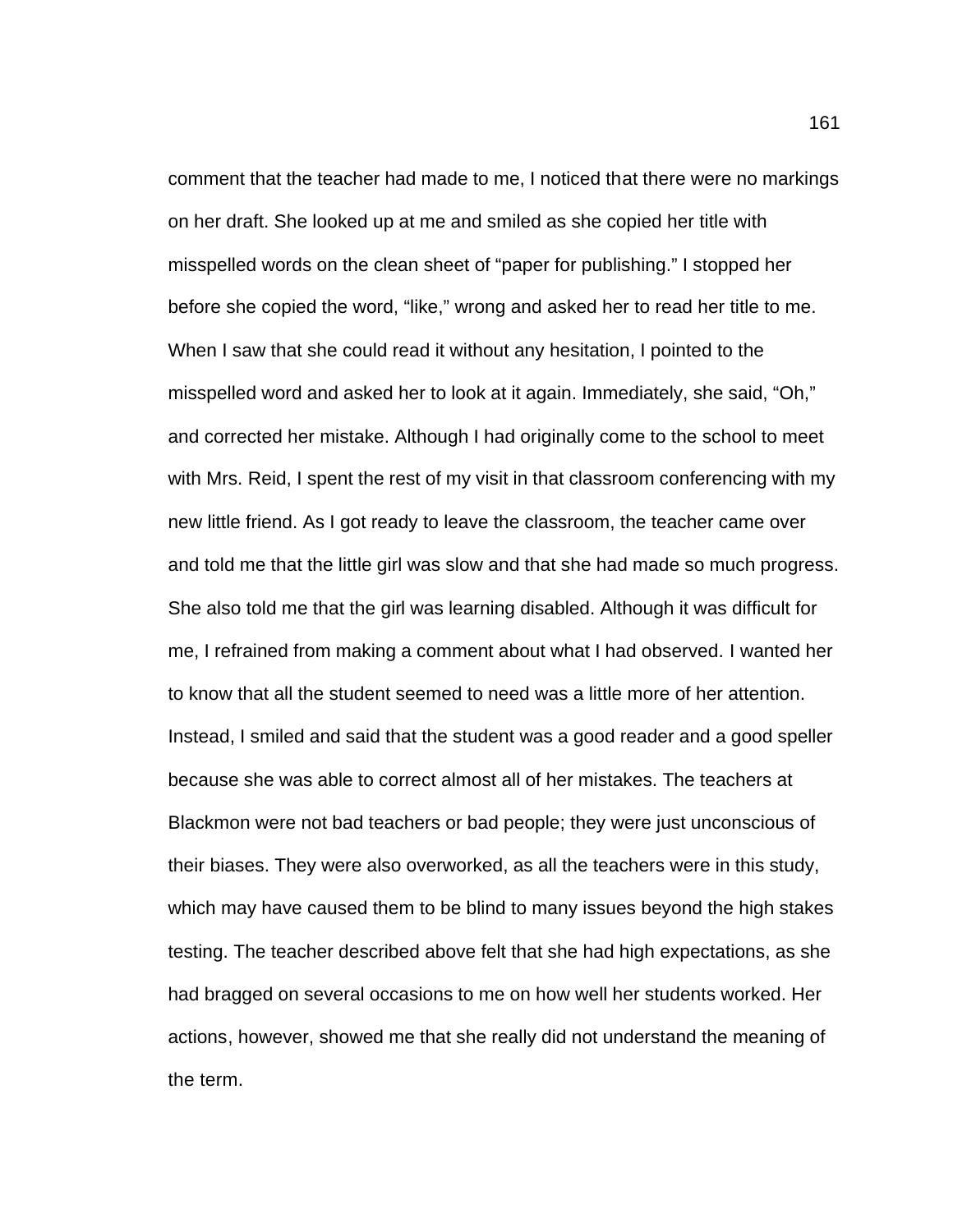comment that the teacher had made to me, I noticed that there were no markings on her draft. She looked up at me and smiled as she copied her title with misspelled words on the clean sheet of "paper for publishing." I stopped her before she copied the word, "like," wrong and asked her to read her title to me. When I saw that she could read it without any hesitation, I pointed to the misspelled word and asked her to look at it again. Immediately, she said, "Oh," and corrected her mistake. Although I had originally come to the school to meet with Mrs. Reid, I spent the rest of my visit in that classroom conferencing with my new little friend. As I got ready to leave the classroom, the teacher came over and told me that the little girl was slow and that she had made so much progress. She also told me that the girl was learning disabled. Although it was difficult for me, I refrained from making a comment about what I had observed. I wanted her to know that all the student seemed to need was a little more of her attention. Instead, I smiled and said that the student was a good reader and a good speller because she was able to correct almost all of her mistakes. The teachers at Blackmon were not bad teachers or bad people; they were just unconscious of their biases. They were also overworked, as all the teachers were in this study, which may have caused them to be blind to many issues beyond the high stakes testing. The teacher described above felt that she had high expectations, as she had bragged on several occasions to me on how well her students worked. Her actions, however, showed me that she really did not understand the meaning of the term.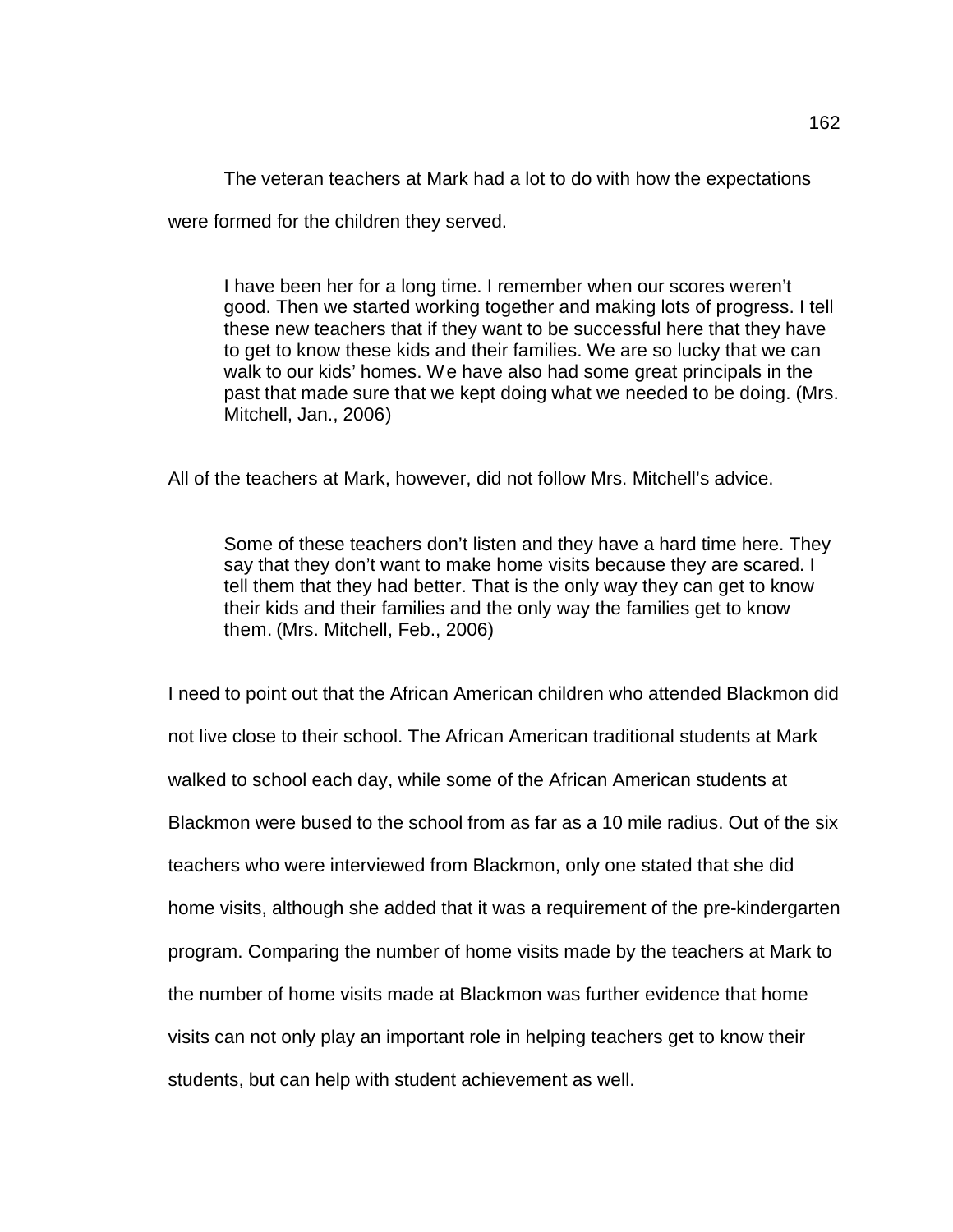The veteran teachers at Mark had a lot to do with how the expectations were formed for the children they served.

> I have been her for a long time. I remember when our scores weren't good. Then we started working together and making lots of progress. I tell these new teachers that if they want to be successful here that they have to get to know these kids and their families. We are so lucky that we can walk to our kids' homes. We have also had some great principals in the past that made sure that we kept doing what we needed to be doing. (Mrs. Mitchell, Jan., 2006)

All of the teachers at Mark, however, did not follow Mrs. Mitchell's advice.

> Some of these teachers don't listen and they have a hard time here. They say that they don't want to make home visits because they are scared. I tell them that they had better. That is the only way they can get to know their kids and their families and the only way the families get to know them. (Mrs. Mitchell, Feb., 2006)

I need to point out that the African American children who attended Blackmon did not live close to their school. The African American traditional students at Mark walked to school each day, while some of the African American students at Blackmon were bused to the school from as far as a 10 mile radius. Out of the six teachers who were interviewed from Blackmon, only one stated that she did home visits, although she added that it was a requirement of the pre-kindergarten program. Comparing the number of home visits made by the teachers at Mark to the number of home visits made at Blackmon was further evidence that home visits can not only play an important role in helping teachers get to know their students, but can help with student achievement as well.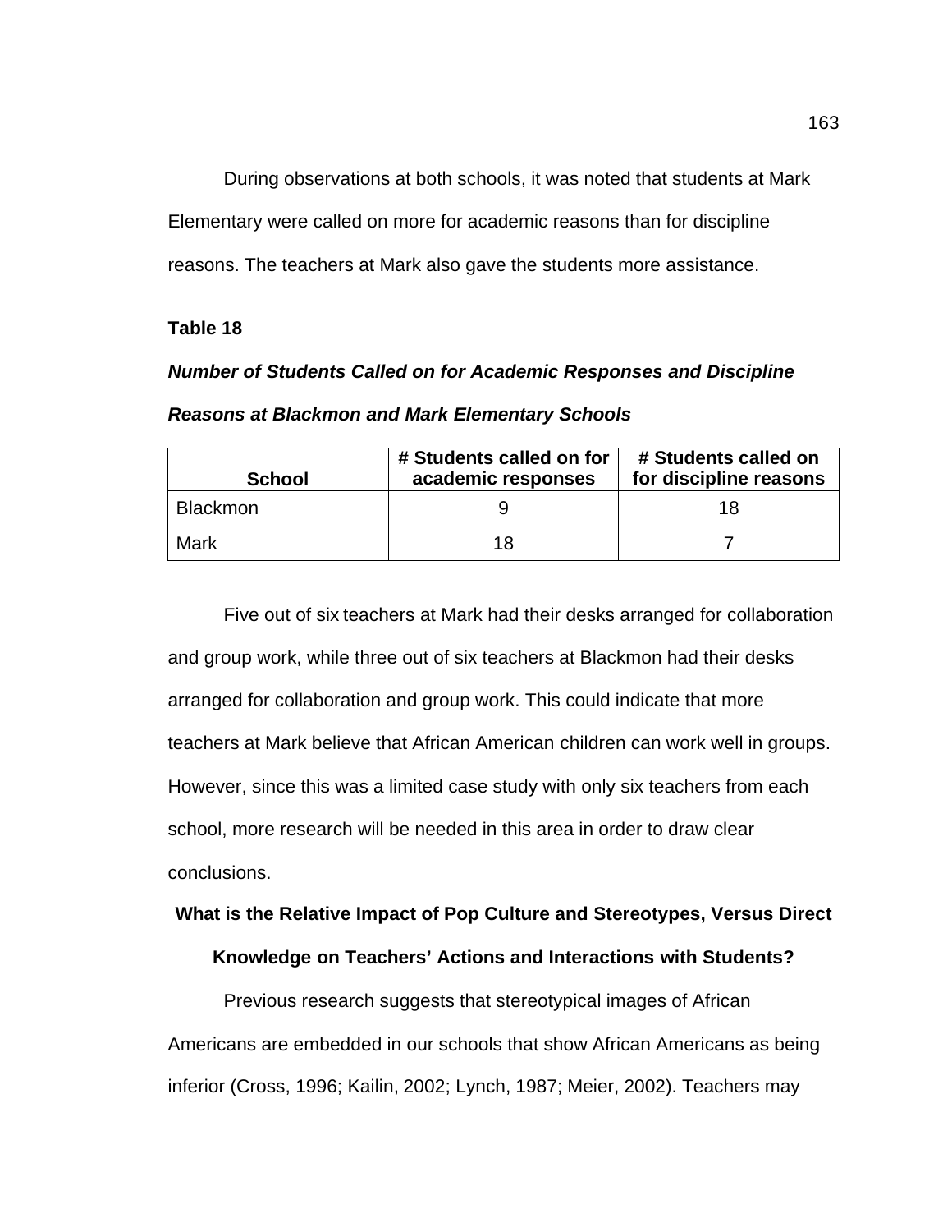During observations at both schools, it was noted that students at Mark Elementary were called on more for academic reasons than for discipline reasons. The teachers at Mark also gave the students more assistance.

**Table 18**

***Number of Students Called on for Academic Responses and Discipline Reasons at Blackmon and Mark Elementary Schools***

| School | # Students called on for academic responses | # Students called on for discipline reasons |
|---|---|---|
| Blackmon | 9 | 18 |
| Mark | 18 | 7 |

Five out of six teachers at Mark had their desks arranged for collaboration and group work, while three out of six teachers at Blackmon had their desks arranged for collaboration and group work. This could indicate that more teachers at Mark believe that African American children can work well in groups. However, since this was a limited case study with only six teachers from each school, more research will be needed in this area in order to draw clear conclusions.

## What is the Relative Impact of Pop Culture and Stereotypes, Versus Direct Knowledge on Teachers' Actions and Interactions with Students?

Previous research suggests that stereotypical images of African Americans are embedded in our schools that show African Americans as being inferior (Cross, 1996; Kailin, 2002; Lynch, 1987; Meier, 2002). Teachers may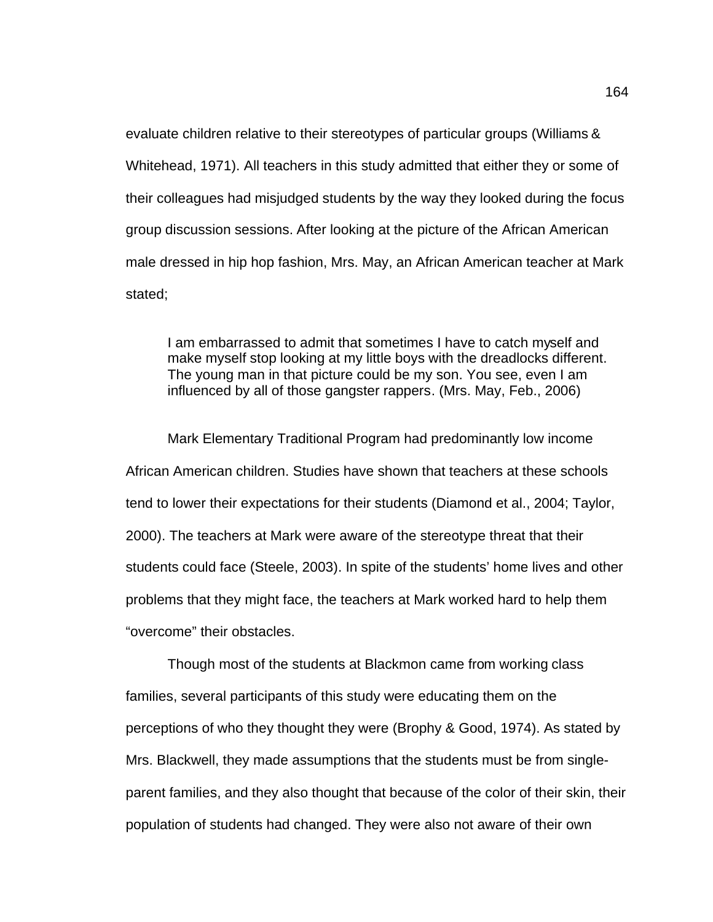evaluate children relative to their stereotypes of particular groups (Williams & Whitehead, 1971). All teachers in this study admitted that either they or some of their colleagues had misjudged students by the way they looked during the focus group discussion sessions. After looking at the picture of the African American male dressed in hip hop fashion, Mrs. May, an African American teacher at Mark stated;

> I am embarrassed to admit that sometimes I have to catch myself and make myself stop looking at my little boys with the dreadlocks different. The young man in that picture could be my son. You see, even I am influenced by all of those gangster rappers. (Mrs. May, Feb., 2006)

Mark Elementary Traditional Program had predominantly low income African American children. Studies have shown that teachers at these schools tend to lower their expectations for their students (Diamond et al., 2004; Taylor, 2000). The teachers at Mark were aware of the stereotype threat that their students could face (Steele, 2003). In spite of the students' home lives and other problems that they might face, the teachers at Mark worked hard to help them "overcome" their obstacles.

Though most of the students at Blackmon came from working class families, several participants of this study were educating them on the perceptions of who they thought they were (Brophy & Good, 1974). As stated by Mrs. Blackwell, they made assumptions that the students must be from single-parent families, and they also thought that because of the color of their skin, their population of students had changed. They were also not aware of their own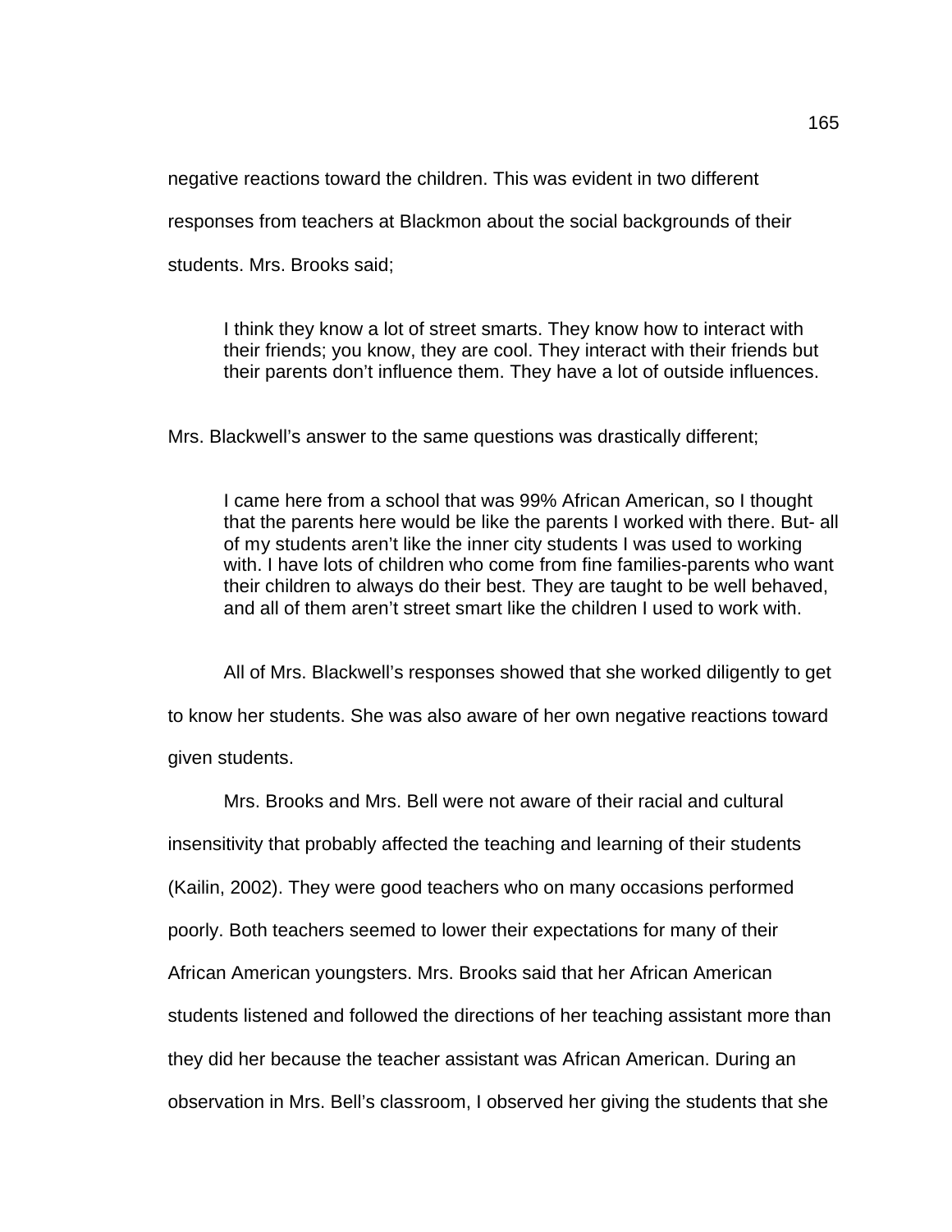negative reactions toward the children. This was evident in two different responses from teachers at Blackmon about the social backgrounds of their students. Mrs. Brooks said;

> I think they know a lot of street smarts. They know how to interact with their friends; you know, they are cool. They interact with their friends but their parents don't influence them. They have a lot of outside influences.

Mrs. Blackwell's answer to the same questions was drastically different;

> I came here from a school that was 99% African American, so I thought that the parents here would be like the parents I worked with there. But- all of my students aren't like the inner city students I was used to working with. I have lots of children who come from fine families-parents who want their children to always do their best. They are taught to be well behaved, and all of them aren't street smart like the children I used to work with.

All of Mrs. Blackwell's responses showed that she worked diligently to get to know her students. She was also aware of her own negative reactions toward given students.

Mrs. Brooks and Mrs. Bell were not aware of their racial and cultural insensitivity that probably affected the teaching and learning of their students (Kailin, 2002). They were good teachers who on many occasions performed poorly. Both teachers seemed to lower their expectations for many of their African American youngsters. Mrs. Brooks said that her African American students listened and followed the directions of her teaching assistant more than they did her because the teacher assistant was African American. During an observation in Mrs. Bell's classroom, I observed her giving the students that she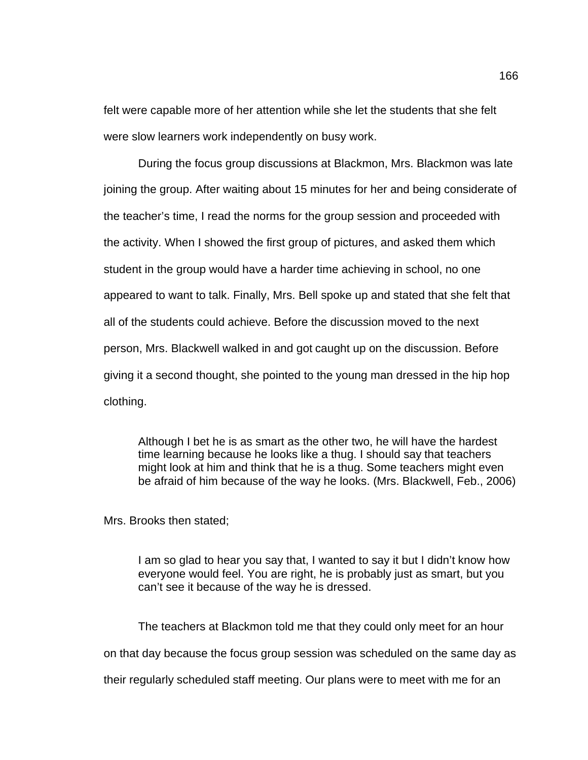felt were capable more of her attention while she let the students that she felt were slow learners work independently on busy work.

During the focus group discussions at Blackmon, Mrs. Blackmon was late joining the group. After waiting about 15 minutes for her and being considerate of the teacher's time, I read the norms for the group session and proceeded with the activity. When I showed the first group of pictures, and asked them which student in the group would have a harder time achieving in school, no one appeared to want to talk. Finally, Mrs. Bell spoke up and stated that she felt that all of the students could achieve. Before the discussion moved to the next person, Mrs. Blackwell walked in and got caught up on the discussion. Before giving it a second thought, she pointed to the young man dressed in the hip hop clothing.

> Although I bet he is as smart as the other two, he will have the hardest time learning because he looks like a thug. I should say that teachers might look at him and think that he is a thug. Some teachers might even be afraid of him because of the way he looks. (Mrs. Blackwell, Feb., 2006)

Mrs. Brooks then stated;

> I am so glad to hear you say that, I wanted to say it but I didn't know how everyone would feel. You are right, he is probably just as smart, but you can't see it because of the way he is dressed.

The teachers at Blackmon told me that they could only meet for an hour on that day because the focus group session was scheduled on the same day as their regularly scheduled staff meeting. Our plans were to meet with me for an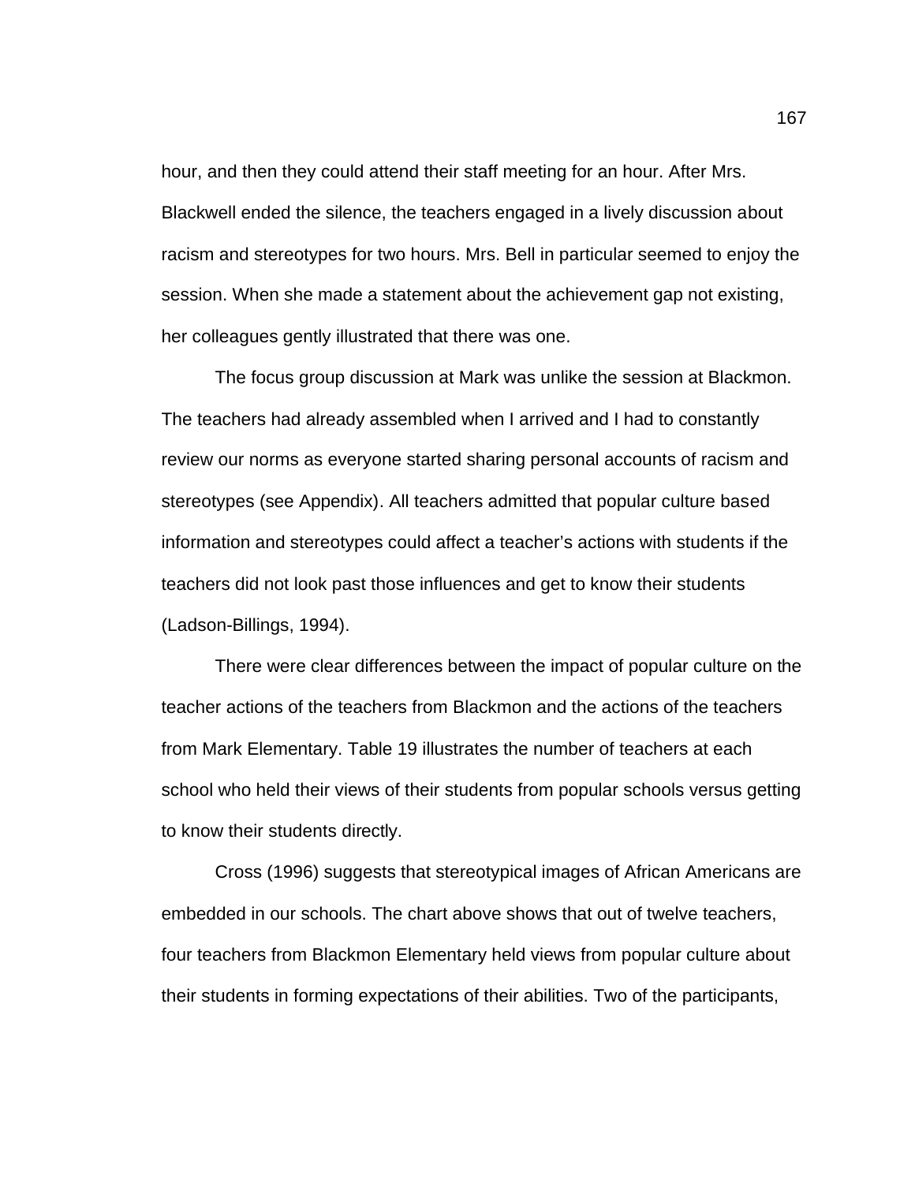hour, and then they could attend their staff meeting for an hour. After Mrs. Blackwell ended the silence, the teachers engaged in a lively discussion about racism and stereotypes for two hours. Mrs. Bell in particular seemed to enjoy the session. When she made a statement about the achievement gap not existing, her colleagues gently illustrated that there was one.

The focus group discussion at Mark was unlike the session at Blackmon. The teachers had already assembled when I arrived and I had to constantly review our norms as everyone started sharing personal accounts of racism and stereotypes (see Appendix). All teachers admitted that popular culture based information and stereotypes could affect a teacher's actions with students if the teachers did not look past those influences and get to know their students (Ladson-Billings, 1994).

There were clear differences between the impact of popular culture on the teacher actions of the teachers from Blackmon and the actions of the teachers from Mark Elementary. Table 19 illustrates the number of teachers at each school who held their views of their students from popular schools versus getting to know their students directly.

Cross (1996) suggests that stereotypical images of African Americans are embedded in our schools. The chart above shows that out of twelve teachers, four teachers from Blackmon Elementary held views from popular culture about their students in forming expectations of their abilities. Two of the participants,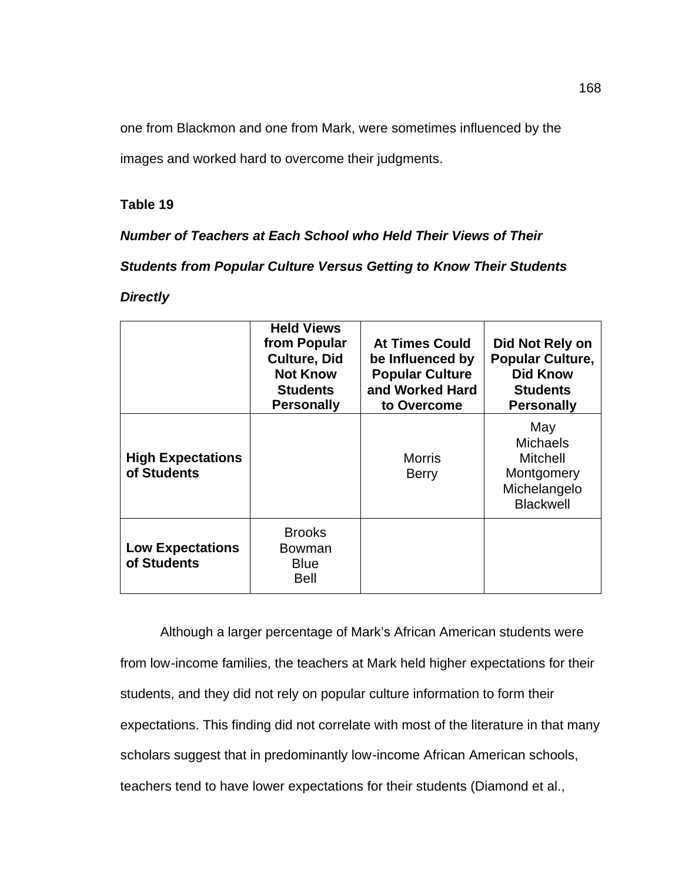one from Blackmon and one from Mark, were sometimes influenced by the images and worked hard to overcome their judgments.

**Table 19**

***Number of Teachers at Each School who Held Their Views of Their Students from Popular Culture Versus Getting to Know Their Students Directly***

| | **Held Views from Popular Culture, Did Not Know Students Personally** | **At Times Could be Influenced by Popular Culture and Worked Hard to Overcome** | **Did Not Rely on Popular Culture, Did Know Students Personally** |
|---|---|---|---|
| **High Expectations of Students** | | Morris<br>Berry | May<br>Michaels<br>Mitchell<br>Montgomery<br>Michelangelo<br>Blackwell |
| **Low Expectations of Students** | Brooks<br>Bowman<br>Blue<br>Bell | | |

Although a larger percentage of Mark's African American students were from low-income families, the teachers at Mark held higher expectations for their students, and they did not rely on popular culture information to form their expectations. This finding did not correlate with most of the literature in that many scholars suggest that in predominantly low-income African American schools, teachers tend to have lower expectations for their students (Diamond et al.,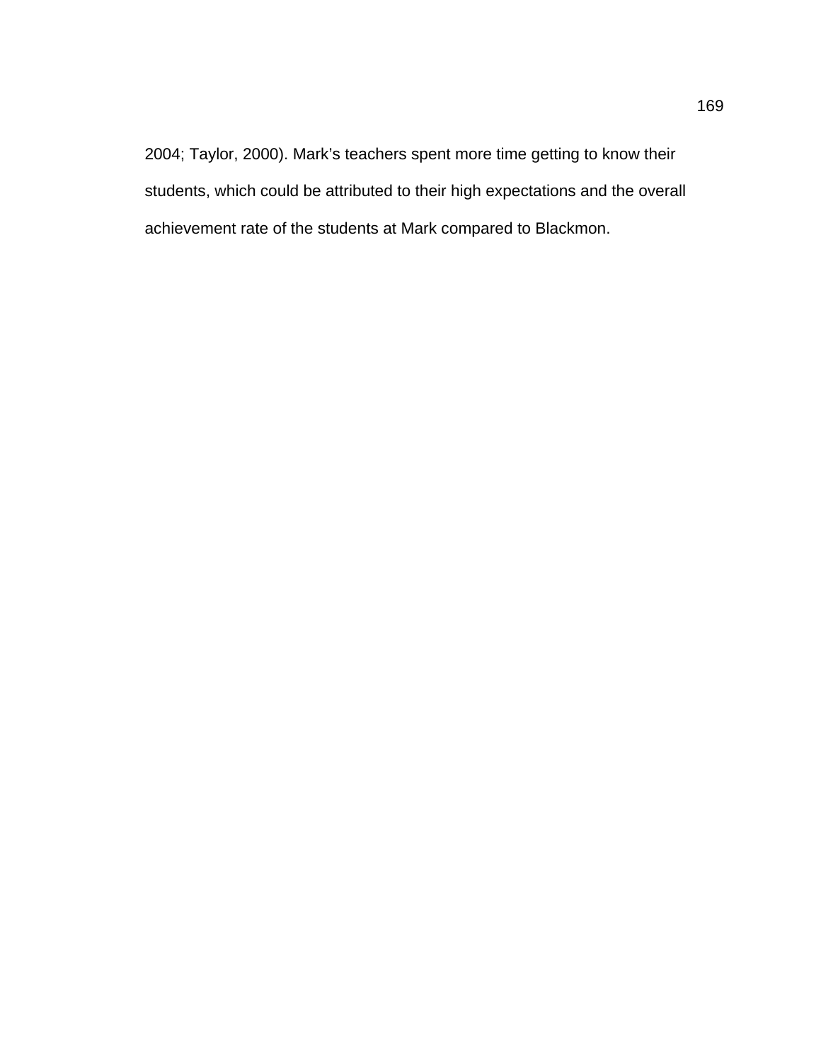2004; Taylor, 2000). Mark's teachers spent more time getting to know their students, which could be attributed to their high expectations and the overall achievement rate of the students at Mark compared to Blackmon.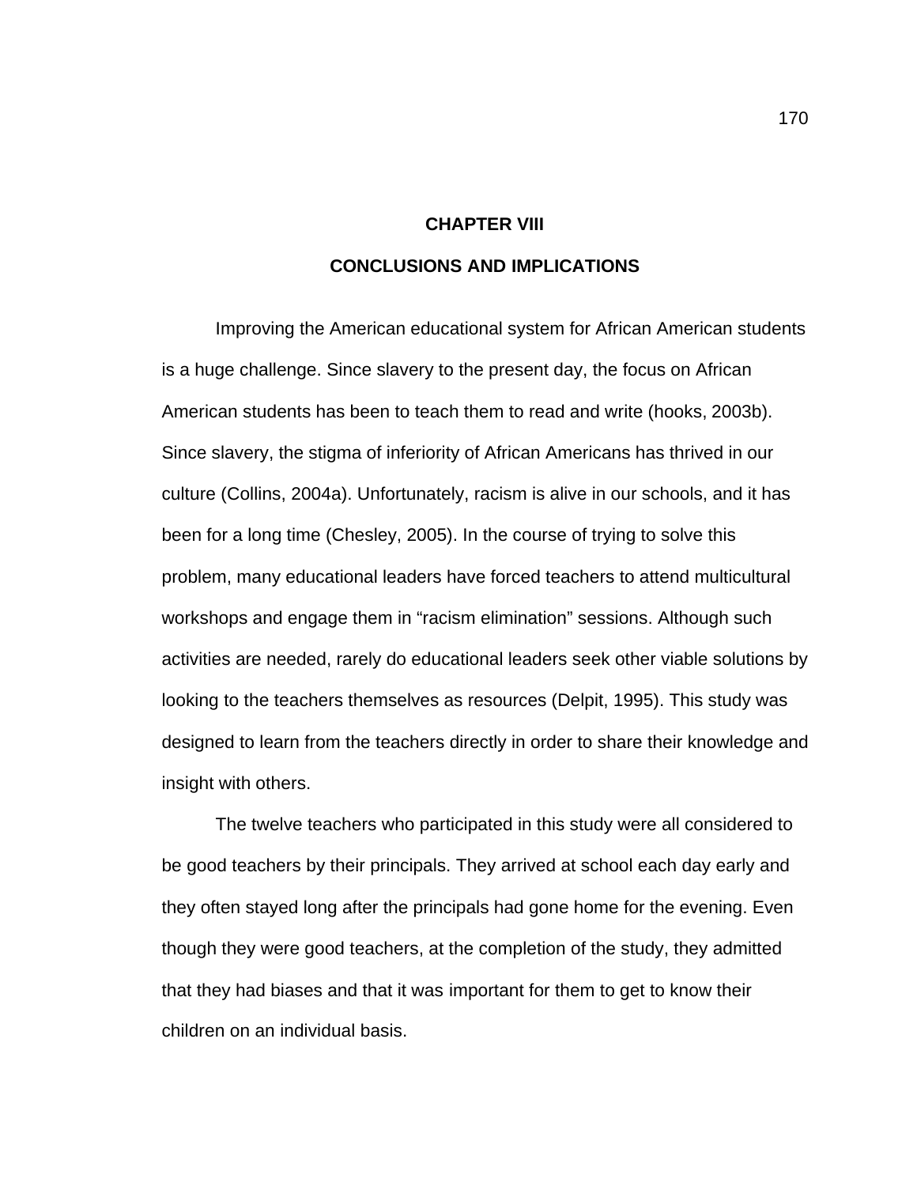# CHAPTER VIII

# CONCLUSIONS AND IMPLICATIONS

Improving the American educational system for African American students is a huge challenge. Since slavery to the present day, the focus on African American students has been to teach them to read and write (hooks, 2003b). Since slavery, the stigma of inferiority of African Americans has thrived in our culture (Collins, 2004a). Unfortunately, racism is alive in our schools, and it has been for a long time (Chesley, 2005). In the course of trying to solve this problem, many educational leaders have forced teachers to attend multicultural workshops and engage them in "racism elimination" sessions. Although such activities are needed, rarely do educational leaders seek other viable solutions by looking to the teachers themselves as resources (Delpit, 1995). This study was designed to learn from the teachers directly in order to share their knowledge and insight with others.

The twelve teachers who participated in this study were all considered to be good teachers by their principals. They arrived at school each day early and they often stayed long after the principals had gone home for the evening. Even though they were good teachers, at the completion of the study, they admitted that they had biases and that it was important for them to get to know their children on an individual basis.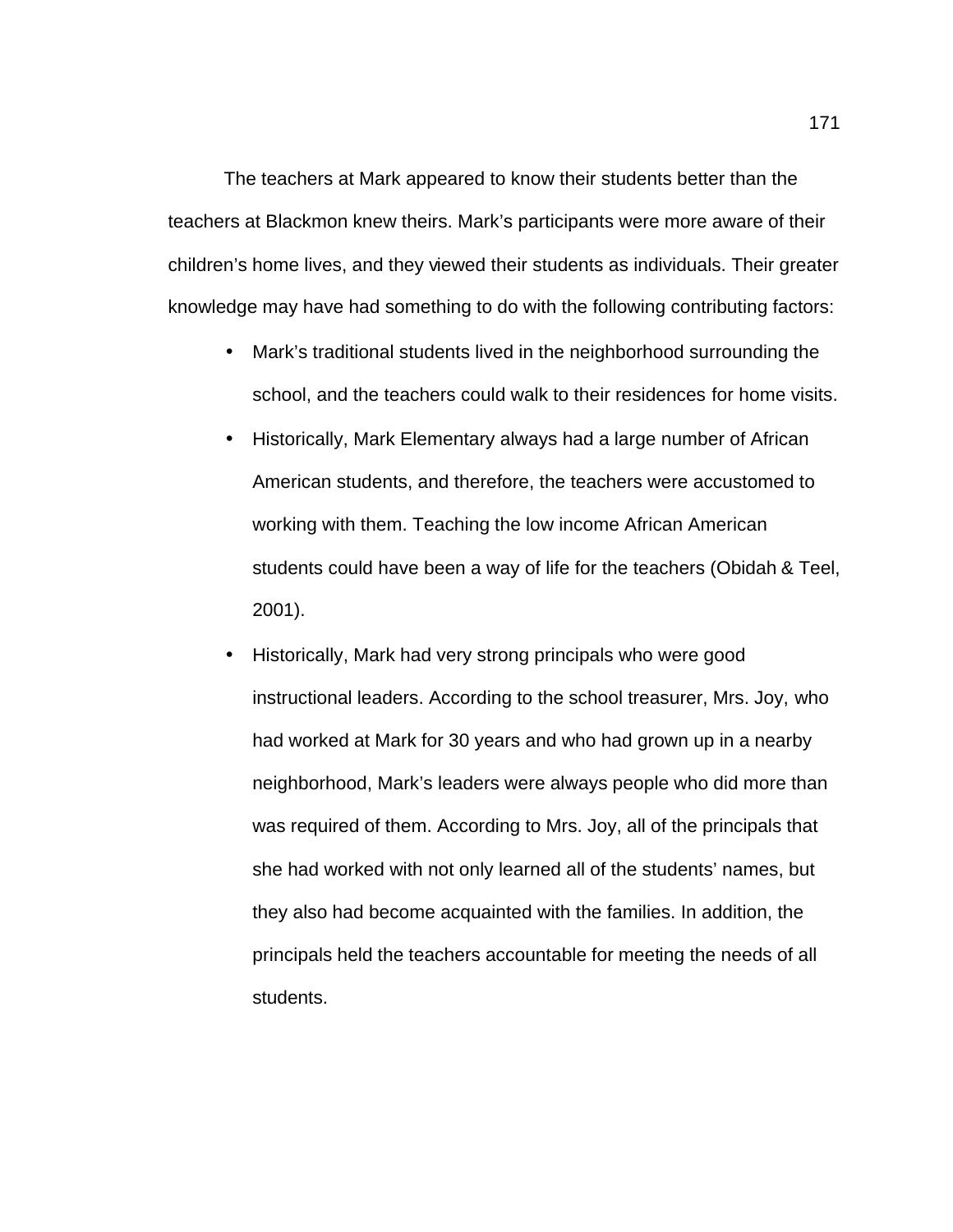The teachers at Mark appeared to know their students better than the teachers at Blackmon knew theirs. Mark's participants were more aware of their children's home lives, and they viewed their students as individuals. Their greater knowledge may have had something to do with the following contributing factors:

- Mark's traditional students lived in the neighborhood surrounding the school, and the teachers could walk to their residences for home visits.
- Historically, Mark Elementary always had a large number of African American students, and therefore, the teachers were accustomed to working with them. Teaching the low income African American students could have been a way of life for the teachers (Obidah & Teel, 2001).
- Historically, Mark had very strong principals who were good instructional leaders. According to the school treasurer, Mrs. Joy, who had worked at Mark for 30 years and who had grown up in a nearby neighborhood, Mark's leaders were always people who did more than was required of them. According to Mrs. Joy, all of the principals that she had worked with not only learned all of the students' names, but they also had become acquainted with the families. In addition, the principals held the teachers accountable for meeting the needs of all students.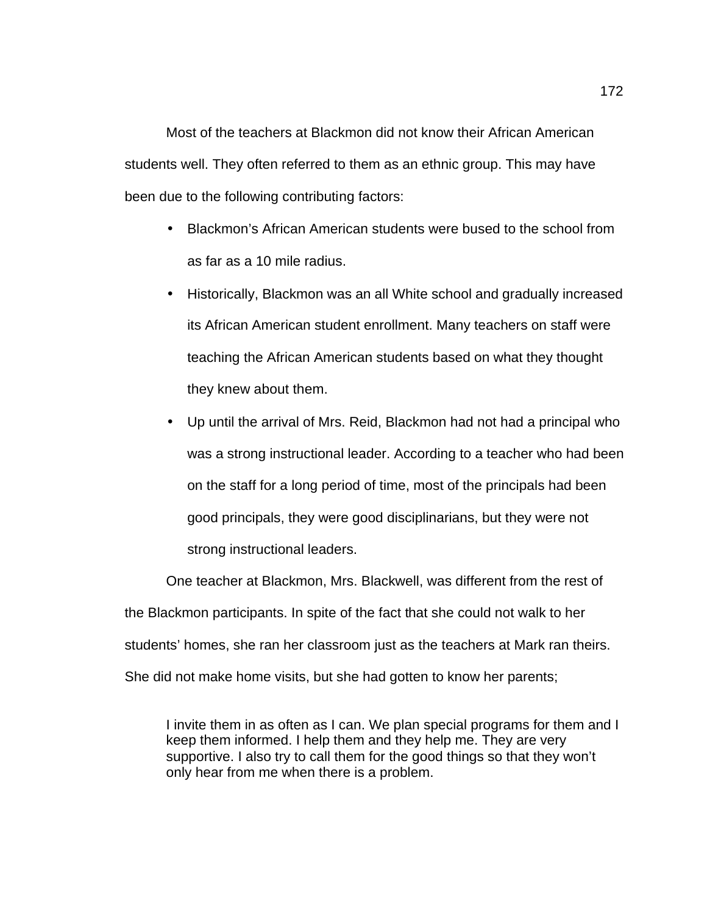Most of the teachers at Blackmon did not know their African American students well. They often referred to them as an ethnic group. This may have been due to the following contributing factors:

- Blackmon's African American students were bused to the school from as far as a 10 mile radius.
- Historically, Blackmon was an all White school and gradually increased its African American student enrollment. Many teachers on staff were teaching the African American students based on what they thought they knew about them.
- Up until the arrival of Mrs. Reid, Blackmon had not had a principal who was a strong instructional leader. According to a teacher who had been on the staff for a long period of time, most of the principals had been good principals, they were good disciplinarians, but they were not strong instructional leaders.

One teacher at Blackmon, Mrs. Blackwell, was different from the rest of the Blackmon participants. In spite of the fact that she could not walk to her students' homes, she ran her classroom just as the teachers at Mark ran theirs. She did not make home visits, but she had gotten to know her parents;

> I invite them in as often as I can. We plan special programs for them and I keep them informed. I help them and they help me. They are very supportive. I also try to call them for the good things so that they won't only hear from me when there is a problem.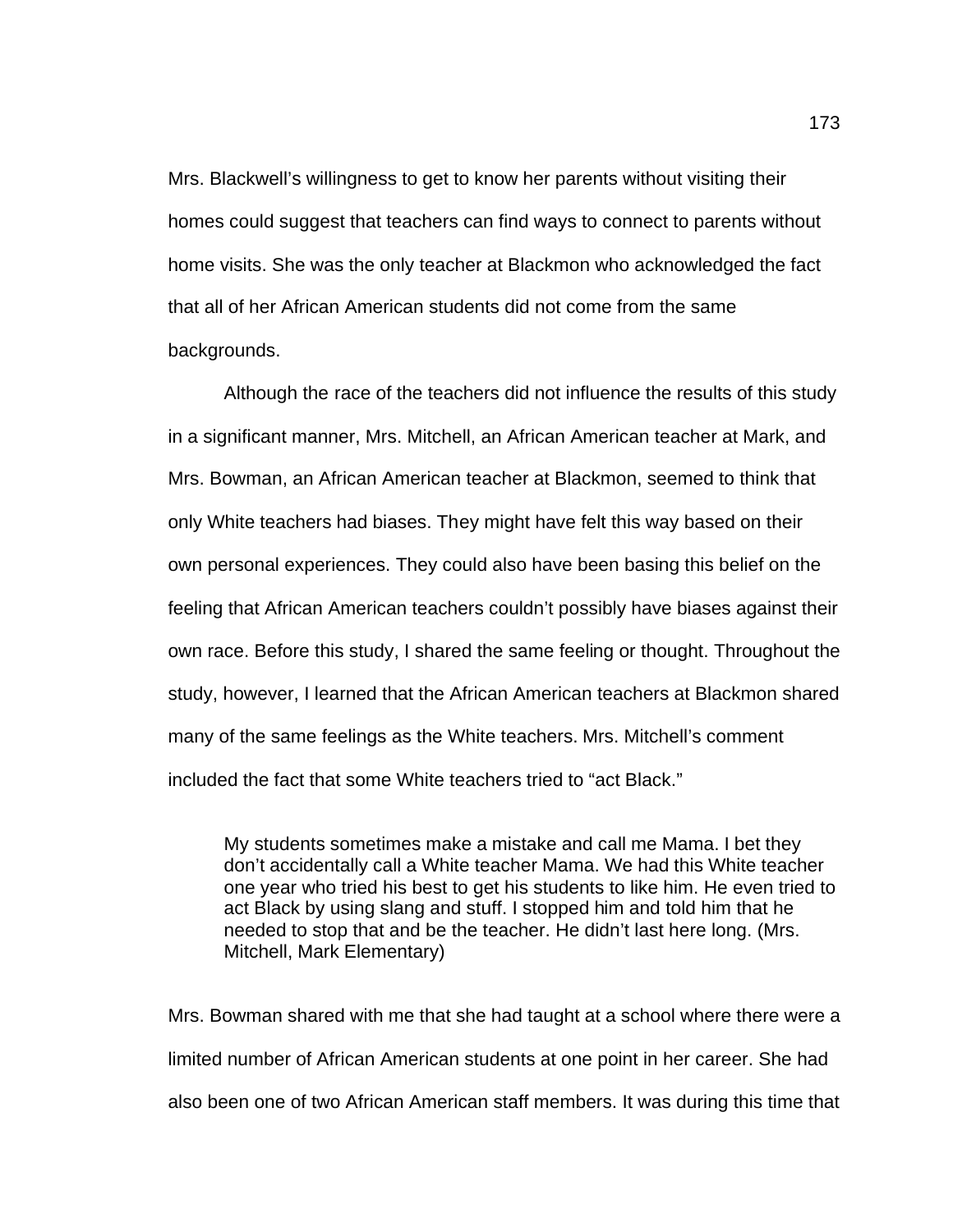Mrs. Blackwell's willingness to get to know her parents without visiting their homes could suggest that teachers can find ways to connect to parents without home visits. She was the only teacher at Blackmon who acknowledged the fact that all of her African American students did not come from the same backgrounds.

Although the race of the teachers did not influence the results of this study in a significant manner, Mrs. Mitchell, an African American teacher at Mark, and Mrs. Bowman, an African American teacher at Blackmon, seemed to think that only White teachers had biases. They might have felt this way based on their own personal experiences. They could also have been basing this belief on the feeling that African American teachers couldn't possibly have biases against their own race. Before this study, I shared the same feeling or thought. Throughout the study, however, I learned that the African American teachers at Blackmon shared many of the same feelings as the White teachers. Mrs. Mitchell's comment included the fact that some White teachers tried to "act Black."

> My students sometimes make a mistake and call me Mama. I bet they don't accidentally call a White teacher Mama. We had this White teacher one year who tried his best to get his students to like him. He even tried to act Black by using slang and stuff. I stopped him and told him that he needed to stop that and be the teacher. He didn't last here long. (Mrs. Mitchell, Mark Elementary)

Mrs. Bowman shared with me that she had taught at a school where there were a limited number of African American students at one point in her career. She had also been one of two African American staff members. It was during this time that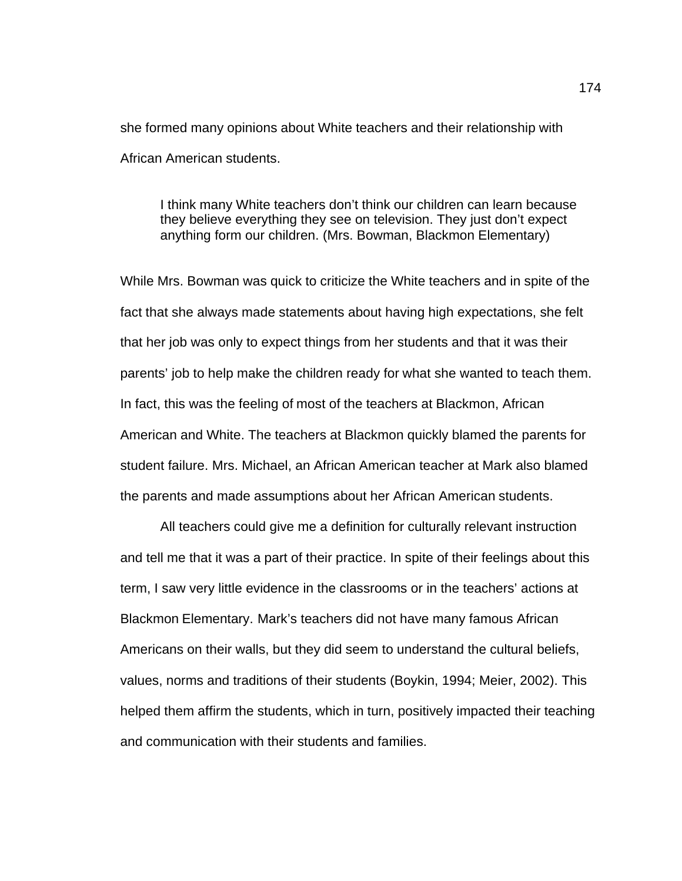she formed many opinions about White teachers and their relationship with African American students.

> I think many White teachers don't think our children can learn because they believe everything they see on television. They just don't expect anything form our children. (Mrs. Bowman, Blackmon Elementary)

While Mrs. Bowman was quick to criticize the White teachers and in spite of the fact that she always made statements about having high expectations, she felt that her job was only to expect things from her students and that it was their parents' job to help make the children ready for what she wanted to teach them. In fact, this was the feeling of most of the teachers at Blackmon, African American and White. The teachers at Blackmon quickly blamed the parents for student failure. Mrs. Michael, an African American teacher at Mark also blamed the parents and made assumptions about her African American students.

All teachers could give me a definition for culturally relevant instruction and tell me that it was a part of their practice. In spite of their feelings about this term, I saw very little evidence in the classrooms or in the teachers' actions at Blackmon Elementary. Mark's teachers did not have many famous African Americans on their walls, but they did seem to understand the cultural beliefs, values, norms and traditions of their students (Boykin, 1994; Meier, 2002). This helped them affirm the students, which in turn, positively impacted their teaching and communication with their students and families.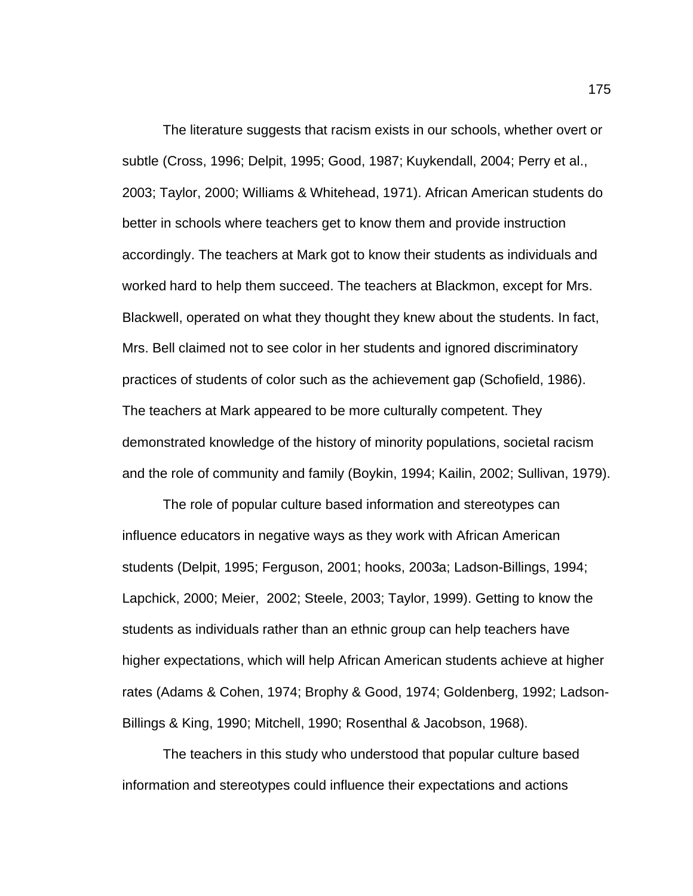The literature suggests that racism exists in our schools, whether overt or subtle (Cross, 1996; Delpit, 1995; Good, 1987; Kuykendall, 2004; Perry et al., 2003; Taylor, 2000; Williams & Whitehead, 1971). African American students do better in schools where teachers get to know them and provide instruction accordingly. The teachers at Mark got to know their students as individuals and worked hard to help them succeed. The teachers at Blackmon, except for Mrs. Blackwell, operated on what they thought they knew about the students. In fact, Mrs. Bell claimed not to see color in her students and ignored discriminatory practices of students of color such as the achievement gap (Schofield, 1986). The teachers at Mark appeared to be more culturally competent. They demonstrated knowledge of the history of minority populations, societal racism and the role of community and family (Boykin, 1994; Kailin, 2002; Sullivan, 1979).

The role of popular culture based information and stereotypes can influence educators in negative ways as they work with African American students (Delpit, 1995; Ferguson, 2001; hooks, 2003a; Ladson-Billings, 1994; Lapchick, 2000; Meier, 2002; Steele, 2003; Taylor, 1999). Getting to know the students as individuals rather than an ethnic group can help teachers have higher expectations, which will help African American students achieve at higher rates (Adams & Cohen, 1974; Brophy & Good, 1974; Goldenberg, 1992; Ladson-Billings & King, 1990; Mitchell, 1990; Rosenthal & Jacobson, 1968).

The teachers in this study who understood that popular culture based information and stereotypes could influence their expectations and actions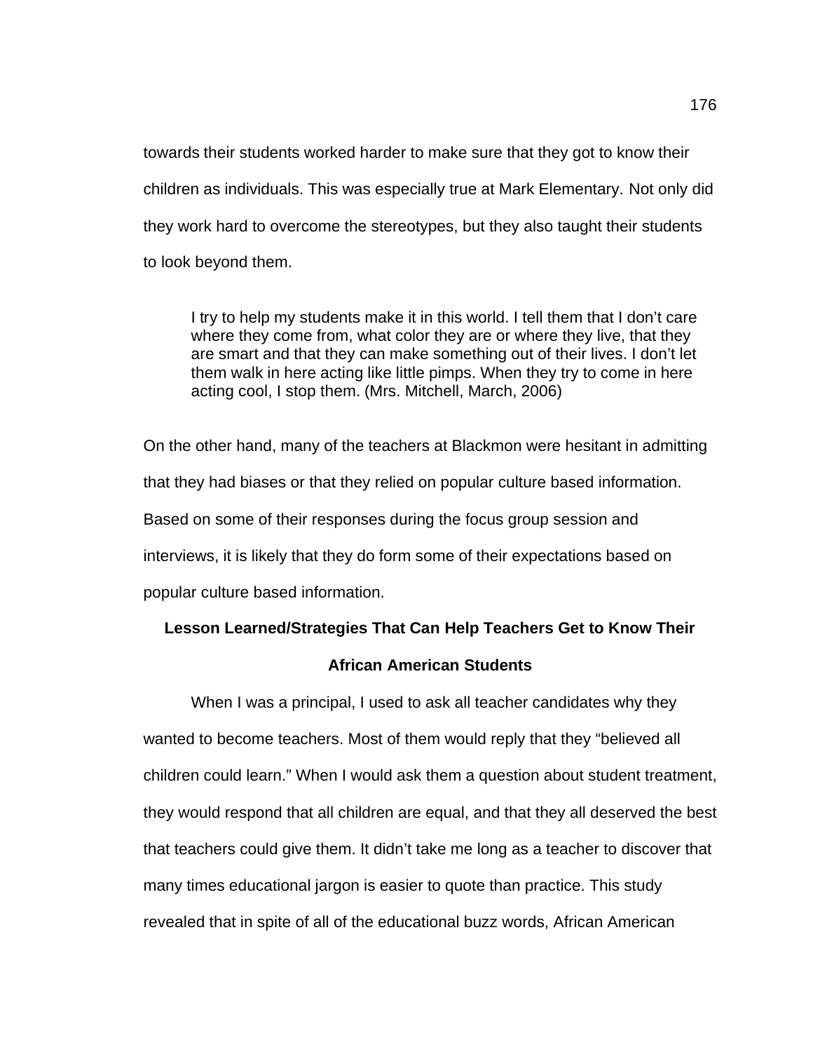towards their students worked harder to make sure that they got to know their children as individuals. This was especially true at Mark Elementary. Not only did they work hard to overcome the stereotypes, but they also taught their students to look beyond them.

> I try to help my students make it in this world. I tell them that I don't care where they come from, what color they are or where they live, that they are smart and that they can make something out of their lives. I don't let them walk in here acting like little pimps. When they try to come in here acting cool, I stop them. (Mrs. Mitchell, March, 2006)

On the other hand, many of the teachers at Blackmon were hesitant in admitting that they had biases or that they relied on popular culture based information. Based on some of their responses during the focus group session and interviews, it is likely that they do form some of their expectations based on popular culture based information.

**Lesson Learned/Strategies That Can Help Teachers Get to Know Their African American Students**

When I was a principal, I used to ask all teacher candidates why they wanted to become teachers. Most of them would reply that they "believed all children could learn." When I would ask them a question about student treatment, they would respond that all children are equal, and that they all deserved the best that teachers could give them. It didn't take me long as a teacher to discover that many times educational jargon is easier to quote than practice. This study revealed that in spite of all of the educational buzz words, African American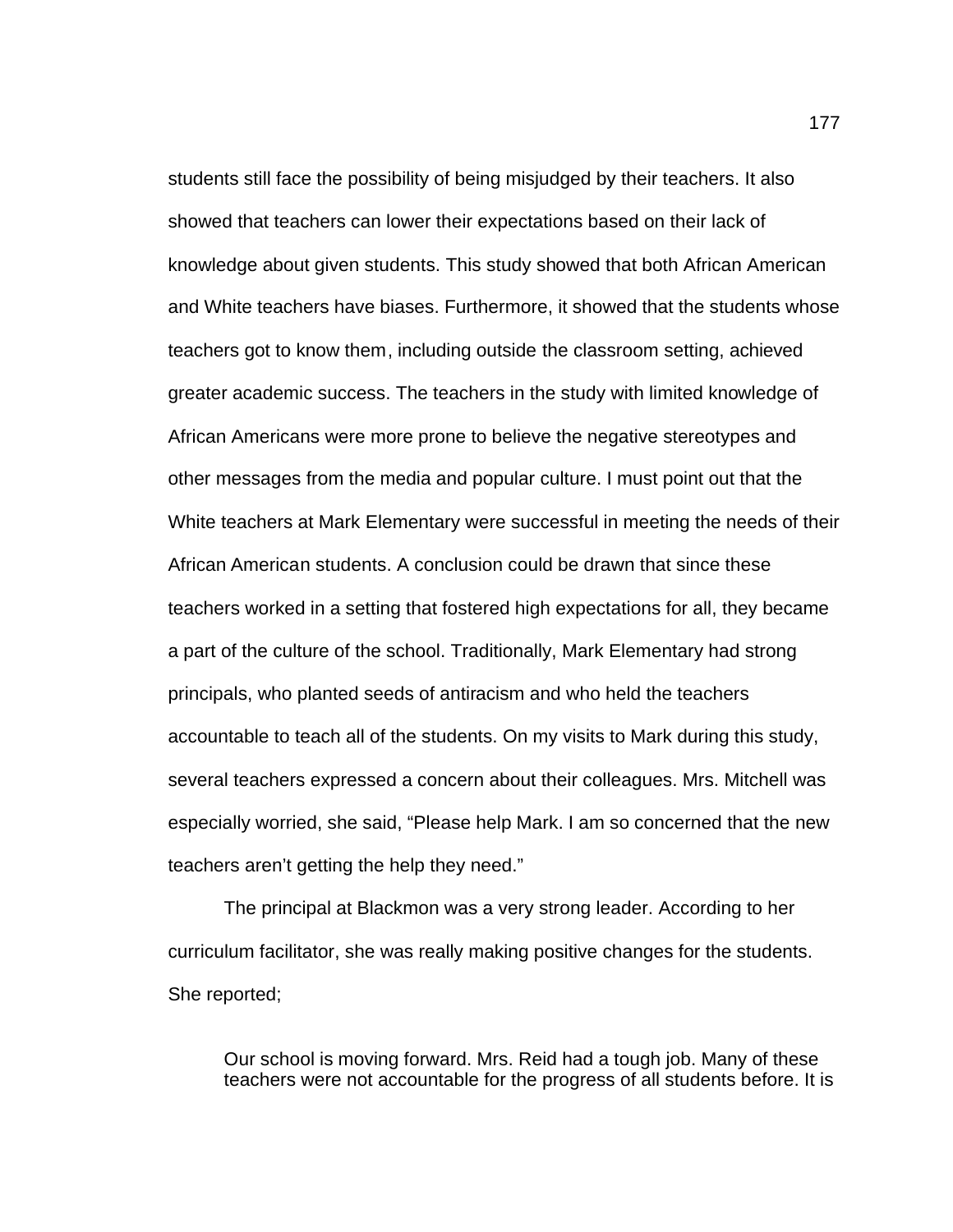students still face the possibility of being misjudged by their teachers. It also showed that teachers can lower their expectations based on their lack of knowledge about given students. This study showed that both African American and White teachers have biases. Furthermore, it showed that the students whose teachers got to know them, including outside the classroom setting, achieved greater academic success. The teachers in the study with limited knowledge of African Americans were more prone to believe the negative stereotypes and other messages from the media and popular culture. I must point out that the White teachers at Mark Elementary were successful in meeting the needs of their African American students. A conclusion could be drawn that since these teachers worked in a setting that fostered high expectations for all, they became a part of the culture of the school. Traditionally, Mark Elementary had strong principals, who planted seeds of antiracism and who held the teachers accountable to teach all of the students. On my visits to Mark during this study, several teachers expressed a concern about their colleagues. Mrs. Mitchell was especially worried, she said, “Please help Mark. I am so concerned that the new teachers aren’t getting the help they need.”

The principal at Blackmon was a very strong leader. According to her curriculum facilitator, she was really making positive changes for the students. She reported;

> Our school is moving forward. Mrs. Reid had a tough job. Many of these teachers were not accountable for the progress of all students before. It is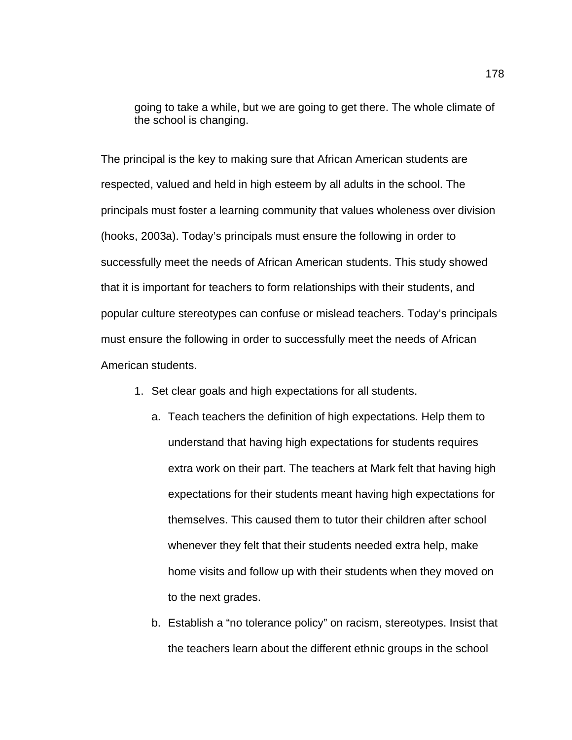> going to take a while, but we are going to get there. The whole climate of the school is changing.

The principal is the key to making sure that African American students are respected, valued and held in high esteem by all adults in the school. The principals must foster a learning community that values wholeness over division (hooks, 2003a). Today's principals must ensure the following in order to successfully meet the needs of African American students. This study showed that it is important for teachers to form relationships with their students, and popular culture stereotypes can confuse or mislead teachers. Today's principals must ensure the following in order to successfully meet the needs of African American students.

1. Set clear goals and high expectations for all students.
    a. Teach teachers the definition of high expectations. Help them to understand that having high expectations for students requires extra work on their part. The teachers at Mark felt that having high expectations for their students meant having high expectations for themselves. This caused them to tutor their children after school whenever they felt that their students needed extra help, make home visits and follow up with their students when they moved on to the next grades.
    b. Establish a "no tolerance policy" on racism, stereotypes. Insist that the teachers learn about the different ethnic groups in the school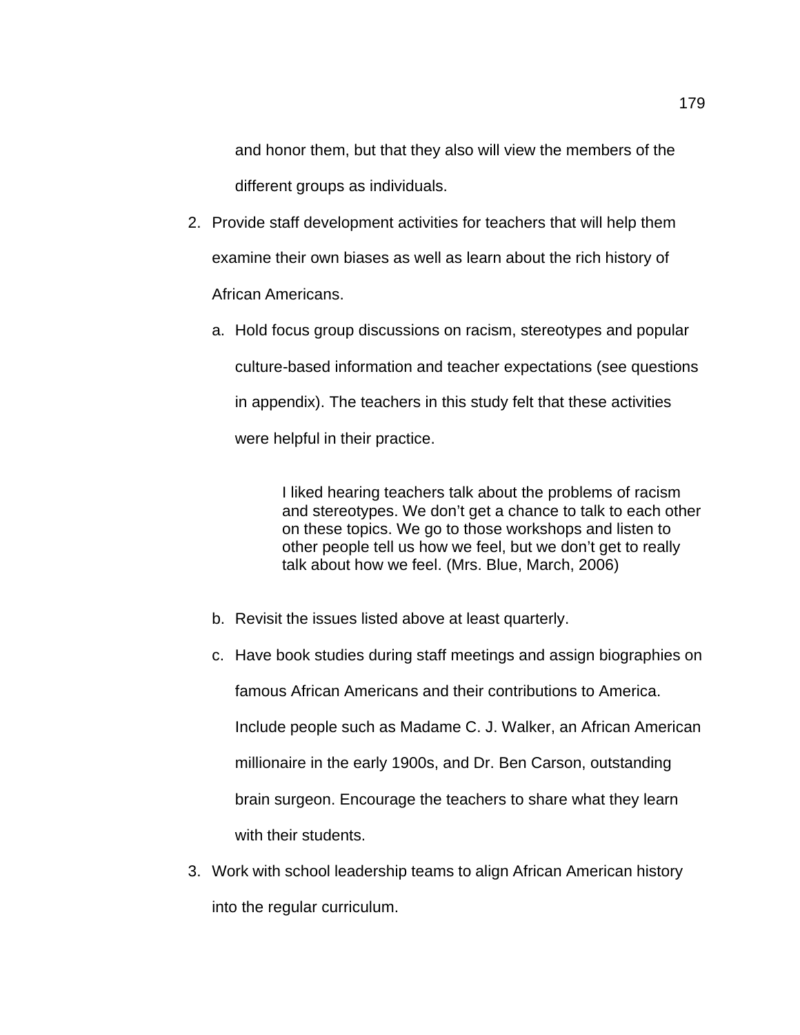and honor them, but that they also will view the members of the different groups as individuals.

2. Provide staff development activities for teachers that will help them examine their own biases as well as learn about the rich history of African Americans.

   a. Hold focus group discussions on racism, stereotypes and popular culture-based information and teacher expectations (see questions in appendix). The teachers in this study felt that these activities were helpful in their practice.

      > I liked hearing teachers talk about the problems of racism and stereotypes. We don't get a chance to talk to each other on these topics. We go to those workshops and listen to other people tell us how we feel, but we don't get to really talk about how we feel. (Mrs. Blue, March, 2006)

   b. Revisit the issues listed above at least quarterly.

   c. Have book studies during staff meetings and assign biographies on famous African Americans and their contributions to America. Include people such as Madame C. J. Walker, an African American millionaire in the early 1900s, and Dr. Ben Carson, outstanding brain surgeon. Encourage the teachers to share what they learn with their students.

3. Work with school leadership teams to align African American history into the regular curriculum.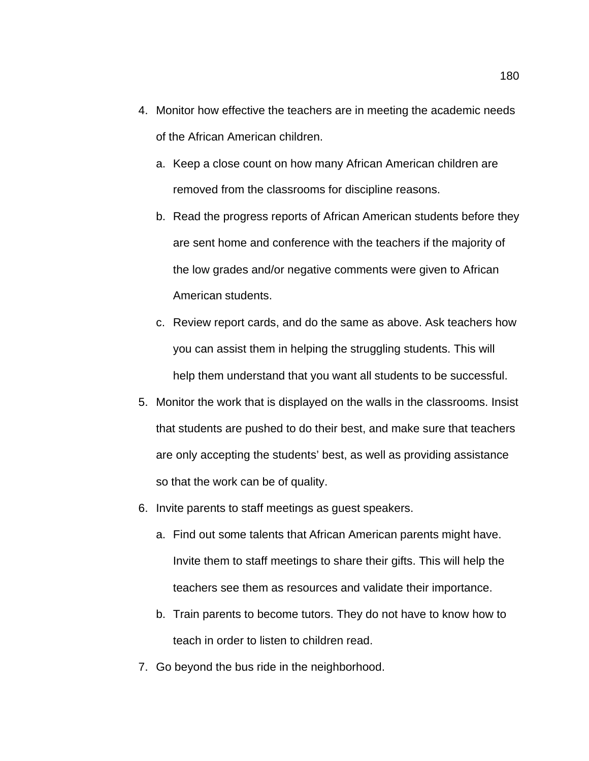4. Monitor how effective the teachers are in meeting the academic needs of the African American children.
    a. Keep a close count on how many African American children are removed from the classrooms for discipline reasons.
    b. Read the progress reports of African American students before they are sent home and conference with the teachers if the majority of the low grades and/or negative comments were given to African American students.
    c. Review report cards, and do the same as above. Ask teachers how you can assist them in helping the struggling students. This will help them understand that you want all students to be successful.
5. Monitor the work that is displayed on the walls in the classrooms. Insist that students are pushed to do their best, and make sure that teachers are only accepting the students' best, as well as providing assistance so that the work can be of quality.
6. Invite parents to staff meetings as guest speakers.
    a. Find out some talents that African American parents might have. Invite them to staff meetings to share their gifts. This will help the teachers see them as resources and validate their importance.
    b. Train parents to become tutors. They do not have to know how to teach in order to listen to children read.
7. Go beyond the bus ride in the neighborhood.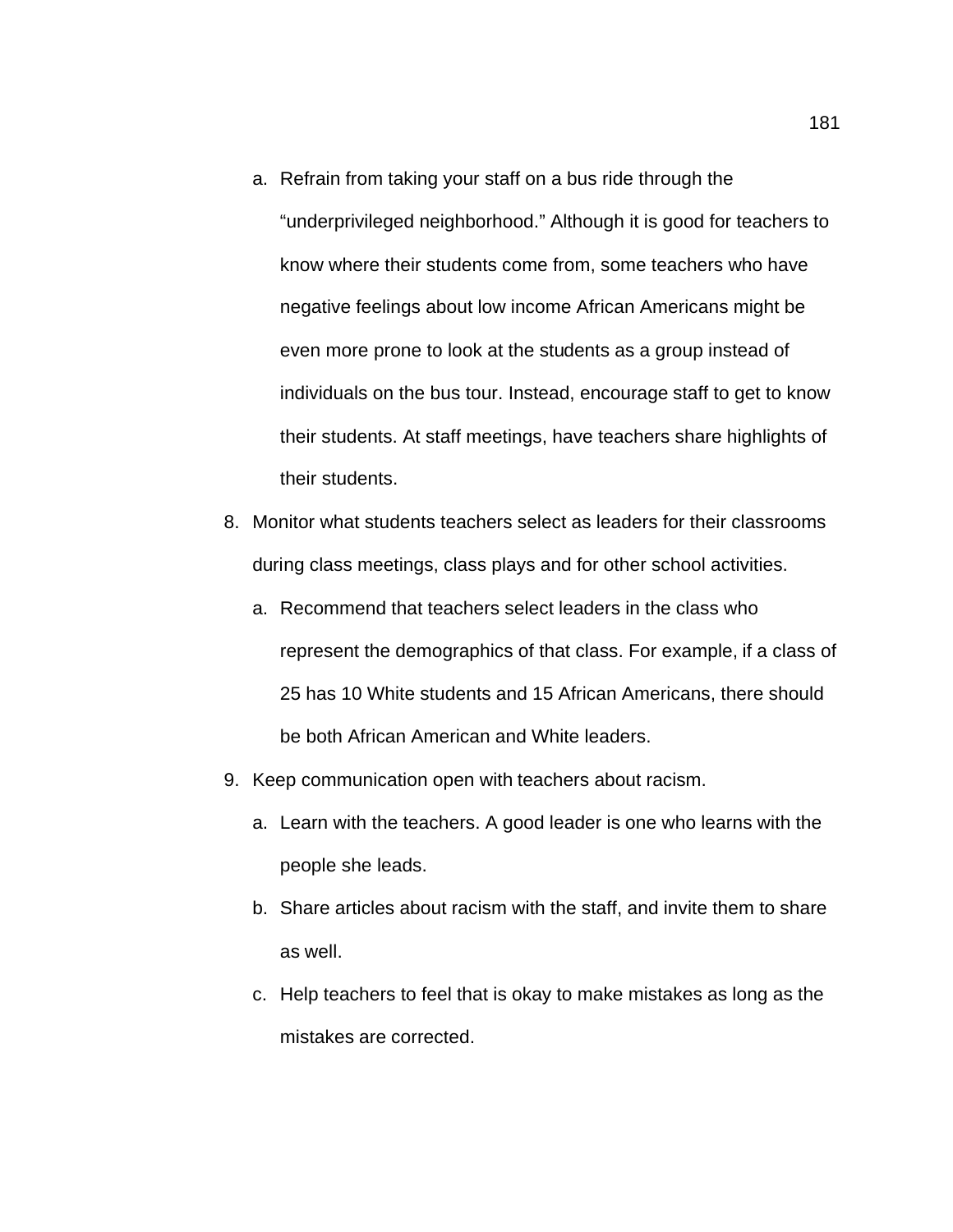a. Refrain from taking your staff on a bus ride through the "underprivileged neighborhood." Although it is good for teachers to know where their students come from, some teachers who have negative feelings about low income African Americans might be even more prone to look at the students as a group instead of individuals on the bus tour. Instead, encourage staff to get to know their students. At staff meetings, have teachers share highlights of their students.

8. Monitor what students teachers select as leaders for their classrooms during class meetings, class plays and for other school activities.
   a. Recommend that teachers select leaders in the class who represent the demographics of that class. For example, if a class of 25 has 10 White students and 15 African Americans, there should be both African American and White leaders.
9. Keep communication open with teachers about racism.
   a. Learn with the teachers. A good leader is one who learns with the people she leads.
   b. Share articles about racism with the staff, and invite them to share as well.
   c. Help teachers to feel that is okay to make mistakes as long as the mistakes are corrected.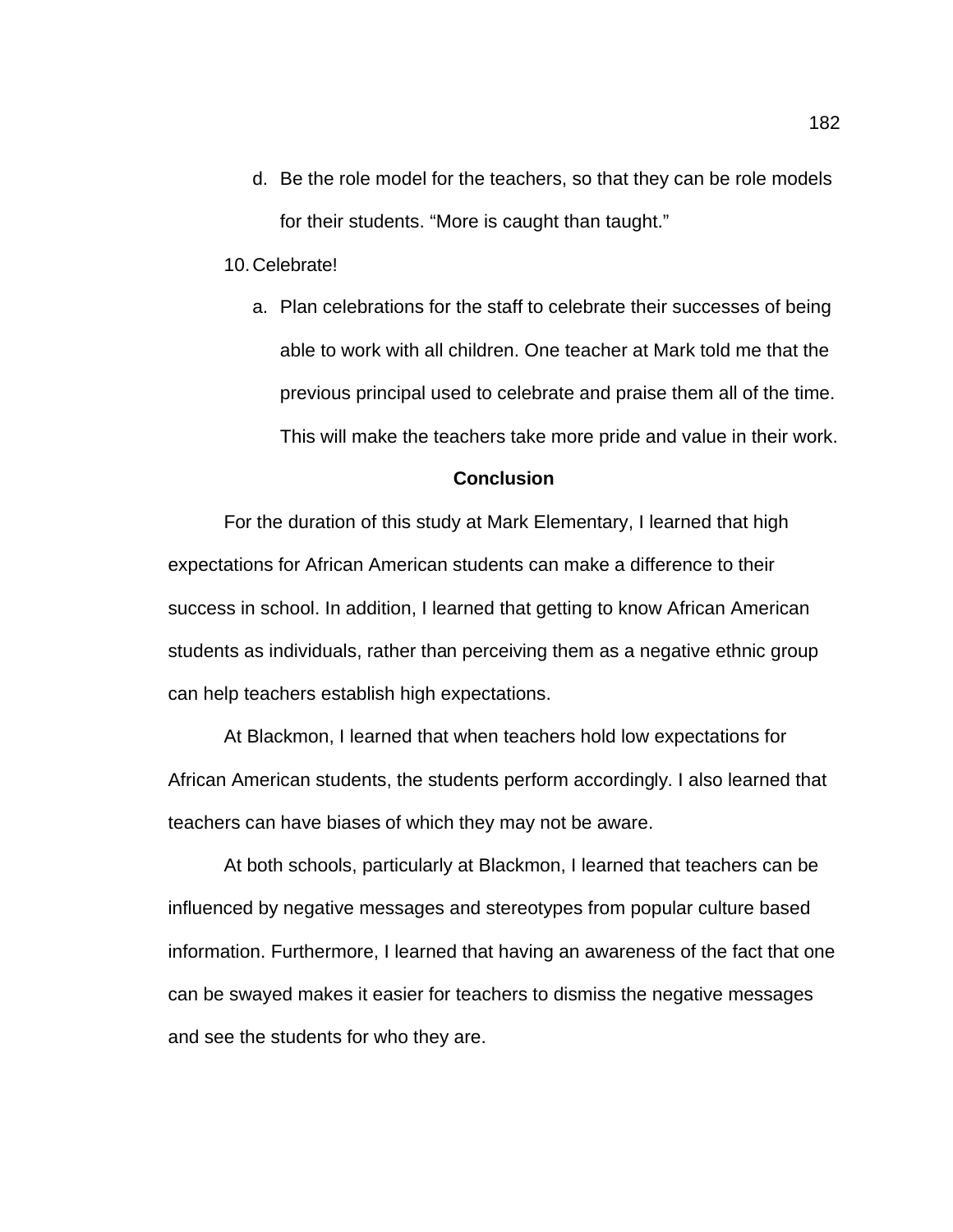d. Be the role model for the teachers, so that they can be role models for their students. “More is caught than taught.”

10. Celebrate!

   a. Plan celebrations for the staff to celebrate their successes of being able to work with all children. One teacher at Mark told me that the previous principal used to celebrate and praise them all of the time. This will make the teachers take more pride and value in their work.

**Conclusion**

For the duration of this study at Mark Elementary, I learned that high expectations for African American students can make a difference to their success in school. In addition, I learned that getting to know African American students as individuals, rather than perceiving them as a negative ethnic group can help teachers establish high expectations.

At Blackmon, I learned that when teachers hold low expectations for African American students, the students perform accordingly. I also learned that teachers can have biases of which they may not be aware.

At both schools, particularly at Blackmon, I learned that teachers can be influenced by negative messages and stereotypes from popular culture based information. Furthermore, I learned that having an awareness of the fact that one can be swayed makes it easier for teachers to dismiss the negative messages and see the students for who they are.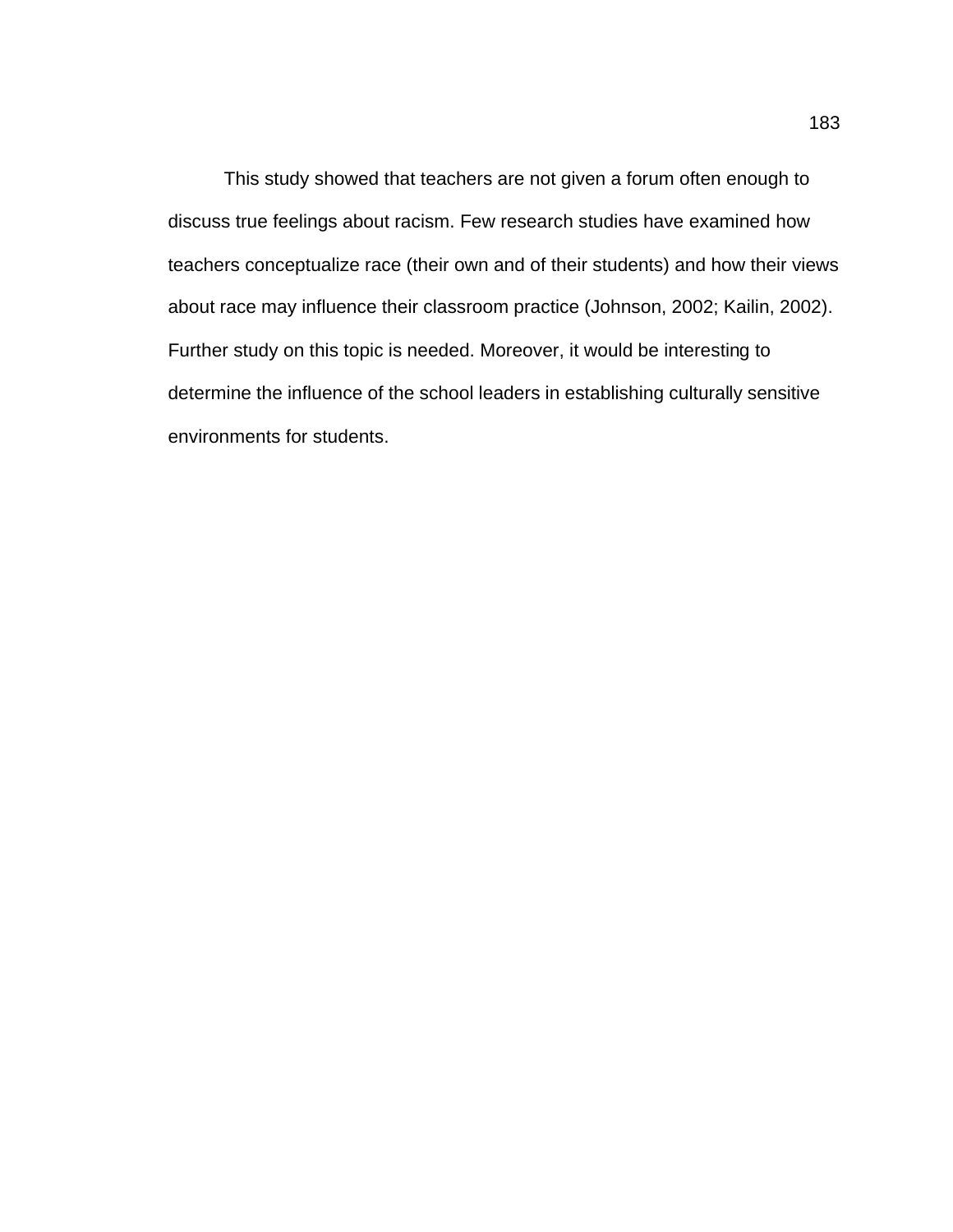This study showed that teachers are not given a forum often enough to discuss true feelings about racism. Few research studies have examined how teachers conceptualize race (their own and of their students) and how their views about race may influence their classroom practice (Johnson, 2002; Kailin, 2002). Further study on this topic is needed. Moreover, it would be interesting to determine the influence of the school leaders in establishing culturally sensitive environments for students.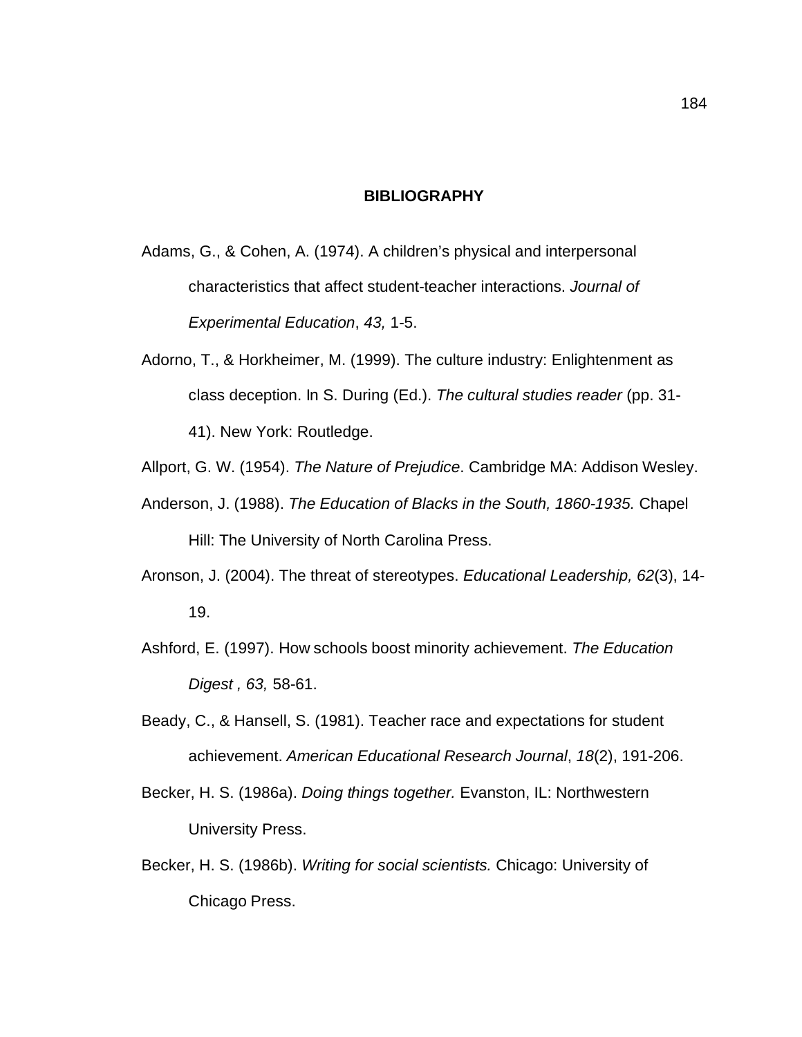# BIBLIOGRAPHY

Adams, G., & Cohen, A. (1974). A children's physical and interpersonal characteristics that affect student-teacher interactions. *Journal of Experimental Education*, *43,* 1-5.

Adorno, T., & Horkheimer, M. (1999). The culture industry: Enlightenment as class deception. In S. During (Ed.). *The cultural studies reader* (pp. 31-41). New York: Routledge.

Allport, G. W. (1954). *The Nature of Prejudice*. Cambridge MA: Addison Wesley.

Anderson, J. (1988). *The Education of Blacks in the South, 1860-1935.* Chapel Hill: The University of North Carolina Press.

Aronson, J. (2004). The threat of stereotypes. *Educational Leadership, 62*(3), 14-19.

Ashford, E. (1997). How schools boost minority achievement. *The Education Digest , 63,* 58-61.

Beady, C., & Hansell, S. (1981). Teacher race and expectations for student achievement. *American Educational Research Journal*, *18*(2), 191-206.

Becker, H. S. (1986a). *Doing things together.* Evanston, IL: Northwestern University Press.

Becker, H. S. (1986b). *Writing for social scientists.* Chicago: University of Chicago Press.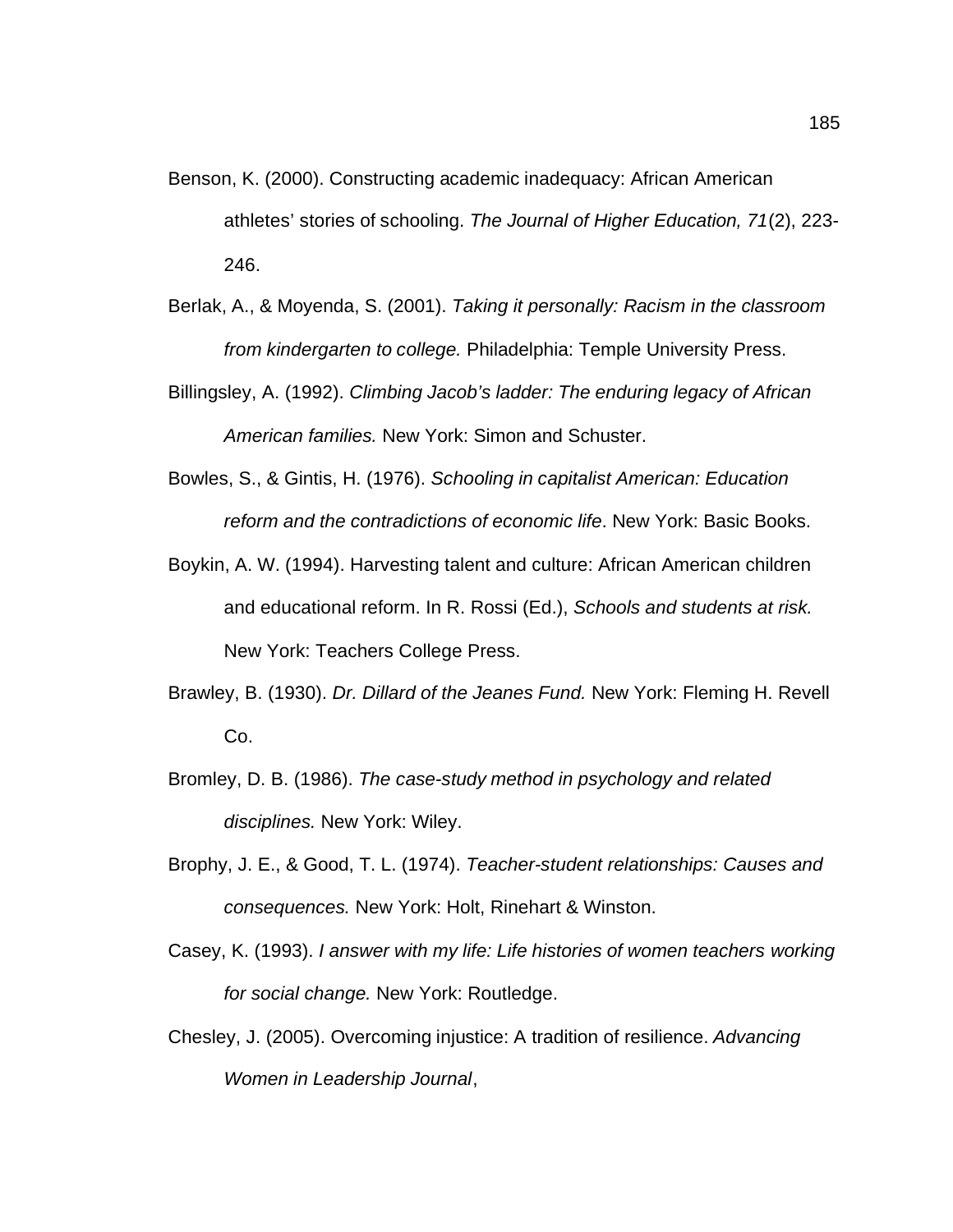Benson, K. (2000). Constructing academic inadequacy: African American athletes' stories of schooling. *The Journal of Higher Education, 71*(2), 223-246.

Berlak, A., & Moyenda, S. (2001). *Taking it personally: Racism in the classroom from kindergarten to college.* Philadelphia: Temple University Press.

Billingsley, A. (1992). *Climbing Jacob's ladder: The enduring legacy of African American families.* New York: Simon and Schuster.

Bowles, S., & Gintis, H. (1976). *Schooling in capitalist American: Education reform and the contradictions of economic life*. New York: Basic Books.

Boykin, A. W. (1994). Harvesting talent and culture: African American children and educational reform. In R. Rossi (Ed.), *Schools and students at risk.* New York: Teachers College Press.

Brawley, B. (1930). *Dr. Dillard of the Jeanes Fund.* New York: Fleming H. Revell Co.

Bromley, D. B. (1986). *The case-study method in psychology and related disciplines.* New York: Wiley.

Brophy, J. E., & Good, T. L. (1974). *Teacher-student relationships: Causes and consequences.* New York: Holt, Rinehart & Winston.

Casey, K. (1993). *I answer with my life: Life histories of women teachers working for social change.* New York: Routledge.

Chesley, J. (2005). Overcoming injustice: A tradition of resilience. *Advancing Women in Leadership Journal*,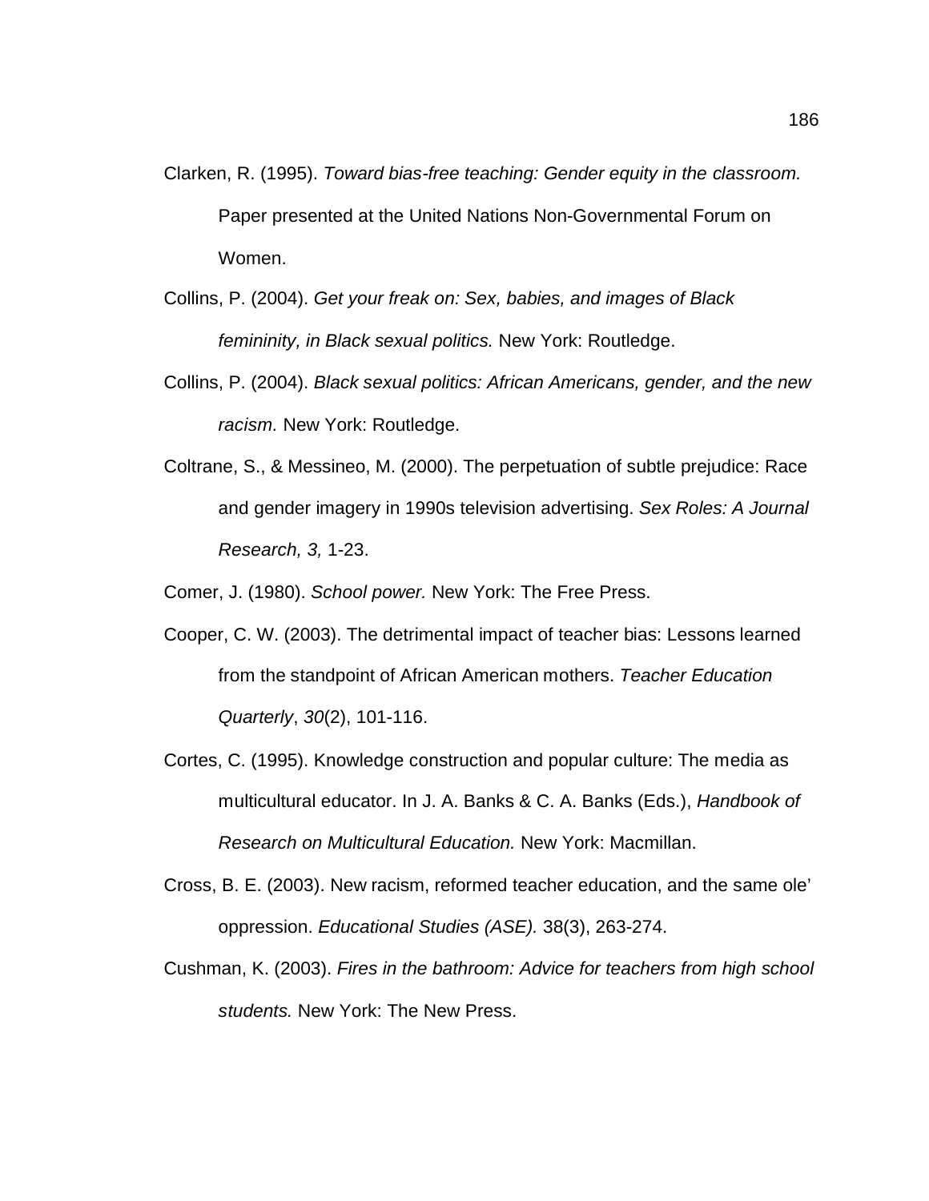Clarken, R. (1995). *Toward bias-free teaching: Gender equity in the classroom.* Paper presented at the United Nations Non-Governmental Forum on Women.

Collins, P. (2004). *Get your freak on: Sex, babies, and images of Black femininity, in Black sexual politics.* New York: Routledge.

Collins, P. (2004). *Black sexual politics: African Americans, gender, and the new racism.* New York: Routledge.

Coltrane, S., & Messineo, M. (2000). The perpetuation of subtle prejudice: Race and gender imagery in 1990s television advertising. *Sex Roles: A Journal Research, 3,* 1-23.

Comer, J. (1980). *School power.* New York: The Free Press.

Cooper, C. W. (2003). The detrimental impact of teacher bias: Lessons learned from the standpoint of African American mothers. *Teacher Education Quarterly*, *30*(2), 101-116.

Cortes, C. (1995). Knowledge construction and popular culture: The media as multicultural educator. In J. A. Banks & C. A. Banks (Eds.), *Handbook of Research on Multicultural Education.* New York: Macmillan.

Cross, B. E. (2003). New racism, reformed teacher education, and the same ole' oppression. *Educational Studies (ASE).* 38(3), 263-274.

Cushman, K. (2003). *Fires in the bathroom: Advice for teachers from high school students.* New York: The New Press.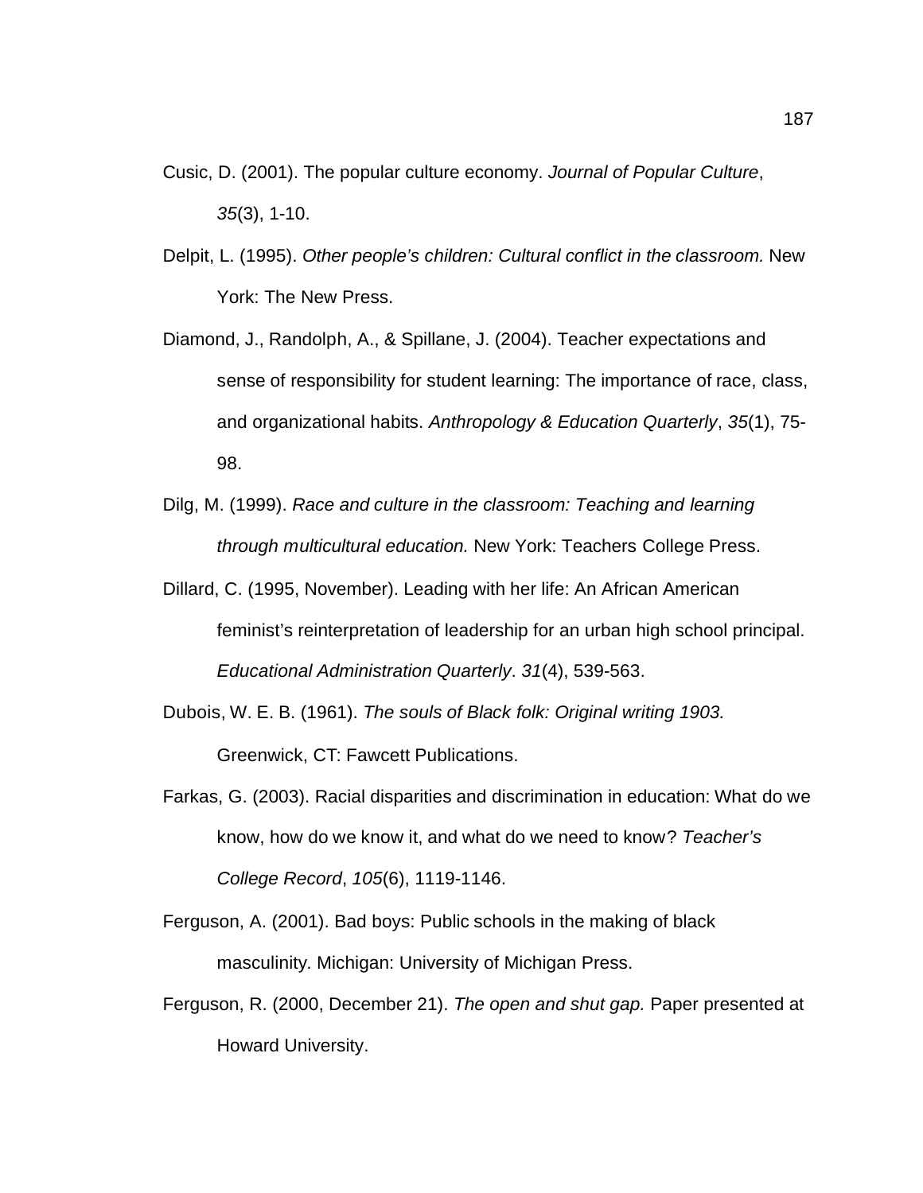Cusic, D. (2001). The popular culture economy. *Journal of Popular Culture*, *35*(3), 1-10.

Delpit, L. (1995). *Other people's children: Cultural conflict in the classroom.* New York: The New Press.

Diamond, J., Randolph, A., & Spillane, J. (2004). Teacher expectations and sense of responsibility for student learning: The importance of race, class, and organizational habits. *Anthropology & Education Quarterly*, *35*(1), 75-98.

Dilg, M. (1999). *Race and culture in the classroom: Teaching and learning through multicultural education.* New York: Teachers College Press.

Dillard, C. (1995, November). Leading with her life: An African American feminist's reinterpretation of leadership for an urban high school principal. *Educational Administration Quarterly*. *31*(4), 539-563.

Dubois, W. E. B. (1961). *The souls of Black folk: Original writing 1903.* Greenwick, CT: Fawcett Publications.

Farkas, G. (2003). Racial disparities and discrimination in education: What do we know, how do we know it, and what do we need to know? *Teacher's College Record*, *105*(6), 1119-1146.

Ferguson, A. (2001). Bad boys: Public schools in the making of black masculinity. Michigan: University of Michigan Press.

Ferguson, R. (2000, December 21). *The open and shut gap.* Paper presented at Howard University.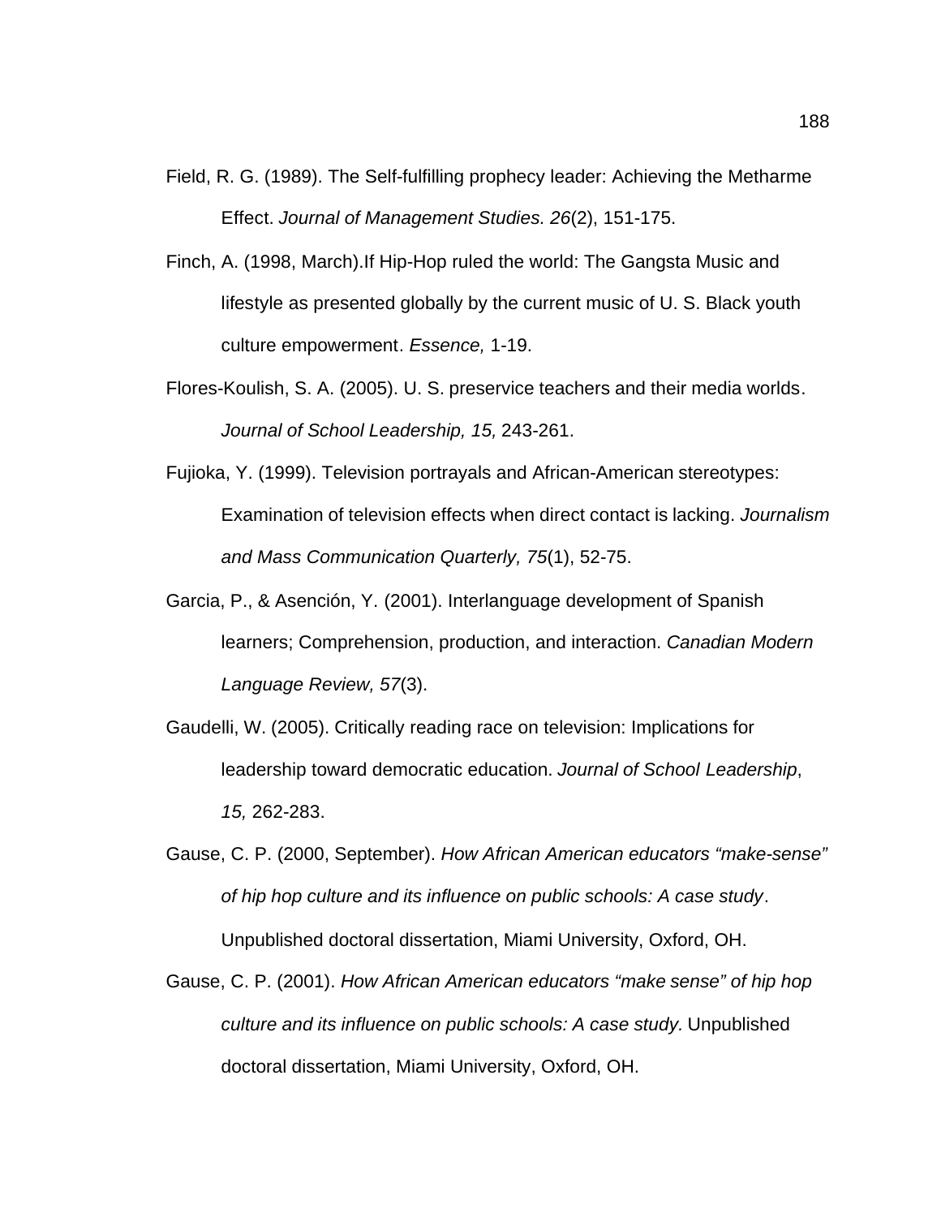Field, R. G. (1989). The Self-fulfilling prophecy leader: Achieving the Metharme Effect. *Journal of Management Studies. 26*(2), 151-175.

Finch, A. (1998, March).If Hip-Hop ruled the world: The Gangsta Music and lifestyle as presented globally by the current music of U. S. Black youth culture empowerment. *Essence,* 1-19.

Flores-Koulish, S. A. (2005). U. S. preservice teachers and their media worlds. *Journal of School Leadership, 15,* 243-261.

Fujioka, Y. (1999). Television portrayals and African-American stereotypes: Examination of television effects when direct contact is lacking. *Journalism and Mass Communication Quarterly, 75*(1), 52-75.

Garcia, P., & Asención, Y. (2001). Interlanguage development of Spanish learners; Comprehension, production, and interaction. *Canadian Modern Language Review, 57*(3).

Gaudelli, W. (2005). Critically reading race on television: Implications for leadership toward democratic education. *Journal of School Leadership*, *15,* 262-283.

Gause, C. P. (2000, September). *How African American educators "make-sense" of hip hop culture and its influence on public schools: A case study*. Unpublished doctoral dissertation, Miami University, Oxford, OH.

Gause, C. P. (2001). *How African American educators "make sense" of hip hop culture and its influence on public schools: A case study.* Unpublished doctoral dissertation, Miami University, Oxford, OH.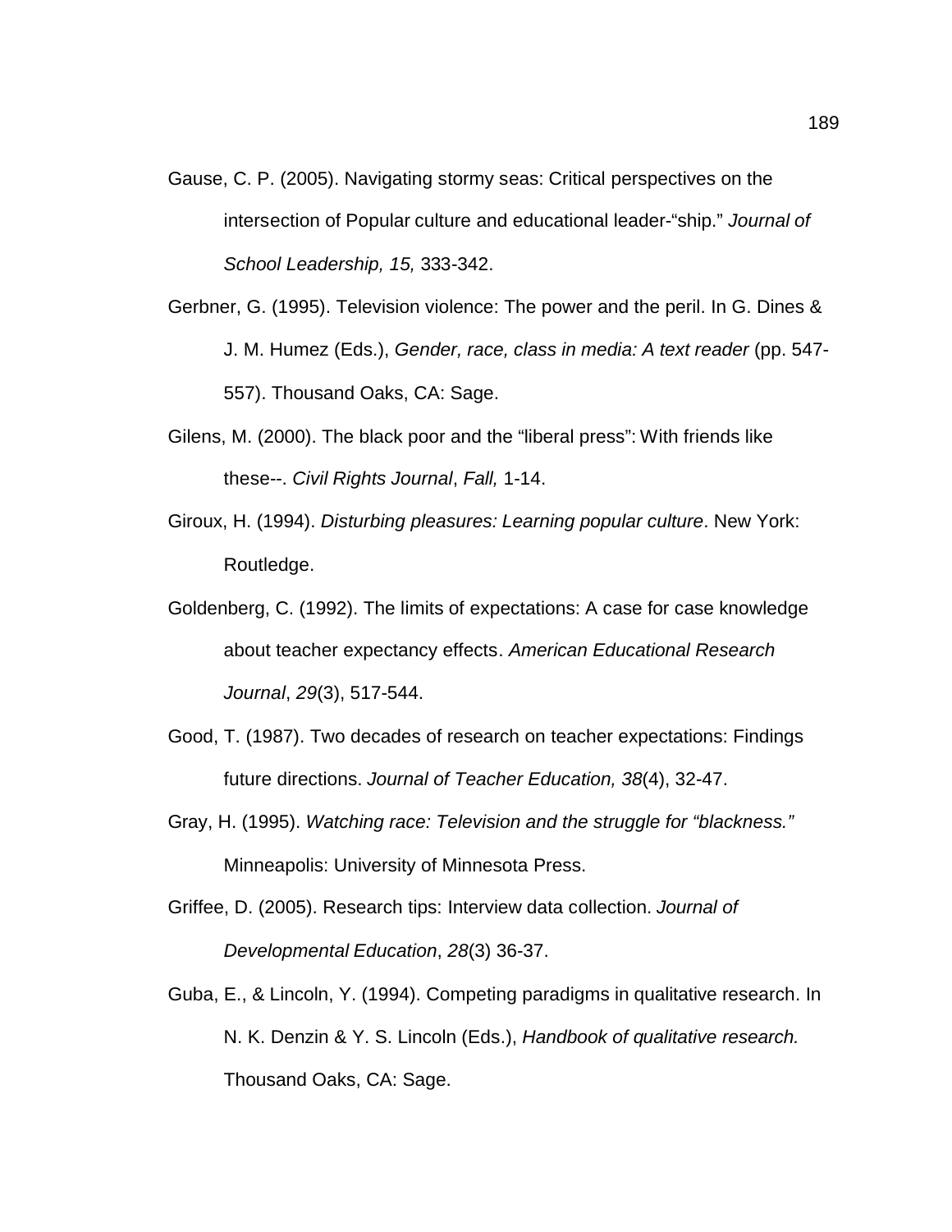Gause, C. P. (2005). Navigating stormy seas: Critical perspectives on the intersection of Popular culture and educational leader-“ship.” *Journal of School Leadership, 15,* 333-342.

Gerbner, G. (1995). Television violence: The power and the peril. In G. Dines & J. M. Humez (Eds.), *Gender, race, class in media: A text reader* (pp. 547-557). Thousand Oaks, CA: Sage.

Gilens, M. (2000). The black poor and the “liberal press”: With friends like these--. *Civil Rights Journal*, *Fall,* 1-14.

Giroux, H. (1994). *Disturbing pleasures: Learning popular culture*. New York: Routledge.

Goldenberg, C. (1992). The limits of expectations: A case for case knowledge about teacher expectancy effects. *American Educational Research Journal*, *29*(3), 517-544.

Good, T. (1987). Two decades of research on teacher expectations: Findings future directions. *Journal of Teacher Education, 38*(4), 32-47.

Gray, H. (1995). *Watching race: Television and the struggle for “blackness.”* Minneapolis: University of Minnesota Press.

Griffee, D. (2005). Research tips: Interview data collection. *Journal of Developmental Education*, *28*(3) 36-37.

Guba, E., & Lincoln, Y. (1994). Competing paradigms in qualitative research. In N. K. Denzin & Y. S. Lincoln (Eds.), *Handbook of qualitative research.* Thousand Oaks, CA: Sage.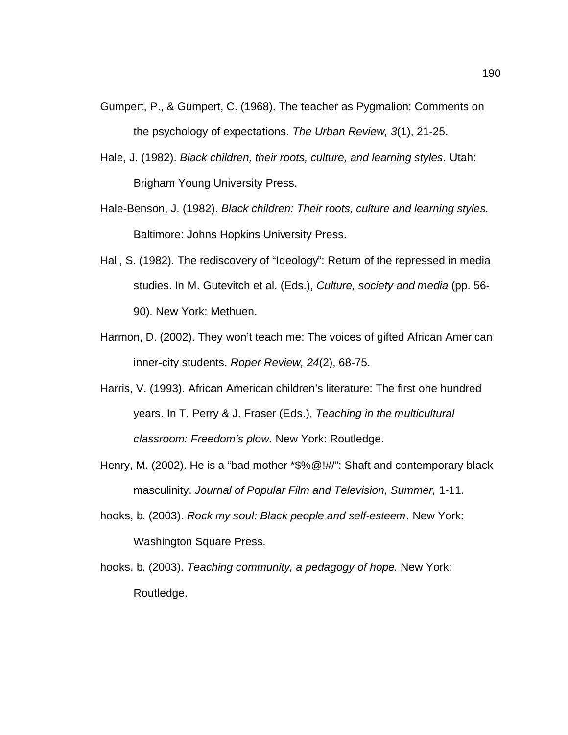Gumpert, P., & Gumpert, C. (1968). The teacher as Pygmalion: Comments on the psychology of expectations. *The Urban Review, 3*(1), 21-25.

Hale, J. (1982). *Black children, their roots, culture, and learning styles.* Utah: Brigham Young University Press.

Hale-Benson, J. (1982). *Black children: Their roots, culture and learning styles.* Baltimore: Johns Hopkins University Press.

Hall, S. (1982). The rediscovery of "Ideology": Return of the repressed in media studies. In M. Gutevitch et al. (Eds.), *Culture, society and media* (pp. 56-90). New York: Methuen.

Harmon, D. (2002). They won't teach me: The voices of gifted African American inner-city students. *Roper Review, 24*(2), 68-75.

Harris, V. (1993). African American children's literature: The first one hundred years. In T. Perry & J. Fraser (Eds.), *Teaching in the multicultural classroom: Freedom's plow.* New York: Routledge.

Henry, M. (2002). He is a "bad mother *$%@!#/": Shaft and contemporary black masculinity. *Journal of Popular Film and Television, Summer,* 1-11.

hooks, b. (2003). *Rock my soul: Black people and self-esteem.* New York: Washington Square Press.

hooks, b. (2003). *Teaching community, a pedagogy of hope.* New York: Routledge.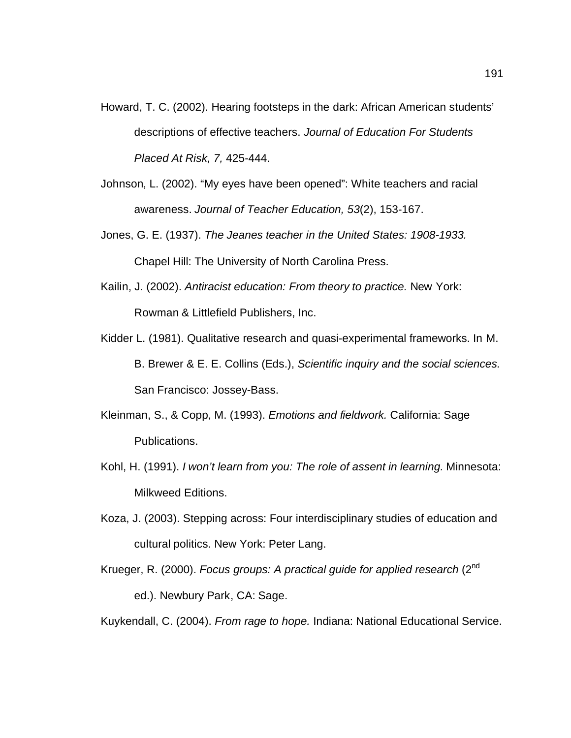Howard, T. C. (2002). Hearing footsteps in the dark: African American students' descriptions of effective teachers. *Journal of Education For Students Placed At Risk, 7,* 425-444.

Johnson, L. (2002). "My eyes have been opened": White teachers and racial awareness. *Journal of Teacher Education, 53*(2), 153-167.

Jones, G. E. (1937). *The Jeanes teacher in the United States: 1908-1933.* Chapel Hill: The University of North Carolina Press.

Kailin, J. (2002). *Antiracist education: From theory to practice.* New York: Rowman & Littlefield Publishers, Inc.

Kidder L. (1981). Qualitative research and quasi-experimental frameworks. In M. B. Brewer & E. E. Collins (Eds.), *Scientific inquiry and the social sciences.* San Francisco: Jossey-Bass.

Kleinman, S., & Copp, M. (1993). *Emotions and fieldwork.* California: Sage Publications.

Kohl, H. (1991). *I won't learn from you: The role of assent in learning.* Minnesota: Milkweed Editions.

Koza, J. (2003). Stepping across: Four interdisciplinary studies of education and cultural politics. New York: Peter Lang.

Krueger, R. (2000). *Focus groups: A practical guide for applied research* (2nd ed.). Newbury Park, CA: Sage.

Kuykendall, C. (2004). *From rage to hope.* Indiana: National Educational Service.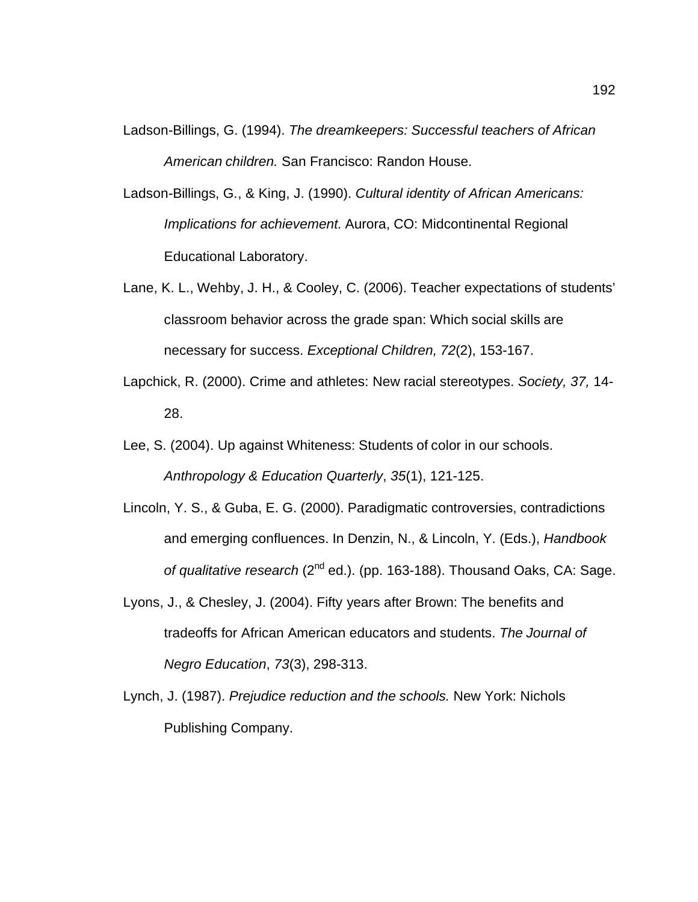Ladson-Billings, G. (1994). *The dreamkeepers: Successful teachers of African American children.* San Francisco: Randon House.

Ladson-Billings, G., & King, J. (1990). *Cultural identity of African Americans: Implications for achievement.* Aurora, CO: Midcontinental Regional Educational Laboratory.

Lane, K. L., Wehby, J. H., & Cooley, C. (2006). Teacher expectations of students' classroom behavior across the grade span: Which social skills are necessary for success. *Exceptional Children, 72*(2), 153-167.

Lapchick, R. (2000). Crime and athletes: New racial stereotypes. *Society, 37,* 14-28.

Lee, S. (2004). Up against Whiteness: Students of color in our schools. *Anthropology & Education Quarterly*, *35*(1), 121-125.

Lincoln, Y. S., & Guba, E. G. (2000). Paradigmatic controversies, contradictions and emerging confluences. In Denzin, N., & Lincoln, Y. (Eds.), *Handbook of qualitative research* (2nd ed.). (pp. 163-188). Thousand Oaks, CA: Sage.

Lyons, J., & Chesley, J. (2004). Fifty years after Brown: The benefits and tradeoffs for African American educators and students. *The Journal of Negro Education*, *73*(3), 298-313.

Lynch, J. (1987). *Prejudice reduction and the schools.* New York: Nichols Publishing Company.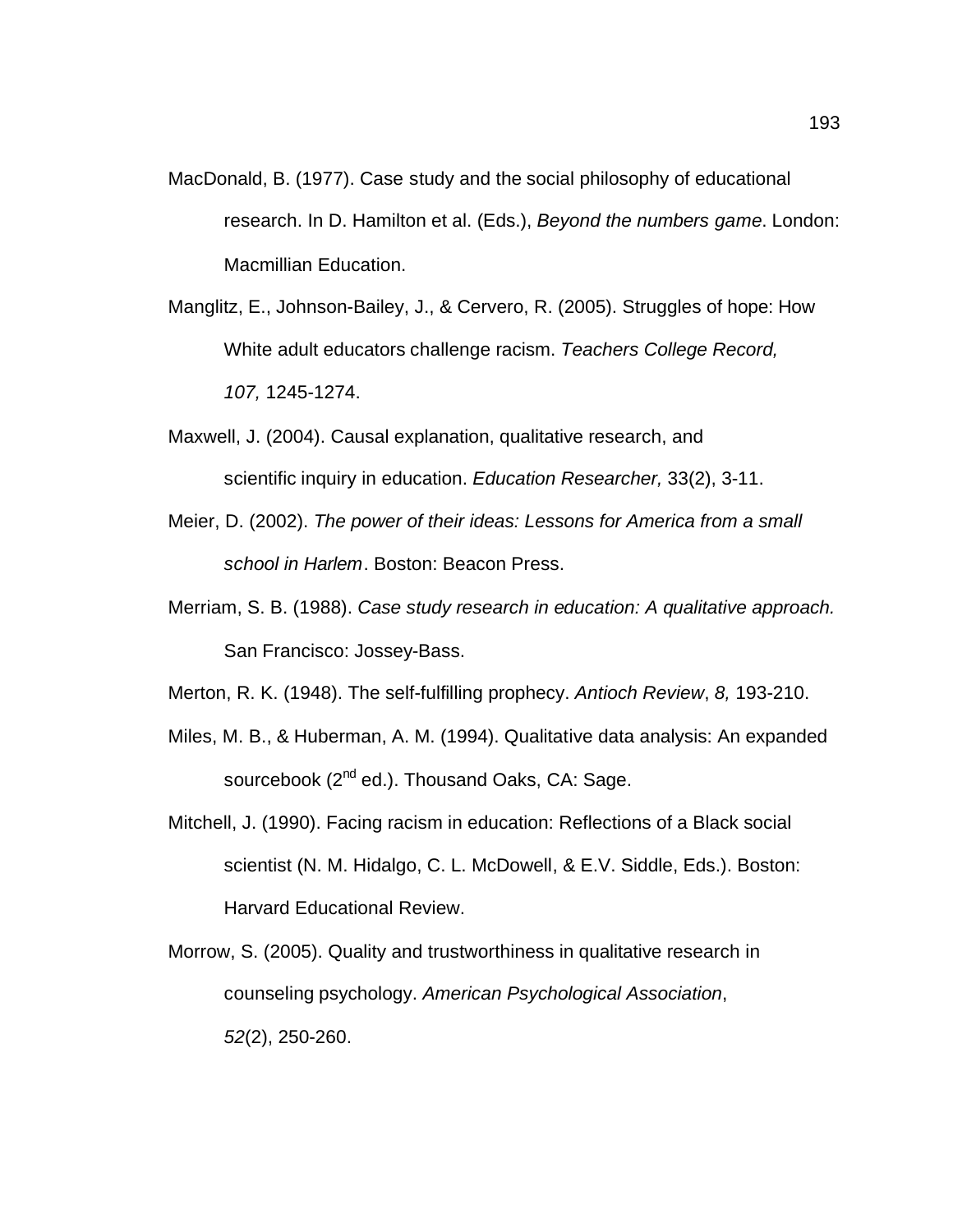MacDonald, B. (1977). Case study and the social philosophy of educational research. In D. Hamilton et al. (Eds.), *Beyond the numbers game*. London: Macmillian Education.

Manglitz, E., Johnson-Bailey, J., & Cervero, R. (2005). Struggles of hope: How White adult educators challenge racism. *Teachers College Record, 107,* 1245-1274.

Maxwell, J. (2004). Causal explanation, qualitative research, and scientific inquiry in education. *Education Researcher,* 33(2), 3-11.

Meier, D. (2002). *The power of their ideas: Lessons for America from a small school in Harlem*. Boston: Beacon Press.

Merriam, S. B. (1988). *Case study research in education: A qualitative approach.* San Francisco: Jossey-Bass.

Merton, R. K. (1948). The self-fulfilling prophecy. *Antioch Review*, *8,* 193-210.

Miles, M. B., & Huberman, A. M. (1994). Qualitative data analysis: An expanded sourcebook (2nd ed.). Thousand Oaks, CA: Sage.

Mitchell, J. (1990). Facing racism in education: Reflections of a Black social scientist (N. M. Hidalgo, C. L. McDowell, & E.V. Siddle, Eds.). Boston: Harvard Educational Review.

Morrow, S. (2005). Quality and trustworthiness in qualitative research in counseling psychology. *American Psychological Association*, *52*(2), 250-260.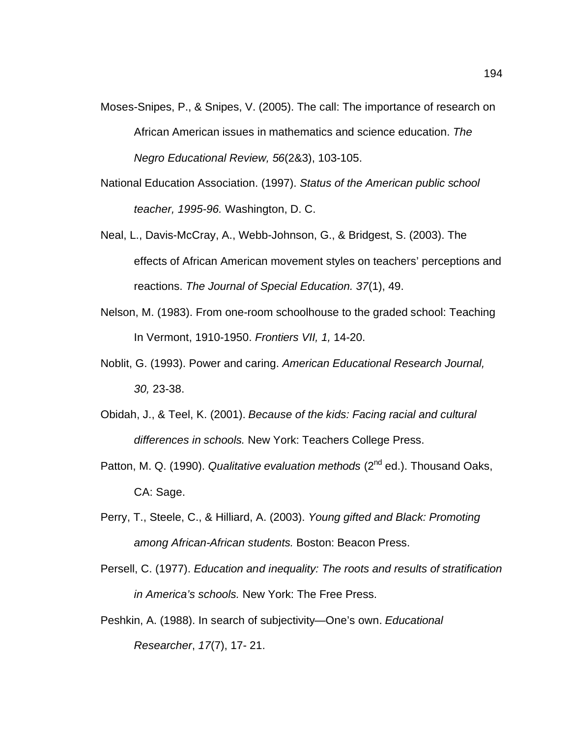Moses-Snipes, P., & Snipes, V. (2005). The call: The importance of research on African American issues in mathematics and science education. *The Negro Educational Review, 56*(2&3), 103-105.

National Education Association. (1997). *Status of the American public school teacher, 1995-96.* Washington, D. C.

Neal, L., Davis-McCray, A., Webb-Johnson, G., & Bridgest, S. (2003). The effects of African American movement styles on teachers' perceptions and reactions. *The Journal of Special Education. 37*(1), 49.

Nelson, M. (1983). From one-room schoolhouse to the graded school: Teaching In Vermont, 1910-1950. *Frontiers VII, 1,* 14-20.

Noblit, G. (1993). Power and caring. *American Educational Research Journal, 30,* 23-38.

Obidah, J., & Teel, K. (2001). *Because of the kids: Facing racial and cultural differences in schools.* New York: Teachers College Press.

Patton, M. Q. (1990). *Qualitative evaluation methods* (2nd ed.). Thousand Oaks, CA: Sage.

Perry, T., Steele, C., & Hilliard, A. (2003). *Young gifted and Black: Promoting among African-African students.* Boston: Beacon Press.

Persell, C. (1977). *Education and inequality: The roots and results of stratification in America's schools.* New York: The Free Press.

Peshkin, A. (1988). In search of subjectivity—One's own. *Educational Researcher*, *17*(7), 17- 21.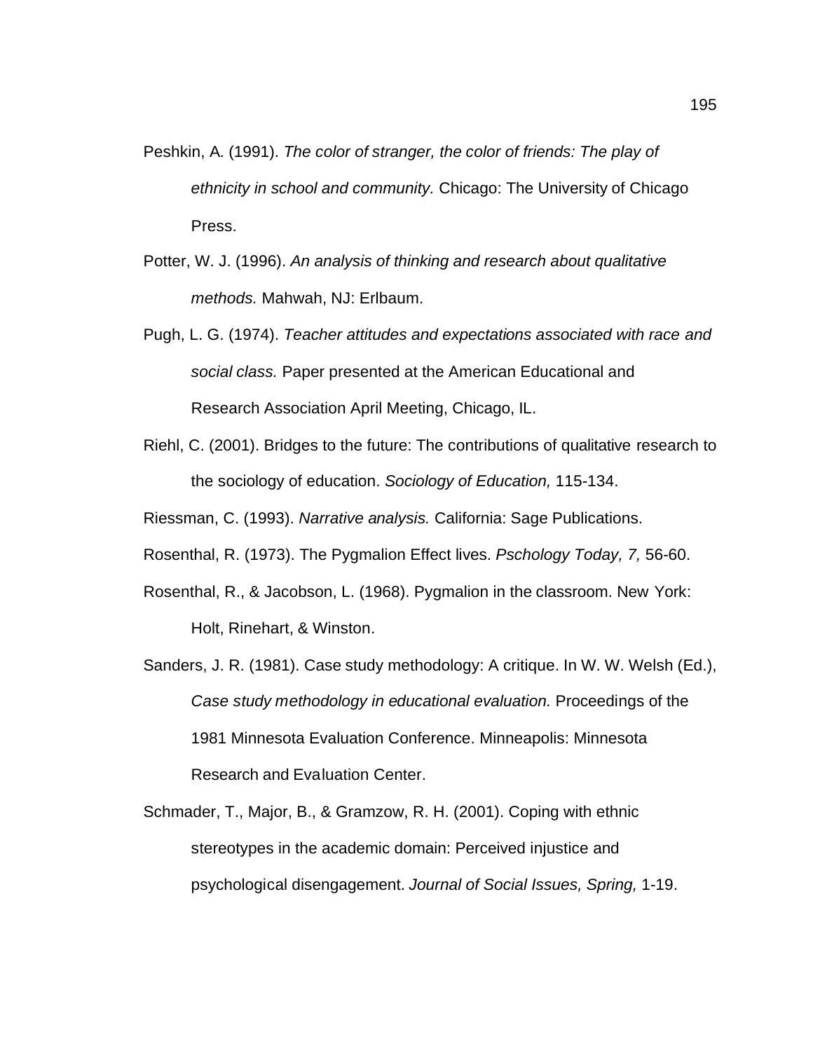Peshkin, A. (1991). *The color of stranger, the color of friends: The play of ethnicity in school and community.* Chicago: The University of Chicago Press.

Potter, W. J. (1996). *An analysis of thinking and research about qualitative methods.* Mahwah, NJ: Erlbaum.

Pugh, L. G. (1974). *Teacher attitudes and expectations associated with race and social class.* Paper presented at the American Educational and Research Association April Meeting, Chicago, IL.

Riehl, C. (2001). Bridges to the future: The contributions of qualitative research to the sociology of education. *Sociology of Education,* 115-134.

Riessman, C. (1993). *Narrative analysis.* California: Sage Publications.

Rosenthal, R. (1973). The Pygmalion Effect lives. *Pschology Today, 7,* 56-60.

Rosenthal, R., & Jacobson, L. (1968). Pygmalion in the classroom. New York: Holt, Rinehart, & Winston.

Sanders, J. R. (1981). Case study methodology: A critique. In W. W. Welsh (Ed.), *Case study methodology in educational evaluation.* Proceedings of the 1981 Minnesota Evaluation Conference. Minneapolis: Minnesota Research and Evaluation Center.

Schmader, T., Major, B., & Gramzow, R. H. (2001). Coping with ethnic stereotypes in the academic domain: Perceived injustice and psychological disengagement. *Journal of Social Issues, Spring,* 1-19.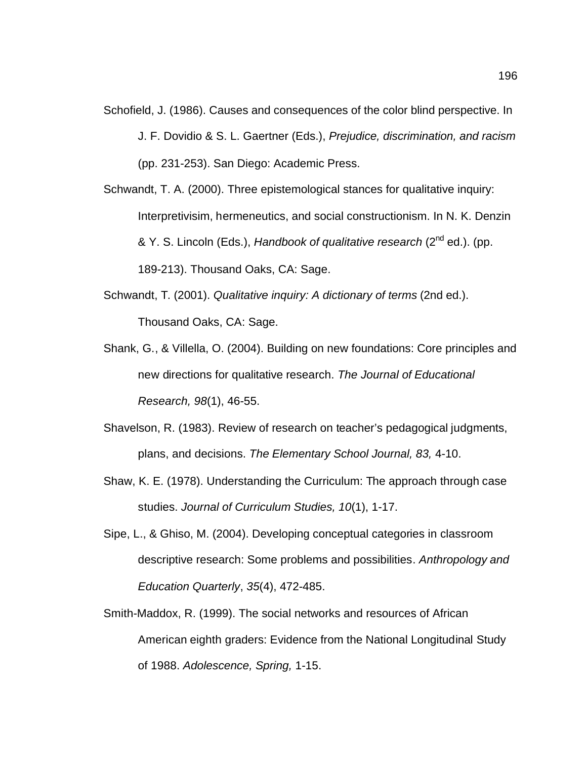Schofield, J. (1986). Causes and consequences of the color blind perspective. In J. F. Dovidio & S. L. Gaertner (Eds.), *Prejudice, discrimination, and racism* (pp. 231-253). San Diego: Academic Press.

Schwandt, T. A. (2000). Three epistemological stances for qualitative inquiry: Interpretivisim, hermeneutics, and social constructionism. In N. K. Denzin & Y. S. Lincoln (Eds.), *Handbook of qualitative research* (2nd ed.). (pp. 189-213). Thousand Oaks, CA: Sage.

Schwandt, T. (2001). *Qualitative inquiry: A dictionary of terms* (2nd ed.). Thousand Oaks, CA: Sage.

Shank, G., & Villella, O. (2004). Building on new foundations: Core principles and new directions for qualitative research. *The Journal of Educational Research, 98*(1), 46-55.

Shavelson, R. (1983). Review of research on teacher's pedagogical judgments, plans, and decisions. *The Elementary School Journal, 83,* 4-10.

Shaw, K. E. (1978). Understanding the Curriculum: The approach through case studies. *Journal of Curriculum Studies, 10*(1), 1-17.

Sipe, L., & Ghiso, M. (2004). Developing conceptual categories in classroom descriptive research: Some problems and possibilities. *Anthropology and Education Quarterly*, *35*(4), 472-485.

Smith-Maddox, R. (1999). The social networks and resources of African American eighth graders: Evidence from the National Longitudinal Study of 1988. *Adolescence, Spring,* 1-15.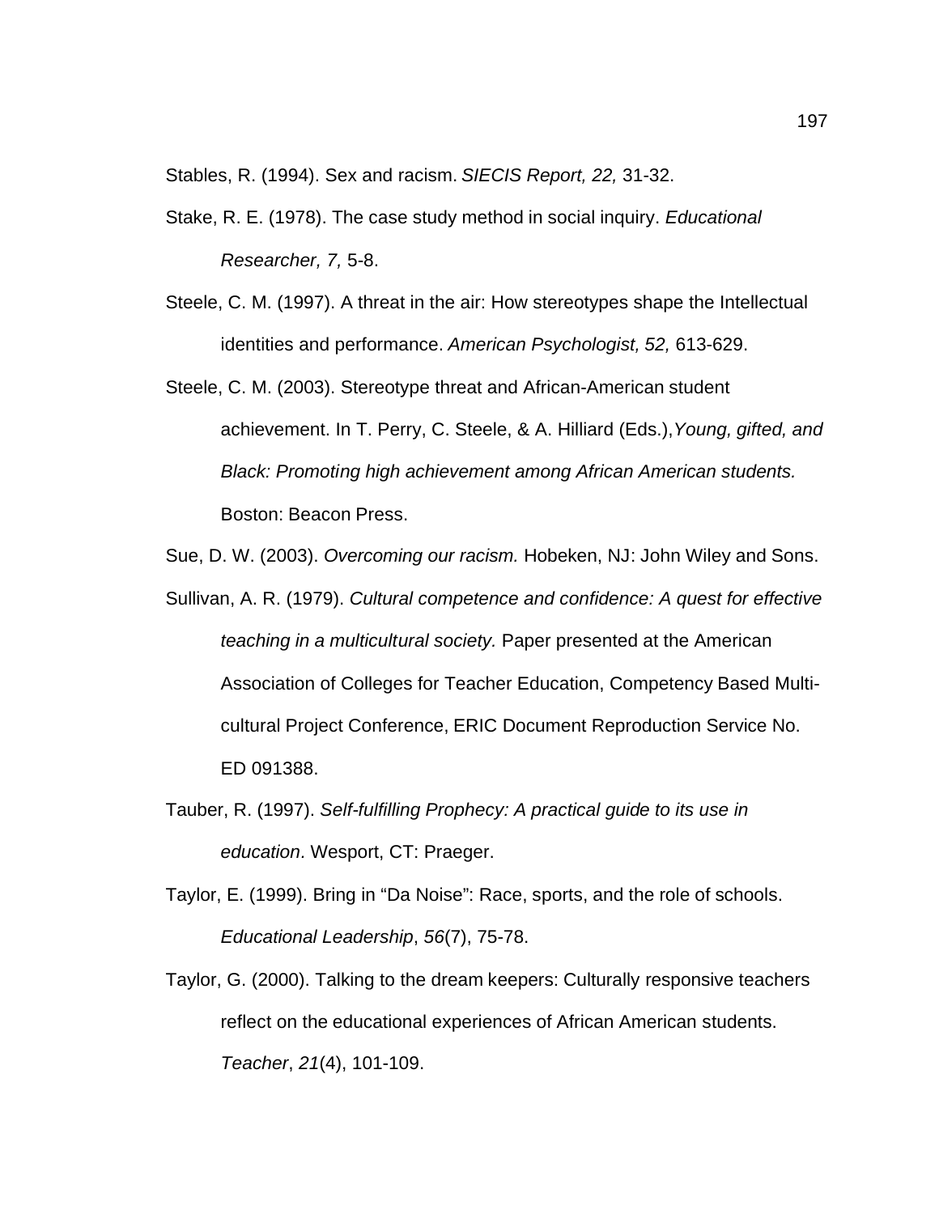Stables, R. (1994). Sex and racism. *SIECIS Report, 22,* 31-32.

Stake, R. E. (1978). The case study method in social inquiry. *Educational Researcher, 7,* 5-8.

Steele, C. M. (1997). A threat in the air: How stereotypes shape the Intellectual identities and performance. *American Psychologist, 52,* 613-629.

Steele, C. M. (2003). Stereotype threat and African-American student achievement. In T. Perry, C. Steele, & A. Hilliard (Eds.),*Young, gifted, and Black: Promoting high achievement among African American students.* Boston: Beacon Press.

Sue, D. W. (2003). *Overcoming our racism.* Hobeken, NJ: John Wiley and Sons.

Sullivan, A. R. (1979). *Cultural competence and confidence: A quest for effective teaching in a multicultural society.* Paper presented at the American Association of Colleges for Teacher Education, Competency Based Multi-cultural Project Conference, ERIC Document Reproduction Service No. ED 091388.

Tauber, R. (1997). *Self-fulfilling Prophecy: A practical guide to its use in education*. Wesport, CT: Praeger.

Taylor, E. (1999). Bring in "Da Noise": Race, sports, and the role of schools. *Educational Leadership*, *56*(7), 75-78.

Taylor, G. (2000). Talking to the dream keepers: Culturally responsive teachers reflect on the educational experiences of African American students. *Teacher*, *21*(4), 101-109.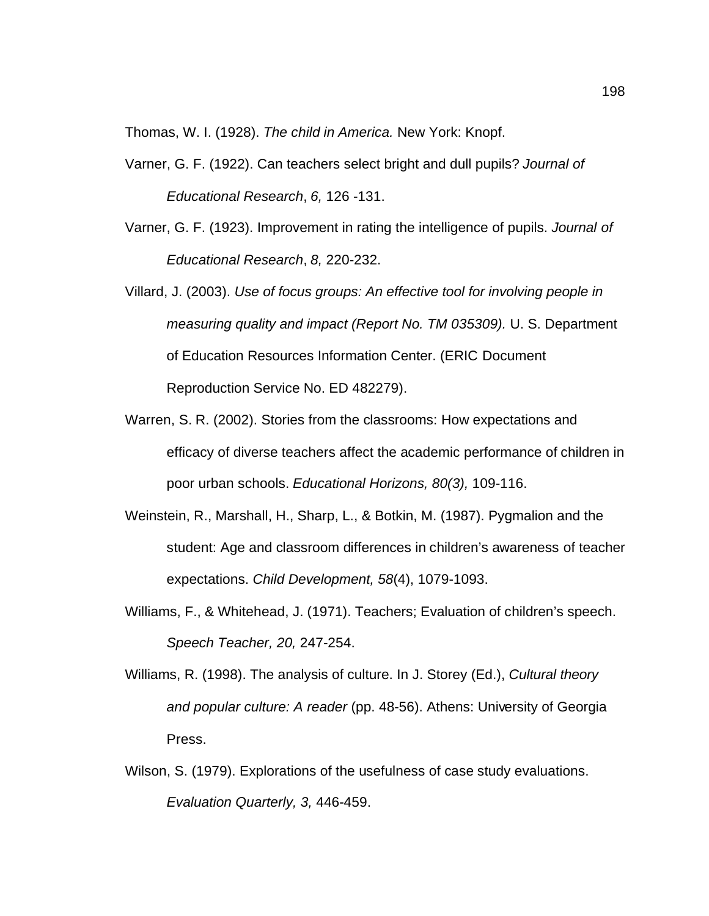Thomas, W. I. (1928). *The child in America.* New York: Knopf.

Varner, G. F. (1922). Can teachers select bright and dull pupils? *Journal of Educational Research*, *6,* 126 -131.

Varner, G. F. (1923). Improvement in rating the intelligence of pupils. *Journal of Educational Research*, *8,* 220-232.

Villard, J. (2003). *Use of focus groups: An effective tool for involving people in measuring quality and impact (Report No. TM 035309).* U. S. Department of Education Resources Information Center. (ERIC Document Reproduction Service No. ED 482279).

Warren, S. R. (2002). Stories from the classrooms: How expectations and efficacy of diverse teachers affect the academic performance of children in poor urban schools. *Educational Horizons, 80(3),* 109-116.

Weinstein, R., Marshall, H., Sharp, L., & Botkin, M. (1987). Pygmalion and the student: Age and classroom differences in children's awareness of teacher expectations. *Child Development, 58*(4), 1079-1093.

Williams, F., & Whitehead, J. (1971). Teachers; Evaluation of children's speech. *Speech Teacher, 20,* 247-254.

Williams, R. (1998). The analysis of culture. In J. Storey (Ed.), *Cultural theory and popular culture: A reader* (pp. 48-56). Athens: University of Georgia Press.

Wilson, S. (1979). Explorations of the usefulness of case study evaluations. *Evaluation Quarterly, 3,* 446-459.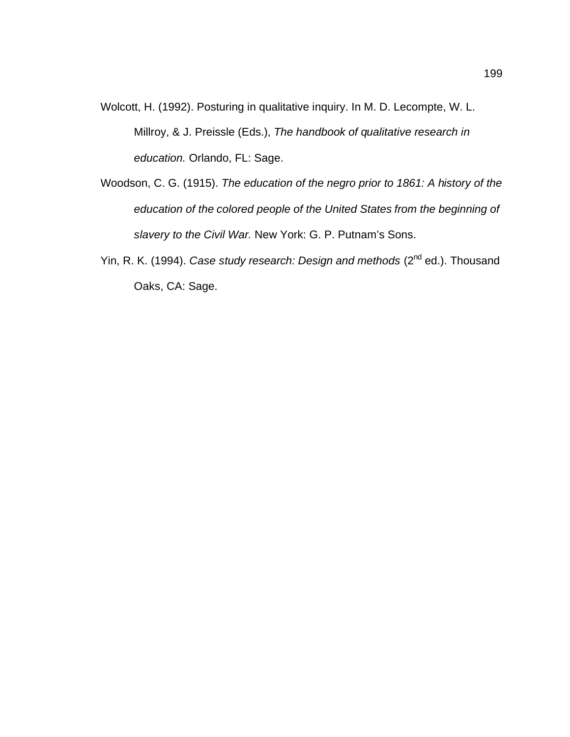Wolcott, H. (1992). Posturing in qualitative inquiry. In M. D. Lecompte, W. L. Millroy, & J. Preissle (Eds.), *The handbook of qualitative research in education.* Orlando, FL: Sage.

Woodson, C. G. (1915). *The education of the negro prior to 1861: A history of the education of the colored people of the United States from the beginning of slavery to the Civil War.* New York: G. P. Putnam's Sons.

Yin, R. K. (1994). *Case study research: Design and methods* (2nd ed.). Thousand Oaks, CA: Sage.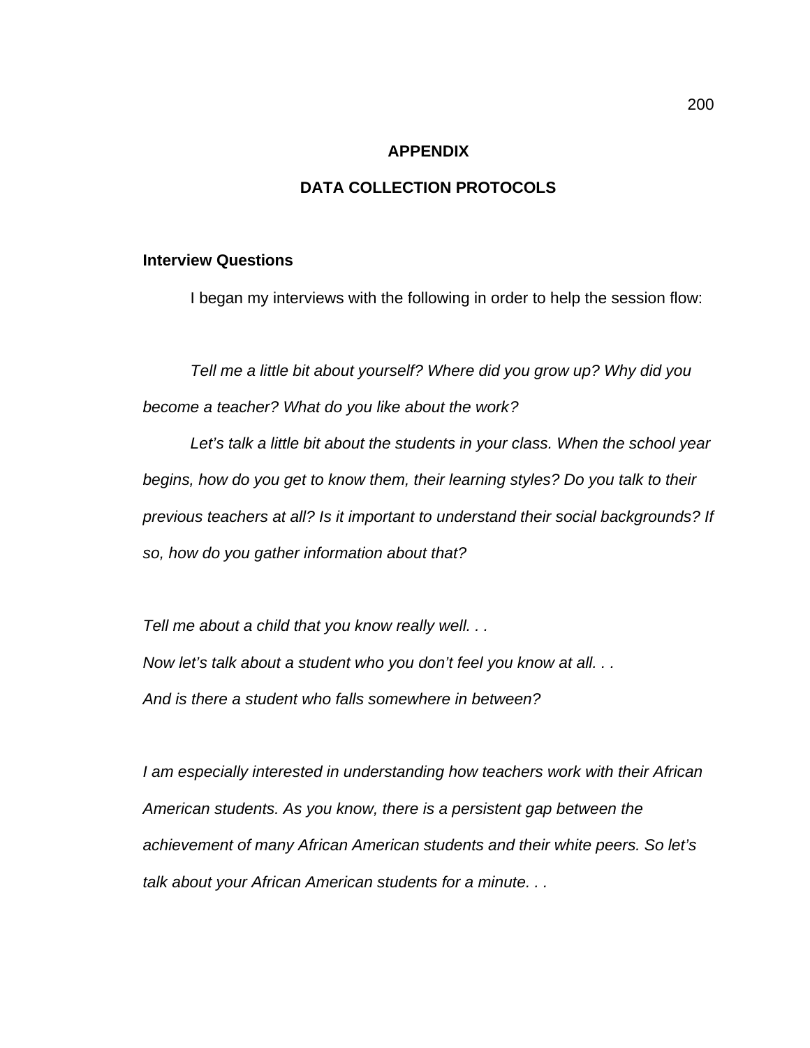# APPENDIX

# DATA COLLECTION PROTOCOLS

## Interview Questions

I began my interviews with the following in order to help the session flow:

*Tell me a little bit about yourself? Where did you grow up? Why did you become a teacher? What do you like about the work?*

*Let's talk a little bit about the students in your class. When the school year begins, how do you get to know them, their learning styles? Do you talk to their previous teachers at all? Is it important to understand their social backgrounds? If so, how do you gather information about that?*

*Tell me about a child that you know really well. . .*
*Now let's talk about a student who you don't feel you know at all. . .*
*And is there a student who falls somewhere in between?*

*I am especially interested in understanding how teachers work with their African American students. As you know, there is a persistent gap between the achievement of many African American students and their white peers. So let's talk about your African American students for a minute. . .*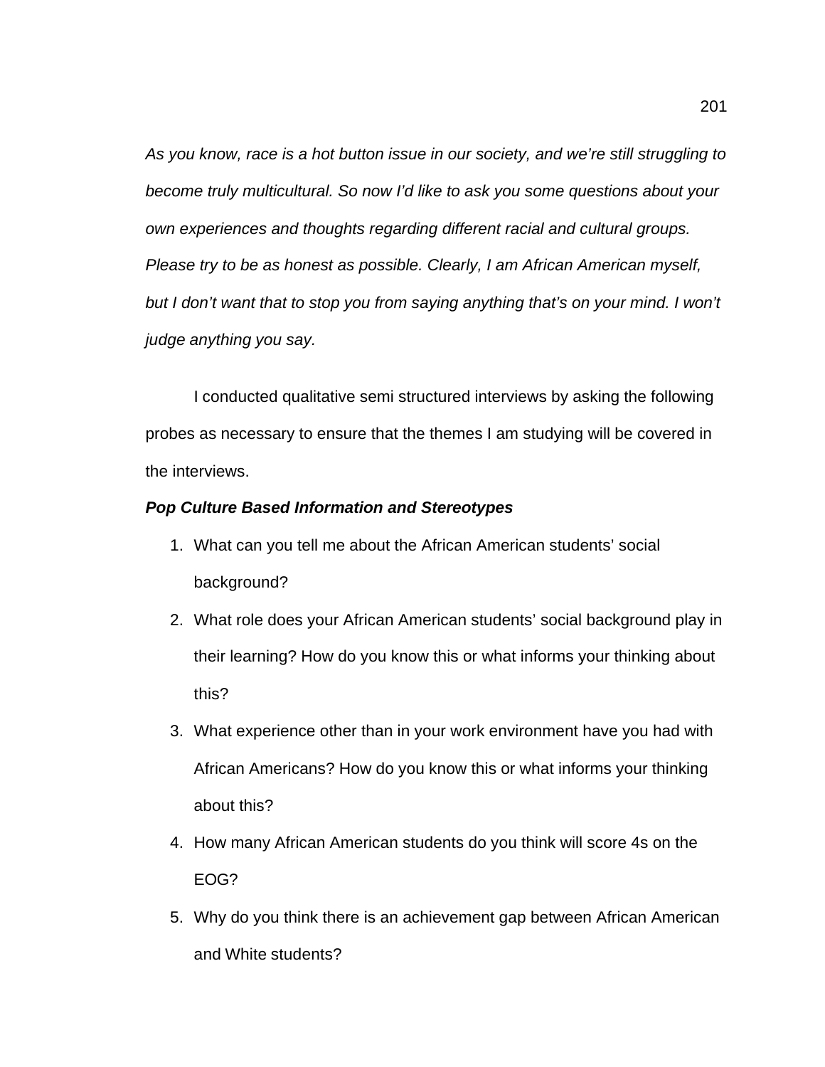*As you know, race is a hot button issue in our society, and we're still struggling to become truly multicultural. So now I'd like to ask you some questions about your own experiences and thoughts regarding different racial and cultural groups. Please try to be as honest as possible. Clearly, I am African American myself, but I don't want that to stop you from saying anything that's on your mind. I won't judge anything you say.*

I conducted qualitative semi structured interviews by asking the following probes as necessary to ensure that the themes I am studying will be covered in the interviews.

***Pop Culture Based Information and Stereotypes***

1. What can you tell me about the African American students' social background?
2. What role does your African American students' social background play in their learning? How do you know this or what informs your thinking about this?
3. What experience other than in your work environment have you had with African Americans? How do you know this or what informs your thinking about this?
4. How many African American students do you think will score 4s on the EOG?
5. Why do you think there is an achievement gap between African American and White students?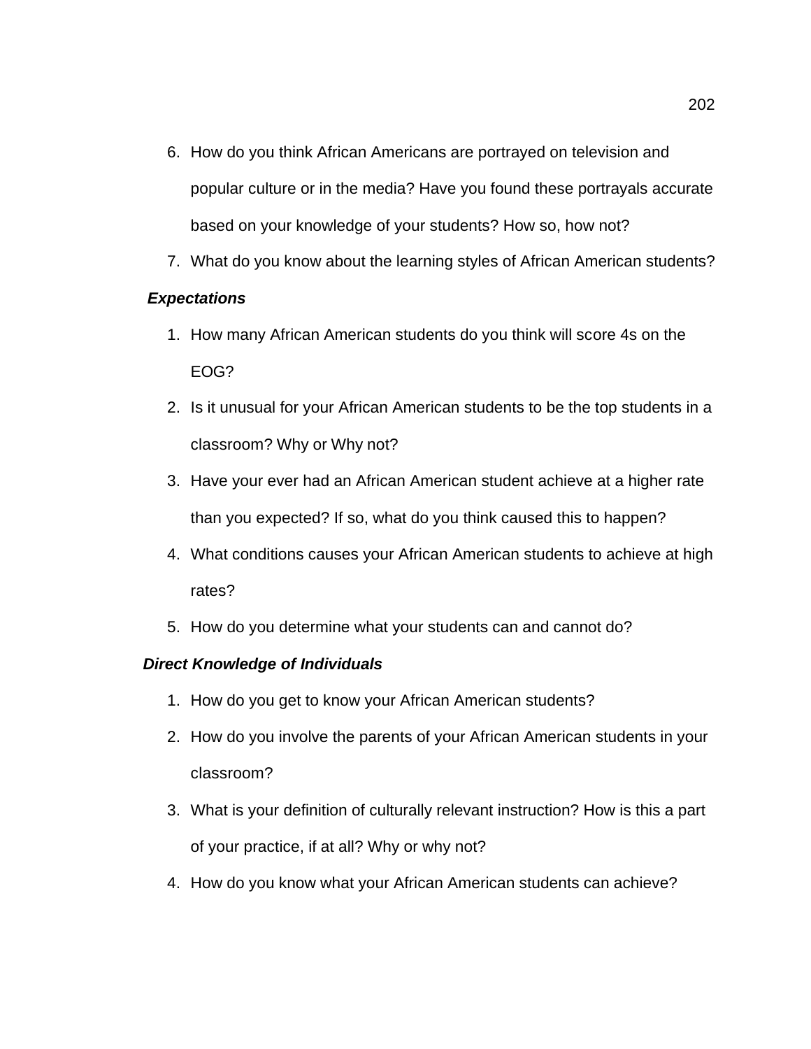6. How do you think African Americans are portrayed on television and popular culture or in the media? Have you found these portrayals accurate based on your knowledge of your students? How so, how not?
7. What do you know about the learning styles of African American students?

***Expectations***

1. How many African American students do you think will score 4s on the EOG?
2. Is it unusual for your African American students to be the top students in a classroom? Why or Why not?
3. Have your ever had an African American student achieve at a higher rate than you expected? If so, what do you think caused this to happen?
4. What conditions causes your African American students to achieve at high rates?
5. How do you determine what your students can and cannot do?

***Direct Knowledge of Individuals***

1. How do you get to know your African American students?
2. How do you involve the parents of your African American students in your classroom?
3. What is your definition of culturally relevant instruction? How is this a part of your practice, if at all? Why or why not?
4. How do you know what your African American students can achieve?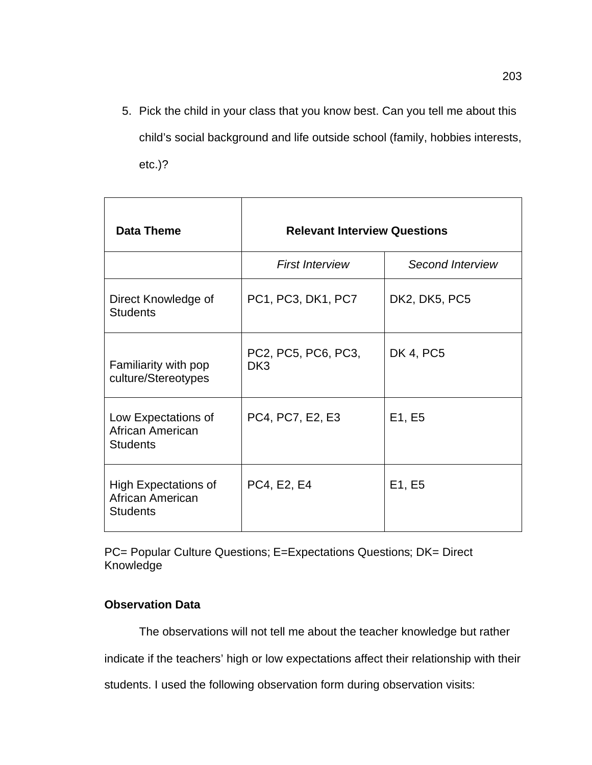5. Pick the child in your class that you know best. Can you tell me about this child's social background and life outside school (family, hobbies interests, etc.)?

| Data Theme | Relevant Interview Questions | |
|---|---|---|
| | *First Interview* | *Second Interview* |
| Direct Knowledge of Students | PC1, PC3, DK1, PC7 | DK2, DK5, PC5 |
| Familiarity with pop culture/Stereotypes | PC2, PC5, PC6, PC3, DK3 | DK 4, PC5 |
| Low Expectations of African American Students | PC4, PC7, E2, E3 | E1, E5 |
| High Expectations of African American Students | PC4, E2, E4 | E1, E5 |

PC= Popular Culture Questions; E=Expectations Questions; DK= Direct Knowledge

**Observation Data**

The observations will not tell me about the teacher knowledge but rather indicate if the teachers' high or low expectations affect their relationship with their students. I used the following observation form during observation visits: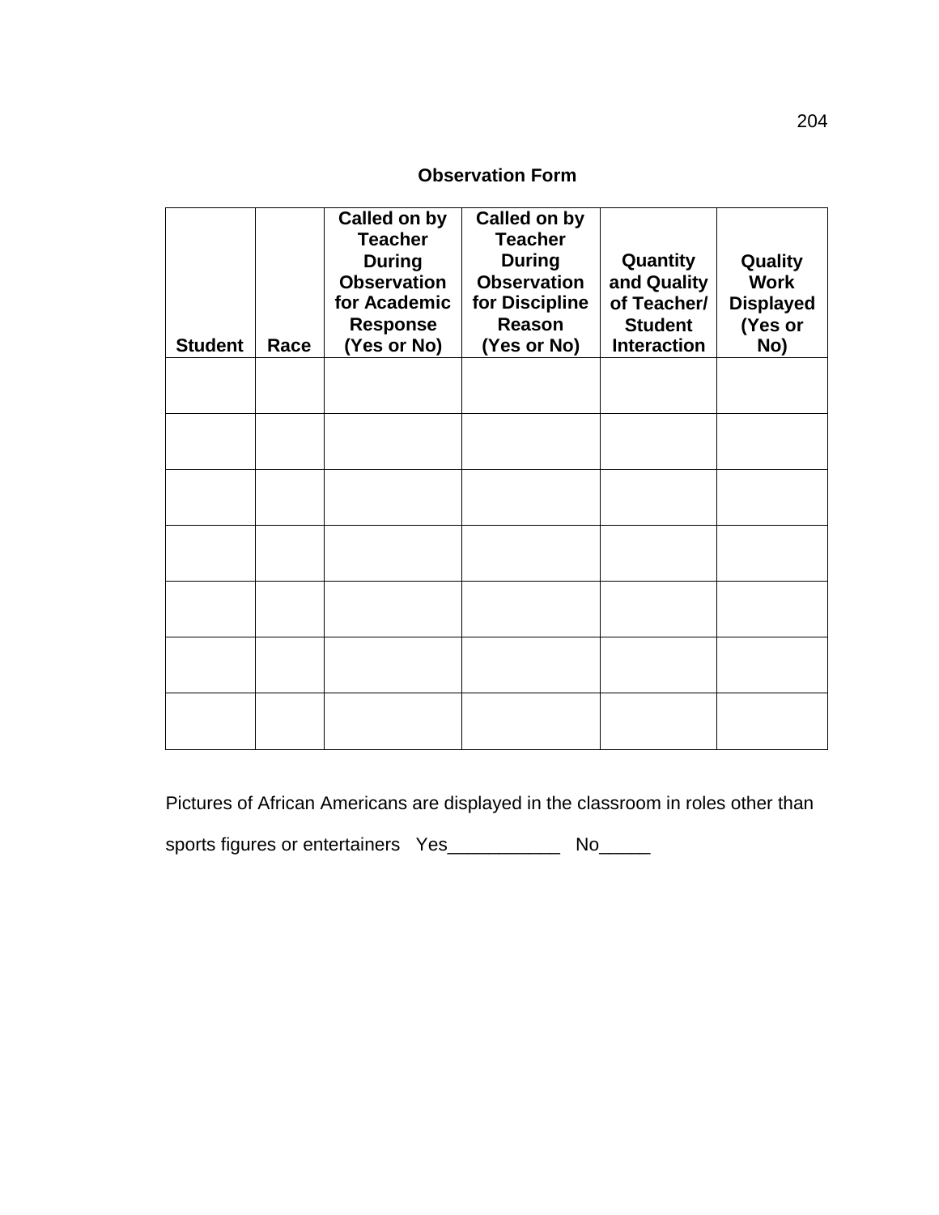# Observation Form

| Student | Race | Called on by Teacher During Observation for Academic Response (Yes or No) | Called on by Teacher During Observation for Discipline Reason (Yes or No) | Quantity and Quality of Teacher/ Student Interaction | Quality Work Displayed (Yes or No) |
|---|---|---|---|---|---|
| | | | | | |
| | | | | | |
| | | | | | |
| | | | | | |
| | | | | | |
| | | | | | |
| | | | | | |

Pictures of African Americans are displayed in the classroom in roles other than sports figures or entertainers   Yes___________   No_____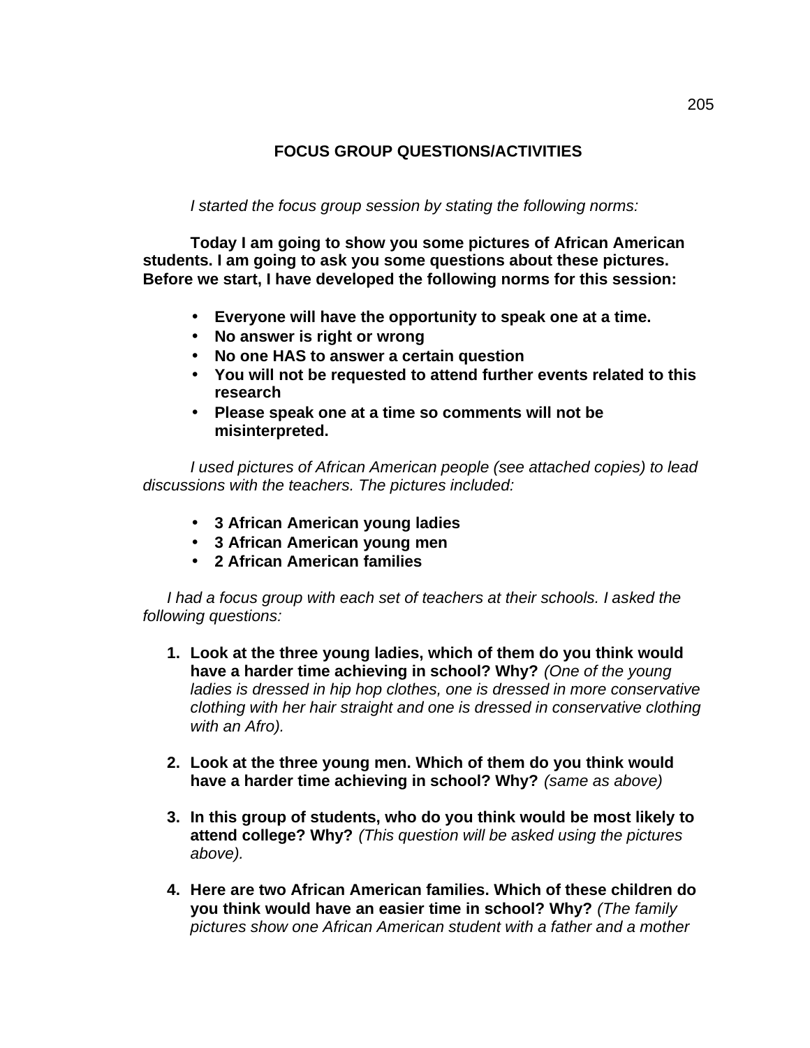## FOCUS GROUP QUESTIONS/ACTIVITIES

*I started the focus group session by stating the following norms:*

**Today I am going to show you some pictures of African American students. I am going to ask you some questions about these pictures. Before we start, I have developed the following norms for this session:**

- **Everyone will have the opportunity to speak one at a time.**
- **No answer is right or wrong**
- **No one HAS to answer a certain question**
- **You will not be requested to attend further events related to this research**
- **Please speak one at a time so comments will not be misinterpreted.**

*I used pictures of African American people (see attached copies) to lead discussions with the teachers. The pictures included:*

- **3 African American young ladies**
- **3 African American young men**
- **2 African American families**

*I had a focus group with each set of teachers at their schools. I asked the following questions:*

1. **Look at the three young ladies, which of them do you think would have a harder time achieving in school? Why?** *(One of the young ladies is dressed in hip hop clothes, one is dressed in more conservative clothing with her hair straight and one is dressed in conservative clothing with an Afro).*

2. **Look at the three young men. Which of them do you think would have a harder time achieving in school? Why?** *(same as above)*

3. **In this group of students, who do you think would be most likely to attend college? Why?** *(This question will be asked using the pictures above).*

4. **Here are two African American families. Which of these children do you think would have an easier time in school? Why?** *(The family pictures show one African American student with a father and a mother*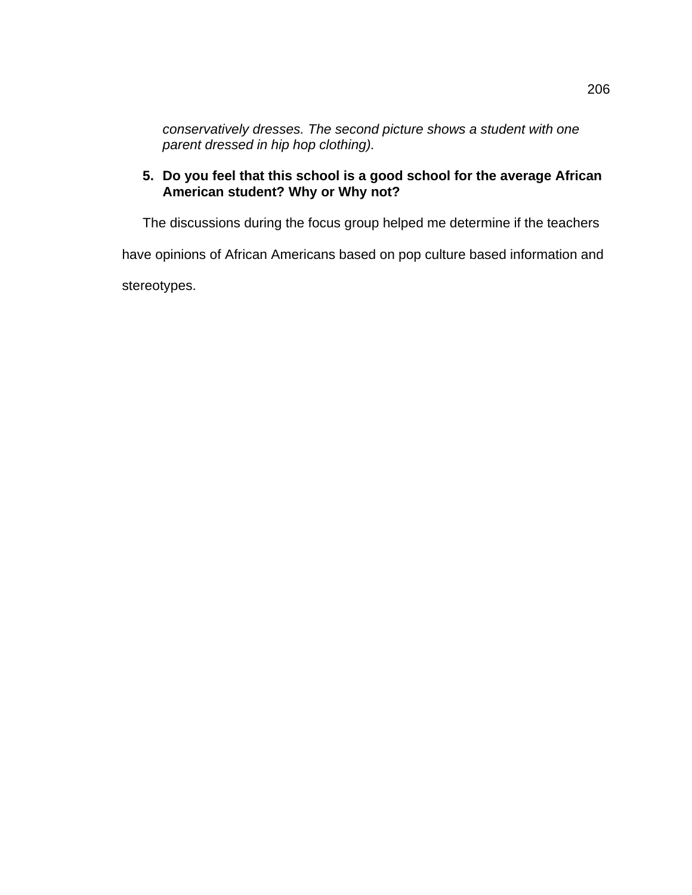*conservatively dresses. The second picture shows a student with one parent dressed in hip hop clothing).*

5. **Do you feel that this school is a good school for the average African American student? Why or Why not?**

The discussions during the focus group helped me determine if the teachers have opinions of African Americans based on pop culture based information and stereotypes.